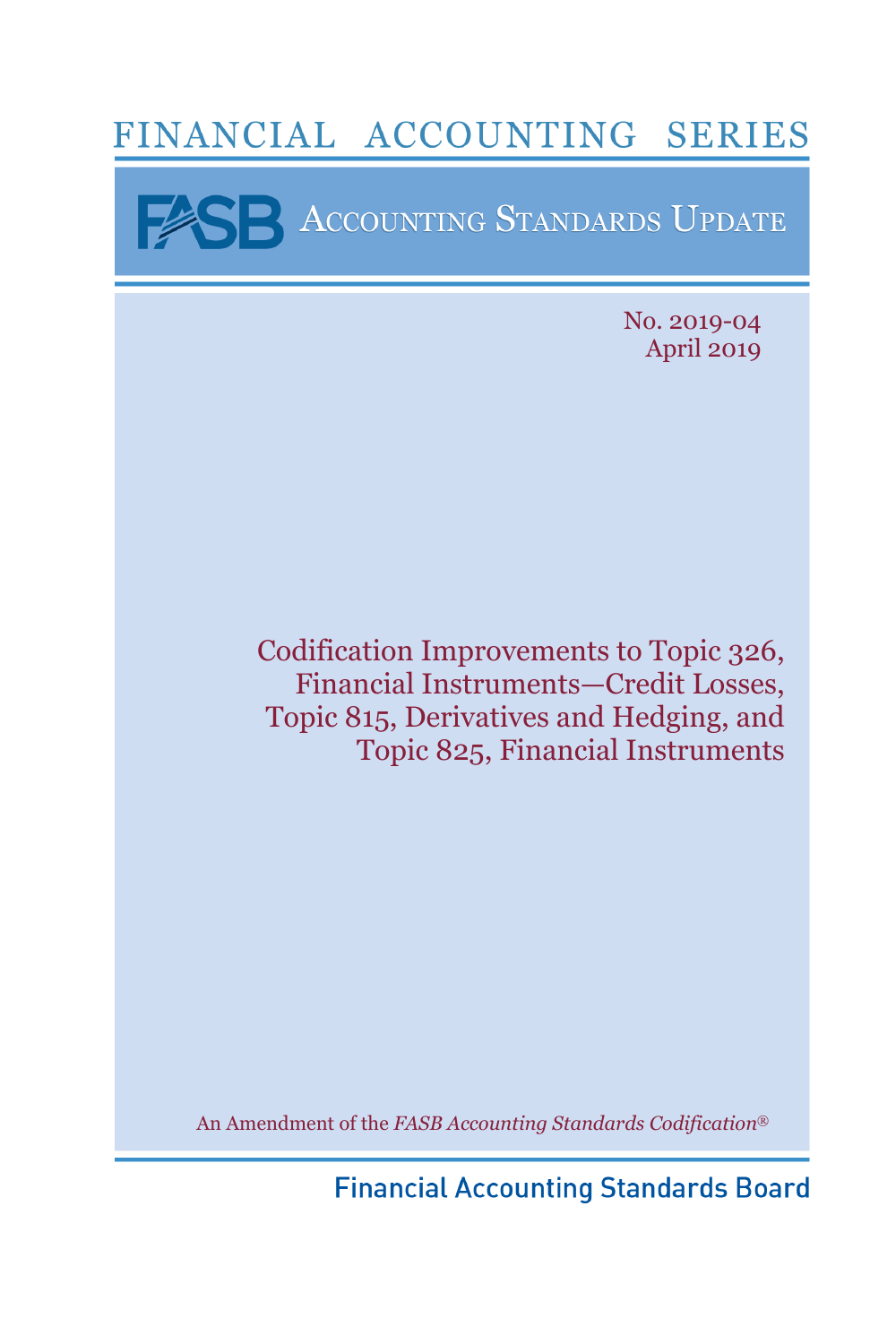# FINANCIAL ACCOUNTING SERIES

## FASB ACCOUNTING STANDARDS UPDATE

No. 2019-04
April 2019

# Codification Improvements to Topic 326, Financial Instruments—Credit Losses, Topic 815, Derivatives and Hedging, and Topic 825, Financial Instruments

An Amendment of the *FASB Accounting Standards Codification®*

Financial Accounting Standards Board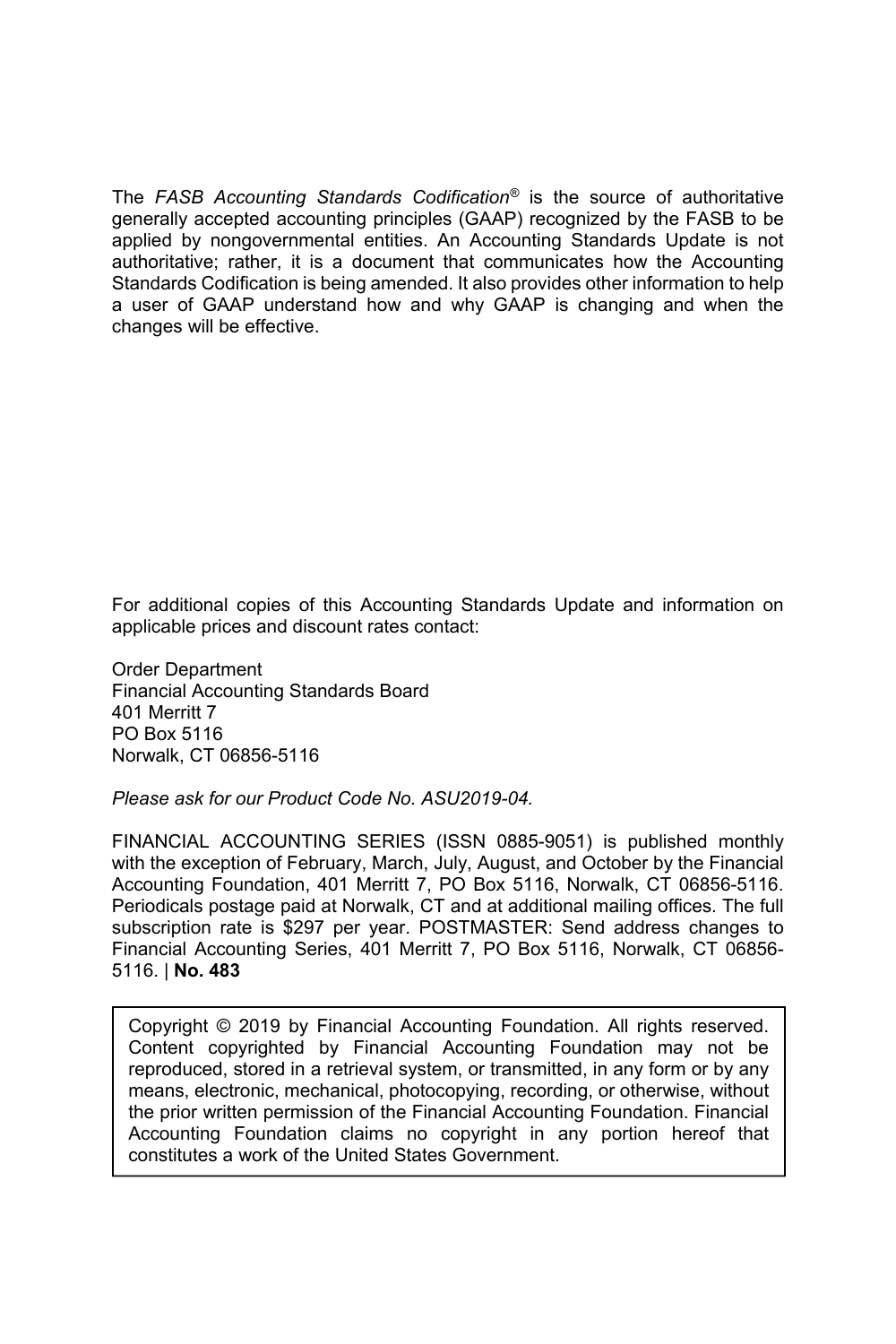The *FASB Accounting Standards Codification*® is the source of authoritative generally accepted accounting principles (GAAP) recognized by the FASB to be applied by nongovernmental entities. An Accounting Standards Update is not authoritative; rather, it is a document that communicates how the Accounting Standards Codification is being amended. It also provides other information to help a user of GAAP understand how and why GAAP is changing and when the changes will be effective.

For additional copies of this Accounting Standards Update and information on applicable prices and discount rates contact:

Order Department  
Financial Accounting Standards Board  
401 Merritt 7  
PO Box 5116  
Norwalk, CT 06856-5116

*Please ask for our Product Code No. ASU2019-04.*

FINANCIAL ACCOUNTING SERIES (ISSN 0885-9051) is published monthly with the exception of February, March, July, August, and October by the Financial Accounting Foundation, 401 Merritt 7, PO Box 5116, Norwalk, CT 06856-5116. Periodicals postage paid at Norwalk, CT and at additional mailing offices. The full subscription rate is $297 per year. POSTMASTER: Send address changes to Financial Accounting Series, 401 Merritt 7, PO Box 5116, Norwalk, CT 06856-5116. | **No. 483**

Copyright © 2019 by Financial Accounting Foundation. All rights reserved. Content copyrighted by Financial Accounting Foundation may not be reproduced, stored in a retrieval system, or transmitted, in any form or by any means, electronic, mechanical, photocopying, recording, or otherwise, without the prior written permission of the Financial Accounting Foundation. Financial Accounting Foundation claims no copyright in any portion hereof that constitutes a work of the United States Government.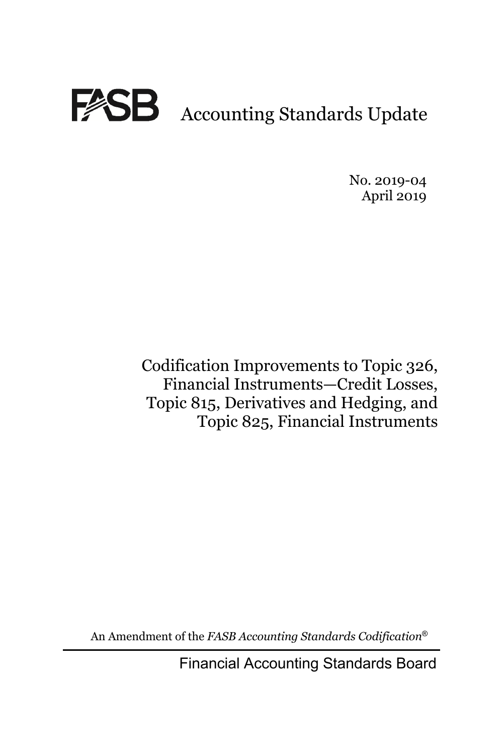# FASB Accounting Standards Update

No. 2019-04
April 2019

## Codification Improvements to Topic 326, Financial Instruments—Credit Losses, Topic 815, Derivatives and Hedging, and Topic 825, Financial Instruments

An Amendment of the *FASB Accounting Standards Codification*®

Financial Accounting Standards Board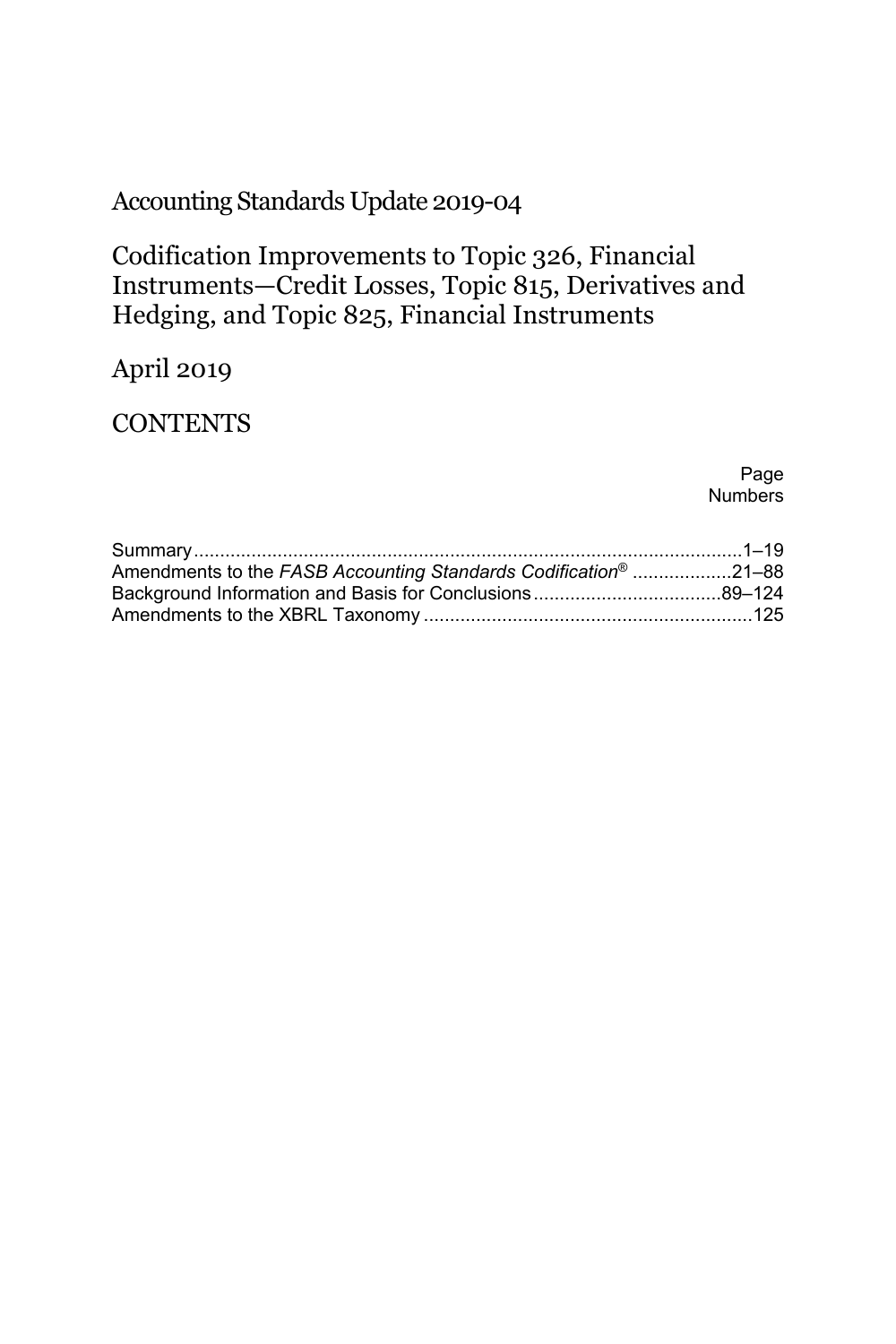# Accounting Standards Update 2019-04

## Codification Improvements to Topic 326, Financial Instruments—Credit Losses, Topic 815, Derivatives and Hedging, and Topic 825, Financial Instruments

April 2019

## CONTENTS

| | Page Numbers |
|---|---|
| Summary | 1–19 |
| Amendments to the *FASB Accounting Standards Codification*® | 21–88 |
| Background Information and Basis for Conclusions | 89–124 |
| Amendments to the XBRL Taxonomy | 125 |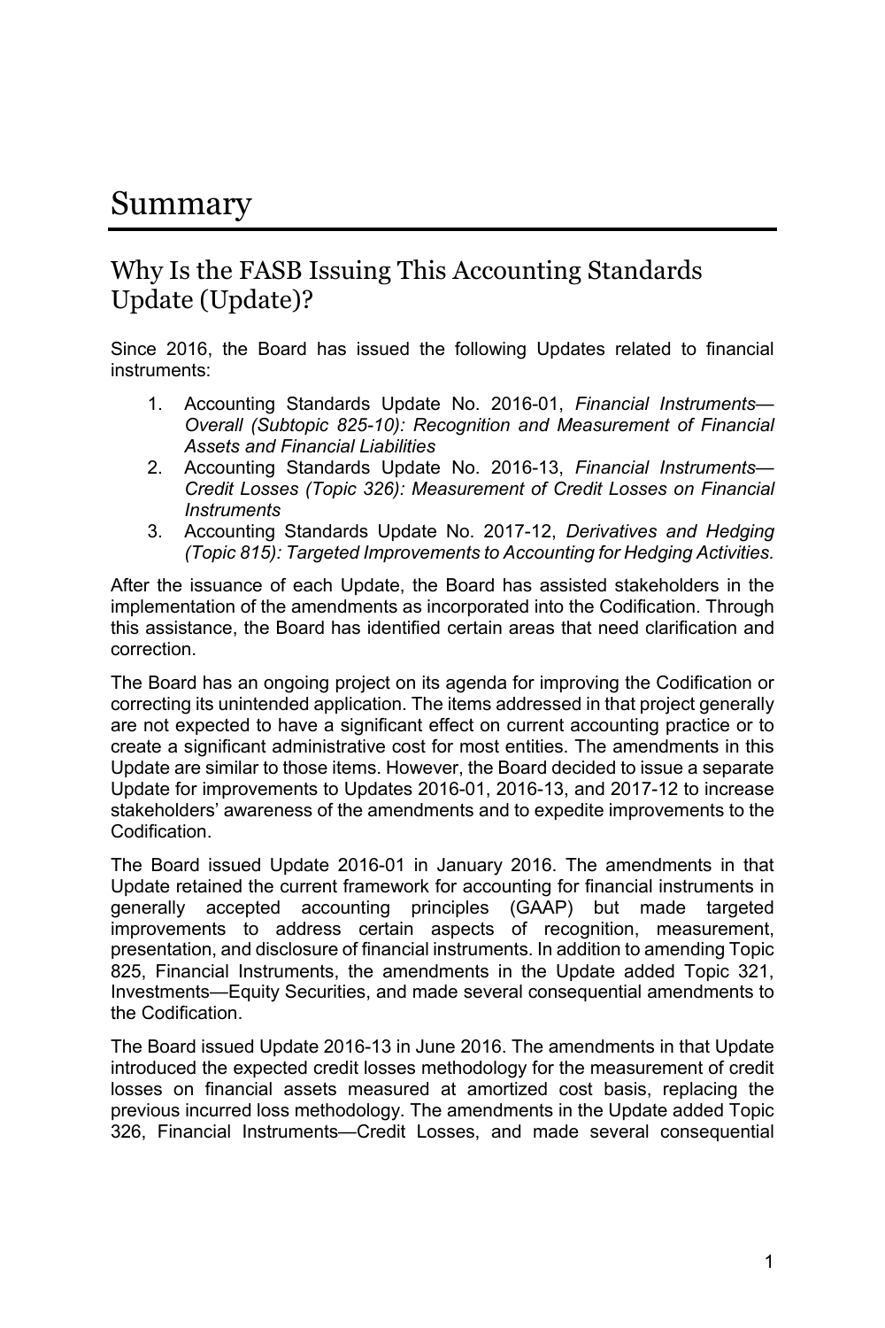# Summary

## Why Is the FASB Issuing This Accounting Standards Update (Update)?

Since 2016, the Board has issued the following Updates related to financial instruments:

1. Accounting Standards Update No. 2016-01, *Financial Instruments—Overall (Subtopic 825-10): Recognition and Measurement of Financial Assets and Financial Liabilities*
2. Accounting Standards Update No. 2016-13, *Financial Instruments—Credit Losses (Topic 326): Measurement of Credit Losses on Financial Instruments*
3. Accounting Standards Update No. 2017-12, *Derivatives and Hedging (Topic 815): Targeted Improvements to Accounting for Hedging Activities.*

After the issuance of each Update, the Board has assisted stakeholders in the implementation of the amendments as incorporated into the Codification. Through this assistance, the Board has identified certain areas that need clarification and correction.

The Board has an ongoing project on its agenda for improving the Codification or correcting its unintended application. The items addressed in that project generally are not expected to have a significant effect on current accounting practice or to create a significant administrative cost for most entities. The amendments in this Update are similar to those items. However, the Board decided to issue a separate Update for improvements to Updates 2016-01, 2016-13, and 2017-12 to increase stakeholders' awareness of the amendments and to expedite improvements to the Codification.

The Board issued Update 2016-01 in January 2016. The amendments in that Update retained the current framework for accounting for financial instruments in generally accepted accounting principles (GAAP) but made targeted improvements to address certain aspects of recognition, measurement, presentation, and disclosure of financial instruments. In addition to amending Topic 825, Financial Instruments, the amendments in the Update added Topic 321, Investments—Equity Securities, and made several consequential amendments to the Codification.

The Board issued Update 2016-13 in June 2016. The amendments in that Update introduced the expected credit losses methodology for the measurement of credit losses on financial assets measured at amortized cost basis, replacing the previous incurred loss methodology. The amendments in the Update added Topic 326, Financial Instruments—Credit Losses, and made several consequential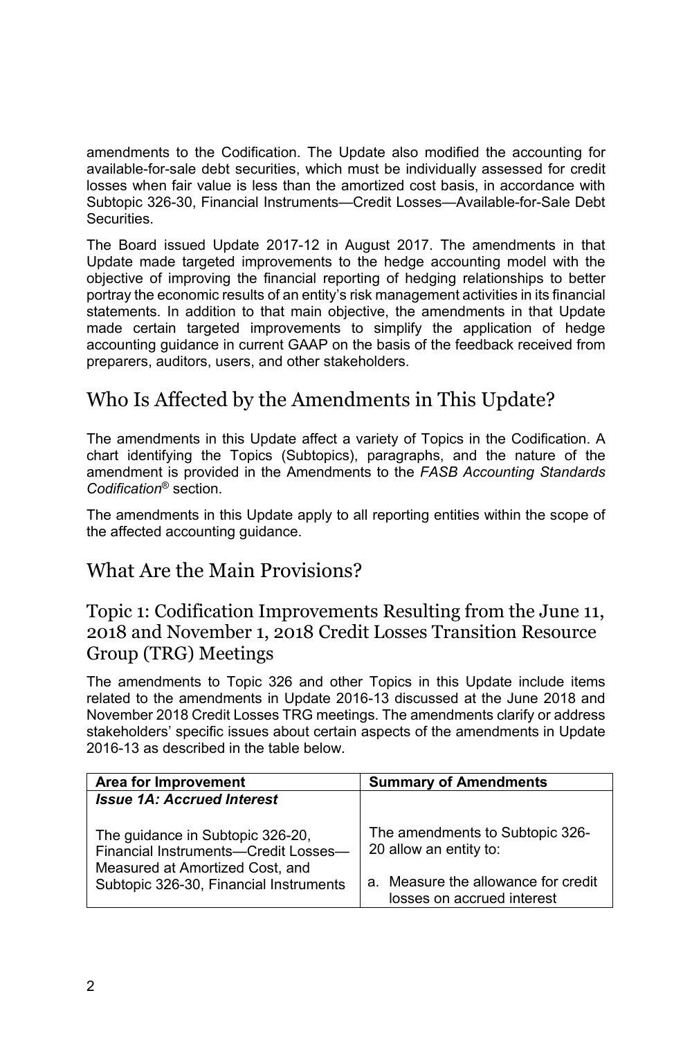amendments to the Codification. The Update also modified the accounting for available-for-sale debt securities, which must be individually assessed for credit losses when fair value is less than the amortized cost basis, in accordance with Subtopic 326-30, Financial Instruments—Credit Losses—Available-for-Sale Debt Securities.

The Board issued Update 2017-12 in August 2017. The amendments in that Update made targeted improvements to the hedge accounting model with the objective of improving the financial reporting of hedging relationships to better portray the economic results of an entity's risk management activities in its financial statements. In addition to that main objective, the amendments in that Update made certain targeted improvements to simplify the application of hedge accounting guidance in current GAAP on the basis of the feedback received from preparers, auditors, users, and other stakeholders.

## Who Is Affected by the Amendments in This Update?

The amendments in this Update affect a variety of Topics in the Codification. A chart identifying the Topics (Subtopics), paragraphs, and the nature of the amendment is provided in the Amendments to the *FASB Accounting Standards Codification*® section.

The amendments in this Update apply to all reporting entities within the scope of the affected accounting guidance.

## What Are the Main Provisions?

### Topic 1: Codification Improvements Resulting from the June 11, 2018 and November 1, 2018 Credit Losses Transition Resource Group (TRG) Meetings

The amendments to Topic 326 and other Topics in this Update include items related to the amendments in Update 2016-13 discussed at the June 2018 and November 2018 Credit Losses TRG meetings. The amendments clarify or address stakeholders' specific issues about certain aspects of the amendments in Update 2016-13 as described in the table below.

| Area for Improvement | Summary of Amendments |
|---|---|
| ***Issue 1A: Accrued Interest***<br><br>The guidance in Subtopic 326-20, Financial Instruments—Credit Losses—Measured at Amortized Cost, and Subtopic 326-30, Financial Instruments | The amendments to Subtopic 326-20 allow an entity to:<br><br>a. Measure the allowance for credit losses on accrued interest |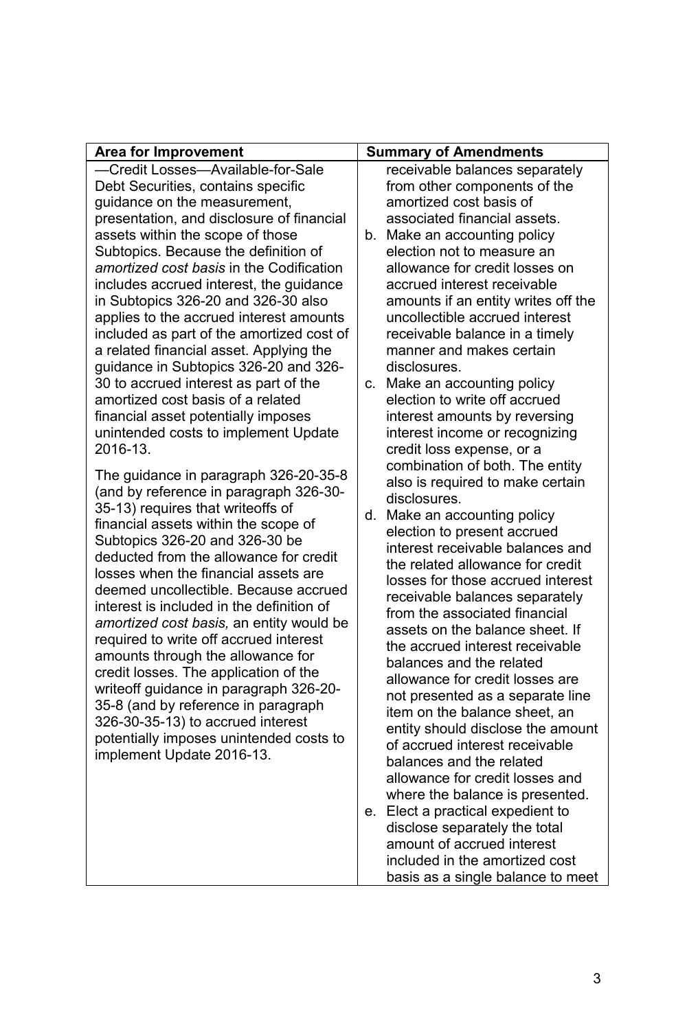| Area for Improvement | Summary of Amendments |
|---|---|
| —Credit Losses—Available-for-Sale Debt Securities, contains specific guidance on the measurement, presentation, and disclosure of financial assets within the scope of those Subtopics. Because the definition of *amortized cost basis* in the Codification includes accrued interest, the guidance in Subtopics 326-20 and 326-30 also applies to the accrued interest amounts included as part of the amortized cost of a related financial asset. Applying the guidance in Subtopics 326-20 and 326-30 to accrued interest as part of the amortized cost basis of a related financial asset potentially imposes unintended costs to implement Update 2016-13.<br><br>The guidance in paragraph 326-20-35-8 (and by reference in paragraph 326-30-35-13) requires that writeoffs of financial assets within the scope of Subtopics 326-20 and 326-30 be deducted from the allowance for credit losses when the financial assets are deemed uncollectible. Because accrued interest is included in the definition of *amortized cost basis,* an entity would be required to write off accrued interest amounts through the allowance for credit losses. The application of the writeoff guidance in paragraph 326-20-35-8 (and by reference in paragraph 326-30-35-13) to accrued interest potentially imposes unintended costs to implement Update 2016-13. | receivable balances separately from other components of the amortized cost basis of associated financial assets.<br>b. Make an accounting policy election not to measure an allowance for credit losses on accrued interest receivable amounts if an entity writes off the uncollectible accrued interest receivable balance in a timely manner and makes certain disclosures.<br>c. Make an accounting policy election to write off accrued interest amounts by reversing interest income or recognizing credit loss expense, or a combination of both. The entity also is required to make certain disclosures.<br>d. Make an accounting policy election to present accrued interest receivable balances and the related allowance for credit losses for those accrued interest receivable balances separately from the associated financial assets on the balance sheet. If the accrued interest receivable balances and the related allowance for credit losses are not presented as a separate line item on the balance sheet, an entity should disclose the amount of accrued interest receivable balances and the related allowance for credit losses and where the balance is presented.<br>e. Elect a practical expedient to disclose separately the total amount of accrued interest included in the amortized cost basis as a single balance to meet |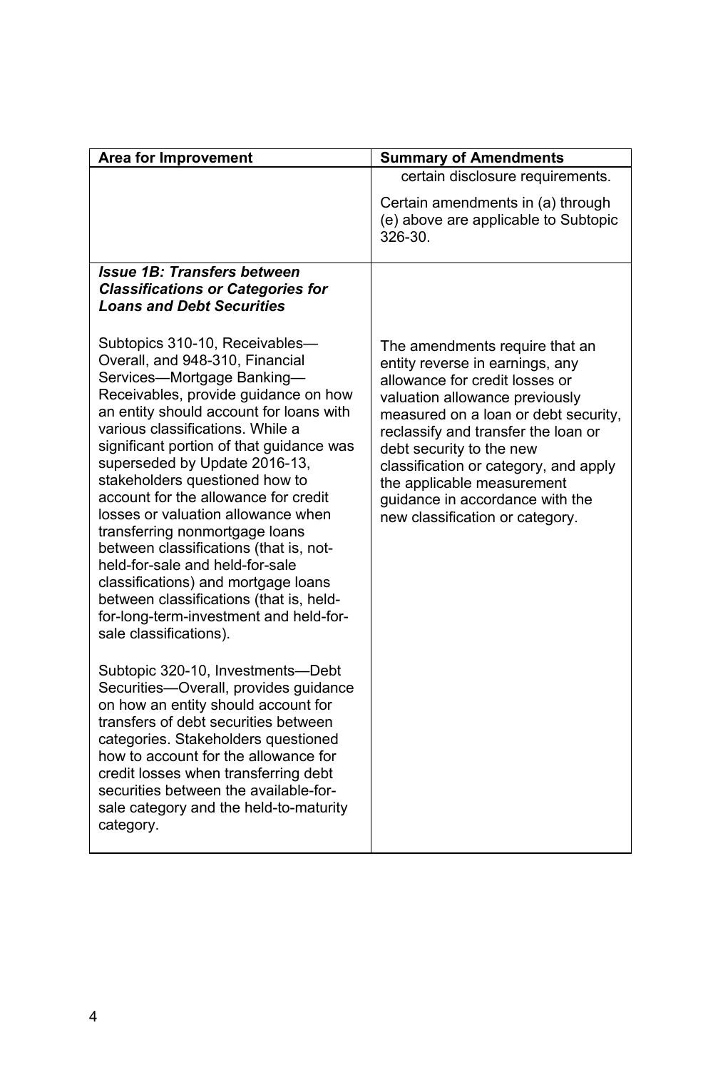| Area for Improvement | Summary of Amendments |
|---|---|
| | certain disclosure requirements.<br><br>Certain amendments in (a) through (e) above are applicable to Subtopic 326-30. |
| ***Issue 1B: Transfers between Classifications or Categories for Loans and Debt Securities***<br><br>Subtopics 310-10, Receivables—Overall, and 948-310, Financial Services—Mortgage Banking—Receivables, provide guidance on how an entity should account for loans with various classifications. While a significant portion of that guidance was superseded by Update 2016-13, stakeholders questioned how to account for the allowance for credit losses or valuation allowance when transferring nonmortgage loans between classifications (that is, not-held-for-sale and held-for-sale classifications) and mortgage loans between classifications (that is, held-for-long-term-investment and held-for-sale classifications).<br><br>Subtopic 320-10, Investments—Debt Securities—Overall, provides guidance on how an entity should account for transfers of debt securities between categories. Stakeholders questioned how to account for the allowance for credit losses when transferring debt securities between the available-for-sale category and the held-to-maturity category. | The amendments require that an entity reverse in earnings, any allowance for credit losses or valuation allowance previously measured on a loan or debt security, reclassify and transfer the loan or debt security to the new classification or category, and apply the applicable measurement guidance in accordance with the new classification or category. |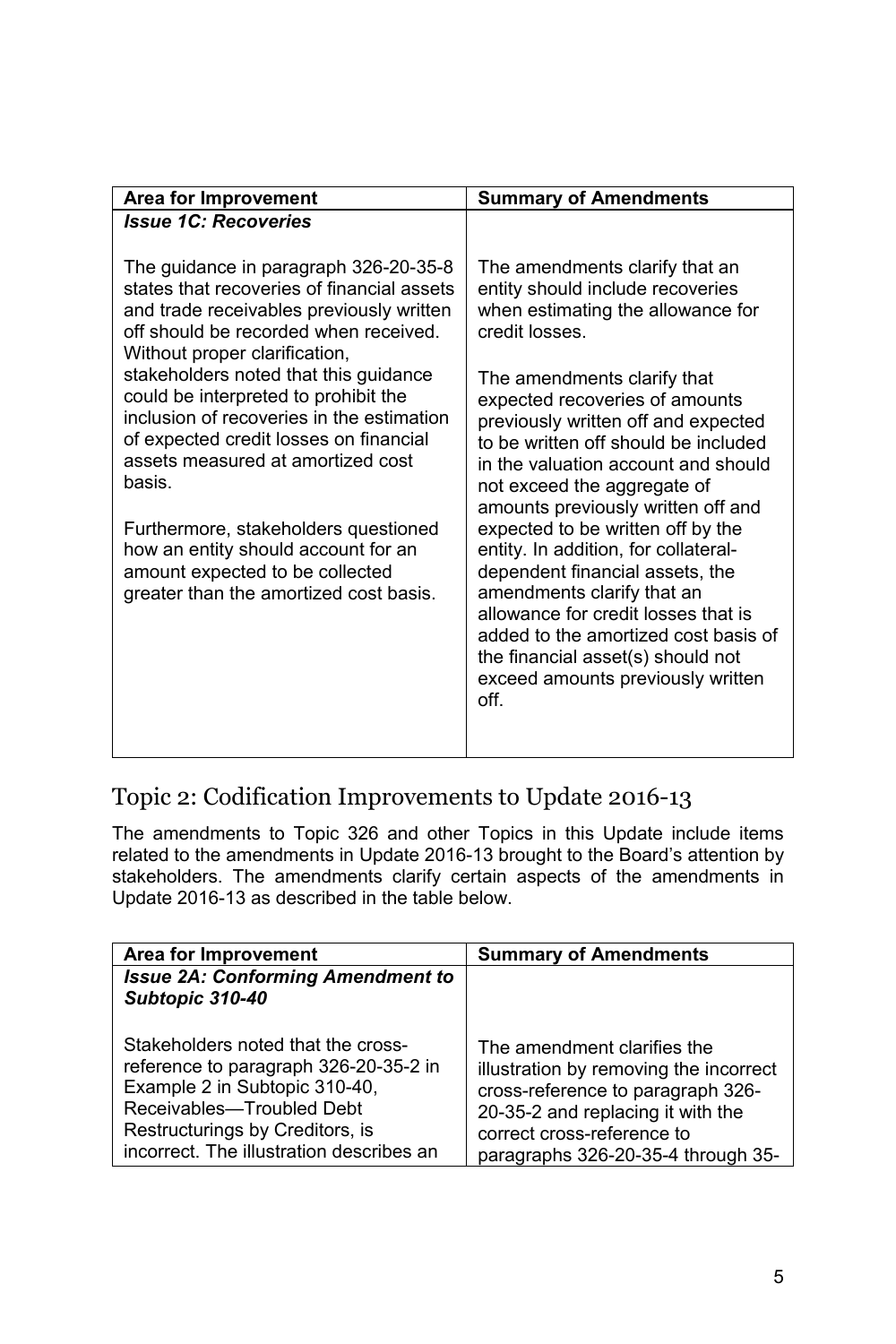| Area for Improvement | Summary of Amendments |
| --- | --- |
| ***Issue 1C: Recoveries*** | |
| The guidance in paragraph 326-20-35-8 states that recoveries of financial assets and trade receivables previously written off should be recorded when received. Without proper clarification, stakeholders noted that this guidance could be interpreted to prohibit the inclusion of recoveries in the estimation of expected credit losses on financial assets measured at amortized cost basis.<br><br>Furthermore, stakeholders questioned how an entity should account for an amount expected to be collected greater than the amortized cost basis. | The amendments clarify that an entity should include recoveries when estimating the allowance for credit losses.<br><br>The amendments clarify that expected recoveries of amounts previously written off and expected to be written off should be included in the valuation account and should not exceed the aggregate of amounts previously written off and expected to be written off by the entity. In addition, for collateral-dependent financial assets, the amendments clarify that an allowance for credit losses that is added to the amortized cost basis of the financial asset(s) should not exceed amounts previously written off. |

## Topic 2: Codification Improvements to Update 2016-13

The amendments to Topic 326 and other Topics in this Update include items related to the amendments in Update 2016-13 brought to the Board's attention by stakeholders. The amendments clarify certain aspects of the amendments in Update 2016-13 as described in the table below.

| Area for Improvement | Summary of Amendments |
| --- | --- |
| ***Issue 2A: Conforming Amendment to Subtopic 310-40*** | |
| Stakeholders noted that the cross-reference to paragraph 326-20-35-2 in Example 2 in Subtopic 310-40, Receivables—Troubled Debt Restructurings by Creditors, is incorrect. The illustration describes an | The amendment clarifies the illustration by removing the incorrect cross-reference to paragraph 326-20-35-2 and replacing it with the correct cross-reference to paragraphs 326-20-35-4 through 35- |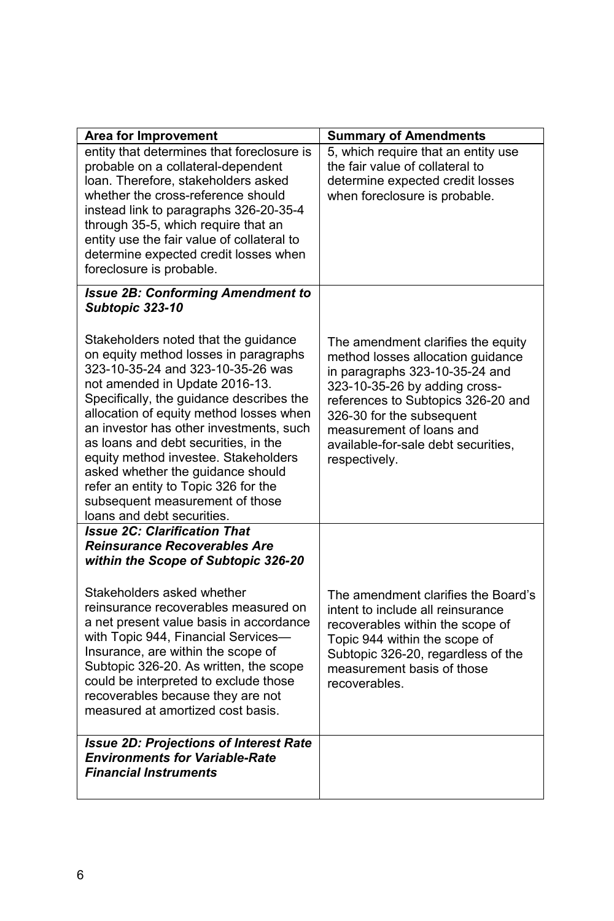| Area for Improvement | Summary of Amendments |
| --- | --- |
| entity that determines that foreclosure is probable on a collateral-dependent loan. Therefore, stakeholders asked whether the cross-reference should instead link to paragraphs 326-20-35-4 through 35-5, which require that an entity use the fair value of collateral to determine expected credit losses when foreclosure is probable. | 5, which require that an entity use the fair value of collateral to determine expected credit losses when foreclosure is probable. |
| ***Issue 2B: Conforming Amendment to Subtopic 323-10***<br><br>Stakeholders noted that the guidance on equity method losses in paragraphs 323-10-35-24 and 323-10-35-26 was not amended in Update 2016-13. Specifically, the guidance describes the allocation of equity method losses when an investor has other investments, such as loans and debt securities, in the equity method investee. Stakeholders asked whether the guidance should refer an entity to Topic 326 for the subsequent measurement of those loans and debt securities. | The amendment clarifies the equity method losses allocation guidance in paragraphs 323-10-35-24 and 323-10-35-26 by adding cross-references to Subtopics 326-20 and 326-30 for the subsequent measurement of loans and available-for-sale debt securities, respectively. |
| ***Issue 2C: Clarification That Reinsurance Recoverables Are within the Scope of Subtopic 326-20***<br><br>Stakeholders asked whether reinsurance recoverables measured on a net present value basis in accordance with Topic 944, Financial Services—Insurance, are within the scope of Subtopic 326-20. As written, the scope could be interpreted to exclude those recoverables because they are not measured at amortized cost basis. | The amendment clarifies the Board's intent to include all reinsurance recoverables within the scope of Topic 944 within the scope of Subtopic 326-20, regardless of the measurement basis of those recoverables. |
| ***Issue 2D: Projections of Interest Rate Environments for Variable-Rate Financial Instruments*** | |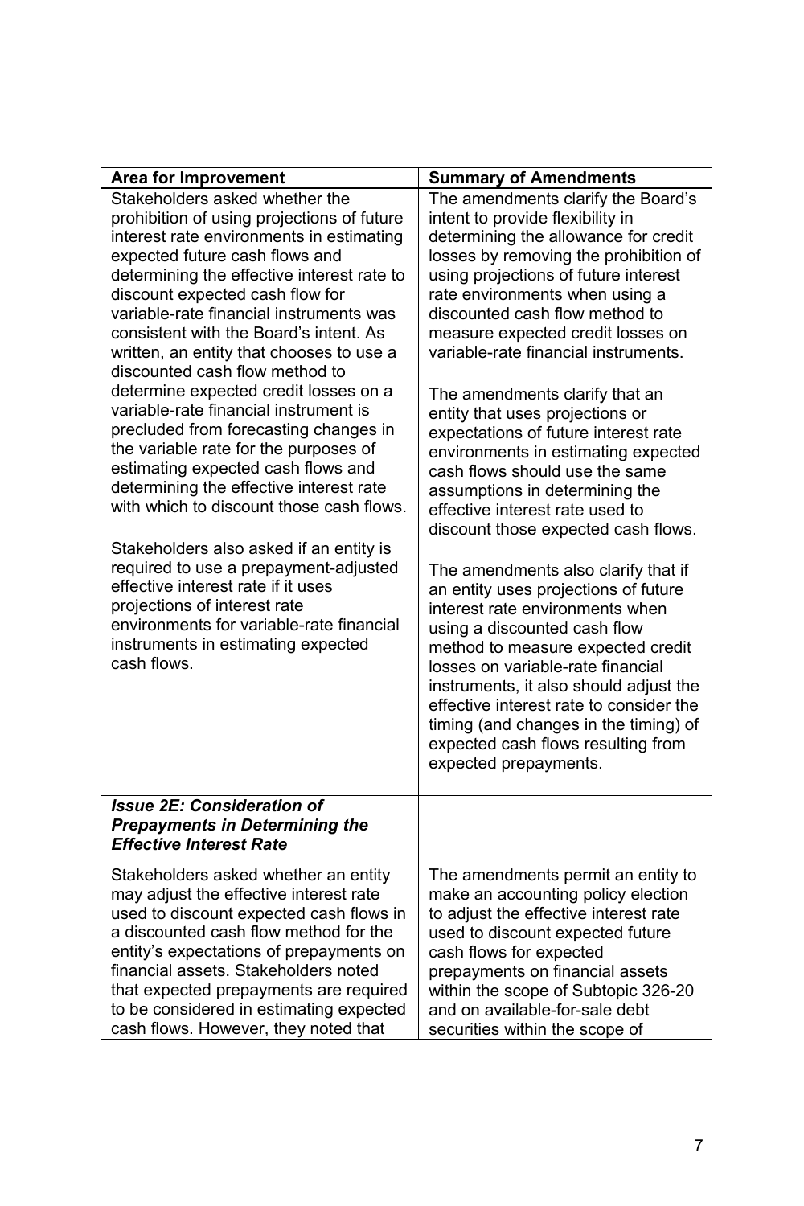| Area for Improvement | Summary of Amendments |
|---|---|
| Stakeholders asked whether the prohibition of using projections of future interest rate environments in estimating expected future cash flows and determining the effective interest rate to discount expected cash flow for variable-rate financial instruments was consistent with the Board's intent. As written, an entity that chooses to use a discounted cash flow method to determine expected credit losses on a variable-rate financial instrument is precluded from forecasting changes in the variable rate for the purposes of estimating expected cash flows and determining the effective interest rate with which to discount those cash flows.<br><br>Stakeholders also asked if an entity is required to use a prepayment-adjusted effective interest rate if it uses projections of interest rate environments for variable-rate financial instruments in estimating expected cash flows. | The amendments clarify the Board's intent to provide flexibility in determining the allowance for credit losses by removing the prohibition of using projections of future interest rate environments when using a discounted cash flow method to measure expected credit losses on variable-rate financial instruments.<br><br>The amendments clarify that an entity that uses projections or expectations of future interest rate environments in estimating expected cash flows should use the same assumptions in determining the effective interest rate used to discount those expected cash flows.<br><br>The amendments also clarify that if an entity uses projections of future interest rate environments when using a discounted cash flow method to measure expected credit losses on variable-rate financial instruments, it also should adjust the effective interest rate to consider the timing (and changes in the timing) of expected cash flows resulting from expected prepayments. |
| ***Issue 2E: Consideration of Prepayments in Determining the Effective Interest Rate***<br><br>Stakeholders asked whether an entity may adjust the effective interest rate used to discount expected cash flows in a discounted cash flow method for the entity's expectations of prepayments on financial assets. Stakeholders noted that expected prepayments are required to be considered in estimating expected cash flows. However, they noted that | <br><br><br><br>The amendments permit an entity to make an accounting policy election to adjust the effective interest rate used to discount expected future cash flows for expected prepayments on financial assets within the scope of Subtopic 326-20 and on available-for-sale debt securities within the scope of |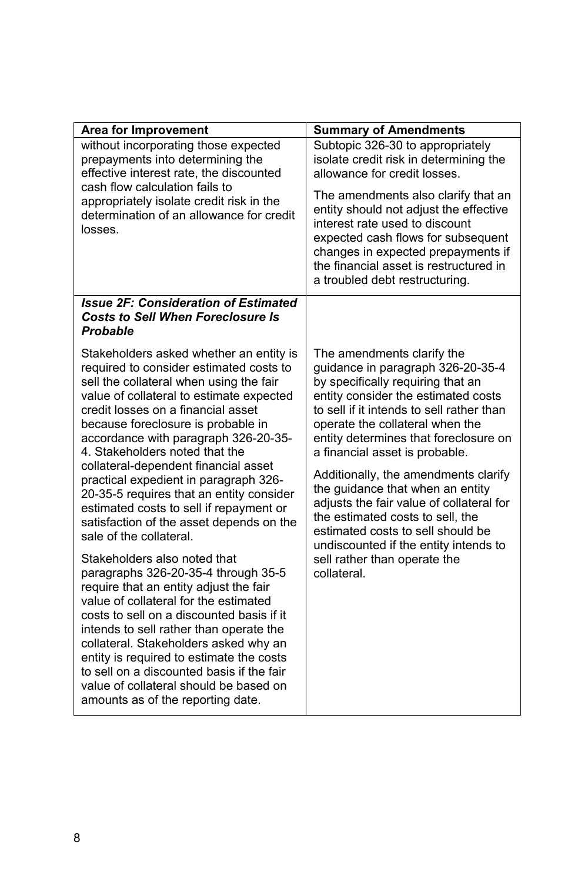| Area for Improvement | Summary of Amendments |
|---|---|
| without incorporating those expected prepayments into determining the effective interest rate, the discounted cash flow calculation fails to appropriately isolate credit risk in the determination of an allowance for credit losses. | Subtopic 326-30 to appropriately isolate credit risk in determining the allowance for credit losses.<br><br>The amendments also clarify that an entity should not adjust the effective interest rate used to discount expected cash flows for subsequent changes in expected prepayments if the financial asset is restructured in a troubled debt restructuring. |
| ***Issue 2F: Consideration of Estimated Costs to Sell When Foreclosure Is Probable***<br><br>Stakeholders asked whether an entity is required to consider estimated costs to sell the collateral when using the fair value of collateral to estimate expected credit losses on a financial asset because foreclosure is probable in accordance with paragraph 326-20-35-4. Stakeholders noted that the collateral-dependent financial asset practical expedient in paragraph 326-20-35-5 requires that an entity consider estimated costs to sell if repayment or satisfaction of the asset depends on the sale of the collateral.<br><br>Stakeholders also noted that paragraphs 326-20-35-4 through 35-5 require that an entity adjust the fair value of collateral for the estimated costs to sell on a discounted basis if it intends to sell rather than operate the collateral. Stakeholders asked why an entity is required to estimate the costs to sell on a discounted basis if the fair value of collateral should be based on amounts as of the reporting date. | The amendments clarify the guidance in paragraph 326-20-35-4 by specifically requiring that an entity consider the estimated costs to sell if it intends to sell rather than operate the collateral when the entity determines that foreclosure on a financial asset is probable.<br><br>Additionally, the amendments clarify the guidance that when an entity adjusts the fair value of collateral for the estimated costs to sell, the estimated costs to sell should be undiscounted if the entity intends to sell rather than operate the collateral. |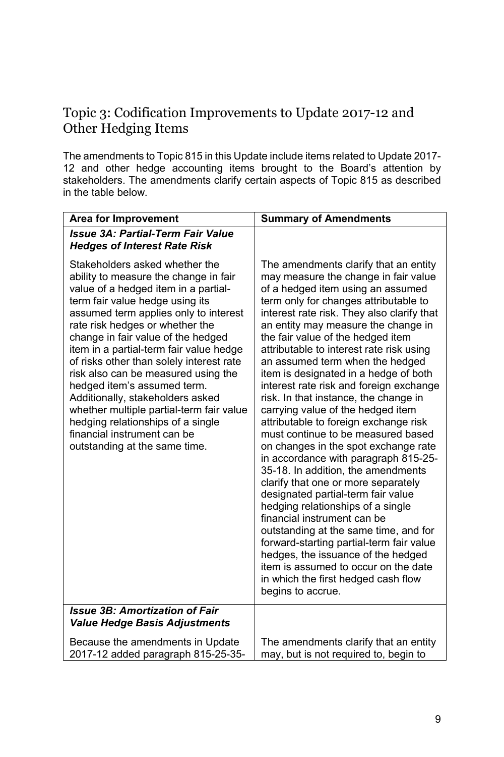## Topic 3: Codification Improvements to Update 2017-12 and Other Hedging Items

The amendments to Topic 815 in this Update include items related to Update 2017-12 and other hedge accounting items brought to the Board's attention by stakeholders. The amendments clarify certain aspects of Topic 815 as described in the table below.

| Area for Improvement | Summary of Amendments |
|---|---|
| ***Issue 3A: Partial-Term Fair Value Hedges of Interest Rate Risk*** | |
| Stakeholders asked whether the ability to measure the change in fair value of a hedged item in a partial-term fair value hedge using its assumed term applies only to interest rate risk hedges or whether the change in fair value of the hedged item in a partial-term fair value hedge of risks other than solely interest rate risk also can be measured using the hedged item's assumed term. Additionally, stakeholders asked whether multiple partial-term fair value hedging relationships of a single financial instrument can be outstanding at the same time. | The amendments clarify that an entity may measure the change in fair value of a hedged item using an assumed term only for changes attributable to interest rate risk. They also clarify that an entity may measure the change in the fair value of the hedged item attributable to interest rate risk using an assumed term when the hedged item is designated in a hedge of both interest rate risk and foreign exchange risk. In that instance, the change in carrying value of the hedged item attributable to foreign exchange risk must continue to be measured based on changes in the spot exchange rate in accordance with paragraph 815-25-35-18. In addition, the amendments clarify that one or more separately designated partial-term fair value hedging relationships of a single financial instrument can be outstanding at the same time, and for forward-starting partial-term fair value hedges, the issuance of the hedged item is assumed to occur on the date in which the first hedged cash flow begins to accrue. |
| ***Issue 3B: Amortization of Fair Value Hedge Basis Adjustments*** | |
| Because the amendments in Update 2017-12 added paragraph 815-25-35- | The amendments clarify that an entity may, but is not required to, begin to |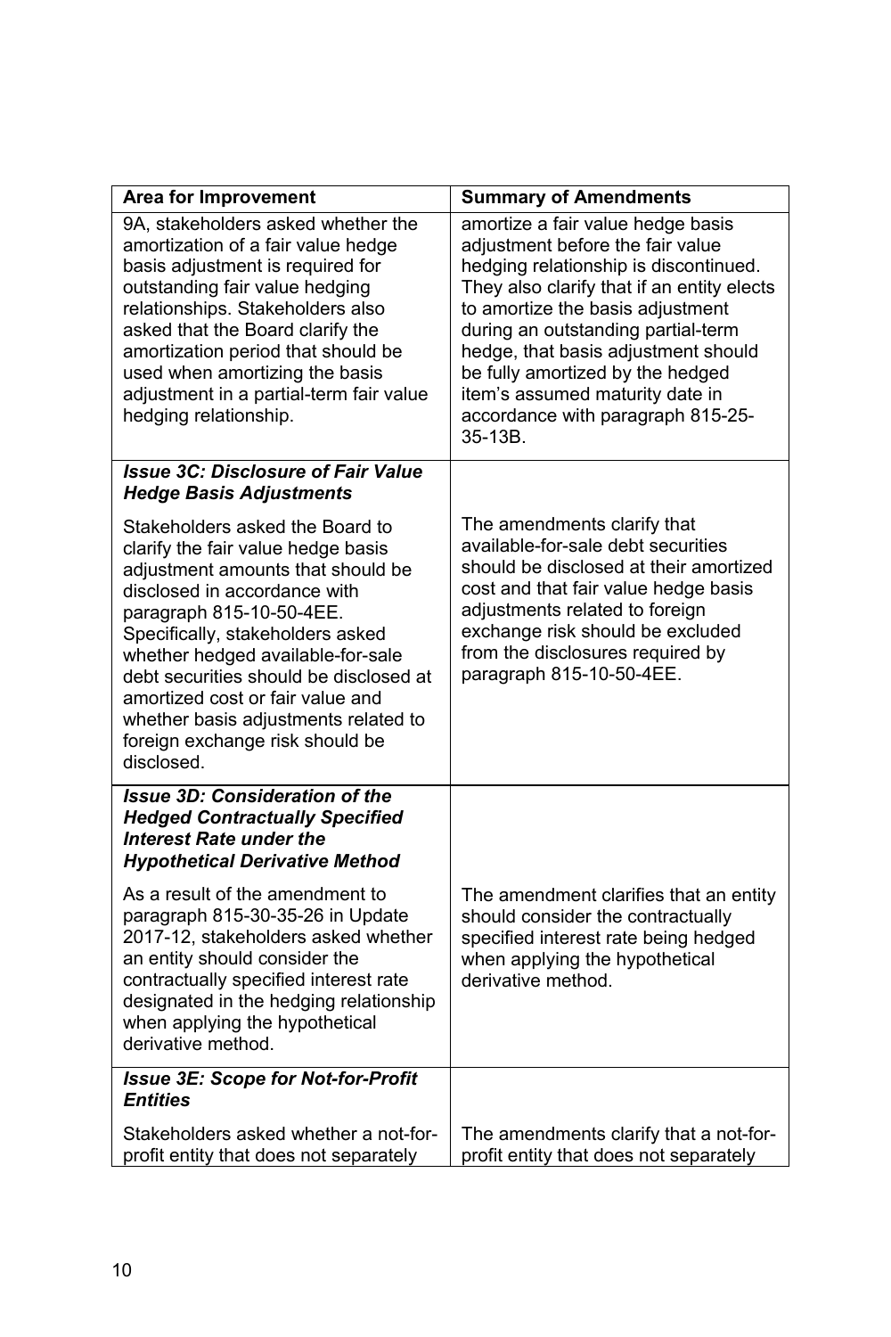| Area for Improvement | Summary of Amendments |
|---|---|
| 9A, stakeholders asked whether the amortization of a fair value hedge basis adjustment is required for outstanding fair value hedging relationships. Stakeholders also asked that the Board clarify the amortization period that should be used when amortizing the basis adjustment in a partial-term fair value hedging relationship. | amortize a fair value hedge basis adjustment before the fair value hedging relationship is discontinued. They also clarify that if an entity elects to amortize the basis adjustment during an outstanding partial-term hedge, that basis adjustment should be fully amortized by the hedged item's assumed maturity date in accordance with paragraph 815-25-35-13B. |
| ***Issue 3C: Disclosure of Fair Value Hedge Basis Adjustments*** | |
| Stakeholders asked the Board to clarify the fair value hedge basis adjustment amounts that should be disclosed in accordance with paragraph 815-10-50-4EE. Specifically, stakeholders asked whether hedged available-for-sale debt securities should be disclosed at amortized cost or fair value and whether basis adjustments related to foreign exchange risk should be disclosed. | The amendments clarify that available-for-sale debt securities should be disclosed at their amortized cost and that fair value hedge basis adjustments related to foreign exchange risk should be excluded from the disclosures required by paragraph 815-10-50-4EE. |
| ***Issue 3D: Consideration of the Hedged Contractually Specified Interest Rate under the Hypothetical Derivative Method*** | |
| As a result of the amendment to paragraph 815-30-35-26 in Update 2017-12, stakeholders asked whether an entity should consider the contractually specified interest rate designated in the hedging relationship when applying the hypothetical derivative method. | The amendment clarifies that an entity should consider the contractually specified interest rate being hedged when applying the hypothetical derivative method. |
| ***Issue 3E: Scope for Not-for-Profit Entities*** | |
| Stakeholders asked whether a not-for-profit entity that does not separately | The amendments clarify that a not-for-profit entity that does not separately |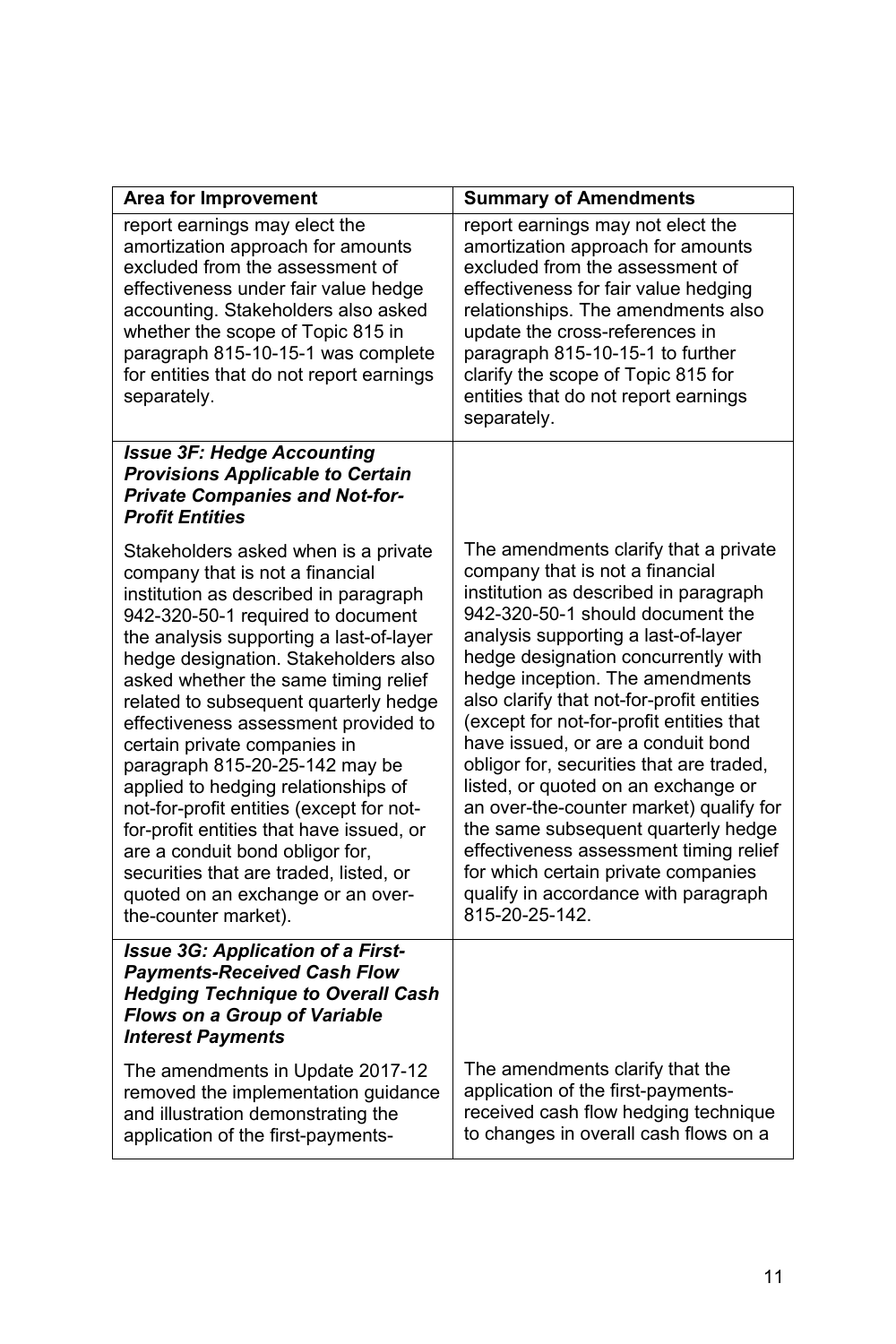| Area for Improvement | Summary of Amendments |
|---|---|
| report earnings may elect the amortization approach for amounts excluded from the assessment of effectiveness under fair value hedge accounting. Stakeholders also asked whether the scope of Topic 815 in paragraph 815-10-15-1 was complete for entities that do not report earnings separately. | report earnings may not elect the amortization approach for amounts excluded from the assessment of effectiveness for fair value hedging relationships. The amendments also update the cross-references in paragraph 815-10-15-1 to further clarify the scope of Topic 815 for entities that do not report earnings separately. |
| ***Issue 3F: Hedge Accounting Provisions Applicable to Certain Private Companies and Not-for-Profit Entities*** | |
| Stakeholders asked when is a private company that is not a financial institution as described in paragraph 942-320-50-1 required to document the analysis supporting a last-of-layer hedge designation. Stakeholders also asked whether the same timing relief related to subsequent quarterly hedge effectiveness assessment provided to certain private companies in paragraph 815-20-25-142 may be applied to hedging relationships of not-for-profit entities (except for not-for-profit entities that have issued, or are a conduit bond obligor for, securities that are traded, listed, or quoted on an exchange or an over-the-counter market). | The amendments clarify that a private company that is not a financial institution as described in paragraph 942-320-50-1 should document the analysis supporting a last-of-layer hedge designation concurrently with hedge inception. The amendments also clarify that not-for-profit entities (except for not-for-profit entities that have issued, or are a conduit bond obligor for, securities that are traded, listed, or quoted on an exchange or an over-the-counter market) qualify for the same subsequent quarterly hedge effectiveness assessment timing relief for which certain private companies qualify in accordance with paragraph 815-20-25-142. |
| ***Issue 3G: Application of a First-Payments-Received Cash Flow Hedging Technique to Overall Cash Flows on a Group of Variable Interest Payments*** | |
| The amendments in Update 2017-12 removed the implementation guidance and illustration demonstrating the application of the first-payments- | The amendments clarify that the application of the first-payments-received cash flow hedging technique to changes in overall cash flows on a |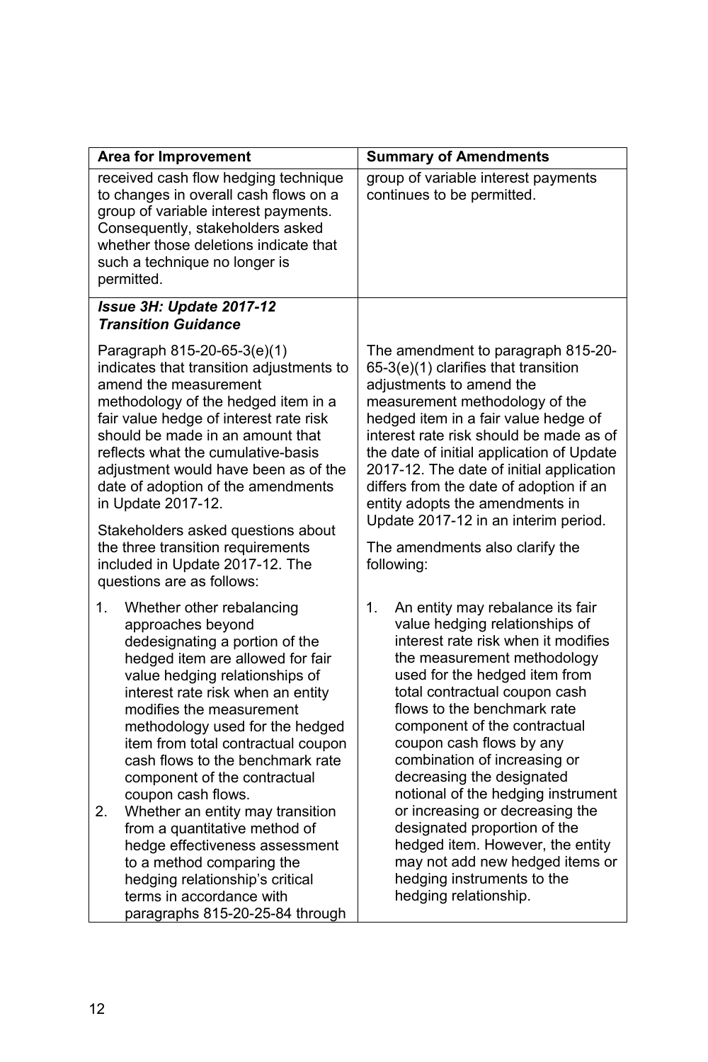| Area for Improvement | Summary of Amendments |
| --- | --- |
| received cash flow hedging technique to changes in overall cash flows on a group of variable interest payments. Consequently, stakeholders asked whether those deletions indicate that such a technique no longer is permitted. | group of variable interest payments continues to be permitted. |
| ***Issue 3H: Update 2017-12 Transition Guidance*** | |
| Paragraph 815-20-65-3(e)(1) indicates that transition adjustments to amend the measurement methodology of the hedged item in a fair value hedge of interest rate risk should be made in an amount that reflects what the cumulative-basis adjustment would have been as of the date of adoption of the amendments in Update 2017-12.<br><br>Stakeholders asked questions about the three transition requirements included in Update 2017-12. The questions are as follows:<br><br>1. Whether other rebalancing approaches beyond dedesignating a portion of the hedged item are allowed for fair value hedging relationships of interest rate risk when an entity modifies the measurement methodology used for the hedged item from total contractual coupon cash flows to the benchmark rate component of the contractual coupon cash flows.<br>2. Whether an entity may transition from a quantitative method of hedge effectiveness assessment to a method comparing the hedging relationship's critical terms in accordance with paragraphs 815-20-25-84 through | The amendment to paragraph 815-20-65-3(e)(1) clarifies that transition adjustments to amend the measurement methodology of the hedged item in a fair value hedge of interest rate risk should be made as of the date of initial application of Update 2017-12. The date of initial application differs from the date of adoption if an entity adopts the amendments in Update 2017-12 in an interim period.<br><br>The amendments also clarify the following:<br><br>1. An entity may rebalance its fair value hedging relationships of interest rate risk when it modifies the measurement methodology used for the hedged item from total contractual coupon cash flows to the benchmark rate component of the contractual coupon cash flows by any combination of increasing or decreasing the designated notional of the hedging instrument or increasing or decreasing the designated proportion of the hedged item. However, the entity may not add new hedged items or hedging instruments to the hedging relationship. |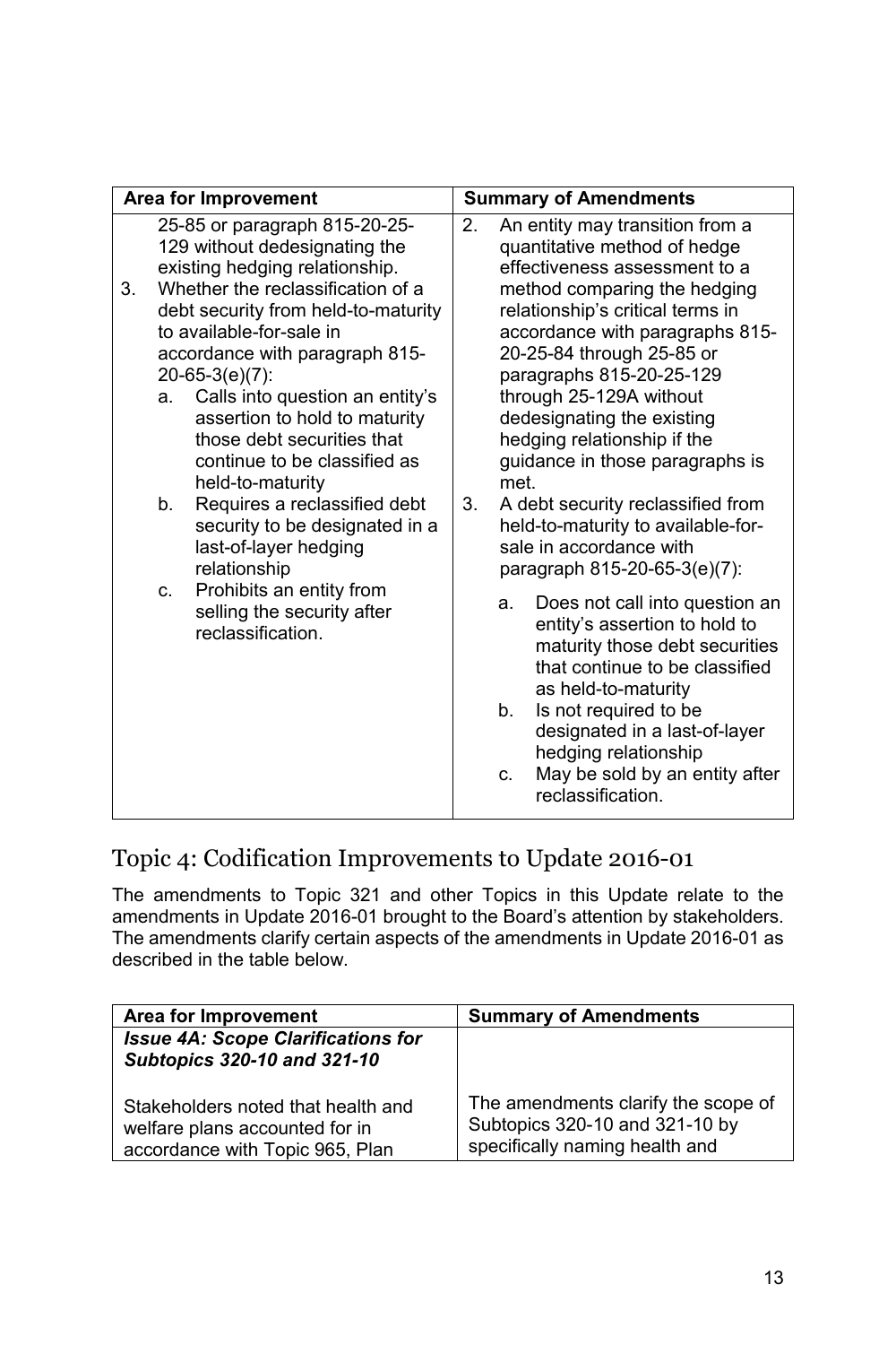| Area for Improvement | Summary of Amendments |
| --- | --- |
| 25-85 or paragraph 815-20-25-129 without dedesignating the existing hedging relationship.<br>3. Whether the reclassification of a debt security from held-to-maturity to available-for-sale in accordance with paragraph 815-20-65-3(e)(7):<br>a. Calls into question an entity's assertion to hold to maturity those debt securities that continue to be classified as held-to-maturity<br>b. Requires a reclassified debt security to be designated in a last-of-layer hedging relationship<br>c. Prohibits an entity from selling the security after reclassification. | 2. An entity may transition from a quantitative method of hedge effectiveness assessment to a method comparing the hedging relationship's critical terms in accordance with paragraphs 815-20-25-84 through 25-85 or paragraphs 815-20-25-129 through 25-129A without dedesignating the existing hedging relationship if the guidance in those paragraphs is met.<br>3. A debt security reclassified from held-to-maturity to available-for-sale in accordance with paragraph 815-20-65-3(e)(7):<br>a. Does not call into question an entity's assertion to hold to maturity those debt securities that continue to be classified as held-to-maturity<br>b. Is not required to be designated in a last-of-layer hedging relationship<br>c. May be sold by an entity after reclassification. |

## Topic 4: Codification Improvements to Update 2016-01

The amendments to Topic 321 and other Topics in this Update relate to the amendments in Update 2016-01 brought to the Board's attention by stakeholders. The amendments clarify certain aspects of the amendments in Update 2016-01 as described in the table below.

| Area for Improvement | Summary of Amendments |
| --- | --- |
| ***Issue 4A: Scope Clarifications for Subtopics 320-10 and 321-10*** | |
| Stakeholders noted that health and welfare plans accounted for in accordance with Topic 965, Plan | The amendments clarify the scope of Subtopics 320-10 and 321-10 by specifically naming health and |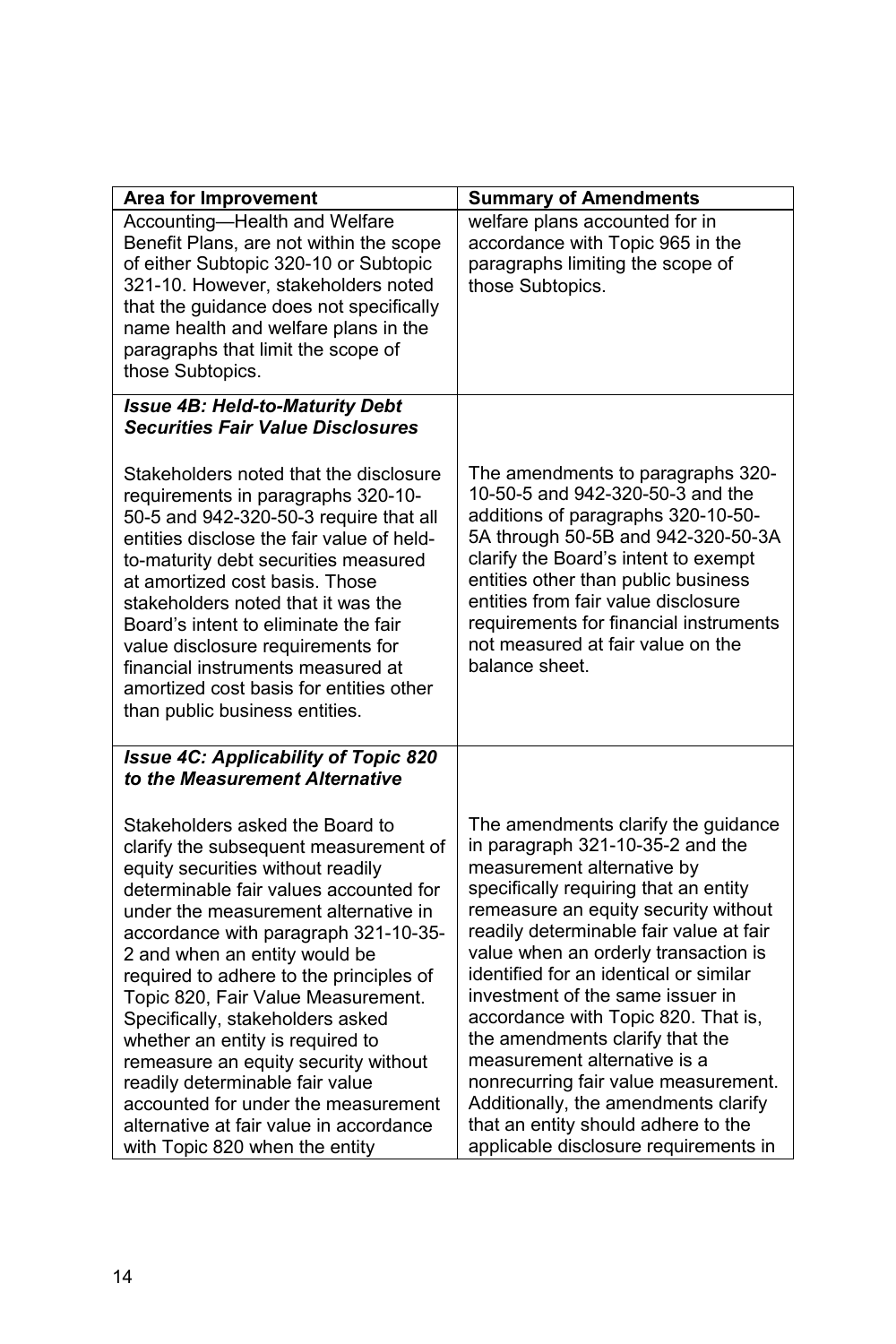| Area for Improvement | Summary of Amendments |
|---|---|
| Accounting—Health and Welfare Benefit Plans, are not within the scope of either Subtopic 320-10 or Subtopic 321-10. However, stakeholders noted that the guidance does not specifically name health and welfare plans in the paragraphs that limit the scope of those Subtopics. | welfare plans accounted for in accordance with Topic 965 in the paragraphs limiting the scope of those Subtopics. |
| ***Issue 4B: Held-to-Maturity Debt Securities Fair Value Disclosures*** | |
| Stakeholders noted that the disclosure requirements in paragraphs 320-10-50-5 and 942-320-50-3 require that all entities disclose the fair value of held-to-maturity debt securities measured at amortized cost basis. Those stakeholders noted that it was the Board's intent to eliminate the fair value disclosure requirements for financial instruments measured at amortized cost basis for entities other than public business entities. | The amendments to paragraphs 320-10-50-5 and 942-320-50-3 and the additions of paragraphs 320-10-50-5A through 50-5B and 942-320-50-3A clarify the Board's intent to exempt entities other than public business entities from fair value disclosure requirements for financial instruments not measured at fair value on the balance sheet. |
| ***Issue 4C: Applicability of Topic 820 to the Measurement Alternative*** | |
| Stakeholders asked the Board to clarify the subsequent measurement of equity securities without readily determinable fair values accounted for under the measurement alternative in accordance with paragraph 321-10-35-2 and when an entity would be required to adhere to the principles of Topic 820, Fair Value Measurement. Specifically, stakeholders asked whether an entity is required to remeasure an equity security without readily determinable fair value accounted for under the measurement alternative at fair value in accordance with Topic 820 when the entity | The amendments clarify the guidance in paragraph 321-10-35-2 and the measurement alternative by specifically requiring that an entity remeasure an equity security without readily determinable fair value at fair value when an orderly transaction is identified for an identical or similar investment of the same issuer in accordance with Topic 820. That is, the amendments clarify that the measurement alternative is a nonrecurring fair value measurement. Additionally, the amendments clarify that an entity should adhere to the applicable disclosure requirements in |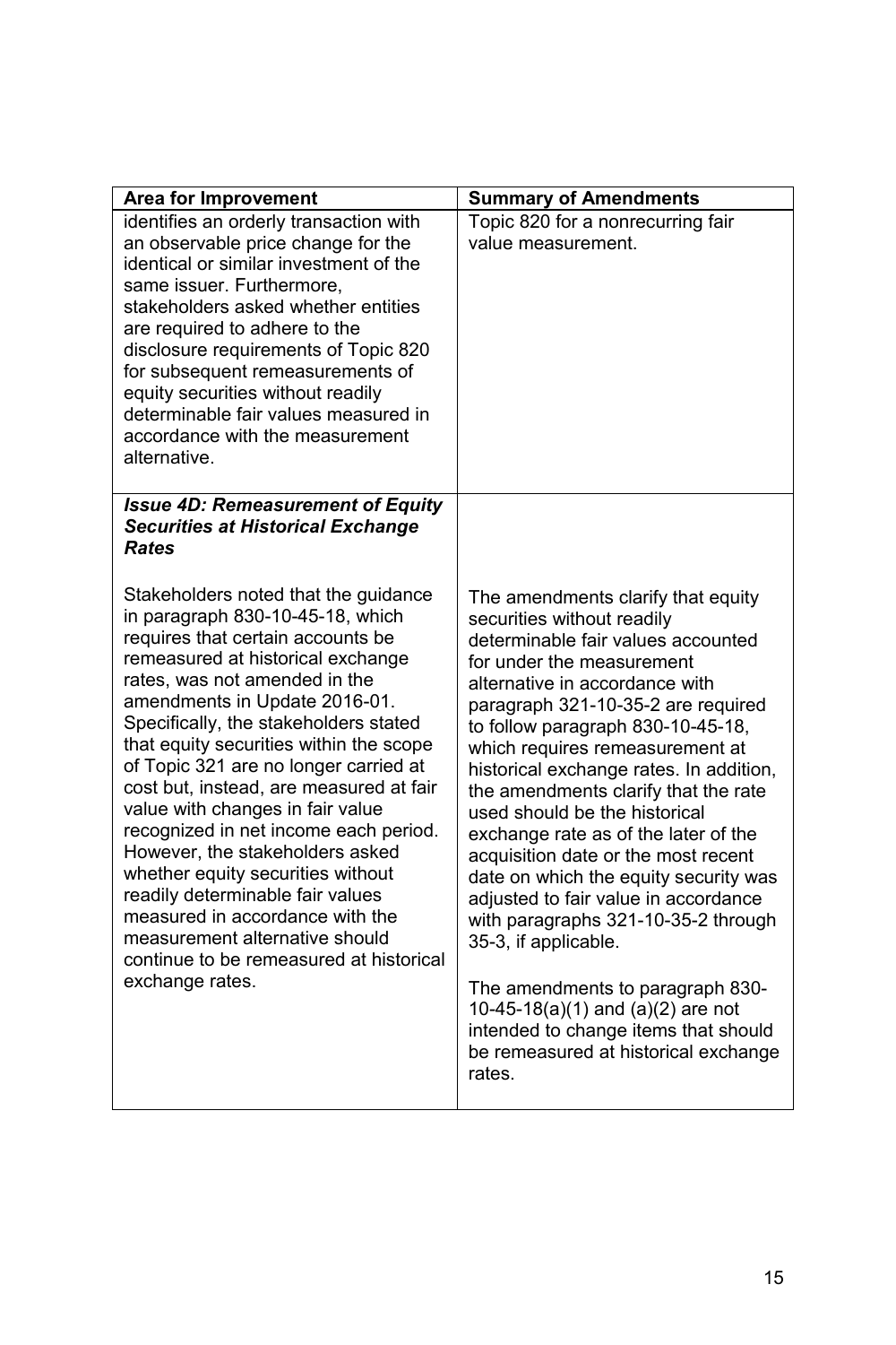| Area for Improvement | Summary of Amendments |
| --- | --- |
| identifies an orderly transaction with an observable price change for the identical or similar investment of the same issuer. Furthermore, stakeholders asked whether entities are required to adhere to the disclosure requirements of Topic 820 for subsequent remeasurements of equity securities without readily determinable fair values measured in accordance with the measurement alternative. | Topic 820 for a nonrecurring fair value measurement. |
| ***Issue 4D: Remeasurement of Equity Securities at Historical Exchange Rates***<br><br>Stakeholders noted that the guidance in paragraph 830-10-45-18, which requires that certain accounts be remeasured at historical exchange rates, was not amended in the amendments in Update 2016-01. Specifically, the stakeholders stated that equity securities within the scope of Topic 321 are no longer carried at cost but, instead, are measured at fair value with changes in fair value recognized in net income each period. However, the stakeholders asked whether equity securities without readily determinable fair values measured in accordance with the measurement alternative should continue to be remeasured at historical exchange rates. | The amendments clarify that equity securities without readily determinable fair values accounted for under the measurement alternative in accordance with paragraph 321-10-35-2 are required to follow paragraph 830-10-45-18, which requires remeasurement at historical exchange rates. In addition, the amendments clarify that the rate used should be the historical exchange rate as of the later of the acquisition date or the most recent date on which the equity security was adjusted to fair value in accordance with paragraphs 321-10-35-2 through 35-3, if applicable.<br><br>The amendments to paragraph 830-10-45-18(a)(1) and (a)(2) are not intended to change items that should be remeasured at historical exchange rates. |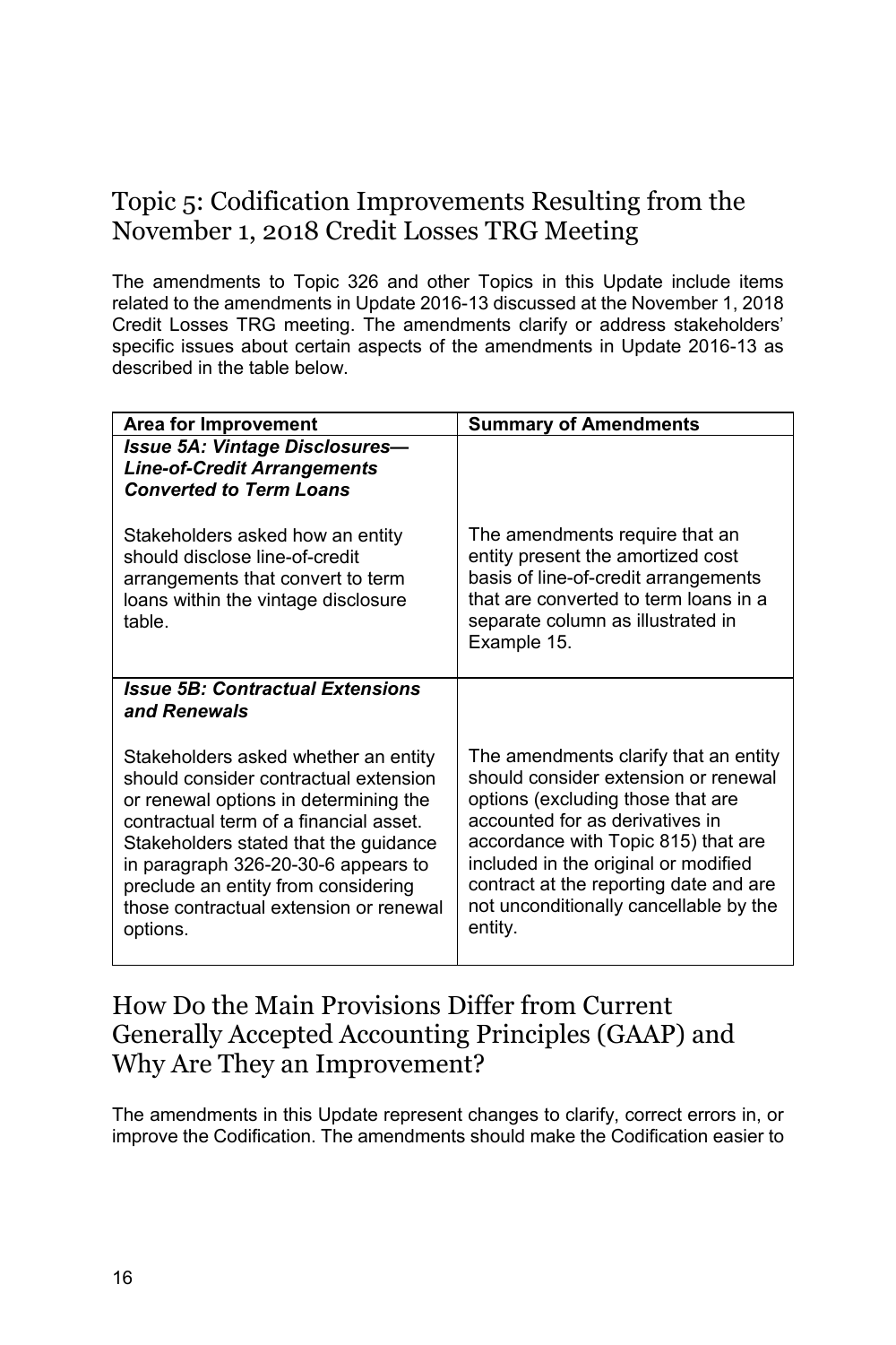## Topic 5: Codification Improvements Resulting from the November 1, 2018 Credit Losses TRG Meeting

The amendments to Topic 326 and other Topics in this Update include items related to the amendments in Update 2016-13 discussed at the November 1, 2018 Credit Losses TRG meeting. The amendments clarify or address stakeholders' specific issues about certain aspects of the amendments in Update 2016-13 as described in the table below.

| Area for Improvement | Summary of Amendments |
| --- | --- |
| ***Issue 5A: Vintage Disclosures—Line-of-Credit Arrangements Converted to Term Loans*** | |
| Stakeholders asked how an entity should disclose line-of-credit arrangements that convert to term loans within the vintage disclosure table. | The amendments require that an entity present the amortized cost basis of line-of-credit arrangements that are converted to term loans in a separate column as illustrated in Example 15. |
| ***Issue 5B: Contractual Extensions and Renewals*** | |
| Stakeholders asked whether an entity should consider contractual extension or renewal options in determining the contractual term of a financial asset. Stakeholders stated that the guidance in paragraph 326-20-30-6 appears to preclude an entity from considering those contractual extension or renewal options. | The amendments clarify that an entity should consider extension or renewal options (excluding those that are accounted for as derivatives in accordance with Topic 815) that are included in the original or modified contract at the reporting date and are not unconditionally cancellable by the entity. |

## How Do the Main Provisions Differ from Current Generally Accepted Accounting Principles (GAAP) and Why Are They an Improvement?

The amendments in this Update represent changes to clarify, correct errors in, or improve the Codification. The amendments should make the Codification easier to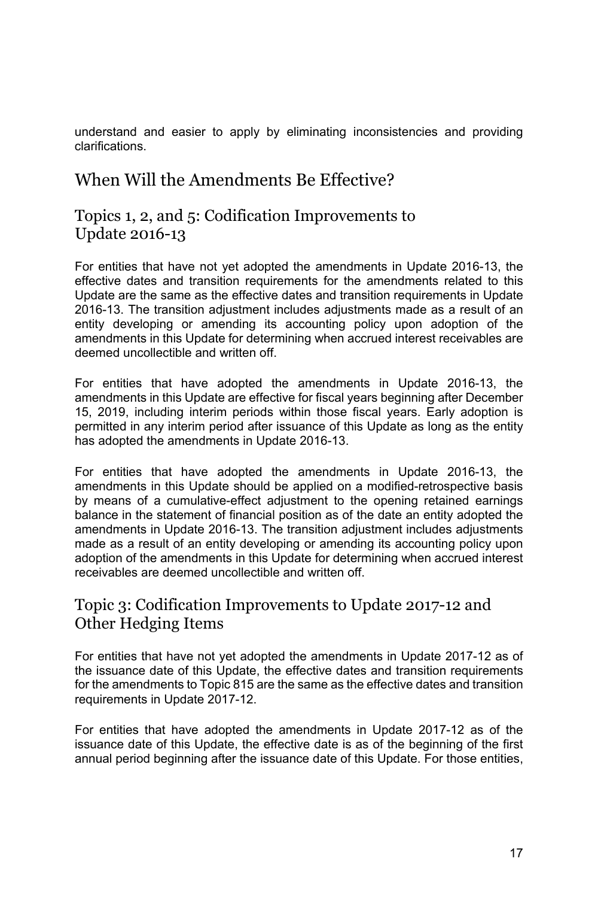understand and easier to apply by eliminating inconsistencies and providing clarifications.

## When Will the Amendments Be Effective?

### Topics 1, 2, and 5: Codification Improvements to Update 2016-13

For entities that have not yet adopted the amendments in Update 2016-13, the effective dates and transition requirements for the amendments related to this Update are the same as the effective dates and transition requirements in Update 2016-13. The transition adjustment includes adjustments made as a result of an entity developing or amending its accounting policy upon adoption of the amendments in this Update for determining when accrued interest receivables are deemed uncollectible and written off.

For entities that have adopted the amendments in Update 2016-13, the amendments in this Update are effective for fiscal years beginning after December 15, 2019, including interim periods within those fiscal years. Early adoption is permitted in any interim period after issuance of this Update as long as the entity has adopted the amendments in Update 2016-13.

For entities that have adopted the amendments in Update 2016-13, the amendments in this Update should be applied on a modified-retrospective basis by means of a cumulative-effect adjustment to the opening retained earnings balance in the statement of financial position as of the date an entity adopted the amendments in Update 2016-13. The transition adjustment includes adjustments made as a result of an entity developing or amending its accounting policy upon adoption of the amendments in this Update for determining when accrued interest receivables are deemed uncollectible and written off.

### Topic 3: Codification Improvements to Update 2017-12 and Other Hedging Items

For entities that have not yet adopted the amendments in Update 2017-12 as of the issuance date of this Update, the effective dates and transition requirements for the amendments to Topic 815 are the same as the effective dates and transition requirements in Update 2017-12.

For entities that have adopted the amendments in Update 2017-12 as of the issuance date of this Update, the effective date is as of the beginning of the first annual period beginning after the issuance date of this Update. For those entities,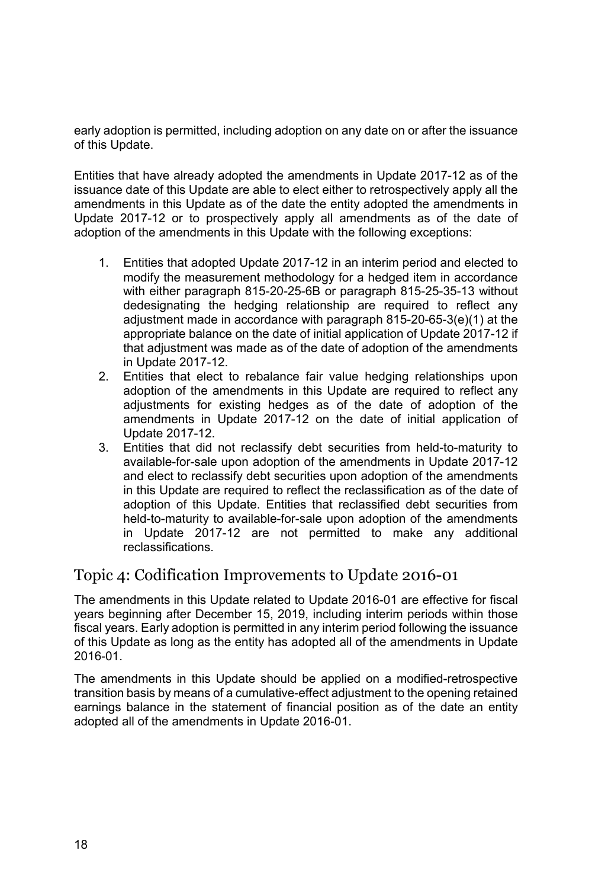early adoption is permitted, including adoption on any date on or after the issuance of this Update.

Entities that have already adopted the amendments in Update 2017-12 as of the issuance date of this Update are able to elect either to retrospectively apply all the amendments in this Update as of the date the entity adopted the amendments in Update 2017-12 or to prospectively apply all amendments as of the date of adoption of the amendments in this Update with the following exceptions:

1. Entities that adopted Update 2017-12 in an interim period and elected to modify the measurement methodology for a hedged item in accordance with either paragraph 815-20-25-6B or paragraph 815-25-35-13 without dedesignating the hedging relationship are required to reflect any adjustment made in accordance with paragraph 815-20-65-3(e)(1) at the appropriate balance on the date of initial application of Update 2017-12 if that adjustment was made as of the date of adoption of the amendments in Update 2017-12.
2. Entities that elect to rebalance fair value hedging relationships upon adoption of the amendments in this Update are required to reflect any adjustments for existing hedges as of the date of adoption of the amendments in Update 2017-12 on the date of initial application of Update 2017-12.
3. Entities that did not reclassify debt securities from held-to-maturity to available-for-sale upon adoption of the amendments in Update 2017-12 and elect to reclassify debt securities upon adoption of the amendments in this Update are required to reflect the reclassification as of the date of adoption of this Update. Entities that reclassified debt securities from held-to-maturity to available-for-sale upon adoption of the amendments in Update 2017-12 are not permitted to make any additional reclassifications.

## Topic 4: Codification Improvements to Update 2016-01

The amendments in this Update related to Update 2016-01 are effective for fiscal years beginning after December 15, 2019, including interim periods within those fiscal years. Early adoption is permitted in any interim period following the issuance of this Update as long as the entity has adopted all of the amendments in Update 2016-01.

The amendments in this Update should be applied on a modified-retrospective transition basis by means of a cumulative-effect adjustment to the opening retained earnings balance in the statement of financial position as of the date an entity adopted all of the amendments in Update 2016-01.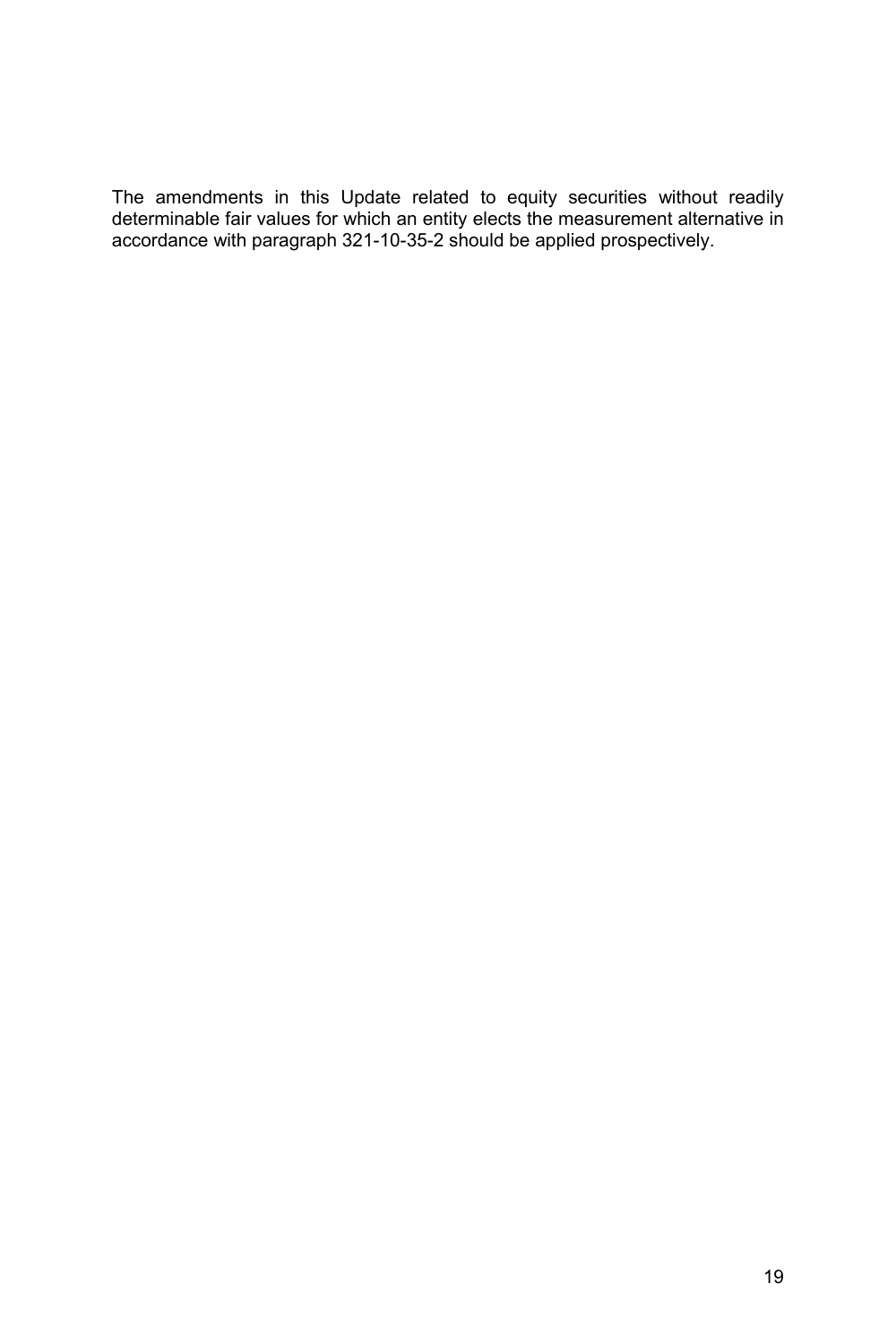The amendments in this Update related to equity securities without readily determinable fair values for which an entity elects the measurement alternative in accordance with paragraph 321-10-35-2 should be applied prospectively.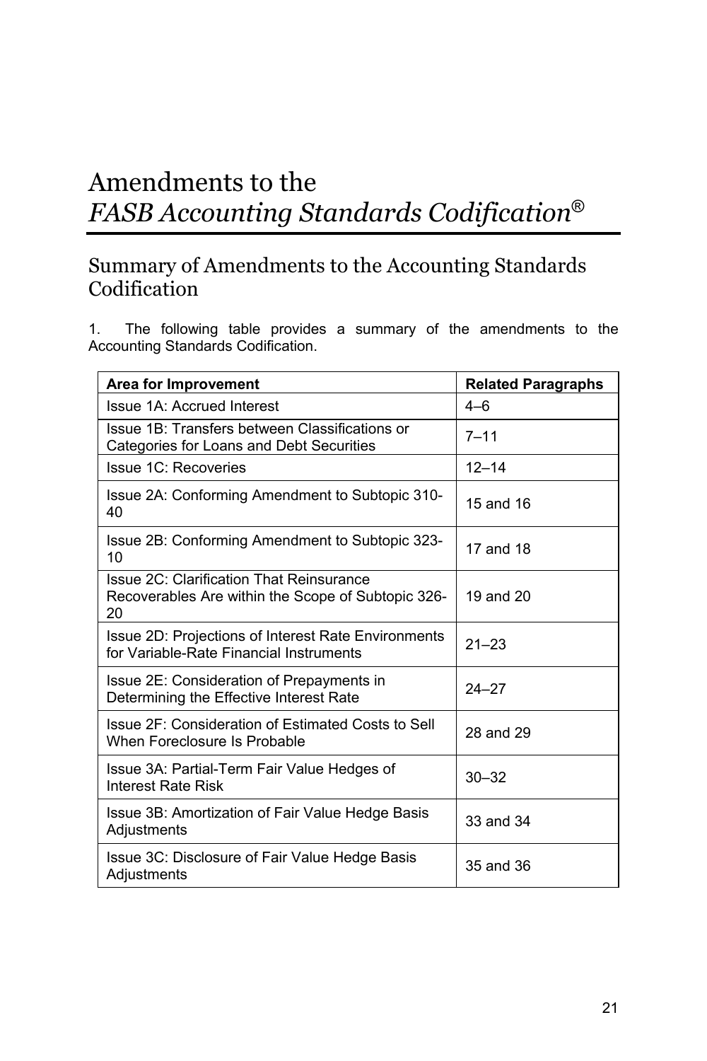# Amendments to the *FASB Accounting Standards Codification*®

## Summary of Amendments to the Accounting Standards Codification

1. The following table provides a summary of the amendments to the Accounting Standards Codification.

| Area for Improvement | Related Paragraphs |
|---|---|
| Issue 1A: Accrued Interest | 4–6 |
| Issue 1B: Transfers between Classifications or Categories for Loans and Debt Securities | 7–11 |
| Issue 1C: Recoveries | 12–14 |
| Issue 2A: Conforming Amendment to Subtopic 310-40 | 15 and 16 |
| Issue 2B: Conforming Amendment to Subtopic 323-10 | 17 and 18 |
| Issue 2C: Clarification That Reinsurance Recoverables Are within the Scope of Subtopic 326-20 | 19 and 20 |
| Issue 2D: Projections of Interest Rate Environments for Variable-Rate Financial Instruments | 21–23 |
| Issue 2E: Consideration of Prepayments in Determining the Effective Interest Rate | 24–27 |
| Issue 2F: Consideration of Estimated Costs to Sell When Foreclosure Is Probable | 28 and 29 |
| Issue 3A: Partial-Term Fair Value Hedges of Interest Rate Risk | 30–32 |
| Issue 3B: Amortization of Fair Value Hedge Basis Adjustments | 33 and 34 |
| Issue 3C: Disclosure of Fair Value Hedge Basis Adjustments | 35 and 36 |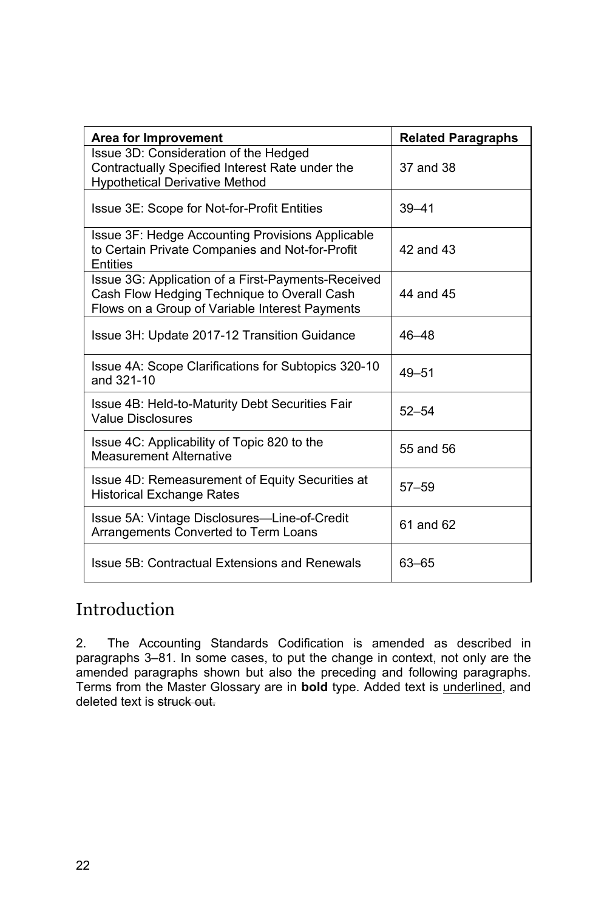| Area for Improvement | Related Paragraphs |
|---|---|
| Issue 3D: Consideration of the Hedged Contractually Specified Interest Rate under the Hypothetical Derivative Method | 37 and 38 |
| Issue 3E: Scope for Not-for-Profit Entities | 39–41 |
| Issue 3F: Hedge Accounting Provisions Applicable to Certain Private Companies and Not-for-Profit Entities | 42 and 43 |
| Issue 3G: Application of a First-Payments-Received Cash Flow Hedging Technique to Overall Cash Flows on a Group of Variable Interest Payments | 44 and 45 |
| Issue 3H: Update 2017-12 Transition Guidance | 46–48 |
| Issue 4A: Scope Clarifications for Subtopics 320-10 and 321-10 | 49–51 |
| Issue 4B: Held-to-Maturity Debt Securities Fair Value Disclosures | 52–54 |
| Issue 4C: Applicability of Topic 820 to the Measurement Alternative | 55 and 56 |
| Issue 4D: Remeasurement of Equity Securities at Historical Exchange Rates | 57–59 |
| Issue 5A: Vintage Disclosures—Line-of-Credit Arrangements Converted to Term Loans | 61 and 62 |
| Issue 5B: Contractual Extensions and Renewals | 63–65 |

# Introduction

2. The Accounting Standards Codification is amended as described in paragraphs 3–81. In some cases, to put the change in context, not only are the amended paragraphs shown but also the preceding and following paragraphs. Terms from the Master Glossary are in **bold** type. Added text is underlined, and deleted text is ~~struck out.~~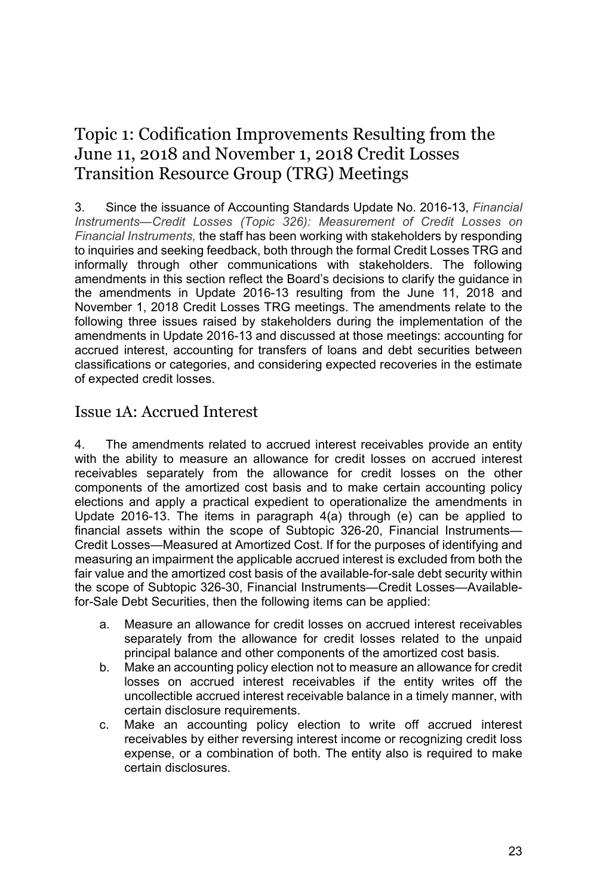## Topic 1: Codification Improvements Resulting from the June 11, 2018 and November 1, 2018 Credit Losses Transition Resource Group (TRG) Meetings

3. Since the issuance of Accounting Standards Update No. 2016-13, *Financial Instruments—Credit Losses (Topic 326): Measurement of Credit Losses on Financial Instruments,* the staff has been working with stakeholders by responding to inquiries and seeking feedback, both through the formal Credit Losses TRG and informally through other communications with stakeholders. The following amendments in this section reflect the Board's decisions to clarify the guidance in the amendments in Update 2016-13 resulting from the June 11, 2018 and November 1, 2018 Credit Losses TRG meetings. The amendments relate to the following three issues raised by stakeholders during the implementation of the amendments in Update 2016-13 and discussed at those meetings: accounting for accrued interest, accounting for transfers of loans and debt securities between classifications or categories, and considering expected recoveries in the estimate of expected credit losses.

### Issue 1A: Accrued Interest

4. The amendments related to accrued interest receivables provide an entity with the ability to measure an allowance for credit losses on accrued interest receivables separately from the allowance for credit losses on the other components of the amortized cost basis and to make certain accounting policy elections and apply a practical expedient to operationalize the amendments in Update 2016-13. The items in paragraph 4(a) through (e) can be applied to financial assets within the scope of Subtopic 326-20, Financial Instruments—Credit Losses—Measured at Amortized Cost. If for the purposes of identifying and measuring an impairment the applicable accrued interest is excluded from both the fair value and the amortized cost basis of the available-for-sale debt security within the scope of Subtopic 326-30, Financial Instruments—Credit Losses—Available-for-Sale Debt Securities, then the following items can be applied:

a. Measure an allowance for credit losses on accrued interest receivables separately from the allowance for credit losses related to the unpaid principal balance and other components of the amortized cost basis.
b. Make an accounting policy election not to measure an allowance for credit losses on accrued interest receivables if the entity writes off the uncollectible accrued interest receivable balance in a timely manner, with certain disclosure requirements.
c. Make an accounting policy election to write off accrued interest receivables by either reversing interest income or recognizing credit loss expense, or a combination of both. The entity also is required to make certain disclosures.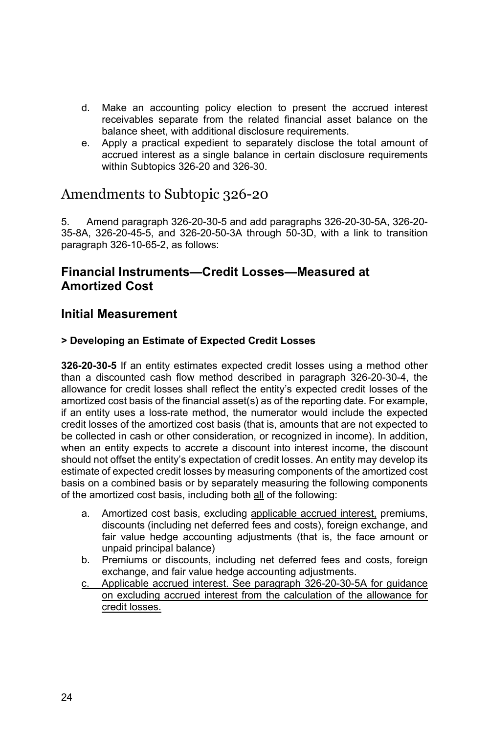d. Make an accounting policy election to present the accrued interest receivables separate from the related financial asset balance on the balance sheet, with additional disclosure requirements.
e. Apply a practical expedient to separately disclose the total amount of accrued interest as a single balance in certain disclosure requirements within Subtopics 326-20 and 326-30.

# Amendments to Subtopic 326-20

5. Amend paragraph 326-20-30-5 and add paragraphs 326-20-30-5A, 326-20-35-8A, 326-20-45-5, and 326-20-50-3A through 50-3D, with a link to transition paragraph 326-10-65-2, as follows:

## Financial Instruments—Credit Losses—Measured at Amortized Cost

## Initial Measurement

#### > Developing an Estimate of Expected Credit Losses

**326-20-30-5** If an entity estimates expected credit losses using a method other than a discounted cash flow method described in paragraph 326-20-30-4, the allowance for credit losses shall reflect the entity's expected credit losses of the amortized cost basis of the financial asset(s) as of the reporting date. For example, if an entity uses a loss-rate method, the numerator would include the expected credit losses of the amortized cost basis (that is, amounts that are not expected to be collected in cash or other consideration, or recognized in income). In addition, when an entity expects to accrete a discount into interest income, the discount should not offset the entity's expectation of credit losses. An entity may develop its estimate of expected credit losses by measuring components of the amortized cost basis on a combined basis or by separately measuring the following components of the amortized cost basis, including ~~both~~ <u>all</u> of the following:

a. Amortized cost basis, excluding <u>applicable accrued interest,</u> premiums, discounts (including net deferred fees and costs), foreign exchange, and fair value hedge accounting adjustments (that is, the face amount or unpaid principal balance)
b. Premiums or discounts, including net deferred fees and costs, foreign exchange, and fair value hedge accounting adjustments.
c. <u>Applicable accrued interest. See paragraph 326-20-30-5A for guidance on excluding accrued interest from the calculation of the allowance for credit losses.</u>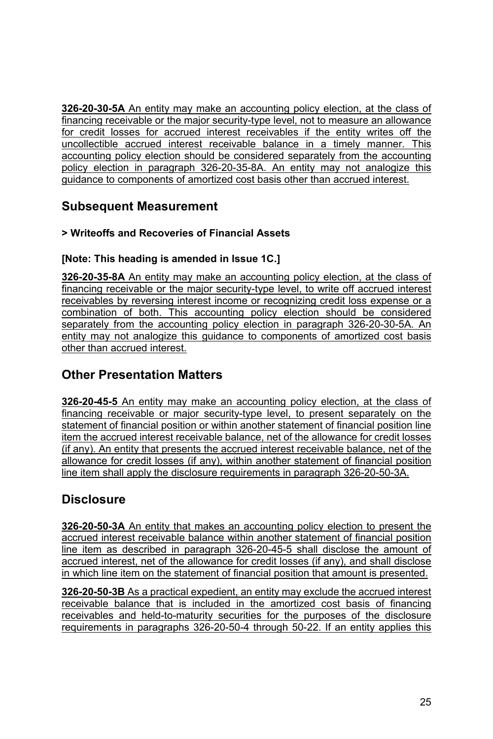**326-20-30-5A** An entity may make an accounting policy election, at the class of financing receivable or the major security-type level, not to measure an allowance for credit losses for accrued interest receivables if the entity writes off the uncollectible accrued interest receivable balance in a timely manner. This accounting policy election should be considered separately from the accounting policy election in paragraph 326-20-35-8A. An entity may not analogize this guidance to components of amortized cost basis other than accrued interest.

## Subsequent Measurement

#### > Writeoffs and Recoveries of Financial Assets

#### [Note: This heading is amended in Issue 1C.]

**326-20-35-8A** An entity may make an accounting policy election, at the class of financing receivable or the major security-type level, to write off accrued interest receivables by reversing interest income or recognizing credit loss expense or a combination of both. This accounting policy election should be considered separately from the accounting policy election in paragraph 326-20-30-5A. An entity may not analogize this guidance to components of amortized cost basis other than accrued interest.

## Other Presentation Matters

**326-20-45-5** An entity may make an accounting policy election, at the class of financing receivable or major security-type level, to present separately on the statement of financial position or within another statement of financial position line item the accrued interest receivable balance, net of the allowance for credit losses (if any). An entity that presents the accrued interest receivable balance, net of the allowance for credit losses (if any), within another statement of financial position line item shall apply the disclosure requirements in paragraph 326-20-50-3A.

## Disclosure

**326-20-50-3A** An entity that makes an accounting policy election to present the accrued interest receivable balance within another statement of financial position line item as described in paragraph 326-20-45-5 shall disclose the amount of accrued interest, net of the allowance for credit losses (if any), and shall disclose in which line item on the statement of financial position that amount is presented.

**326-20-50-3B** As a practical expedient, an entity may exclude the accrued interest receivable balance that is included in the amortized cost basis of financing receivables and held-to-maturity securities for the purposes of the disclosure requirements in paragraphs 326-20-50-4 through 50-22. If an entity applies this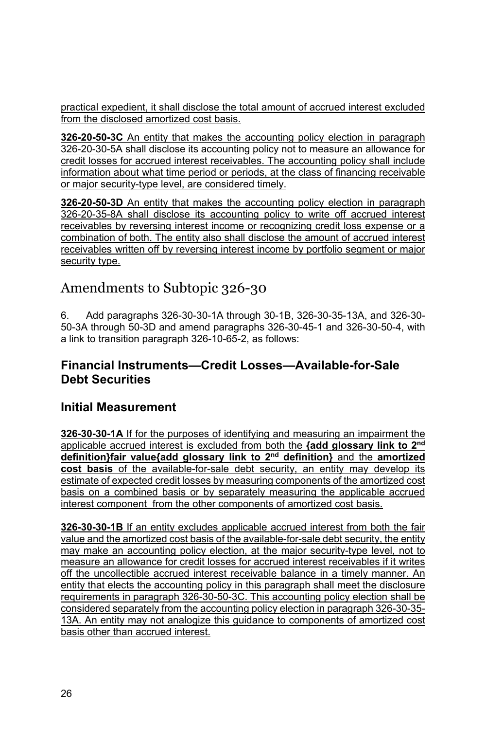practical expedient, it shall disclose the total amount of accrued interest excluded from the disclosed amortized cost basis.

**326-20-50-3C** An entity that makes the accounting policy election in paragraph 326-20-30-5A shall disclose its accounting policy not to measure an allowance for credit losses for accrued interest receivables. The accounting policy shall include information about what time period or periods, at the class of financing receivable or major security-type level, are considered timely.

**326-20-50-3D** An entity that makes the accounting policy election in paragraph 326-20-35-8A shall disclose its accounting policy to write off accrued interest receivables by reversing interest income or recognizing credit loss expense or a combination of both. The entity also shall disclose the amount of accrued interest receivables written off by reversing interest income by portfolio segment or major security type.

# Amendments to Subtopic 326-30

6. Add paragraphs 326-30-30-1A through 30-1B, 326-30-35-13A, and 326-30-50-3A through 50-3D and amend paragraphs 326-30-45-1 and 326-30-50-4, with a link to transition paragraph 326-10-65-2, as follows:

## Financial Instruments—Credit Losses—Available-for-Sale Debt Securities

## Initial Measurement

**326-30-30-1A** If for the purposes of identifying and measuring an impairment the applicable accrued interest is excluded from both the **{add glossary link to 2nd definition}fair value{add glossary link to 2nd definition}** and the **amortized cost basis** of the available-for-sale debt security, an entity may develop its estimate of expected credit losses by measuring components of the amortized cost basis on a combined basis or by separately measuring the applicable accrued interest component from the other components of amortized cost basis.

**326-30-30-1B** If an entity excludes applicable accrued interest from both the fair value and the amortized cost basis of the available-for-sale debt security, the entity may make an accounting policy election, at the major security-type level, not to measure an allowance for credit losses for accrued interest receivables if it writes off the uncollectible accrued interest receivable balance in a timely manner. An entity that elects the accounting policy in this paragraph shall meet the disclosure requirements in paragraph 326-30-50-3C. This accounting policy election shall be considered separately from the accounting policy election in paragraph 326-30-35-13A. An entity may not analogize this guidance to components of amortized cost basis other than accrued interest.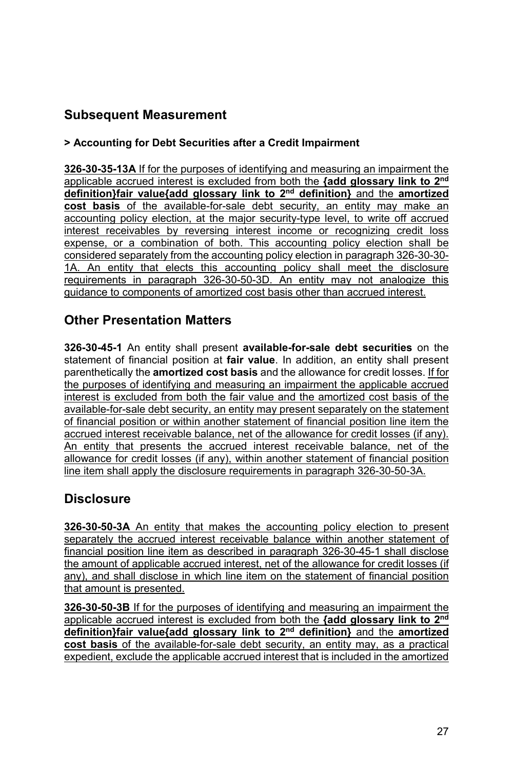## Subsequent Measurement

### > Accounting for Debt Securities after a Credit Impairment

**326-30-35-13A** If for the purposes of identifying and measuring an impairment the applicable accrued interest is excluded from both the **{add glossary link to 2nd definition}fair value{add glossary link to 2nd definition}** and the **amortized cost basis** of the available-for-sale debt security, an entity may make an accounting policy election, at the major security-type level, to write off accrued interest receivables by reversing interest income or recognizing credit loss expense, or a combination of both. This accounting policy election shall be considered separately from the accounting policy election in paragraph 326-30-30-1A. An entity that elects this accounting policy shall meet the disclosure requirements in paragraph 326-30-50-3D. An entity may not analogize this guidance to components of amortized cost basis other than accrued interest.

## Other Presentation Matters

**326-30-45-1** An entity shall present **available-for-sale debt securities** on the statement of financial position at **fair value**. In addition, an entity shall present parenthetically the **amortized cost basis** and the allowance for credit losses. If for the purposes of identifying and measuring an impairment the applicable accrued interest is excluded from both the fair value and the amortized cost basis of the available-for-sale debt security, an entity may present separately on the statement of financial position or within another statement of financial position line item the accrued interest receivable balance, net of the allowance for credit losses (if any). An entity that presents the accrued interest receivable balance, net of the allowance for credit losses (if any), within another statement of financial position line item shall apply the disclosure requirements in paragraph 326-30-50-3A.

## Disclosure

**326-30-50-3A** An entity that makes the accounting policy election to present separately the accrued interest receivable balance within another statement of financial position line item as described in paragraph 326-30-45-1 shall disclose the amount of applicable accrued interest, net of the allowance for credit losses (if any), and shall disclose in which line item on the statement of financial position that amount is presented.

**326-30-50-3B** If for the purposes of identifying and measuring an impairment the applicable accrued interest is excluded from both the **{add glossary link to 2nd definition}fair value{add glossary link to 2nd definition}** and the **amortized cost basis** of the available-for-sale debt security, an entity may, as a practical expedient, exclude the applicable accrued interest that is included in the amortized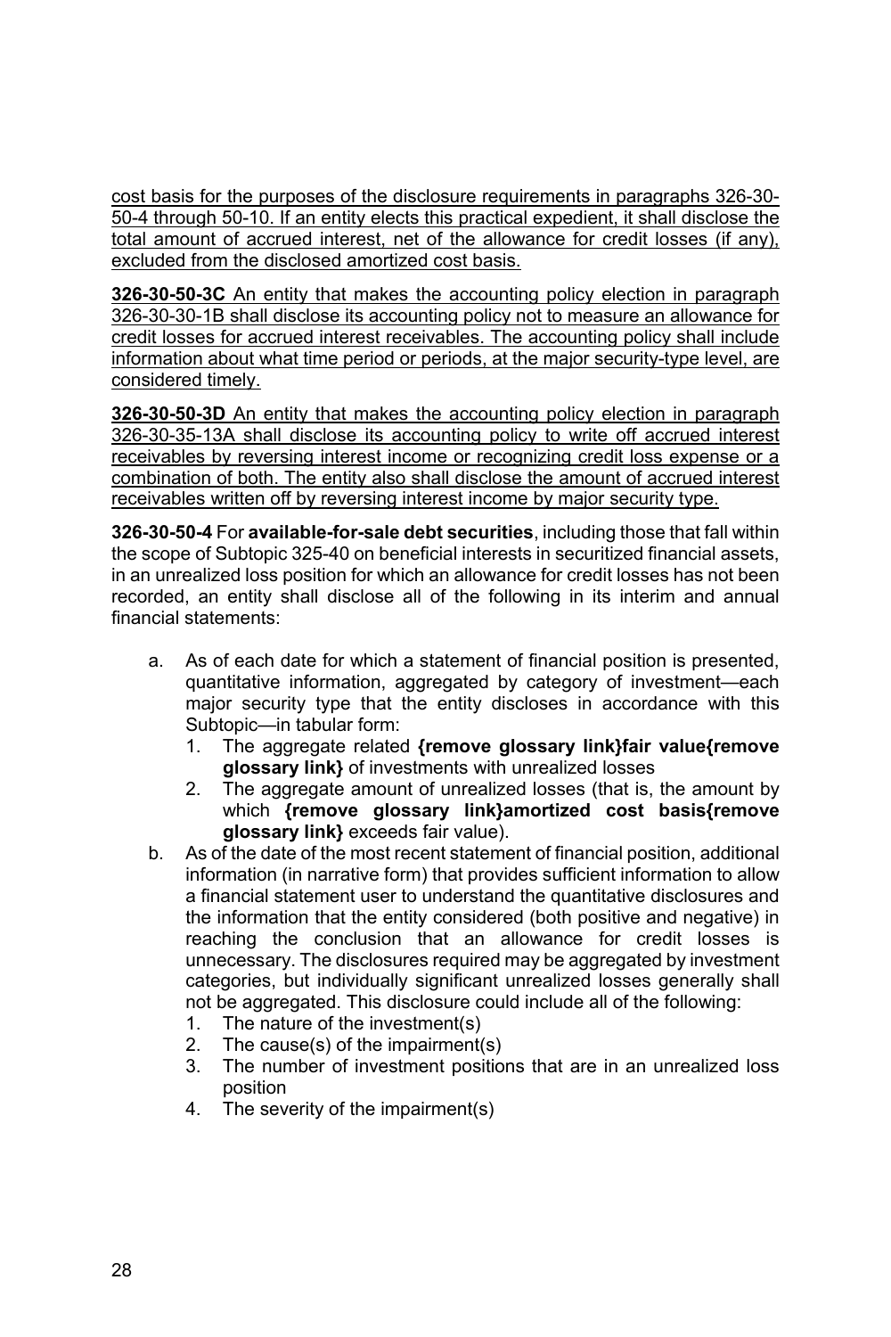cost basis for the purposes of the disclosure requirements in paragraphs 326-30-50-4 through 50-10. If an entity elects this practical expedient, it shall disclose the total amount of accrued interest, net of the allowance for credit losses (if any), excluded from the disclosed amortized cost basis.

**326-30-50-3C** An entity that makes the accounting policy election in paragraph 326-30-30-1B shall disclose its accounting policy not to measure an allowance for credit losses for accrued interest receivables. The accounting policy shall include information about what time period or periods, at the major security-type level, are considered timely.

**326-30-50-3D** An entity that makes the accounting policy election in paragraph 326-30-35-13A shall disclose its accounting policy to write off accrued interest receivables by reversing interest income or recognizing credit loss expense or a combination of both. The entity also shall disclose the amount of accrued interest receivables written off by reversing interest income by major security type.

**326-30-50-4** For **available-for-sale debt securities**, including those that fall within the scope of Subtopic 325-40 on beneficial interests in securitized financial assets, in an unrealized loss position for which an allowance for credit losses has not been recorded, an entity shall disclose all of the following in its interim and annual financial statements:

a. As of each date for which a statement of financial position is presented, quantitative information, aggregated by category of investment—each major security type that the entity discloses in accordance with this Subtopic—in tabular form:
   1. The aggregate related **{remove glossary link}fair value{remove glossary link}** of investments with unrealized losses
   2. The aggregate amount of unrealized losses (that is, the amount by which **{remove glossary link}amortized cost basis{remove glossary link}** exceeds fair value).
b. As of the date of the most recent statement of financial position, additional information (in narrative form) that provides sufficient information to allow a financial statement user to understand the quantitative disclosures and the information that the entity considered (both positive and negative) in reaching the conclusion that an allowance for credit losses is unnecessary. The disclosures required may be aggregated by investment categories, but individually significant unrealized losses generally shall not be aggregated. This disclosure could include all of the following:
   1. The nature of the investment(s)
   2. The cause(s) of the impairment(s)
   3. The number of investment positions that are in an unrealized loss position
   4. The severity of the impairment(s)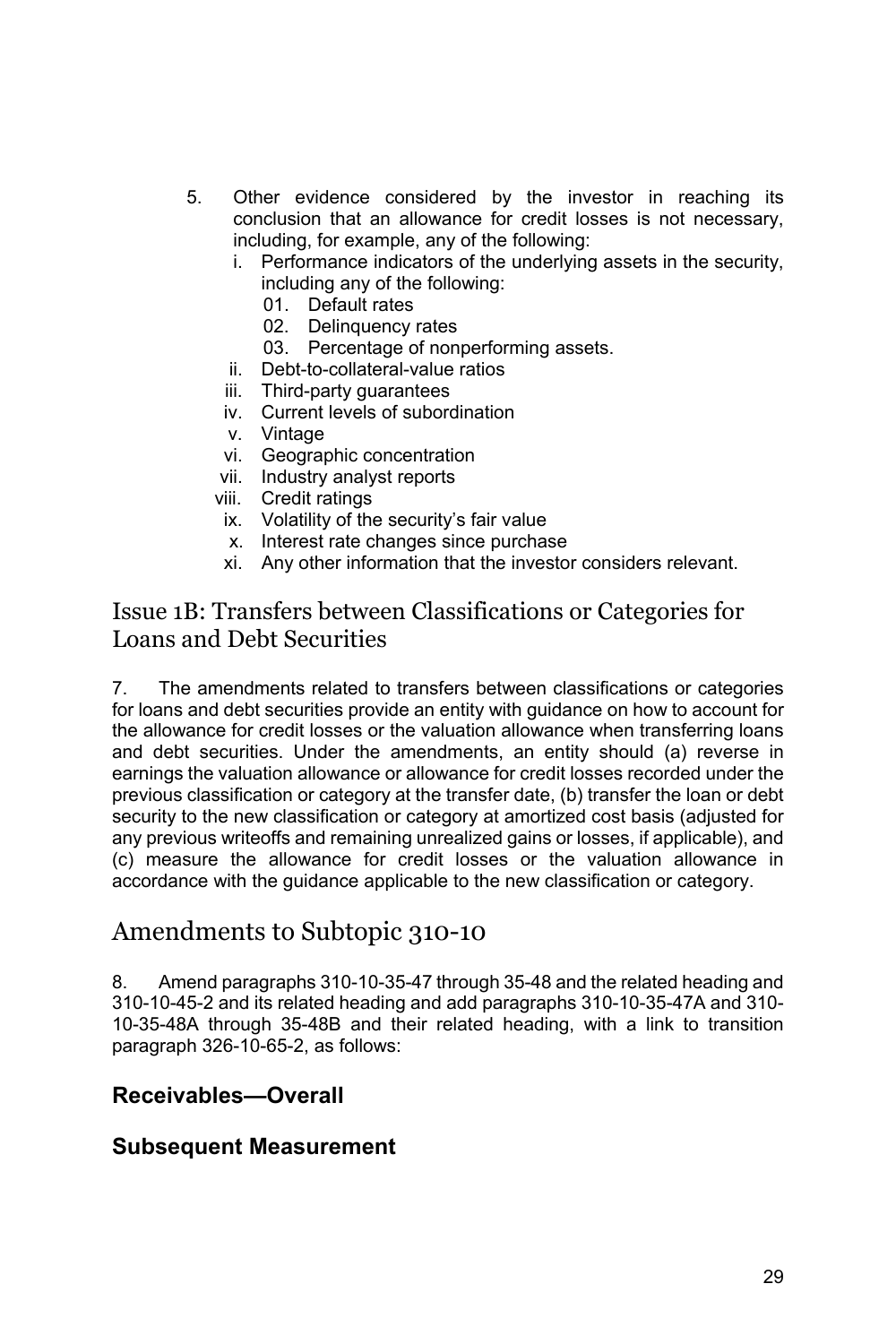5. Other evidence considered by the investor in reaching its conclusion that an allowance for credit losses is not necessary, including, for example, any of the following:
   i. Performance indicators of the underlying assets in the security, including any of the following:
      01. Default rates
      02. Delinquency rates
      03. Percentage of nonperforming assets.
   ii. Debt-to-collateral-value ratios
   iii. Third-party guarantees
   iv. Current levels of subordination
   v. Vintage
   vi. Geographic concentration
   vii. Industry analyst reports
   viii. Credit ratings
   ix. Volatility of the security's fair value
   x. Interest rate changes since purchase
   xi. Any other information that the investor considers relevant.

## Issue 1B: Transfers between Classifications or Categories for Loans and Debt Securities

7. The amendments related to transfers between classifications or categories for loans and debt securities provide an entity with guidance on how to account for the allowance for credit losses or the valuation allowance when transferring loans and debt securities. Under the amendments, an entity should (a) reverse in earnings the valuation allowance or allowance for credit losses recorded under the previous classification or category at the transfer date, (b) transfer the loan or debt security to the new classification or category at amortized cost basis (adjusted for any previous writeoffs and remaining unrealized gains or losses, if applicable), and (c) measure the allowance for credit losses or the valuation allowance in accordance with the guidance applicable to the new classification or category.

# Amendments to Subtopic 310-10

8. Amend paragraphs 310-10-35-47 through 35-48 and the related heading and 310-10-45-2 and its related heading and add paragraphs 310-10-35-47A and 310-10-35-48A through 35-48B and their related heading, with a link to transition paragraph 326-10-65-2, as follows:

### Receivables—Overall

### Subsequent Measurement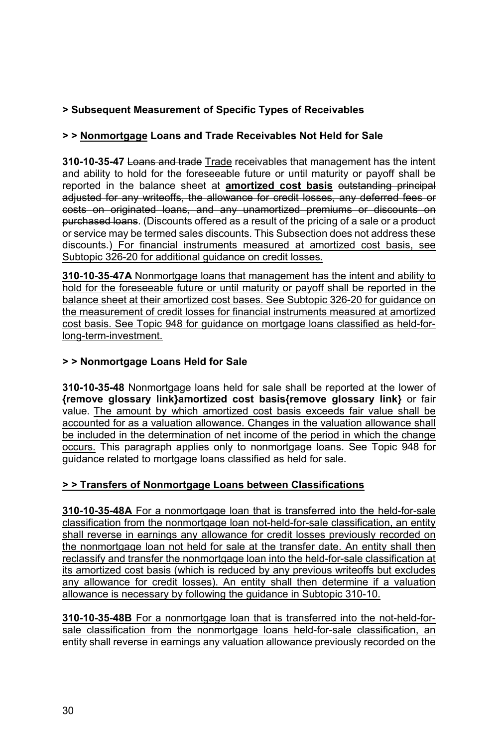**> Subsequent Measurement of Specific Types of Receivables**

**> > Nonmortgage Loans and Trade Receivables Not Held for Sale**

**310-10-35-47** ~~Loans and trade~~ Trade receivables that management has the intent and ability to hold for the foreseeable future or until maturity or payoff shall be reported in the balance sheet at **amortized cost basis** ~~outstanding principal adjusted for any writeoffs, the allowance for credit losses, any deferred fees or costs on originated loans, and any unamortized premiums or discounts on purchased loans~~. (Discounts offered as a result of the pricing of a sale or a product or service may be termed sales discounts. This Subsection does not address these discounts.) For financial instruments measured at amortized cost basis, see Subtopic 326-20 for additional guidance on credit losses.

**310-10-35-47A** Nonmortgage loans that management has the intent and ability to hold for the foreseeable future or until maturity or payoff shall be reported in the balance sheet at their amortized cost bases. See Subtopic 326-20 for guidance on the measurement of credit losses for financial instruments measured at amortized cost basis. See Topic 948 for guidance on mortgage loans classified as held-for-long-term-investment.

**> > Nonmortgage Loans Held for Sale**

**310-10-35-48** Nonmortgage loans held for sale shall be reported at the lower of **{remove glossary link}amortized cost basis{remove glossary link}** or fair value. The amount by which amortized cost basis exceeds fair value shall be accounted for as a valuation allowance. Changes in the valuation allowance shall be included in the determination of net income of the period in which the change occurs. This paragraph applies only to nonmortgage loans. See Topic 948 for guidance related to mortgage loans classified as held for sale.

**> > Transfers of Nonmortgage Loans between Classifications**

**310-10-35-48A** For a nonmortgage loan that is transferred into the held-for-sale classification from the nonmortgage loan not-held-for-sale classification, an entity shall reverse in earnings any allowance for credit losses previously recorded on the nonmortgage loan not held for sale at the transfer date. An entity shall then reclassify and transfer the nonmortgage loan into the held-for-sale classification at its amortized cost basis (which is reduced by any previous writeoffs but excludes any allowance for credit losses). An entity shall then determine if a valuation allowance is necessary by following the guidance in Subtopic 310-10.

**310-10-35-48B** For a nonmortgage loan that is transferred into the not-held-for-sale classification from the nonmortgage loans held-for-sale classification, an entity shall reverse in earnings any valuation allowance previously recorded on the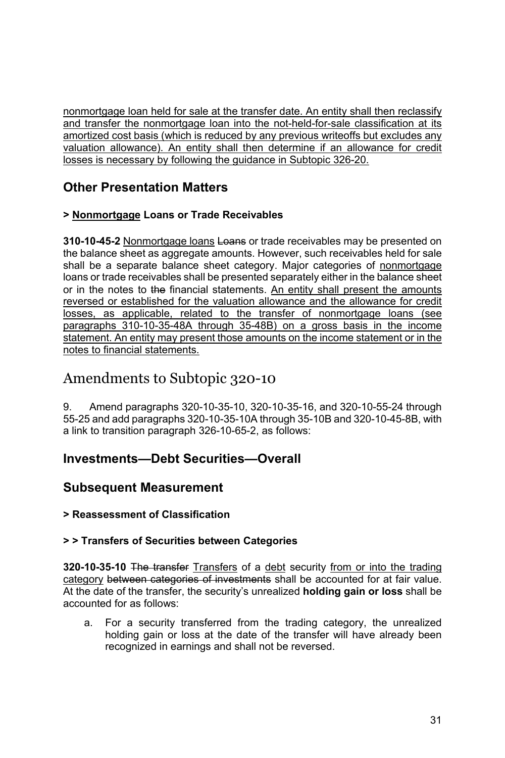nonmortgage loan held for sale at the transfer date. An entity shall then reclassify and transfer the nonmortgage loan into the not-held-for-sale classification at its amortized cost basis (which is reduced by any previous writeoffs but excludes any valuation allowance). An entity shall then determine if an allowance for credit losses is necessary by following the guidance in Subtopic 326-20.

## Other Presentation Matters

### > Nonmortgage Loans or Trade Receivables

**310-10-45-2** Nonmortgage loans ~~Loans~~ or trade receivables may be presented on the balance sheet as aggregate amounts. However, such receivables held for sale shall be a separate balance sheet category. Major categories of nonmortgage loans or trade receivables shall be presented separately either in the balance sheet or in the notes to ~~the~~ financial statements. An entity shall present the amounts reversed or established for the valuation allowance and the allowance for credit losses, as applicable, related to the transfer of nonmortgage loans (see paragraphs 310-10-35-48A through 35-48B) on a gross basis in the income statement. An entity may present those amounts on the income statement or in the notes to financial statements.

# Amendments to Subtopic 320-10

9. Amend paragraphs 320-10-35-10, 320-10-35-16, and 320-10-55-24 through 55-25 and add paragraphs 320-10-35-10A through 35-10B and 320-10-45-8B, with a link to transition paragraph 326-10-65-2, as follows:

## Investments—Debt Securities—Overall

## Subsequent Measurement

### > Reassessment of Classification

### > > Transfers of Securities between Categories

**320-10-35-10** ~~The transfer~~ Transfers of a debt security from or into the trading category ~~between categories of investments~~ shall be accounted for at fair value. At the date of the transfer, the security's unrealized **holding gain or loss** shall be accounted for as follows:

a. For a security transferred from the trading category, the unrealized holding gain or loss at the date of the transfer will have already been recognized in earnings and shall not be reversed.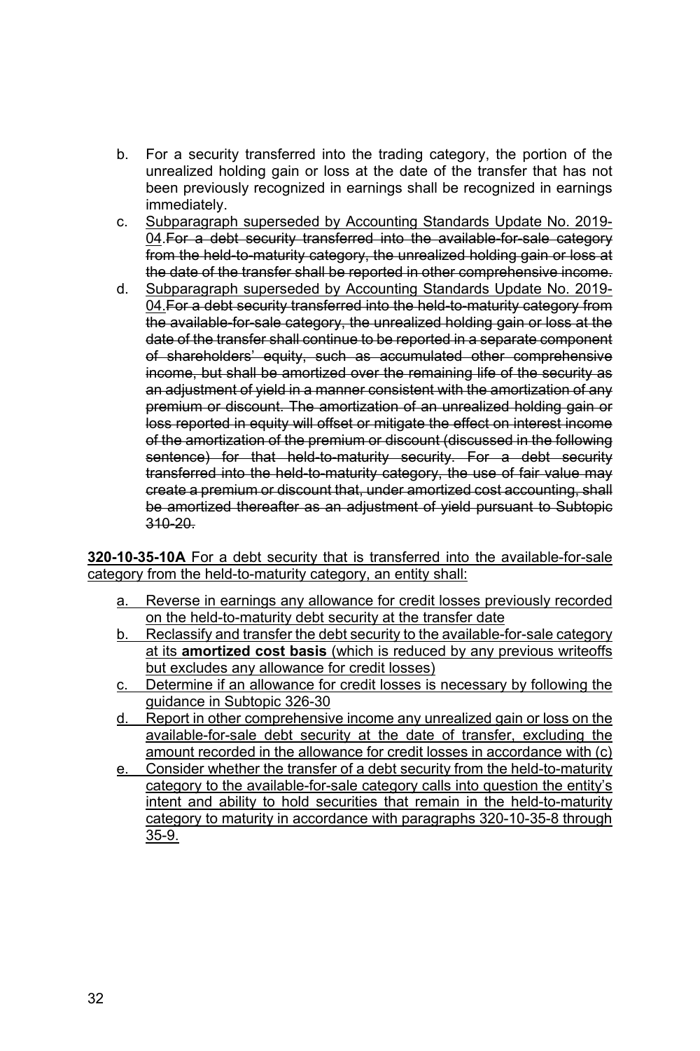b. For a security transferred into the trading category, the portion of the unrealized holding gain or loss at the date of the transfer that has not been previously recognized in earnings shall be recognized in earnings immediately.

c. <u>Subparagraph superseded by Accounting Standards Update No. 2019-04.</u>~~For a debt security transferred into the available-for-sale category from the held-to-maturity category, the unrealized holding gain or loss at the date of the transfer shall be reported in other comprehensive income.~~

d. <u>Subparagraph superseded by Accounting Standards Update No. 2019-04.</u>~~For a debt security transferred into the held-to-maturity category from the available-for-sale category, the unrealized holding gain or loss at the date of the transfer shall continue to be reported in a separate component of shareholders' equity, such as accumulated other comprehensive income, but shall be amortized over the remaining life of the security as an adjustment of yield in a manner consistent with the amortization of any premium or discount. The amortization of an unrealized holding gain or loss reported in equity will offset or mitigate the effect on interest income of the amortization of the premium or discount (discussed in the following sentence) for that held-to-maturity security. For a debt security transferred into the held-to-maturity category, the use of fair value may create a premium or discount that, under amortized cost accounting, shall be amortized thereafter as an adjustment of yield pursuant to Subtopic 310-20.~~

**<u>320-10-35-10A</u>** <u>For a debt security that is transferred into the available-for-sale category from the held-to-maturity category, an entity shall:</u>

<u>a. Reverse in earnings any allowance for credit losses previously recorded on the held-to-maturity debt security at the transfer date</u>

<u>b. Reclassify and transfer the debt security to the available-for-sale category at its **amortized cost basis** (which is reduced by any previous writeoffs but excludes any allowance for credit losses)</u>

<u>c. Determine if an allowance for credit losses is necessary by following the guidance in Subtopic 326-30</u>

<u>d. Report in other comprehensive income any unrealized gain or loss on the available-for-sale debt security at the date of transfer, excluding the amount recorded in the allowance for credit losses in accordance with (c)</u>

<u>e. Consider whether the transfer of a debt security from the held-to-maturity category to the available-for-sale category calls into question the entity's intent and ability to hold securities that remain in the held-to-maturity category to maturity in accordance with paragraphs 320-10-35-8 through 35-9.</u>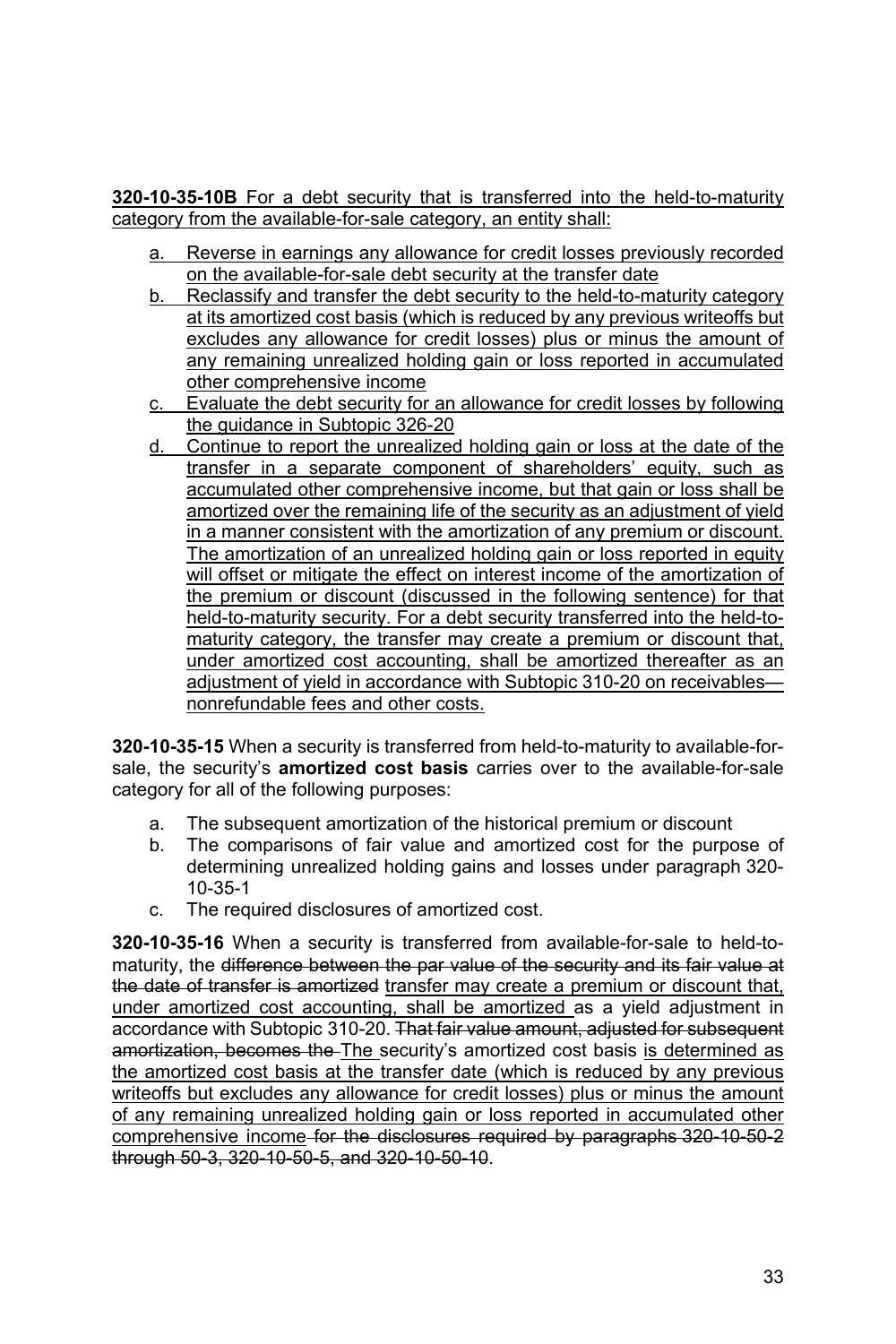**320-10-35-10B** For a debt security that is transferred into the held-to-maturity category from the available-for-sale category, an entity shall:

a. Reverse in earnings any allowance for credit losses previously recorded on the available-for-sale debt security at the transfer date
b. Reclassify and transfer the debt security to the held-to-maturity category at its amortized cost basis (which is reduced by any previous writeoffs but excludes any allowance for credit losses) plus or minus the amount of any remaining unrealized holding gain or loss reported in accumulated other comprehensive income
c. Evaluate the debt security for an allowance for credit losses by following the guidance in Subtopic 326-20
d. Continue to report the unrealized holding gain or loss at the date of the transfer in a separate component of shareholders' equity, such as accumulated other comprehensive income, but that gain or loss shall be amortized over the remaining life of the security as an adjustment of yield in a manner consistent with the amortization of any premium or discount. The amortization of an unrealized holding gain or loss reported in equity will offset or mitigate the effect on interest income of the amortization of the premium or discount (discussed in the following sentence) for that held-to-maturity security. For a debt security transferred into the held-to-maturity category, the transfer may create a premium or discount that, under amortized cost accounting, shall be amortized thereafter as an adjustment of yield in accordance with Subtopic 310-20 on receivables—nonrefundable fees and other costs.

**320-10-35-15** When a security is transferred from held-to-maturity to available-for-sale, the security's **amortized cost basis** carries over to the available-for-sale category for all of the following purposes:

a. The subsequent amortization of the historical premium or discount
b. The comparisons of fair value and amortized cost for the purpose of determining unrealized holding gains and losses under paragraph 320-10-35-1
c. The required disclosures of amortized cost.

**320-10-35-16** When a security is transferred from available-for-sale to held-to-maturity, the ~~difference between the par value of the security and its fair value at the date of transfer is amortized~~ transfer may create a premium or discount that, under amortized cost accounting, shall be amortized as a yield adjustment in accordance with Subtopic 310-20. ~~That fair value amount, adjusted for subsequent amortization, becomes the~~ The security's amortized cost basis is determined as the amortized cost basis at the transfer date (which is reduced by any previous writeoffs but excludes any allowance for credit losses) plus or minus the amount of any remaining unrealized holding gain or loss reported in accumulated other comprehensive income ~~for the disclosures required by paragraphs 320-10-50-2 through 50-3, 320-10-50-5, and 320-10-50-10~~.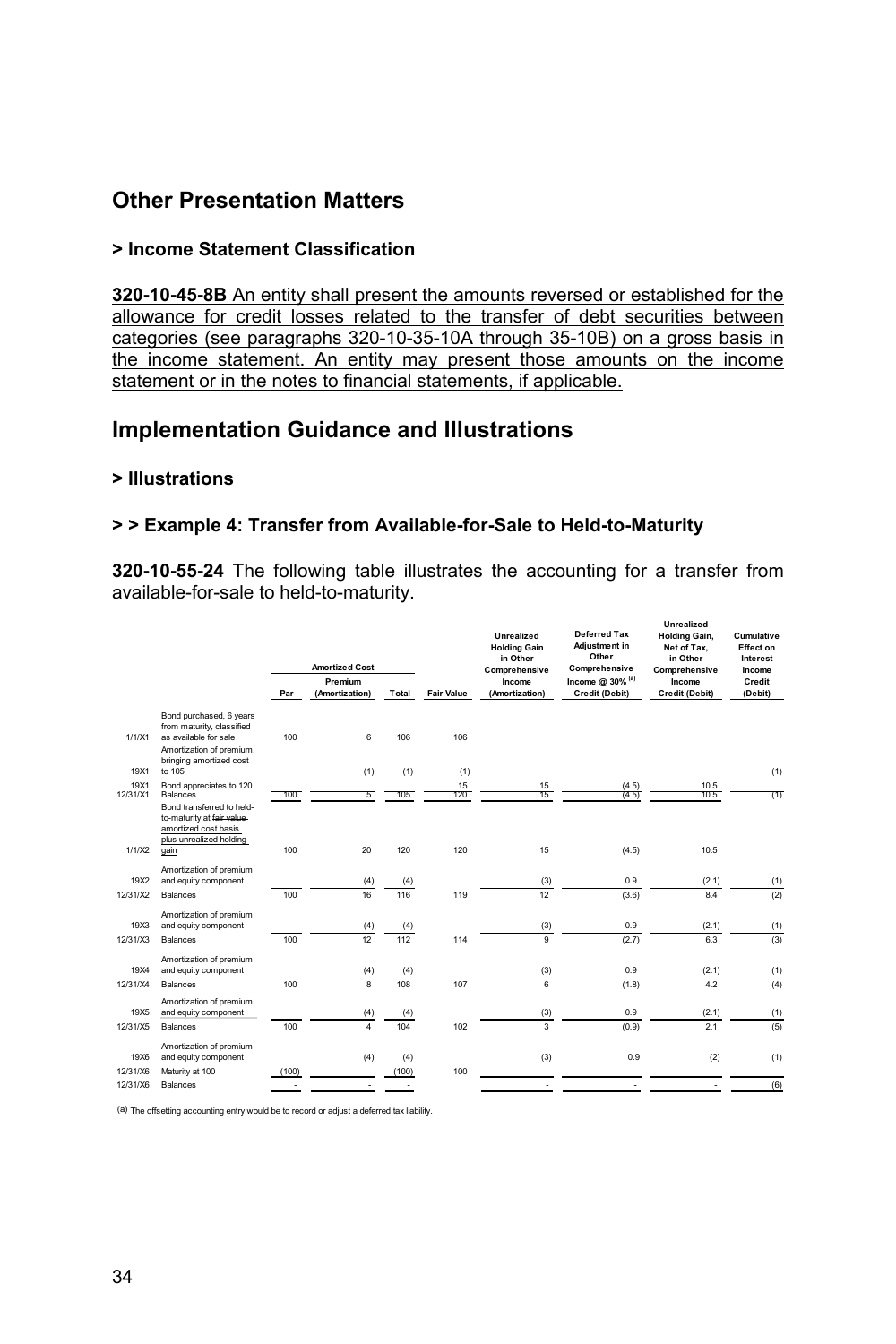## Other Presentation Matters

### > Income Statement Classification

**320-10-45-8B** An entity shall present the amounts reversed or established for the allowance for credit losses related to the transfer of debt securities between categories (see paragraphs 320-10-35-10A through 35-10B) on a gross basis in the income statement. An entity may present those amounts on the income statement or in the notes to financial statements, if applicable.

## Implementation Guidance and Illustrations

### > Illustrations

### > > Example 4: Transfer from Available-for-Sale to Held-to-Maturity

**320-10-55-24** The following table illustrates the accounting for a transfer from available-for-sale to held-to-maturity.

| | | Amortized Cost | | | | Unrealized Holding Gain in Other Comprehensive Income (Amortization) | Deferred Tax Adjustment in Other Comprehensive Income @ 30% [(a)] Credit (Debit) | Unrealized Holding Gain, Net of Tax, in Other Comprehensive Income Credit (Debit) | Cumulative Effect on Interest Income Credit (Debit) |
|---|---|---|---|---|---|---|---|---|---|
| | | Par | Premium (Amortization) | Total | Fair Value | | | | |
| 1/1/X1 | Bond purchased, 6 years from maturity, classified as available for sale | 100 | 6 | 106 | 106 | | | | |
| 19X1 | Amortization of premium, bringing amortized cost to 105 | | (1) | (1) | (1) | | | | (1) |
| 19X1 | Bond appreciates to 120 | | | | 15 | 15 | (4.5) | 10.5 | |
| 12/31/X1 | Balances | 100 | 5 | 105 | 120 | 15 | (4.5) | 10.5 | (1) |
| 1/1/X2 | Bond transferred to held-to-maturity at ~~fair value~~ amortized cost basis plus unrealized holding gain | 100 | 20 | 120 | 120 | 15 | (4.5) | 10.5 | |
| 19X2 | Amortization of premium and equity component | | (4) | (4) | | (3) | 0.9 | (2.1) | (1) |
| 12/31/X2 | Balances | 100 | 16 | 116 | 119 | 12 | (3.6) | 8.4 | (2) |
| 19X3 | Amortization of premium and equity component | | (4) | (4) | | (3) | 0.9 | (2.1) | (1) |
| 12/31/X3 | Balances | 100 | 12 | 112 | 114 | 9 | (2.7) | 6.3 | (3) |
| 19X4 | Amortization of premium and equity component | | (4) | (4) | | (3) | 0.9 | (2.1) | (1) |
| 12/31/X4 | Balances | 100 | 8 | 108 | 107 | 6 | (1.8) | 4.2 | (4) |
| 19X5 | Amortization of premium and equity component | | (4) | (4) | | (3) | 0.9 | (2.1) | (1) |
| 12/31/X5 | Balances | 100 | 4 | 104 | 102 | 3 | (0.9) | 2.1 | (5) |
| 19X6 | Amortization of premium and equity component | | (4) | (4) | | (3) | 0.9 | (2) | (1) |
| 12/31/X6 | Maturity at 100 | (100) | | (100) | 100 | | | | |
| 12/31/X6 | Balances | - | - | - | | - | - | - | (6) |

(a) The offsetting accounting entry would be to record or adjust a deferred tax liability.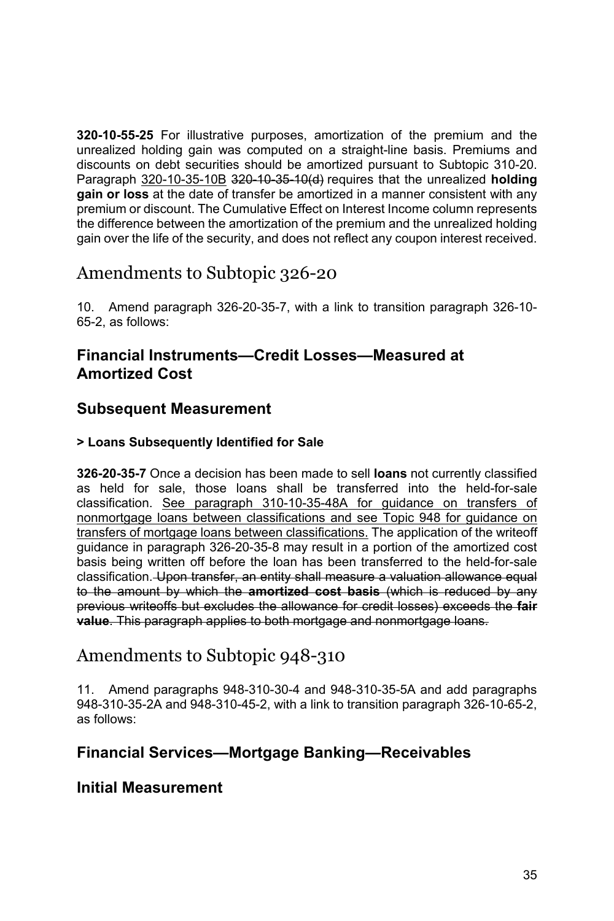**320-10-55-25** For illustrative purposes, amortization of the premium and the unrealized holding gain was computed on a straight-line basis. Premiums and discounts on debt securities should be amortized pursuant to Subtopic 310-20. Paragraph <u>320-10-35-10B</u> ~~320-10-35-10(d)~~ requires that the unrealized **holding gain or loss** at the date of transfer be amortized in a manner consistent with any premium or discount. The Cumulative Effect on Interest Income column represents the difference between the amortization of the premium and the unrealized holding gain over the life of the security, and does not reflect any coupon interest received.

# Amendments to Subtopic 326-20

10. Amend paragraph 326-20-35-7, with a link to transition paragraph 326-10-65-2, as follows:

## Financial Instruments—Credit Losses—Measured at Amortized Cost

## Subsequent Measurement

#### > Loans Subsequently Identified for Sale

**326-20-35-7** Once a decision has been made to sell **loans** not currently classified as held for sale, those loans shall be transferred into the held-for-sale classification. <u>See paragraph 310-10-35-48A for guidance on transfers of nonmortgage loans between classifications and see Topic 948 for guidance on transfers of mortgage loans between classifications.</u> The application of the writeoff guidance in paragraph 326-20-35-8 may result in a portion of the amortized cost basis being written off before the loan has been transferred to the held-for-sale classification. ~~Upon transfer, an entity shall measure a valuation allowance equal to the amount by which the **amortized cost basis** (which is reduced by any previous writeoffs but excludes the allowance for credit losses) exceeds the **fair value**. This paragraph applies to both mortgage and nonmortgage loans.~~

# Amendments to Subtopic 948-310

11. Amend paragraphs 948-310-30-4 and 948-310-35-5A and add paragraphs 948-310-35-2A and 948-310-45-2, with a link to transition paragraph 326-10-65-2, as follows:

## Financial Services—Mortgage Banking—Receivables

## Initial Measurement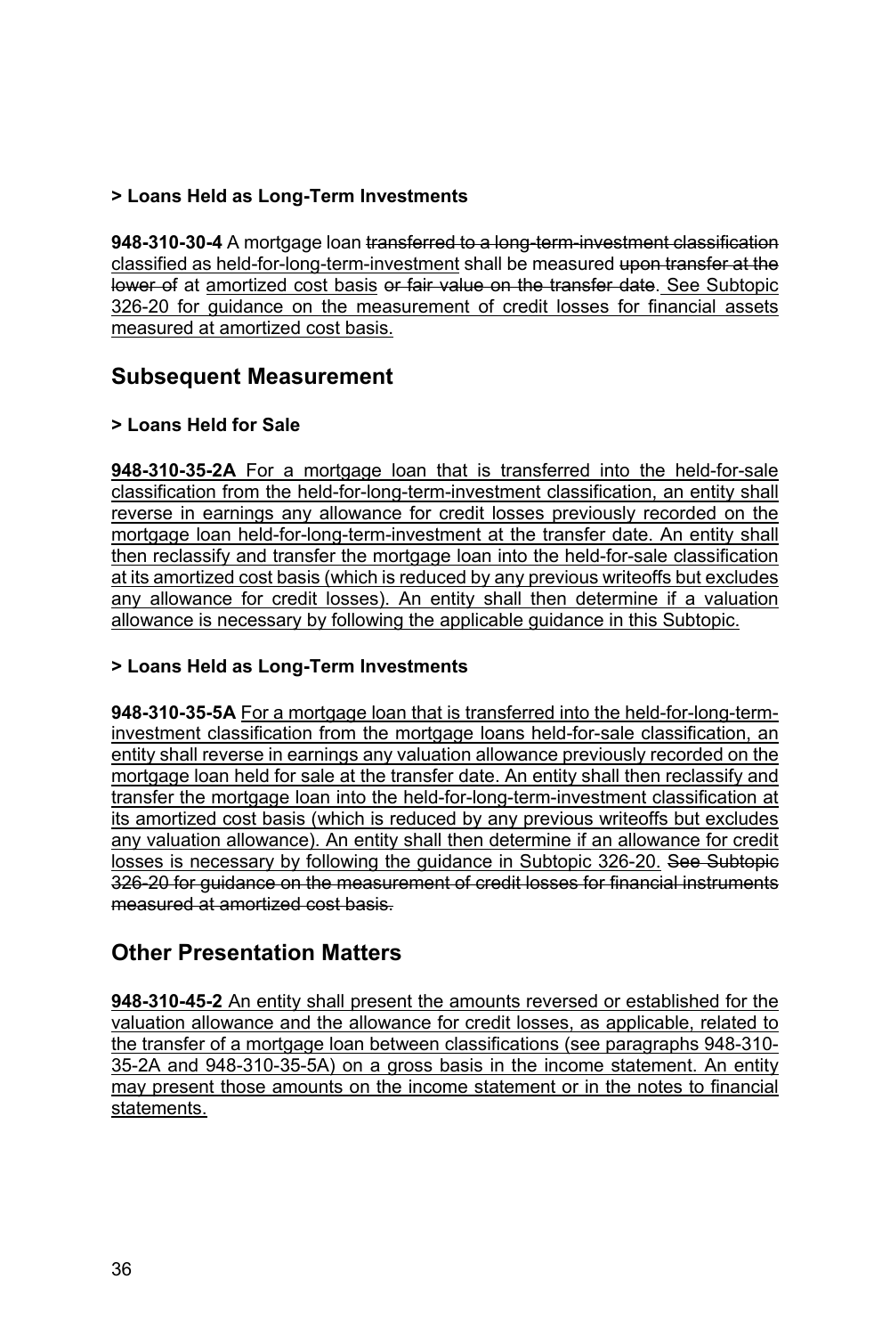**> Loans Held as Long-Term Investments**

**948-310-30-4** A mortgage loan ~~transferred to a long-term-investment classification~~ <u>classified as held-for-long-term-investment</u> shall be measured ~~upon transfer at the lower of~~ at <u>amortized cost basis</u> ~~or fair value on the transfer date~~. <u>See Subtopic 326-20 for guidance on the measurement of credit losses for financial assets measured at amortized cost basis.</u>

## Subsequent Measurement

**> Loans Held for Sale**

**<u>948-310-35-2A</u>** <u>For a mortgage loan that is transferred into the held-for-sale classification from the held-for-long-term-investment classification, an entity shall reverse in earnings any allowance for credit losses previously recorded on the mortgage loan held-for-long-term-investment at the transfer date. An entity shall then reclassify and transfer the mortgage loan into the held-for-sale classification at its amortized cost basis (which is reduced by any previous writeoffs but excludes any allowance for credit losses). An entity shall then determine if a valuation allowance is necessary by following the applicable guidance in this Subtopic.</u>

**> Loans Held as Long-Term Investments**

**948-310-35-5A** <u>For a mortgage loan that is transferred into the held-for-long-term-investment classification from the mortgage loans held-for-sale classification, an entity shall reverse in earnings any valuation allowance previously recorded on the mortgage loan held for sale at the transfer date. An entity shall then reclassify and transfer the mortgage loan into the held-for-long-term-investment classification at its amortized cost basis (which is reduced by any previous writeoffs but excludes any valuation allowance). An entity shall then determine if an allowance for credit losses is necessary by following the guidance in Subtopic 326-20.</u> ~~See Subtopic 326-20 for guidance on the measurement of credit losses for financial instruments measured at amortized cost basis.~~

## Other Presentation Matters

**<u>948-310-45-2</u>** <u>An entity shall present the amounts reversed or established for the valuation allowance and the allowance for credit losses, as applicable, related to the transfer of a mortgage loan between classifications (see paragraphs 948-310-35-2A and 948-310-35-5A) on a gross basis in the income statement. An entity may present those amounts on the income statement or in the notes to financial statements.</u>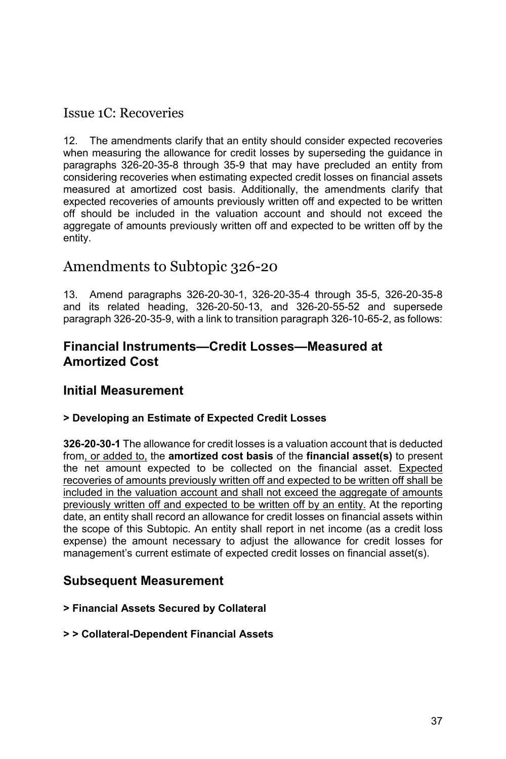## Issue 1C: Recoveries

12. The amendments clarify that an entity should consider expected recoveries when measuring the allowance for credit losses by superseding the guidance in paragraphs 326-20-35-8 through 35-9 that may have precluded an entity from considering recoveries when estimating expected credit losses on financial assets measured at amortized cost basis. Additionally, the amendments clarify that expected recoveries of amounts previously written off and expected to be written off should be included in the valuation account and should not exceed the aggregate of amounts previously written off and expected to be written off by the entity.

# Amendments to Subtopic 326-20

13. Amend paragraphs 326-20-30-1, 326-20-35-4 through 35-5, 326-20-35-8 and its related heading, 326-20-50-13, and 326-20-55-52 and supersede paragraph 326-20-35-9, with a link to transition paragraph 326-10-65-2, as follows:

## Financial Instruments—Credit Losses—Measured at Amortized Cost

### Initial Measurement

#### > Developing an Estimate of Expected Credit Losses

**326-20-30-1** The allowance for credit losses is a valuation account that is deducted from<u>, or added to,</u> the **amortized cost basis** of the **financial asset(s)** to present the net amount expected to be collected on the financial asset. <u>Expected recoveries of amounts previously written off and expected to be written off shall be included in the valuation account and shall not exceed the aggregate of amounts previously written off and expected to be written off by an entity.</u> At the reporting date, an entity shall record an allowance for credit losses on financial assets within the scope of this Subtopic. An entity shall report in net income (as a credit loss expense) the amount necessary to adjust the allowance for credit losses for management's current estimate of expected credit losses on financial asset(s).

### Subsequent Measurement

#### > Financial Assets Secured by Collateral

#### > > Collateral-Dependent Financial Assets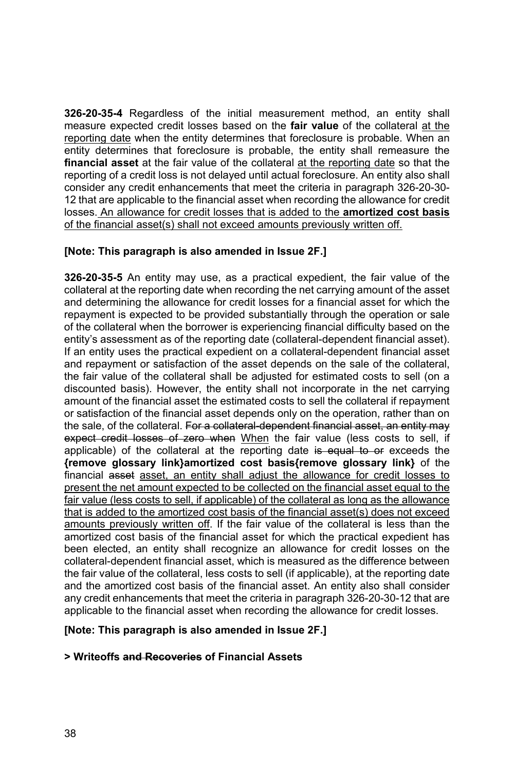**326-20-35-4** Regardless of the initial measurement method, an entity shall measure expected credit losses based on the **fair value** of the collateral <u>at the reporting date</u> when the entity determines that foreclosure is probable. When an entity determines that foreclosure is probable, the entity shall remeasure the **financial asset** at the fair value of the collateral <u>at the reporting date</u> so that the reporting of a credit loss is not delayed until actual foreclosure. An entity also shall consider any credit enhancements that meet the criteria in paragraph 326-20-30-12 that are applicable to the financial asset when recording the allowance for credit losses. <u>An allowance for credit losses that is added to the **amortized cost basis** of the financial asset(s) shall not exceed amounts previously written off.</u>

**[Note: This paragraph is also amended in Issue 2F.]**

**326-20-35-5** An entity may use, as a practical expedient, the fair value of the collateral at the reporting date when recording the net carrying amount of the asset and determining the allowance for credit losses for a financial asset for which the repayment is expected to be provided substantially through the operation or sale of the collateral when the borrower is experiencing financial difficulty based on the entity's assessment as of the reporting date (collateral-dependent financial asset). If an entity uses the practical expedient on a collateral-dependent financial asset and repayment or satisfaction of the asset depends on the sale of the collateral, the fair value of the collateral shall be adjusted for estimated costs to sell (on a discounted basis). However, the entity shall not incorporate in the net carrying amount of the financial asset the estimated costs to sell the collateral if repayment or satisfaction of the financial asset depends only on the operation, rather than on the sale, of the collateral. ~~For a collateral-dependent financial asset, an entity may expect credit losses of zero when~~ <u>When</u> the fair value (less costs to sell, if applicable) of the collateral at the reporting date ~~is equal to or~~ exceeds the **{remove glossary link}amortized cost basis{remove glossary link}** of the financial ~~asset~~ <u>asset, an entity shall adjust the allowance for credit losses to present the net amount expected to be collected on the financial asset equal to the fair value (less costs to sell, if applicable) of the collateral as long as the allowance that is added to the amortized cost basis of the financial asset(s) does not exceed amounts previously written off</u>. If the fair value of the collateral is less than the amortized cost basis of the financial asset for which the practical expedient has been elected, an entity shall recognize an allowance for credit losses on the collateral-dependent financial asset, which is measured as the difference between the fair value of the collateral, less costs to sell (if applicable), at the reporting date and the amortized cost basis of the financial asset. An entity also shall consider any credit enhancements that meet the criteria in paragraph 326-20-30-12 that are applicable to the financial asset when recording the allowance for credit losses.

**[Note: This paragraph is also amended in Issue 2F.]**

**> Writeoffs ~~and Recoveries~~ of Financial Assets**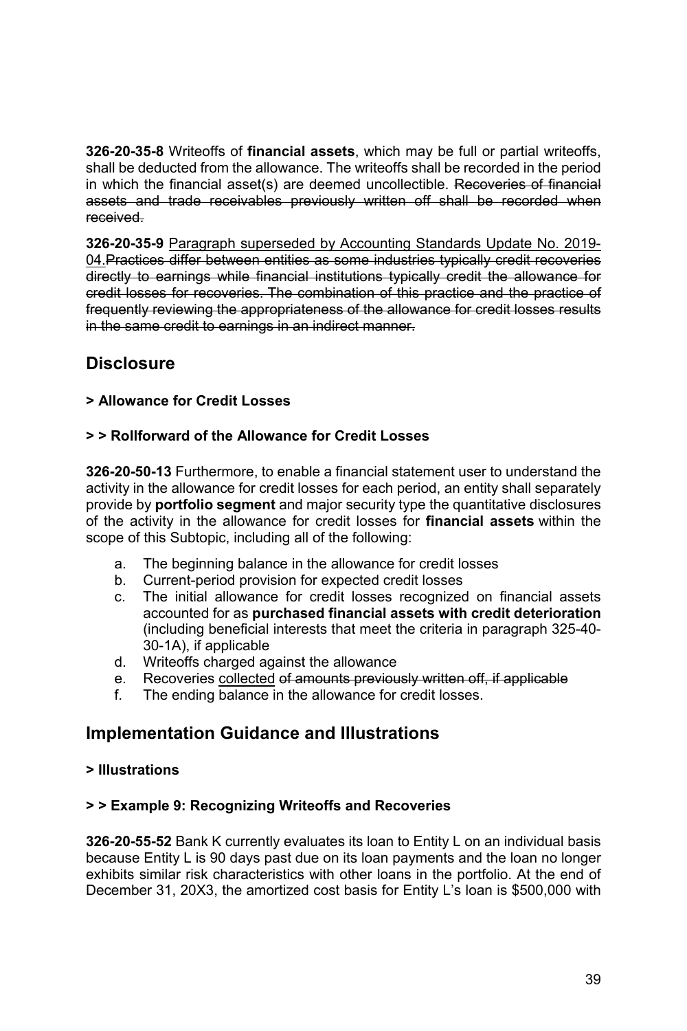**326-20-35-8** Writeoffs of **financial assets**, which may be full or partial writeoffs, shall be deducted from the allowance. The writeoffs shall be recorded in the period in which the financial asset(s) are deemed uncollectible. ~~Recoveries of financial assets and trade receivables previously written off shall be recorded when received.~~

**326-20-35-9** <u>Paragraph superseded by Accounting Standards Update No. 2019-04.</u>~~Practices differ between entities as some industries typically credit recoveries directly to earnings while financial institutions typically credit the allowance for credit losses for recoveries. The combination of this practice and the practice of frequently reviewing the appropriateness of the allowance for credit losses results in the same credit to earnings in an indirect manner.~~

## Disclosure

**> Allowance for Credit Losses**

**> > Rollforward of the Allowance for Credit Losses**

**326-20-50-13** Furthermore, to enable a financial statement user to understand the activity in the allowance for credit losses for each period, an entity shall separately provide by **portfolio segment** and major security type the quantitative disclosures of the activity in the allowance for credit losses for **financial assets** within the scope of this Subtopic, including all of the following:

a. The beginning balance in the allowance for credit losses
b. Current-period provision for expected credit losses
c. The initial allowance for credit losses recognized on financial assets accounted for as **purchased financial assets with credit deterioration** (including beneficial interests that meet the criteria in paragraph 325-40-30-1A), if applicable
d. Writeoffs charged against the allowance
e. Recoveries <u>collected</u> ~~of amounts previously written off, if applicable~~
f. The ending balance in the allowance for credit losses.

## Implementation Guidance and Illustrations

**> Illustrations**

**> > Example 9: Recognizing Writeoffs and Recoveries**

**326-20-55-52** Bank K currently evaluates its loan to Entity L on an individual basis because Entity L is 90 days past due on its loan payments and the loan no longer exhibits similar risk characteristics with other loans in the portfolio. At the end of December 31, 20X3, the amortized cost basis for Entity L's loan is $500,000 with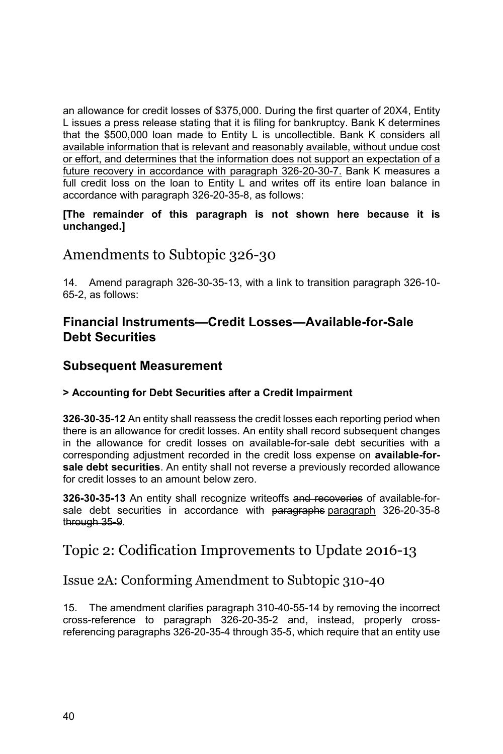an allowance for credit losses of $375,000. During the first quarter of 20X4, Entity L issues a press release stating that it is filing for bankruptcy. Bank K determines that the $500,000 loan made to Entity L is uncollectible. <u>Bank K considers all available information that is relevant and reasonably available, without undue cost or effort, and determines that the information does not support an expectation of a future recovery in accordance with paragraph 326-20-30-7.</u> Bank K measures a full credit loss on the loan to Entity L and writes off its entire loan balance in accordance with paragraph 326-20-35-8, as follows:

**[The remainder of this paragraph is not shown here because it is unchanged.]**

## Amendments to Subtopic 326-30

14. Amend paragraph 326-30-35-13, with a link to transition paragraph 326-10-65-2, as follows:

### Financial Instruments—Credit Losses—Available-for-Sale Debt Securities

### Subsequent Measurement

**> Accounting for Debt Securities after a Credit Impairment**

**326-30-35-12** An entity shall reassess the credit losses each reporting period when there is an allowance for credit losses. An entity shall record subsequent changes in the allowance for credit losses on available-for-sale debt securities with a corresponding adjustment recorded in the credit loss expense on **available-for-sale debt securities**. An entity shall not reverse a previously recorded allowance for credit losses to an amount below zero.

**326-30-35-13** An entity shall recognize writeoffs ~~and recoveries~~ of available-for-sale debt securities in accordance with ~~paragraphs~~ <u>paragraph</u> 326-20-35-8 ~~through 35-9~~.

## Topic 2: Codification Improvements to Update 2016-13

## Issue 2A: Conforming Amendment to Subtopic 310-40

15. The amendment clarifies paragraph 310-40-55-14 by removing the incorrect cross-reference to paragraph 326-20-35-2 and, instead, properly cross-referencing paragraphs 326-20-35-4 through 35-5, which require that an entity use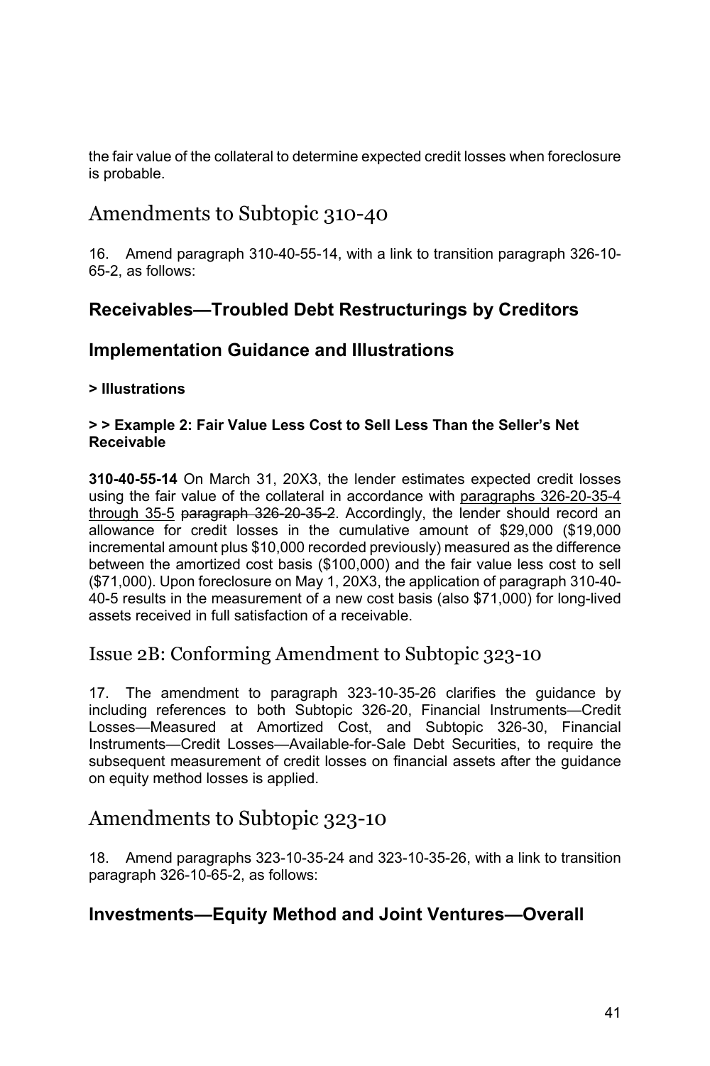the fair value of the collateral to determine expected credit losses when foreclosure is probable.

# Amendments to Subtopic 310-40

16. Amend paragraph 310-40-55-14, with a link to transition paragraph 326-10-65-2, as follows:

## Receivables—Troubled Debt Restructurings by Creditors

## Implementation Guidance and Illustrations

#### > Illustrations

#### > > Example 2: Fair Value Less Cost to Sell Less Than the Seller's Net Receivable

**310-40-55-14** On March 31, 20X3, the lender estimates expected credit losses using the fair value of the collateral in accordance with <u>paragraphs 326-20-35-4 through 35-5</u> ~~paragraph 326-20-35-2~~. Accordingly, the lender should record an allowance for credit losses in the cumulative amount of $29,000 ($19,000 incremental amount plus $10,000 recorded previously) measured as the difference between the amortized cost basis ($100,000) and the fair value less cost to sell ($71,000). Upon foreclosure on May 1, 20X3, the application of paragraph 310-40-40-5 results in the measurement of a new cost basis (also $71,000) for long-lived assets received in full satisfaction of a receivable.

# Issue 2B: Conforming Amendment to Subtopic 323-10

17. The amendment to paragraph 323-10-35-26 clarifies the guidance by including references to both Subtopic 326-20, Financial Instruments—Credit Losses—Measured at Amortized Cost, and Subtopic 326-30, Financial Instruments—Credit Losses—Available-for-Sale Debt Securities, to require the subsequent measurement of credit losses on financial assets after the guidance on equity method losses is applied.

# Amendments to Subtopic 323-10

18. Amend paragraphs 323-10-35-24 and 323-10-35-26, with a link to transition paragraph 326-10-65-2, as follows:

## Investments—Equity Method and Joint Ventures—Overall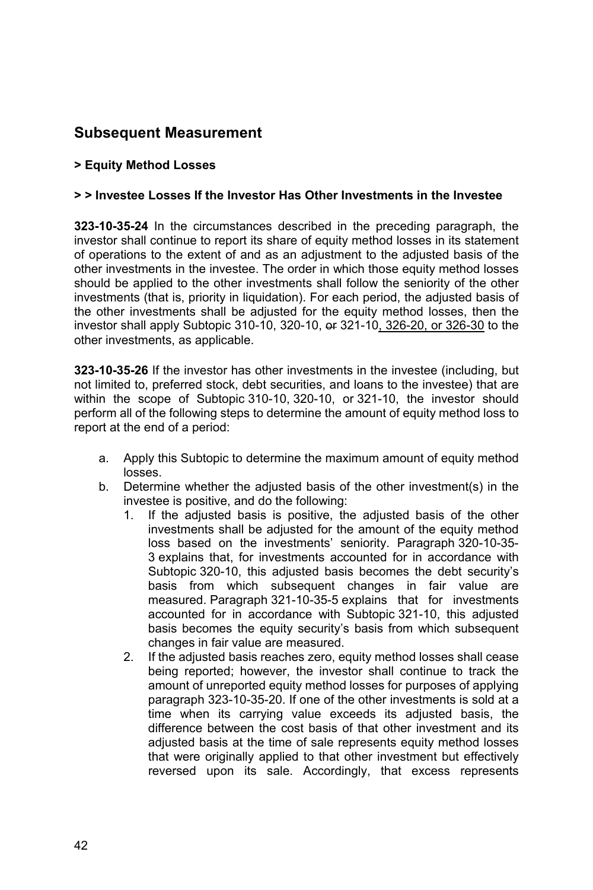## Subsequent Measurement

### > Equity Method Losses

#### > > Investee Losses If the Investor Has Other Investments in the Investee

**323-10-35-24** In the circumstances described in the preceding paragraph, the investor shall continue to report its share of equity method losses in its statement of operations to the extent of and as an adjustment to the adjusted basis of the other investments in the investee. The order in which those equity method losses should be applied to the other investments shall follow the seniority of the other investments (that is, priority in liquidation). For each period, the adjusted basis of the other investments shall be adjusted for the equity method losses, then the investor shall apply Subtopic 310-10, 320-10, ~~or~~ 321-10, 326-20, or 326-30 to the other investments, as applicable.

**323-10-35-26** If the investor has other investments in the investee (including, but not limited to, preferred stock, debt securities, and loans to the investee) that are within the scope of Subtopic 310-10, 320-10, or 321-10, the investor should perform all of the following steps to determine the amount of equity method loss to report at the end of a period:

a. Apply this Subtopic to determine the maximum amount of equity method losses.
b. Determine whether the adjusted basis of the other investment(s) in the investee is positive, and do the following:
   1. If the adjusted basis is positive, the adjusted basis of the other investments shall be adjusted for the amount of the equity method loss based on the investments' seniority. Paragraph 320-10-35-3 explains that, for investments accounted for in accordance with Subtopic 320-10, this adjusted basis becomes the debt security's basis from which subsequent changes in fair value are measured. Paragraph 321-10-35-5 explains that for investments accounted for in accordance with Subtopic 321-10, this adjusted basis becomes the equity security's basis from which subsequent changes in fair value are measured.
   2. If the adjusted basis reaches zero, equity method losses shall cease being reported; however, the investor shall continue to track the amount of unreported equity method losses for purposes of applying paragraph 323-10-35-20. If one of the other investments is sold at a time when its carrying value exceeds its adjusted basis, the difference between the cost basis of that other investment and its adjusted basis at the time of sale represents equity method losses that were originally applied to that other investment but effectively reversed upon its sale. Accordingly, that excess represents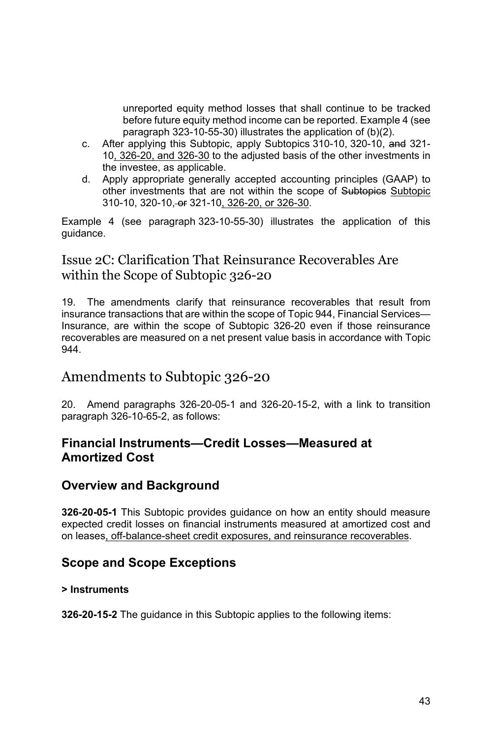unreported equity method losses that shall continue to be tracked before future equity method income can be reported. Example 4 (see paragraph 323-10-55-30) illustrates the application of (b)(2).

c. After applying this Subtopic, apply Subtopics 310-10, 320-10, ~~and~~ 321-10, 326-20, and 326-30 to the adjusted basis of the other investments in the investee, as applicable.
d. Apply appropriate generally accepted accounting principles (GAAP) to other investments that are not within the scope of ~~Subtopics~~ Subtopic 310-10, 320-10, ~~or~~ 321-10, 326-20, or 326-30.

Example 4 (see paragraph 323-10-55-30) illustrates the application of this guidance.

## Issue 2C: Clarification That Reinsurance Recoverables Are within the Scope of Subtopic 326-20

19. The amendments clarify that reinsurance recoverables that result from insurance transactions that are within the scope of Topic 944, Financial Services—Insurance, are within the scope of Subtopic 326-20 even if those reinsurance recoverables are measured on a net present value basis in accordance with Topic 944.

## Amendments to Subtopic 326-20

20. Amend paragraphs 326-20-05-1 and 326-20-15-2, with a link to transition paragraph 326-10-65-2, as follows:

### Financial Instruments—Credit Losses—Measured at Amortized Cost

### Overview and Background

**326-20-05-1** This Subtopic provides guidance on how an entity should measure expected credit losses on financial instruments measured at amortized cost and on leases, off-balance-sheet credit exposures, and reinsurance recoverables.

### Scope and Scope Exceptions

**> Instruments**

**326-20-15-2** The guidance in this Subtopic applies to the following items: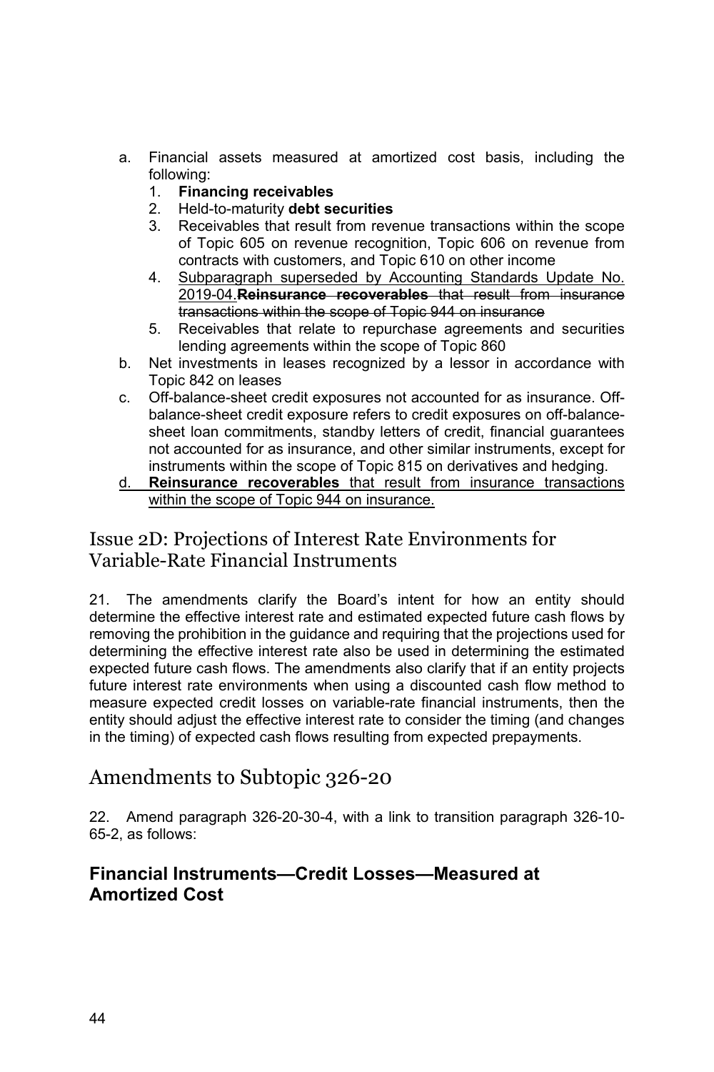a. Financial assets measured at amortized cost basis, including the following:
    1. **Financing receivables**
    2. Held-to-maturity **debt securities**
    3. Receivables that result from revenue transactions within the scope of Topic 605 on revenue recognition, Topic 606 on revenue from contracts with customers, and Topic 610 on other income
    4. <u>Subparagraph superseded by Accounting Standards Update No. 2019-04.</u>~~**Reinsurance recoverables** that result from insurance transactions within the scope of Topic 944 on insurance~~
    5. Receivables that relate to repurchase agreements and securities lending agreements within the scope of Topic 860
b. Net investments in leases recognized by a lessor in accordance with Topic 842 on leases
c. Off-balance-sheet credit exposures not accounted for as insurance. Off-balance-sheet credit exposure refers to credit exposures on off-balance-sheet loan commitments, standby letters of credit, financial guarantees not accounted for as insurance, and other similar instruments, except for instruments within the scope of Topic 815 on derivatives and hedging.
d. <u>**Reinsurance recoverables** that result from insurance transactions within the scope of Topic 944 on insurance.</u>

## Issue 2D: Projections of Interest Rate Environments for Variable-Rate Financial Instruments

21. The amendments clarify the Board's intent for how an entity should determine the effective interest rate and estimated expected future cash flows by removing the prohibition in the guidance and requiring that the projections used for determining the effective interest rate also be used in determining the estimated expected future cash flows. The amendments also clarify that if an entity projects future interest rate environments when using a discounted cash flow method to measure expected credit losses on variable-rate financial instruments, then the entity should adjust the effective interest rate to consider the timing (and changes in the timing) of expected cash flows resulting from expected prepayments.

## Amendments to Subtopic 326-20

22. Amend paragraph 326-20-30-4, with a link to transition paragraph 326-10-65-2, as follows:

### Financial Instruments—Credit Losses—Measured at Amortized Cost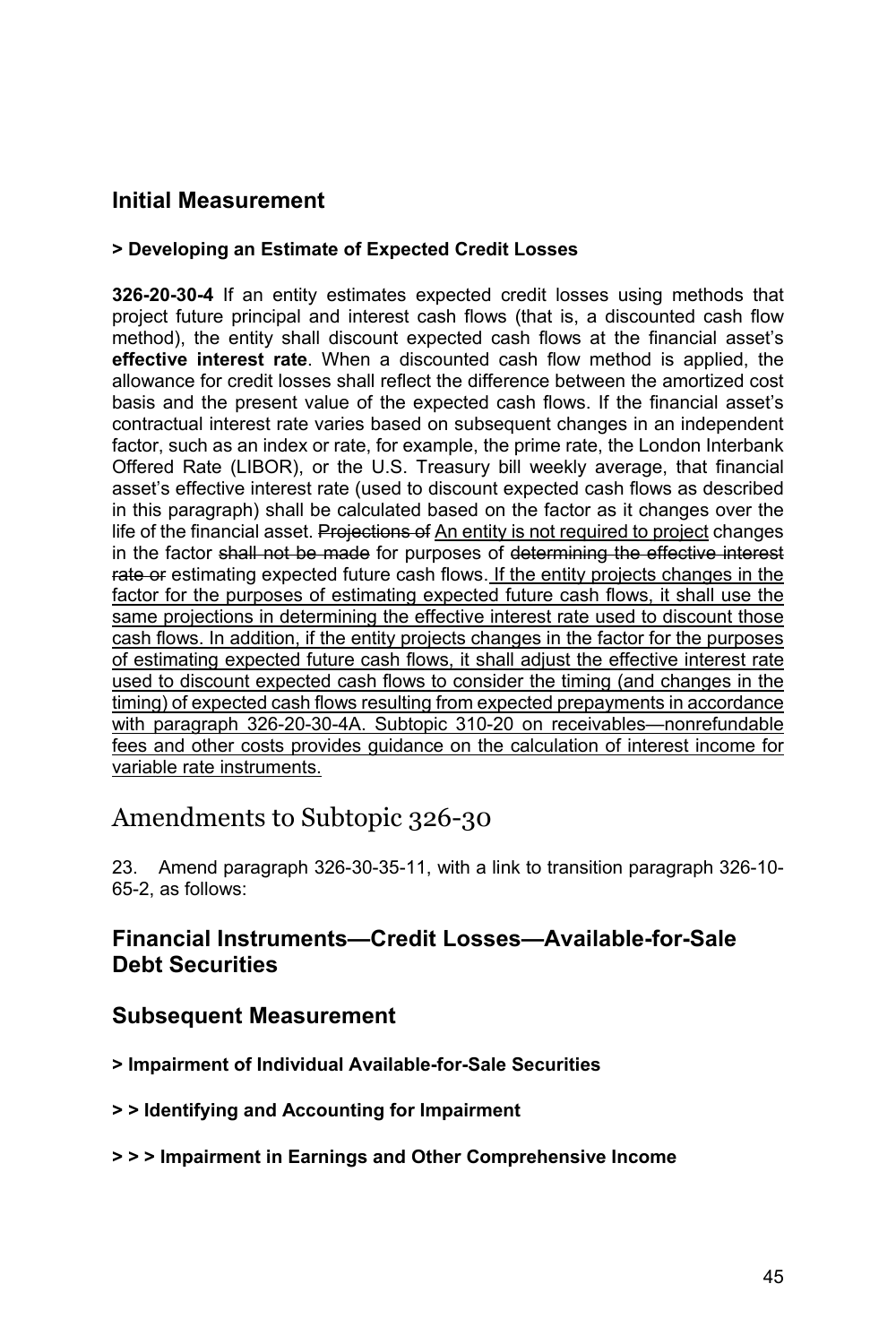## Initial Measurement

**> Developing an Estimate of Expected Credit Losses**

**326-20-30-4** If an entity estimates expected credit losses using methods that project future principal and interest cash flows (that is, a discounted cash flow method), the entity shall discount expected cash flows at the financial asset's **effective interest rate**. When a discounted cash flow method is applied, the allowance for credit losses shall reflect the difference between the amortized cost basis and the present value of the expected cash flows. If the financial asset's contractual interest rate varies based on subsequent changes in an independent factor, such as an index or rate, for example, the prime rate, the London Interbank Offered Rate (LIBOR), or the U.S. Treasury bill weekly average, that financial asset's effective interest rate (used to discount expected cash flows as described in this paragraph) shall be calculated based on the factor as it changes over the life of the financial asset. ~~Projections of~~ <u>An entity is not required to project</u> changes in the factor ~~shall not be made~~ for purposes of ~~determining the effective interest rate or~~ estimating expected future cash flows. <u>If the entity projects changes in the factor for the purposes of estimating expected future cash flows, it shall use the same projections in determining the effective interest rate used to discount those cash flows. In addition, if the entity projects changes in the factor for the purposes of estimating expected future cash flows, it shall adjust the effective interest rate used to discount expected cash flows to consider the timing (and changes in the timing) of expected cash flows resulting from expected prepayments in accordance with paragraph 326-20-30-4A. Subtopic 310-20 on receivables—nonrefundable fees and other costs provides guidance on the calculation of interest income for variable rate instruments.</u>

# Amendments to Subtopic 326-30

23. Amend paragraph 326-30-35-11, with a link to transition paragraph 326-10-65-2, as follows:

## Financial Instruments—Credit Losses—Available-for-Sale Debt Securities

## Subsequent Measurement

**> Impairment of Individual Available-for-Sale Securities**

**> > Identifying and Accounting for Impairment**

**> > > Impairment in Earnings and Other Comprehensive Income**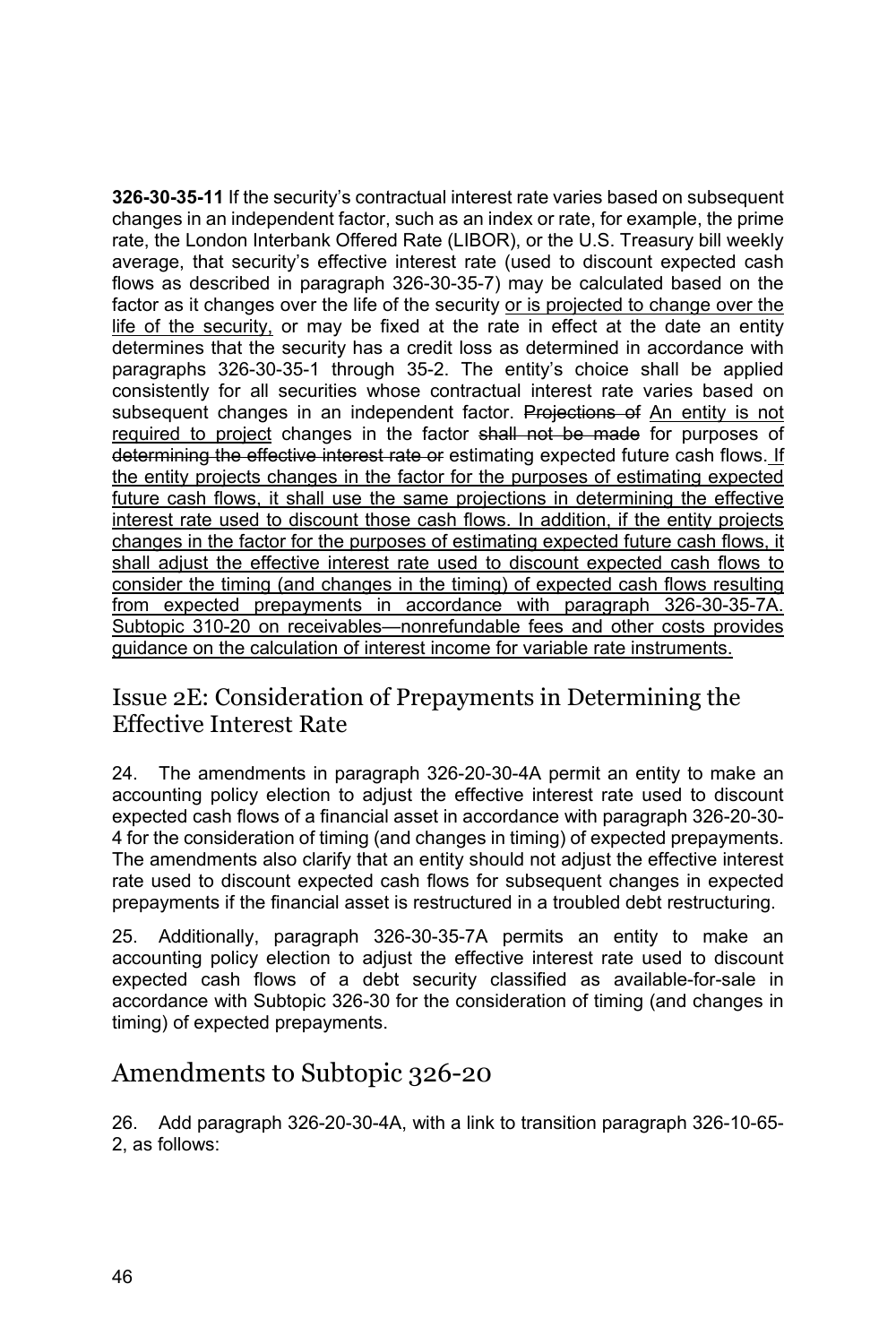**326-30-35-11** If the security's contractual interest rate varies based on subsequent changes in an independent factor, such as an index or rate, for example, the prime rate, the London Interbank Offered Rate (LIBOR), or the U.S. Treasury bill weekly average, that security's effective interest rate (used to discount expected cash flows as described in paragraph 326-30-35-7) may be calculated based on the factor as it changes over the life of the security <u>or is projected to change over the life of the security,</u> or may be fixed at the rate in effect at the date an entity determines that the security has a credit loss as determined in accordance with paragraphs 326-30-35-1 through 35-2. The entity's choice shall be applied consistently for all securities whose contractual interest rate varies based on subsequent changes in an independent factor. ~~Projections of~~ <u>An entity is not required to project</u> changes in the factor ~~shall not be made~~ for purposes of ~~determining the effective interest rate or~~ estimating expected future cash flows. <u>If the entity projects changes in the factor for the purposes of estimating expected future cash flows, it shall use the same projections in determining the effective interest rate used to discount those cash flows. In addition, if the entity projects changes in the factor for the purposes of estimating expected future cash flows, it shall adjust the effective interest rate used to discount expected cash flows to consider the timing (and changes in the timing) of expected cash flows resulting from expected prepayments in accordance with paragraph 326-30-35-7A. Subtopic 310-20 on receivables—nonrefundable fees and other costs provides guidance on the calculation of interest income for variable rate instruments.</u>

## Issue 2E: Consideration of Prepayments in Determining the Effective Interest Rate

24. The amendments in paragraph 326-20-30-4A permit an entity to make an accounting policy election to adjust the effective interest rate used to discount expected cash flows of a financial asset in accordance with paragraph 326-20-30-4 for the consideration of timing (and changes in timing) of expected prepayments. The amendments also clarify that an entity should not adjust the effective interest rate used to discount expected cash flows for subsequent changes in expected prepayments if the financial asset is restructured in a troubled debt restructuring.

25. Additionally, paragraph 326-30-35-7A permits an entity to make an accounting policy election to adjust the effective interest rate used to discount expected cash flows of a debt security classified as available-for-sale in accordance with Subtopic 326-30 for the consideration of timing (and changes in timing) of expected prepayments.

## Amendments to Subtopic 326-20

26. Add paragraph 326-20-30-4A, with a link to transition paragraph 326-10-65-2, as follows: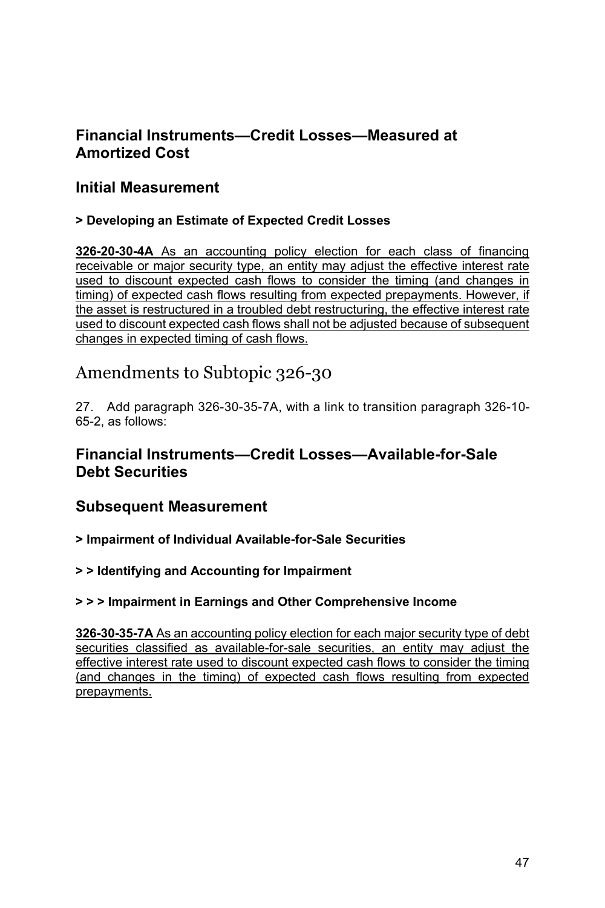## Financial Instruments—Credit Losses—Measured at Amortized Cost

## Initial Measurement

#### > Developing an Estimate of Expected Credit Losses

**326-20-30-4A** As an accounting policy election for each class of financing receivable or major security type, an entity may adjust the effective interest rate used to discount expected cash flows to consider the timing (and changes in timing) of expected cash flows resulting from expected prepayments. However, if the asset is restructured in a troubled debt restructuring, the effective interest rate used to discount expected cash flows shall not be adjusted because of subsequent changes in expected timing of cash flows.

# Amendments to Subtopic 326-30

27. Add paragraph 326-30-35-7A, with a link to transition paragraph 326-10-65-2, as follows:

## Financial Instruments—Credit Losses—Available-for-Sale Debt Securities

## Subsequent Measurement

#### > Impairment of Individual Available-for-Sale Securities

#### > > Identifying and Accounting for Impairment

#### > > > Impairment in Earnings and Other Comprehensive Income

**326-30-35-7A** As an accounting policy election for each major security type of debt securities classified as available-for-sale securities, an entity may adjust the effective interest rate used to discount expected cash flows to consider the timing (and changes in the timing) of expected cash flows resulting from expected prepayments.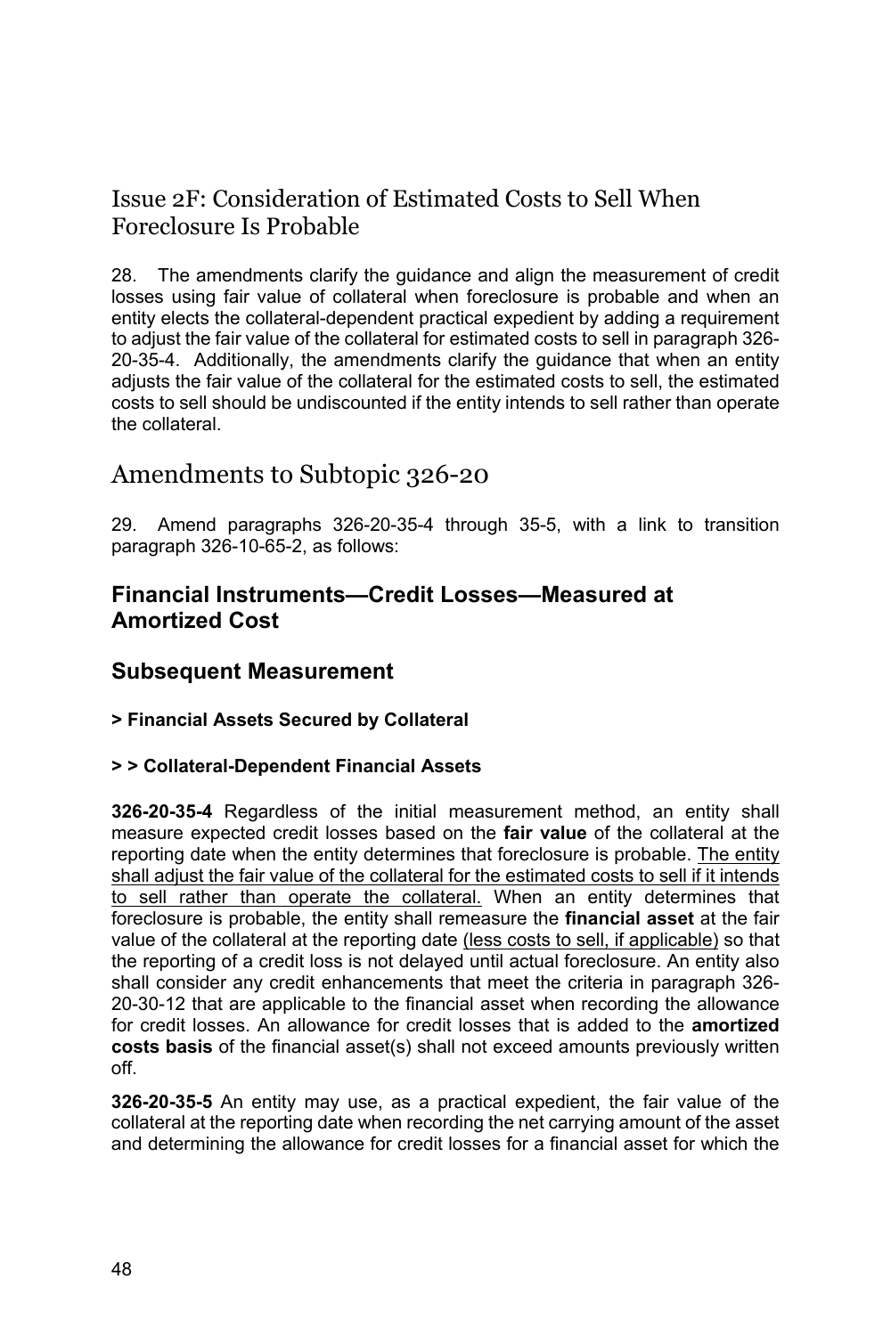## Issue 2F: Consideration of Estimated Costs to Sell When Foreclosure Is Probable

28. The amendments clarify the guidance and align the measurement of credit losses using fair value of collateral when foreclosure is probable and when an entity elects the collateral-dependent practical expedient by adding a requirement to adjust the fair value of the collateral for estimated costs to sell in paragraph 326-20-35-4. Additionally, the amendments clarify the guidance that when an entity adjusts the fair value of the collateral for the estimated costs to sell, the estimated costs to sell should be undiscounted if the entity intends to sell rather than operate the collateral.

## Amendments to Subtopic 326-20

29. Amend paragraphs 326-20-35-4 through 35-5, with a link to transition paragraph 326-10-65-2, as follows:

### Financial Instruments—Credit Losses—Measured at Amortized Cost

### Subsequent Measurement

#### > Financial Assets Secured by Collateral

#### > > Collateral-Dependent Financial Assets

**326-20-35-4** Regardless of the initial measurement method, an entity shall measure expected credit losses based on the **fair value** of the collateral at the reporting date when the entity determines that foreclosure is probable. <u>The entity shall adjust the fair value of the collateral for the estimated costs to sell if it intends to sell rather than operate the collateral.</u> When an entity determines that foreclosure is probable, the entity shall remeasure the **financial asset** at the fair value of the collateral at the reporting date <u>(less costs to sell, if applicable)</u> so that the reporting of a credit loss is not delayed until actual foreclosure. An entity also shall consider any credit enhancements that meet the criteria in paragraph 326-20-30-12 that are applicable to the financial asset when recording the allowance for credit losses. An allowance for credit losses that is added to the **amortized costs basis** of the financial asset(s) shall not exceed amounts previously written off.

**326-20-35-5** An entity may use, as a practical expedient, the fair value of the collateral at the reporting date when recording the net carrying amount of the asset and determining the allowance for credit losses for a financial asset for which the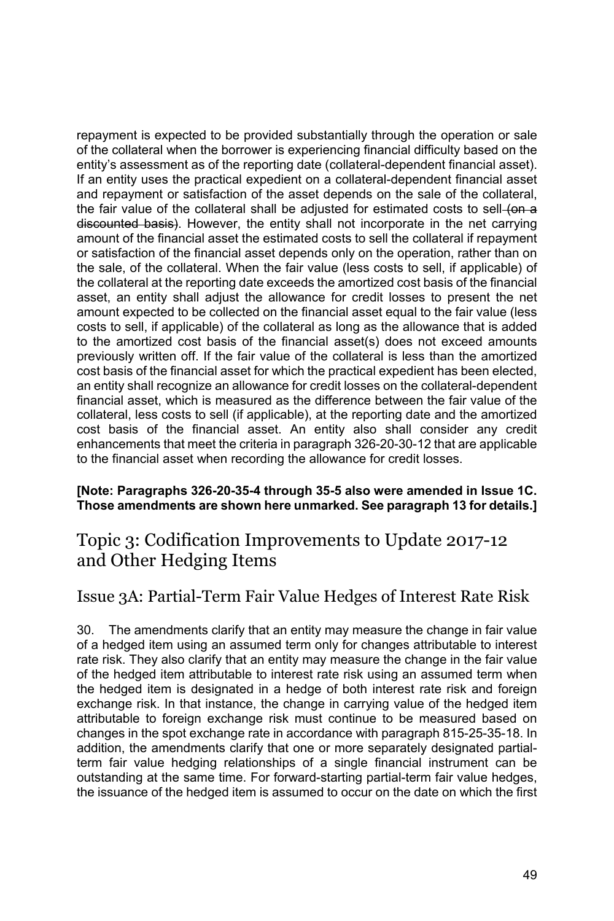repayment is expected to be provided substantially through the operation or sale of the collateral when the borrower is experiencing financial difficulty based on the entity's assessment as of the reporting date (collateral-dependent financial asset). If an entity uses the practical expedient on a collateral-dependent financial asset and repayment or satisfaction of the asset depends on the sale of the collateral, the fair value of the collateral shall be adjusted for estimated costs to sell ~~(on a discounted basis)~~. However, the entity shall not incorporate in the net carrying amount of the financial asset the estimated costs to sell the collateral if repayment or satisfaction of the financial asset depends only on the operation, rather than on the sale, of the collateral. When the fair value (less costs to sell, if applicable) of the collateral at the reporting date exceeds the amortized cost basis of the financial asset, an entity shall adjust the allowance for credit losses to present the net amount expected to be collected on the financial asset equal to the fair value (less costs to sell, if applicable) of the collateral as long as the allowance that is added to the amortized cost basis of the financial asset(s) does not exceed amounts previously written off. If the fair value of the collateral is less than the amortized cost basis of the financial asset for which the practical expedient has been elected, an entity shall recognize an allowance for credit losses on the collateral-dependent financial asset, which is measured as the difference between the fair value of the collateral, less costs to sell (if applicable), at the reporting date and the amortized cost basis of the financial asset. An entity also shall consider any credit enhancements that meet the criteria in paragraph 326-20-30-12 that are applicable to the financial asset when recording the allowance for credit losses.

**[Note: Paragraphs 326-20-35-4 through 35-5 also were amended in Issue 1C. Those amendments are shown here unmarked. See paragraph 13 for details.]**

## Topic 3: Codification Improvements to Update 2017-12 and Other Hedging Items

### Issue 3A: Partial-Term Fair Value Hedges of Interest Rate Risk

30. The amendments clarify that an entity may measure the change in fair value of a hedged item using an assumed term only for changes attributable to interest rate risk. They also clarify that an entity may measure the change in the fair value of the hedged item attributable to interest rate risk using an assumed term when the hedged item is designated in a hedge of both interest rate risk and foreign exchange risk. In that instance, the change in carrying value of the hedged item attributable to foreign exchange risk must continue to be measured based on changes in the spot exchange rate in accordance with paragraph 815-25-35-18. In addition, the amendments clarify that one or more separately designated partial-term fair value hedging relationships of a single financial instrument can be outstanding at the same time. For forward-starting partial-term fair value hedges, the issuance of the hedged item is assumed to occur on the date on which the first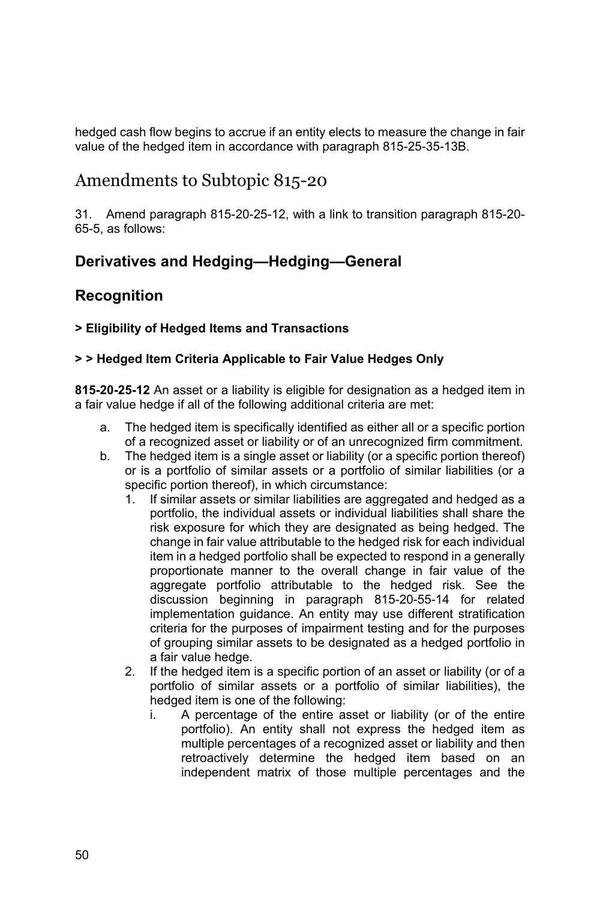hedged cash flow begins to accrue if an entity elects to measure the change in fair value of the hedged item in accordance with paragraph 815-25-35-13B.

# Amendments to Subtopic 815-20

31. Amend paragraph 815-20-25-12, with a link to transition paragraph 815-20-65-5, as follows:

## Derivatives and Hedging—Hedging—General

## Recognition

**> Eligibility of Hedged Items and Transactions**

**> > Hedged Item Criteria Applicable to Fair Value Hedges Only**

**815-20-25-12** An asset or a liability is eligible for designation as a hedged item in a fair value hedge if all of the following additional criteria are met:

a. The hedged item is specifically identified as either all or a specific portion of a recognized asset or liability or of an unrecognized firm commitment.
b. The hedged item is a single asset or liability (or a specific portion thereof) or is a portfolio of similar assets or a portfolio of similar liabilities (or a specific portion thereof), in which circumstance:
    1. If similar assets or similar liabilities are aggregated and hedged as a portfolio, the individual assets or individual liabilities shall share the risk exposure for which they are designated as being hedged. The change in fair value attributable to the hedged risk for each individual item in a hedged portfolio shall be expected to respond in a generally proportionate manner to the overall change in fair value of the aggregate portfolio attributable to the hedged risk. See the discussion beginning in paragraph 815-20-55-14 for related implementation guidance. An entity may use different stratification criteria for the purposes of impairment testing and for the purposes of grouping similar assets to be designated as a hedged portfolio in a fair value hedge.
    2. If the hedged item is a specific portion of an asset or liability (or of a portfolio of similar assets or a portfolio of similar liabilities), the hedged item is one of the following:
        i. A percentage of the entire asset or liability (or of the entire portfolio). An entity shall not express the hedged item as multiple percentages of a recognized asset or liability and then retroactively determine the hedged item based on an independent matrix of those multiple percentages and the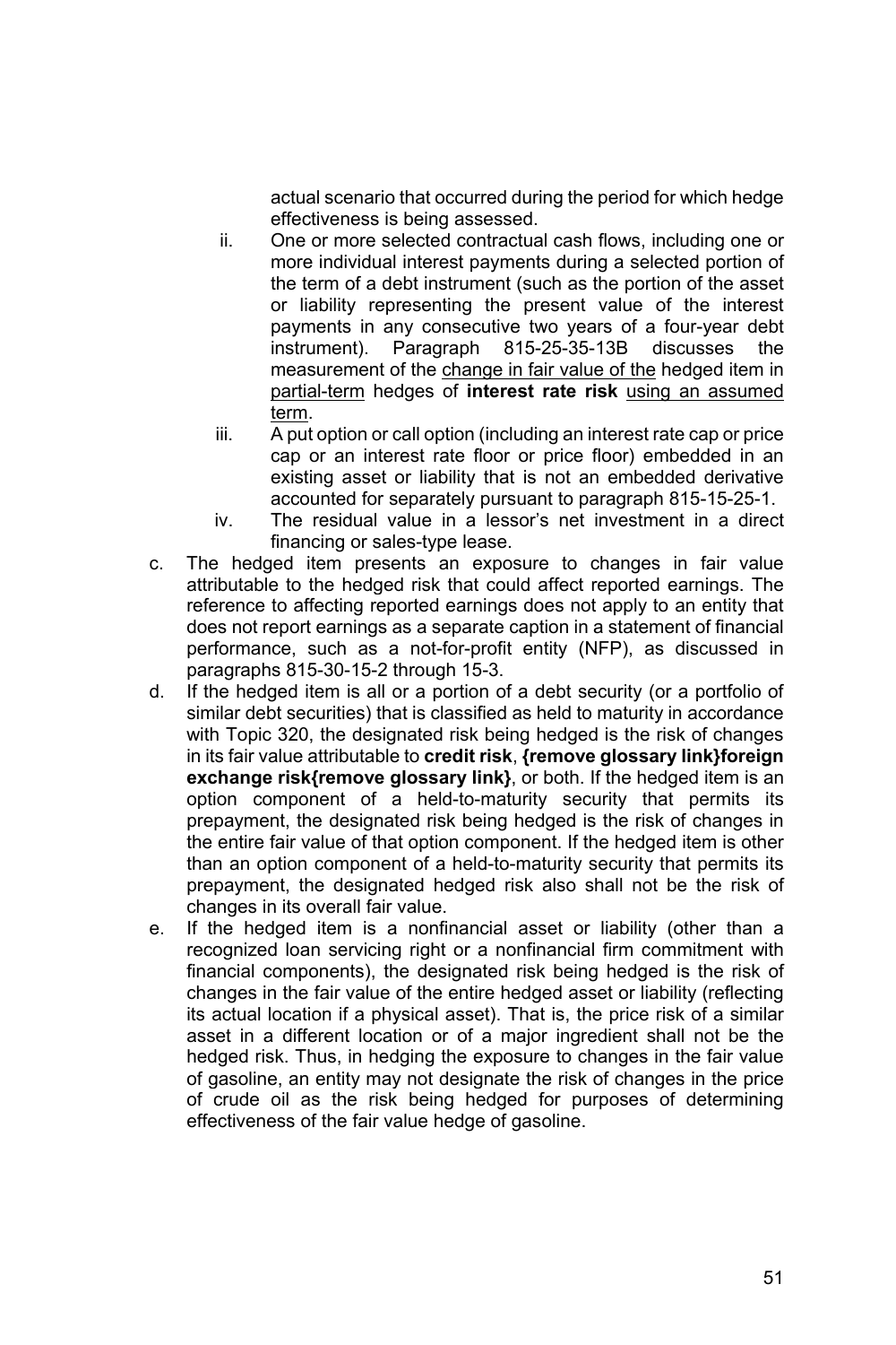actual scenario that occurred during the period for which hedge effectiveness is being assessed.

ii. One or more selected contractual cash flows, including one or more individual interest payments during a selected portion of the term of a debt instrument (such as the portion of the asset or liability representing the present value of the interest payments in any consecutive two years of a four-year debt instrument). Paragraph 815-25-35-13B discusses the measurement of the <u>change in fair value of the</u> hedged item in <u>partial-term</u> hedges of **interest rate risk** <u>using an assumed term</u>.

iii. A put option or call option (including an interest rate cap or price cap or an interest rate floor or price floor) embedded in an existing asset or liability that is not an embedded derivative accounted for separately pursuant to paragraph 815-15-25-1.

iv. The residual value in a lessor's net investment in a direct financing or sales-type lease.

c. The hedged item presents an exposure to changes in fair value attributable to the hedged risk that could affect reported earnings. The reference to affecting reported earnings does not apply to an entity that does not report earnings as a separate caption in a statement of financial performance, such as a not-for-profit entity (NFP), as discussed in paragraphs 815-30-15-2 through 15-3.

d. If the hedged item is all or a portion of a debt security (or a portfolio of similar debt securities) that is classified as held to maturity in accordance with Topic 320, the designated risk being hedged is the risk of changes in its fair value attributable to **credit risk**, **{remove glossary link}foreign exchange risk{remove glossary link}**, or both. If the hedged item is an option component of a held-to-maturity security that permits its prepayment, the designated risk being hedged is the risk of changes in the entire fair value of that option component. If the hedged item is other than an option component of a held-to-maturity security that permits its prepayment, the designated hedged risk also shall not be the risk of changes in its overall fair value.

e. If the hedged item is a nonfinancial asset or liability (other than a recognized loan servicing right or a nonfinancial firm commitment with financial components), the designated risk being hedged is the risk of changes in the fair value of the entire hedged asset or liability (reflecting its actual location if a physical asset). That is, the price risk of a similar asset in a different location or of a major ingredient shall not be the hedged risk. Thus, in hedging the exposure to changes in the fair value of gasoline, an entity may not designate the risk of changes in the price of crude oil as the risk being hedged for purposes of determining effectiveness of the fair value hedge of gasoline.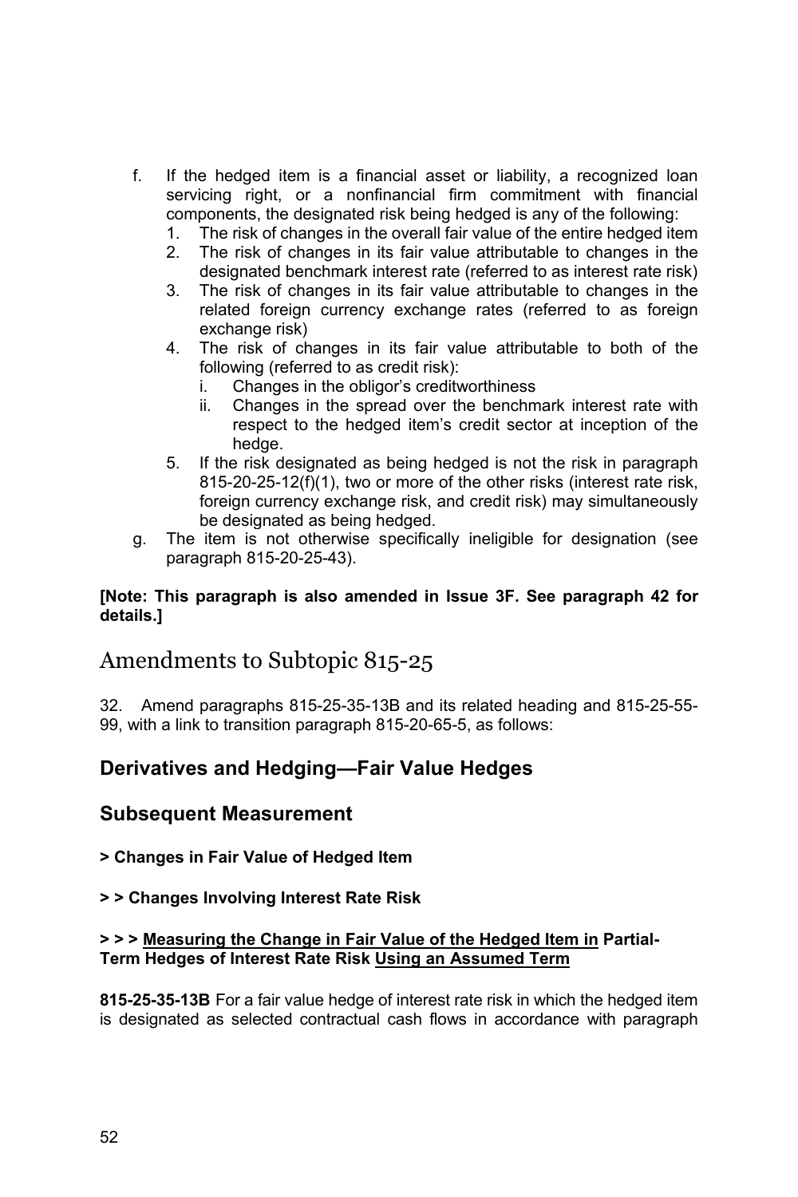f. If the hedged item is a financial asset or liability, a recognized loan servicing right, or a nonfinancial firm commitment with financial components, the designated risk being hedged is any of the following:
   1. The risk of changes in the overall fair value of the entire hedged item
   2. The risk of changes in its fair value attributable to changes in the designated benchmark interest rate (referred to as interest rate risk)
   3. The risk of changes in its fair value attributable to changes in the related foreign currency exchange rates (referred to as foreign exchange risk)
   4. The risk of changes in its fair value attributable to both of the following (referred to as credit risk):
      i. Changes in the obligor's creditworthiness
      ii. Changes in the spread over the benchmark interest rate with respect to the hedged item's credit sector at inception of the hedge.
   5. If the risk designated as being hedged is not the risk in paragraph 815-20-25-12(f)(1), two or more of the other risks (interest rate risk, foreign currency exchange risk, and credit risk) may simultaneously be designated as being hedged.

g. The item is not otherwise specifically ineligible for designation (see paragraph 815-20-25-43).

**[Note: This paragraph is also amended in Issue 3F. See paragraph 42 for details.]**

# Amendments to Subtopic 815-25

32. Amend paragraphs 815-25-35-13B and its related heading and 815-25-55-99, with a link to transition paragraph 815-20-65-5, as follows:

## Derivatives and Hedging—Fair Value Hedges

## Subsequent Measurement

**> Changes in Fair Value of Hedged Item**

**> > Changes Involving Interest Rate Risk**

**> > > Measuring the Change in Fair Value of the Hedged Item in Partial-Term Hedges of Interest Rate Risk Using an Assumed Term**

**815-25-35-13B** For a fair value hedge of interest rate risk in which the hedged item is designated as selected contractual cash flows in accordance with paragraph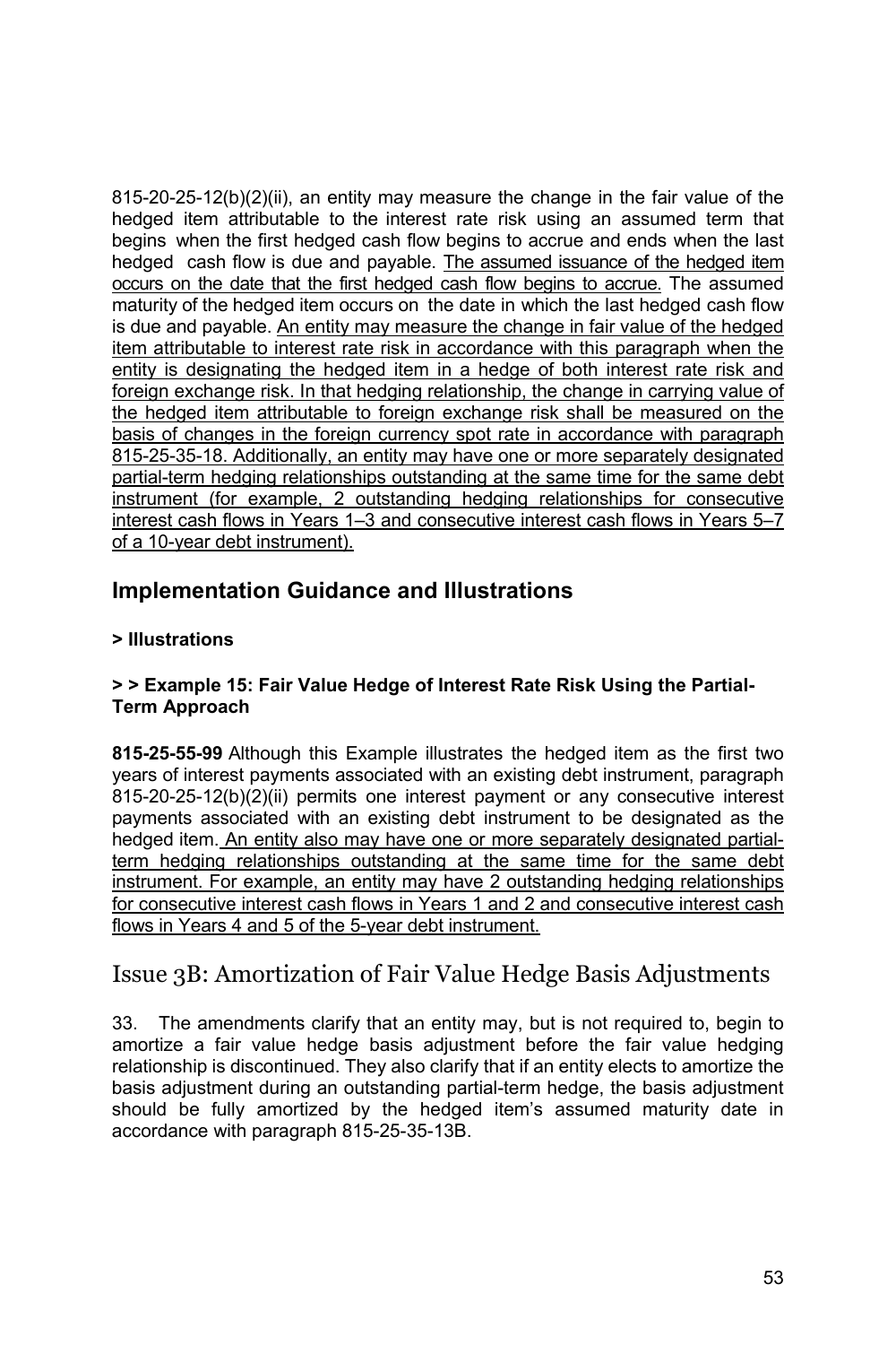815-20-25-12(b)(2)(ii), an entity may measure the change in the fair value of the hedged item attributable to the interest rate risk using an assumed term that begins when the first hedged cash flow begins to accrue and ends when the last hedged cash flow is due and payable. <u>The assumed issuance of the hedged item occurs on the date that the first hedged cash flow begins to accrue.</u> The assumed maturity of the hedged item occurs on the date in which the last hedged cash flow is due and payable. <u>An entity may measure the change in fair value of the hedged item attributable to interest rate risk in accordance with this paragraph when the entity is designating the hedged item in a hedge of both interest rate risk and foreign exchange risk. In that hedging relationship, the change in carrying value of the hedged item attributable to foreign exchange risk shall be measured on the basis of changes in the foreign currency spot rate in accordance with paragraph 815-25-35-18. Additionally, an entity may have one or more separately designated partial-term hedging relationships outstanding at the same time for the same debt instrument (for example, 2 outstanding hedging relationships for consecutive interest cash flows in Years 1–3 and consecutive interest cash flows in Years 5–7 of a 10-year debt instrument).</u>

## Implementation Guidance and Illustrations

#### > Illustrations

#### > > Example 15: Fair Value Hedge of Interest Rate Risk Using the Partial-Term Approach

**815-25-55-99** Although this Example illustrates the hedged item as the first two years of interest payments associated with an existing debt instrument, paragraph 815-20-25-12(b)(2)(ii) permits one interest payment or any consecutive interest payments associated with an existing debt instrument to be designated as the hedged item. <u>An entity also may have one or more separately designated partial-term hedging relationships outstanding at the same time for the same debt instrument. For example, an entity may have 2 outstanding hedging relationships for consecutive interest cash flows in Years 1 and 2 and consecutive interest cash flows in Years 4 and 5 of the 5-year debt instrument.</u>

## Issue 3B: Amortization of Fair Value Hedge Basis Adjustments

33. The amendments clarify that an entity may, but is not required to, begin to amortize a fair value hedge basis adjustment before the fair value hedging relationship is discontinued. They also clarify that if an entity elects to amortize the basis adjustment during an outstanding partial-term hedge, the basis adjustment should be fully amortized by the hedged item's assumed maturity date in accordance with paragraph 815-25-35-13B.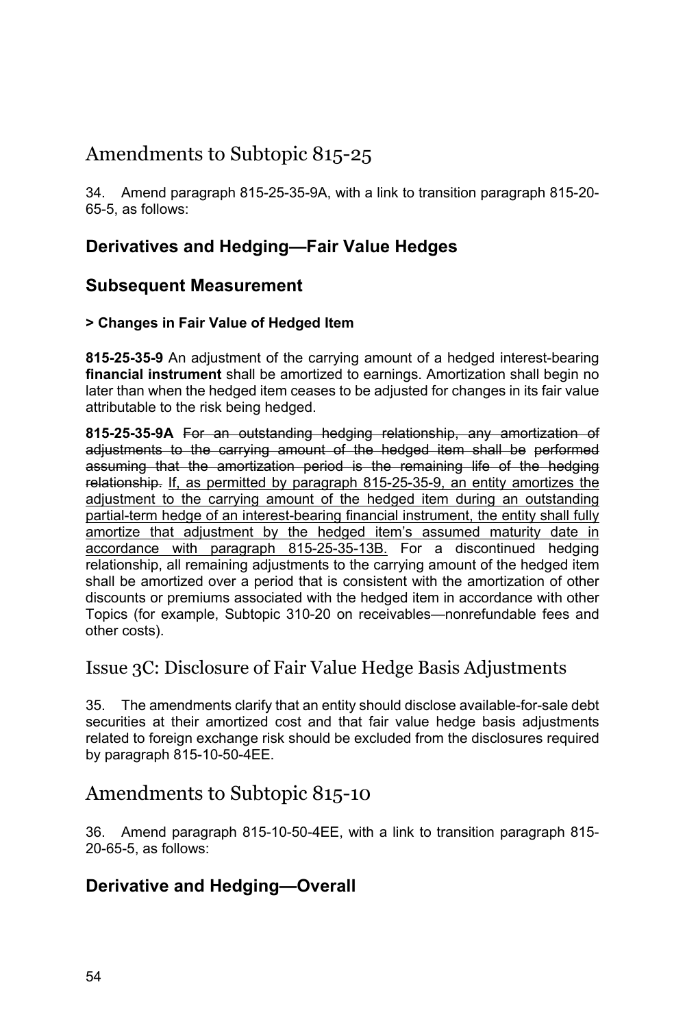# Amendments to Subtopic 815-25

34. Amend paragraph 815-25-35-9A, with a link to transition paragraph 815-20-65-5, as follows:

## Derivatives and Hedging—Fair Value Hedges

## Subsequent Measurement

#### > Changes in Fair Value of Hedged Item

**815-25-35-9** An adjustment of the carrying amount of a hedged interest-bearing **financial instrument** shall be amortized to earnings. Amortization shall begin no later than when the hedged item ceases to be adjusted for changes in its fair value attributable to the risk being hedged.

**815-25-35-9A** ~~For an outstanding hedging relationship, any amortization of adjustments to the carrying amount of the hedged item shall be performed assuming that the amortization period is the remaining life of the hedging relationship.~~ <u>If, as permitted by paragraph 815-25-35-9, an entity amortizes the adjustment to the carrying amount of the hedged item during an outstanding partial-term hedge of an interest-bearing financial instrument, the entity shall fully amortize that adjustment by the hedged item's assumed maturity date in accordance with paragraph 815-25-35-13B.</u> For a discontinued hedging relationship, all remaining adjustments to the carrying amount of the hedged item shall be amortized over a period that is consistent with the amortization of other discounts or premiums associated with the hedged item in accordance with other Topics (for example, Subtopic 310-20 on receivables—nonrefundable fees and other costs).

# Issue 3C: Disclosure of Fair Value Hedge Basis Adjustments

35. The amendments clarify that an entity should disclose available-for-sale debt securities at their amortized cost and that fair value hedge basis adjustments related to foreign exchange risk should be excluded from the disclosures required by paragraph 815-10-50-4EE.

# Amendments to Subtopic 815-10

36. Amend paragraph 815-10-50-4EE, with a link to transition paragraph 815-20-65-5, as follows:

## Derivative and Hedging—Overall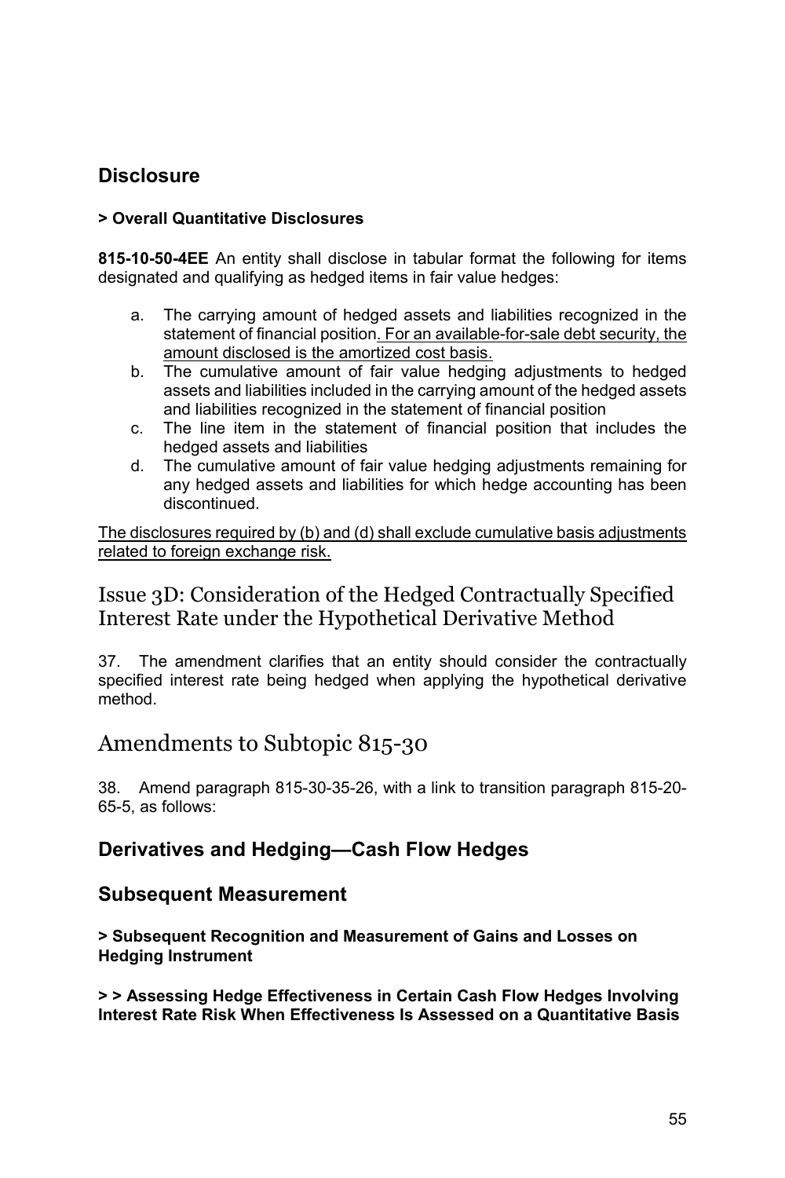## Disclosure

**> Overall Quantitative Disclosures**

**815-10-50-4EE** An entity shall disclose in tabular format the following for items designated and qualifying as hedged items in fair value hedges:

a. The carrying amount of hedged assets and liabilities recognized in the statement of financial position<u>. For an available-for-sale debt security, the amount disclosed is the amortized cost basis.</u>
b. The cumulative amount of fair value hedging adjustments to hedged assets and liabilities included in the carrying amount of the hedged assets and liabilities recognized in the statement of financial position
c. The line item in the statement of financial position that includes the hedged assets and liabilities
d. The cumulative amount of fair value hedging adjustments remaining for any hedged assets and liabilities for which hedge accounting has been discontinued.

<u>The disclosures required by (b) and (d) shall exclude cumulative basis adjustments related to foreign exchange risk.</u>

# Issue 3D: Consideration of the Hedged Contractually Specified Interest Rate under the Hypothetical Derivative Method

37. The amendment clarifies that an entity should consider the contractually specified interest rate being hedged when applying the hypothetical derivative method.

# Amendments to Subtopic 815-30

38. Amend paragraph 815-30-35-26, with a link to transition paragraph 815-20-65-5, as follows:

## Derivatives and Hedging—Cash Flow Hedges

## Subsequent Measurement

**> Subsequent Recognition and Measurement of Gains and Losses on Hedging Instrument**

**> > Assessing Hedge Effectiveness in Certain Cash Flow Hedges Involving Interest Rate Risk When Effectiveness Is Assessed on a Quantitative Basis**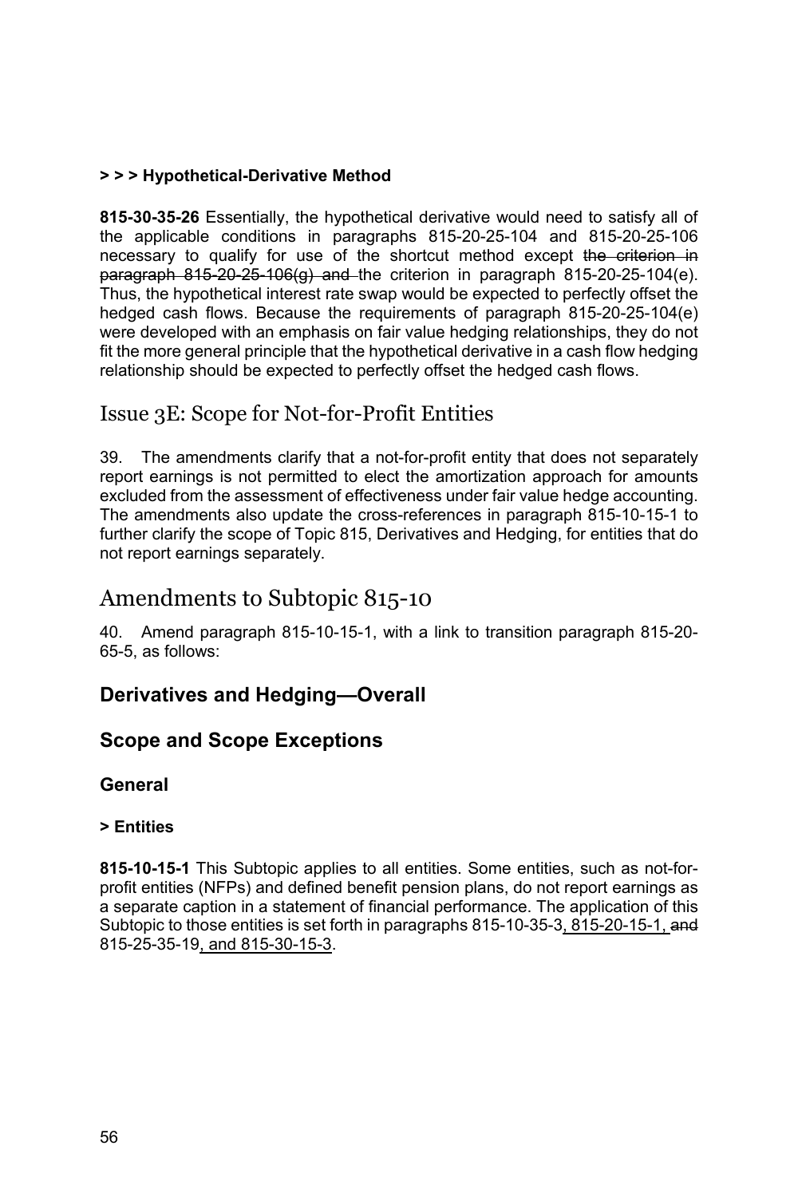**> > > Hypothetical-Derivative Method**

**815-30-35-26** Essentially, the hypothetical derivative would need to satisfy all of the applicable conditions in paragraphs 815-20-25-104 and 815-20-25-106 necessary to qualify for use of the shortcut method except ~~the criterion in paragraph 815-20-25-106(g) and~~ the criterion in paragraph 815-20-25-104(e). Thus, the hypothetical interest rate swap would be expected to perfectly offset the hedged cash flows. Because the requirements of paragraph 815-20-25-104(e) were developed with an emphasis on fair value hedging relationships, they do not fit the more general principle that the hypothetical derivative in a cash flow hedging relationship should be expected to perfectly offset the hedged cash flows.

## Issue 3E: Scope for Not-for-Profit Entities

39. The amendments clarify that a not-for-profit entity that does not separately report earnings is not permitted to elect the amortization approach for amounts excluded from the assessment of effectiveness under fair value hedge accounting. The amendments also update the cross-references in paragraph 815-10-15-1 to further clarify the scope of Topic 815, Derivatives and Hedging, for entities that do not report earnings separately.

# Amendments to Subtopic 815-10

40. Amend paragraph 815-10-15-1, with a link to transition paragraph 815-20-65-5, as follows:

## Derivatives and Hedging—Overall

### Scope and Scope Exceptions

#### General

**> Entities**

**815-10-15-1** This Subtopic applies to all entities. Some entities, such as not-for-profit entities (NFPs) and defined benefit pension plans, do not report earnings as a separate caption in a statement of financial performance. The application of this Subtopic to those entities is set forth in paragraphs 815-10-35-3<u>, 815-20-15-1,</u> ~~and~~ 815-25-35-19<u>, and 815-30-15-3</u>.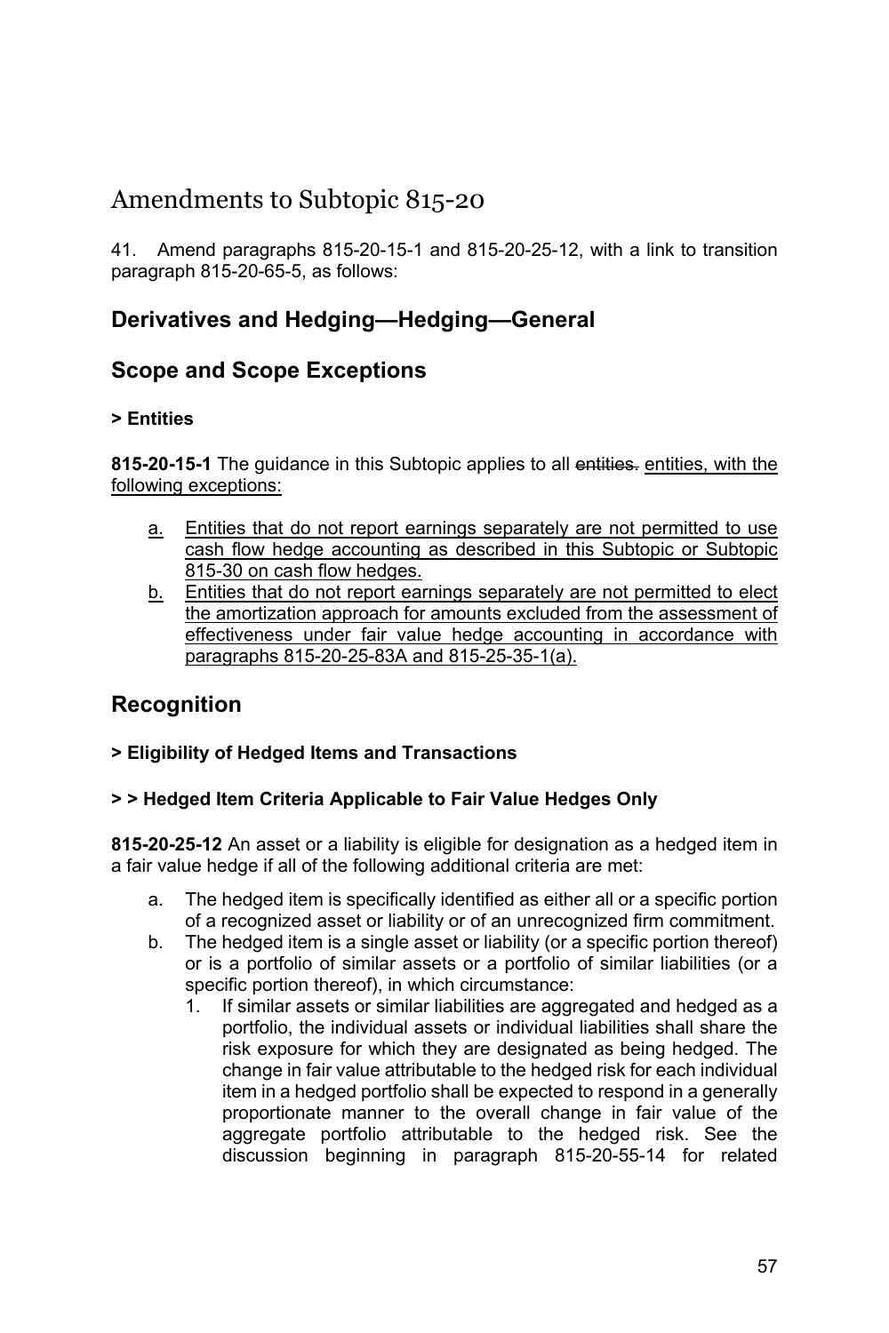# Amendments to Subtopic 815-20

41. Amend paragraphs 815-20-15-1 and 815-20-25-12, with a link to transition paragraph 815-20-65-5, as follows:

## Derivatives and Hedging—Hedging—General

## Scope and Scope Exceptions

### > Entities

**815-20-15-1** The guidance in this Subtopic applies to all ~~entities.~~ <u>entities, with the following exceptions:</u>

<u>a.</u> <u>Entities that do not report earnings separately are not permitted to use cash flow hedge accounting as described in this Subtopic or Subtopic 815-30 on cash flow hedges.</u>

<u>b.</u> <u>Entities that do not report earnings separately are not permitted to elect the amortization approach for amounts excluded from the assessment of effectiveness under fair value hedge accounting in accordance with paragraphs 815-20-25-83A and 815-25-35-1(a).</u>

## Recognition

### > Eligibility of Hedged Items and Transactions

### > > Hedged Item Criteria Applicable to Fair Value Hedges Only

**815-20-25-12** An asset or a liability is eligible for designation as a hedged item in a fair value hedge if all of the following additional criteria are met:

a. The hedged item is specifically identified as either all or a specific portion of a recognized asset or liability or of an unrecognized firm commitment.

b. The hedged item is a single asset or liability (or a specific portion thereof) or is a portfolio of similar assets or a portfolio of similar liabilities (or a specific portion thereof), in which circumstance:

   1. If similar assets or similar liabilities are aggregated and hedged as a portfolio, the individual assets or individual liabilities shall share the risk exposure for which they are designated as being hedged. The change in fair value attributable to the hedged risk for each individual item in a hedged portfolio shall be expected to respond in a generally proportionate manner to the overall change in fair value of the aggregate portfolio attributable to the hedged risk. See the discussion beginning in paragraph 815-20-55-14 for related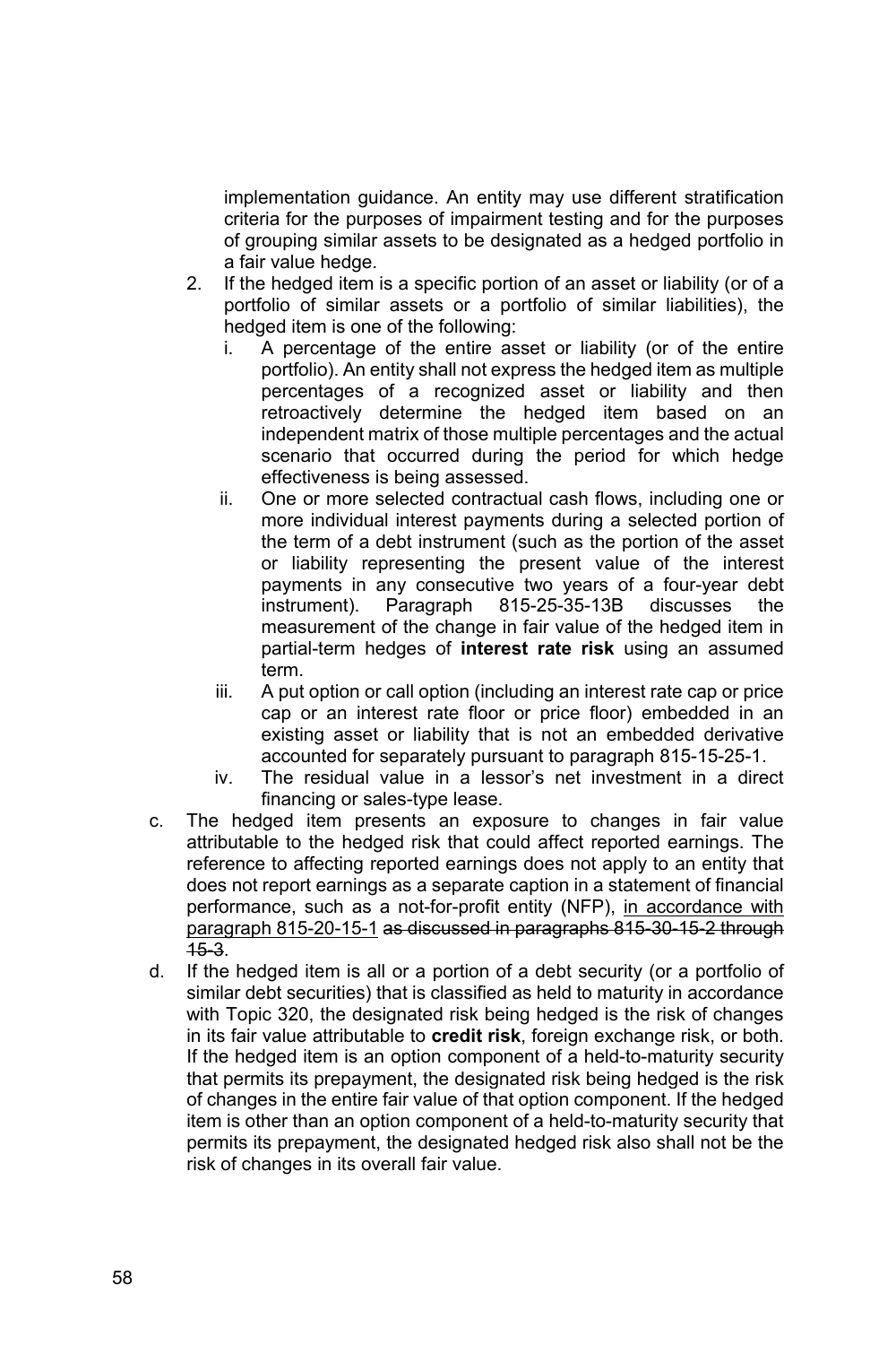implementation guidance. An entity may use different stratification criteria for the purposes of impairment testing and for the purposes of grouping similar assets to be designated as a hedged portfolio in a fair value hedge.

2. If the hedged item is a specific portion of an asset or liability (or of a portfolio of similar assets or a portfolio of similar liabilities), the hedged item is one of the following:
   - i. A percentage of the entire asset or liability (or of the entire portfolio). An entity shall not express the hedged item as multiple percentages of a recognized asset or liability and then retroactively determine the hedged item based on an independent matrix of those multiple percentages and the actual scenario that occurred during the period for which hedge effectiveness is being assessed.
   - ii. One or more selected contractual cash flows, including one or more individual interest payments during a selected portion of the term of a debt instrument (such as the portion of the asset or liability representing the present value of the interest payments in any consecutive two years of a four-year debt instrument). Paragraph 815-25-35-13B discusses the measurement of the change in fair value of the hedged item in partial-term hedges of **interest rate risk** using an assumed term.
   - iii. A put option or call option (including an interest rate cap or price cap or an interest rate floor or price floor) embedded in an existing asset or liability that is not an embedded derivative accounted for separately pursuant to paragraph 815-15-25-1.
   - iv. The residual value in a lessor's net investment in a direct financing or sales-type lease.

c. The hedged item presents an exposure to changes in fair value attributable to the hedged risk that could affect reported earnings. The reference to affecting reported earnings does not apply to an entity that does not report earnings as a separate caption in a statement of financial performance, such as a not-for-profit entity (NFP), <u>in accordance with paragraph 815-20-15-1</u> ~~as discussed in paragraphs 815-30-15-2 through 15-3~~.

d. If the hedged item is all or a portion of a debt security (or a portfolio of similar debt securities) that is classified as held to maturity in accordance with Topic 320, the designated risk being hedged is the risk of changes in its fair value attributable to **credit risk**, foreign exchange risk, or both. If the hedged item is an option component of a held-to-maturity security that permits its prepayment, the designated risk being hedged is the risk of changes in the entire fair value of that option component. If the hedged item is other than an option component of a held-to-maturity security that permits its prepayment, the designated hedged risk also shall not be the risk of changes in its overall fair value.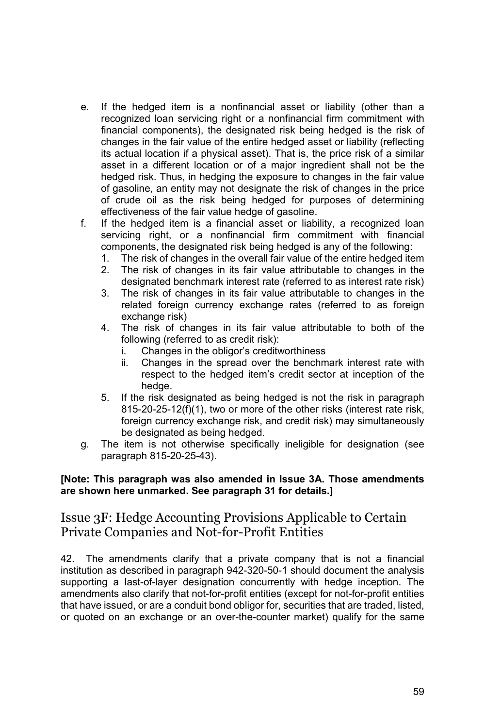e. If the hedged item is a nonfinancial asset or liability (other than a recognized loan servicing right or a nonfinancial firm commitment with financial components), the designated risk being hedged is the risk of changes in the fair value of the entire hedged asset or liability (reflecting its actual location if a physical asset). That is, the price risk of a similar asset in a different location or of a major ingredient shall not be the hedged risk. Thus, in hedging the exposure to changes in the fair value of gasoline, an entity may not designate the risk of changes in the price of crude oil as the risk being hedged for purposes of determining effectiveness of the fair value hedge of gasoline.

f. If the hedged item is a financial asset or liability, a recognized loan servicing right, or a nonfinancial firm commitment with financial components, the designated risk being hedged is any of the following:
   1. The risk of changes in the overall fair value of the entire hedged item
   2. The risk of changes in its fair value attributable to changes in the designated benchmark interest rate (referred to as interest rate risk)
   3. The risk of changes in its fair value attributable to changes in the related foreign currency exchange rates (referred to as foreign exchange risk)
   4. The risk of changes in its fair value attributable to both of the following (referred to as credit risk):
      i. Changes in the obligor's creditworthiness
      ii. Changes in the spread over the benchmark interest rate with respect to the hedged item's credit sector at inception of the hedge.
   5. If the risk designated as being hedged is not the risk in paragraph 815-20-25-12(f)(1), two or more of the other risks (interest rate risk, foreign currency exchange risk, and credit risk) may simultaneously be designated as being hedged.

g. The item is not otherwise specifically ineligible for designation (see paragraph 815-20-25-43).

**[Note: This paragraph was also amended in Issue 3A. Those amendments are shown here unmarked. See paragraph 31 for details.]**

## Issue 3F: Hedge Accounting Provisions Applicable to Certain Private Companies and Not-for-Profit Entities

42. The amendments clarify that a private company that is not a financial institution as described in paragraph 942-320-50-1 should document the analysis supporting a last-of-layer designation concurrently with hedge inception. The amendments also clarify that not-for-profit entities (except for not-for-profit entities that have issued, or are a conduit bond obligor for, securities that are traded, listed, or quoted on an exchange or an over-the-counter market) qualify for the same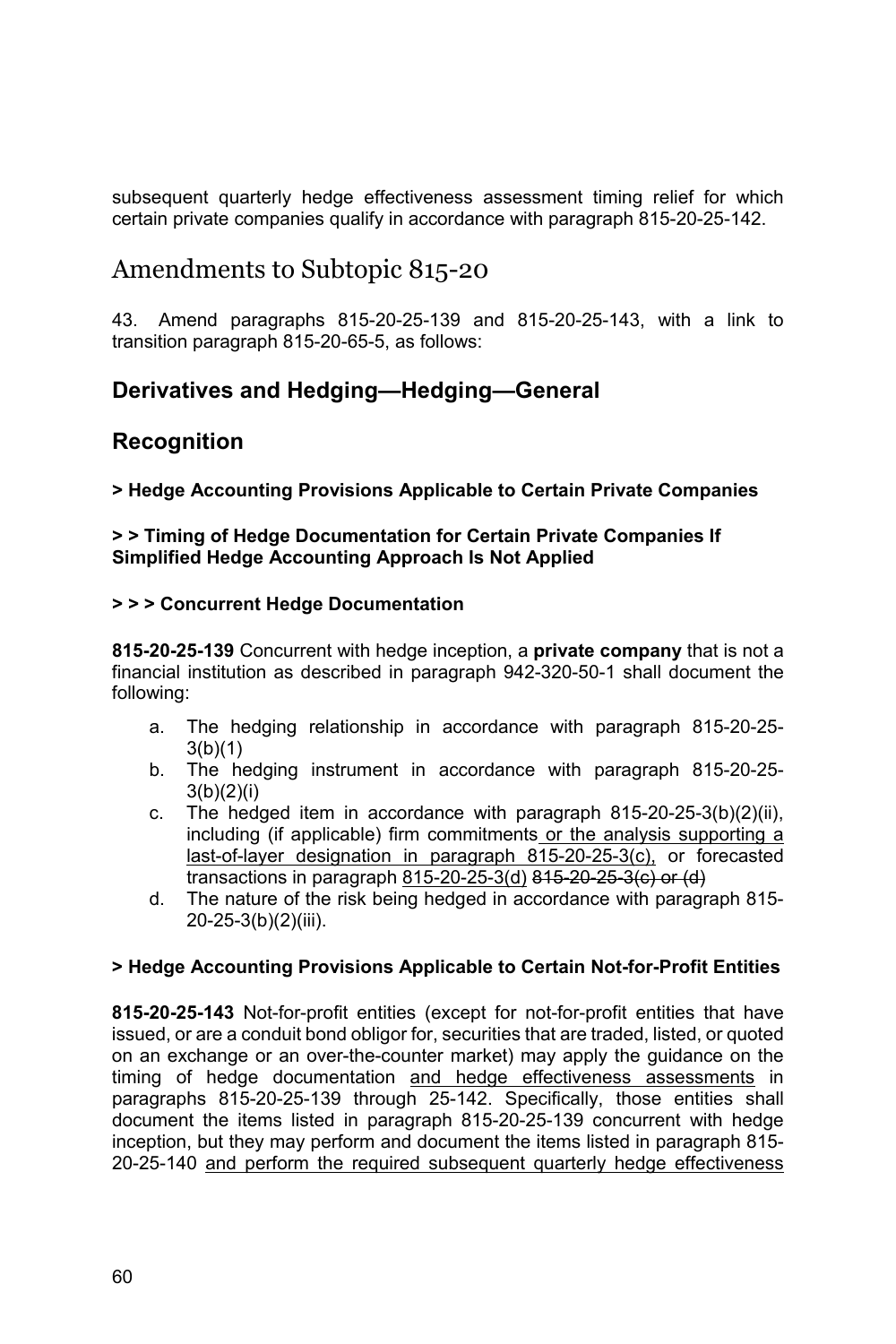subsequent quarterly hedge effectiveness assessment timing relief for which certain private companies qualify in accordance with paragraph 815-20-25-142.

# Amendments to Subtopic 815-20

43. Amend paragraphs 815-20-25-139 and 815-20-25-143, with a link to transition paragraph 815-20-65-5, as follows:

## Derivatives and Hedging—Hedging—General

## Recognition

**> Hedge Accounting Provisions Applicable to Certain Private Companies**

**> > Timing of Hedge Documentation for Certain Private Companies If Simplified Hedge Accounting Approach Is Not Applied**

**> > > Concurrent Hedge Documentation**

**815-20-25-139** Concurrent with hedge inception, a **private company** that is not a financial institution as described in paragraph 942-320-50-1 shall document the following:

a. The hedging relationship in accordance with paragraph 815-20-25-3(b)(1)
b. The hedging instrument in accordance with paragraph 815-20-25-3(b)(2)(i)
c. The hedged item in accordance with paragraph 815-20-25-3(b)(2)(ii), including (if applicable) firm commitments <u>or the analysis supporting a last-of-layer designation in paragraph 815-20-25-3(c),</u> or forecasted transactions in paragraph <u>815-20-25-3(d)</u> ~~815-20-25-3(c) or (d)~~
d. The nature of the risk being hedged in accordance with paragraph 815-20-25-3(b)(2)(iii).

**> Hedge Accounting Provisions Applicable to Certain Not-for-Profit Entities**

**815-20-25-143** Not-for-profit entities (except for not-for-profit entities that have issued, or are a conduit bond obligor for, securities that are traded, listed, or quoted on an exchange or an over-the-counter market) may apply the guidance on the timing of hedge documentation <u>and hedge effectiveness assessments</u> in paragraphs 815-20-25-139 through 25-142. Specifically, those entities shall document the items listed in paragraph 815-20-25-139 concurrent with hedge inception, but they may perform and document the items listed in paragraph 815-20-25-140 <u>and perform the required subsequent quarterly hedge effectiveness</u>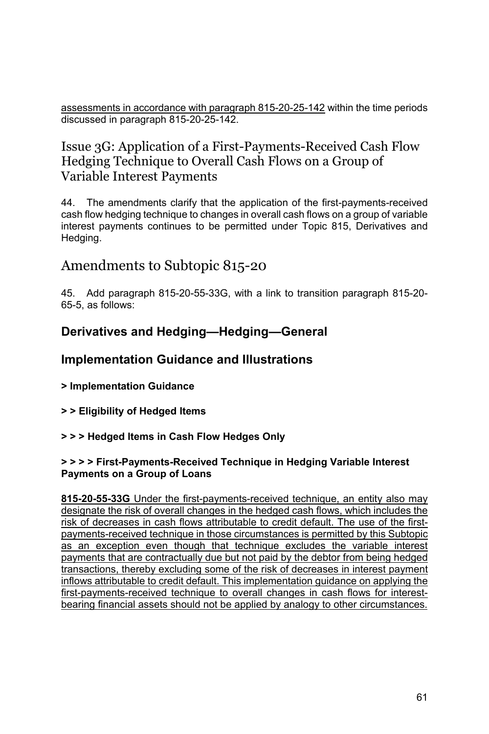assessments in accordance with paragraph 815-20-25-142 within the time periods discussed in paragraph 815-20-25-142.

## Issue 3G: Application of a First-Payments-Received Cash Flow Hedging Technique to Overall Cash Flows on a Group of Variable Interest Payments

44. The amendments clarify that the application of the first-payments-received cash flow hedging technique to changes in overall cash flows on a group of variable interest payments continues to be permitted under Topic 815, Derivatives and Hedging.

## Amendments to Subtopic 815-20

45. Add paragraph 815-20-55-33G, with a link to transition paragraph 815-20-65-5, as follows:

### Derivatives and Hedging—Hedging—General

### Implementation Guidance and Illustrations

**> Implementation Guidance**

**> > Eligibility of Hedged Items**

**> > > Hedged Items in Cash Flow Hedges Only**

**> > > > First-Payments-Received Technique in Hedging Variable Interest Payments on a Group of Loans**

**815-20-55-33G** Under the first-payments-received technique, an entity also may designate the risk of overall changes in the hedged cash flows, which includes the risk of decreases in cash flows attributable to credit default. The use of the first-payments-received technique in those circumstances is permitted by this Subtopic as an exception even though that technique excludes the variable interest payments that are contractually due but not paid by the debtor from being hedged transactions, thereby excluding some of the risk of decreases in interest payment inflows attributable to credit default. This implementation guidance on applying the first-payments-received technique to overall changes in cash flows for interest-bearing financial assets should not be applied by analogy to other circumstances.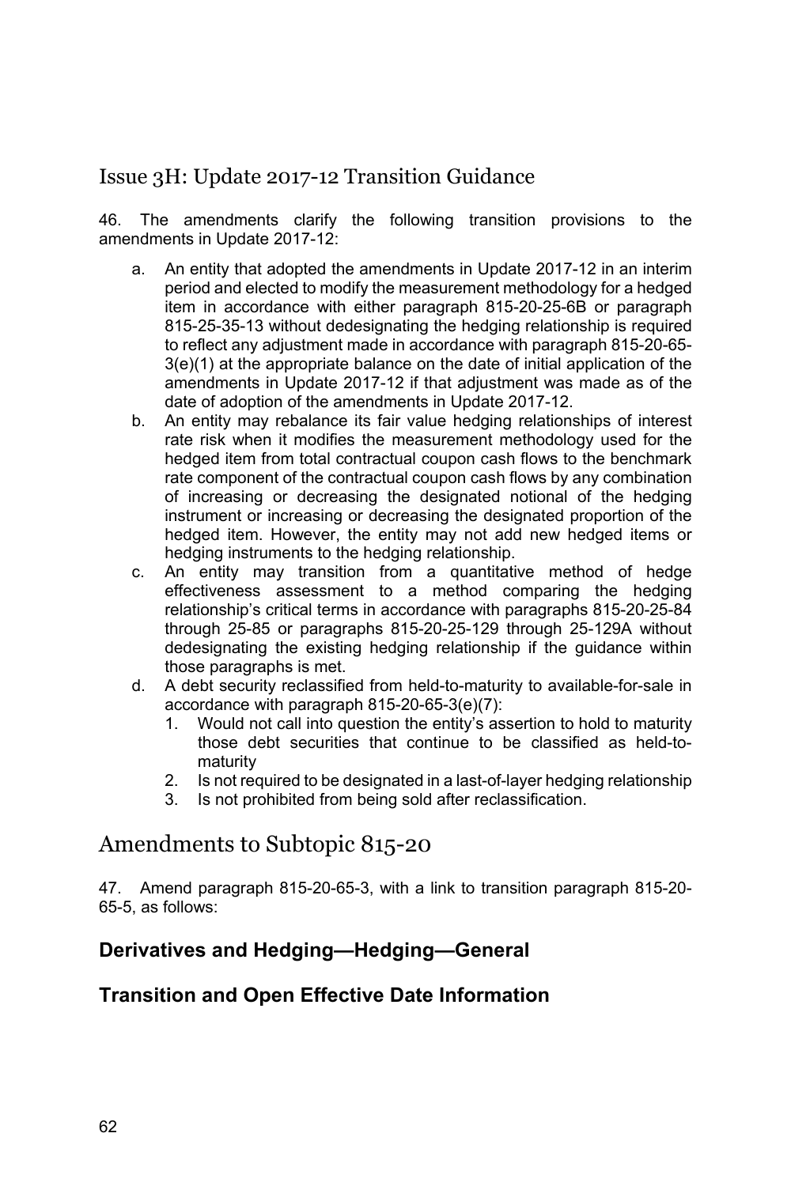## Issue 3H: Update 2017-12 Transition Guidance

46. The amendments clarify the following transition provisions to the amendments in Update 2017-12:

a. An entity that adopted the amendments in Update 2017-12 in an interim period and elected to modify the measurement methodology for a hedged item in accordance with either paragraph 815-20-25-6B or paragraph 815-25-35-13 without dedesignating the hedging relationship is required to reflect any adjustment made in accordance with paragraph 815-20-65-3(e)(1) at the appropriate balance on the date of initial application of the amendments in Update 2017-12 if that adjustment was made as of the date of adoption of the amendments in Update 2017-12.
b. An entity may rebalance its fair value hedging relationships of interest rate risk when it modifies the measurement methodology used for the hedged item from total contractual coupon cash flows to the benchmark rate component of the contractual coupon cash flows by any combination of increasing or decreasing the designated notional of the hedging instrument or increasing or decreasing the designated proportion of the hedged item. However, the entity may not add new hedged items or hedging instruments to the hedging relationship.
c. An entity may transition from a quantitative method of hedge effectiveness assessment to a method comparing the hedging relationship's critical terms in accordance with paragraphs 815-20-25-84 through 25-85 or paragraphs 815-20-25-129 through 25-129A without dedesignating the existing hedging relationship if the guidance within those paragraphs is met.
d. A debt security reclassified from held-to-maturity to available-for-sale in accordance with paragraph 815-20-65-3(e)(7):
    1. Would not call into question the entity's assertion to hold to maturity those debt securities that continue to be classified as held-to-maturity
    2. Is not required to be designated in a last-of-layer hedging relationship
    3. Is not prohibited from being sold after reclassification.

## Amendments to Subtopic 815-20

47. Amend paragraph 815-20-65-3, with a link to transition paragraph 815-20-65-5, as follows:

### Derivatives and Hedging—Hedging—General

### Transition and Open Effective Date Information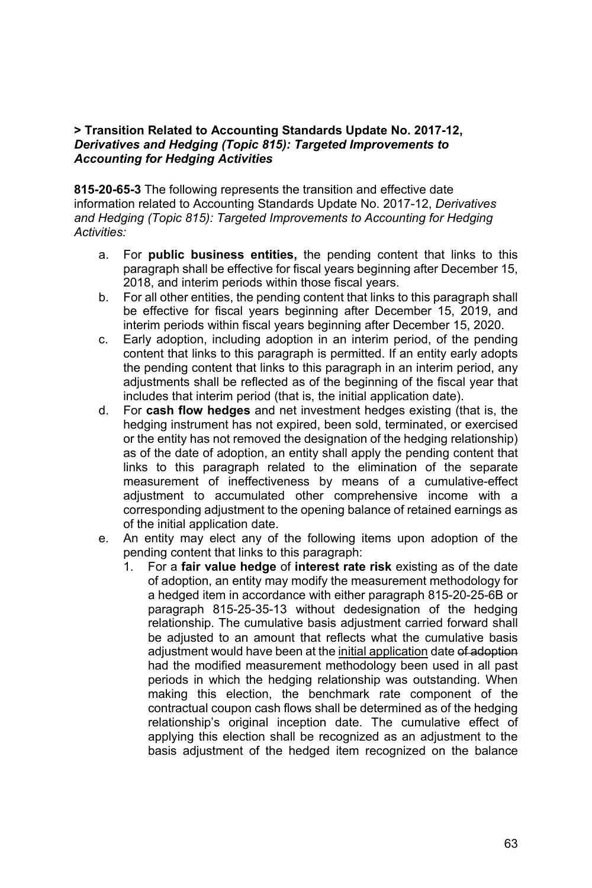**> Transition Related to Accounting Standards Update No. 2017-12,** ***Derivatives and Hedging (Topic 815): Targeted Improvements to Accounting for Hedging Activities***

**815-20-65-3** The following represents the transition and effective date information related to Accounting Standards Update No. 2017-12, *Derivatives and Hedging (Topic 815): Targeted Improvements to Accounting for Hedging Activities:*

a. For **public business entities,** the pending content that links to this paragraph shall be effective for fiscal years beginning after December 15, 2018, and interim periods within those fiscal years.
b. For all other entities, the pending content that links to this paragraph shall be effective for fiscal years beginning after December 15, 2019, and interim periods within fiscal years beginning after December 15, 2020.
c. Early adoption, including adoption in an interim period, of the pending content that links to this paragraph is permitted. If an entity early adopts the pending content that links to this paragraph in an interim period, any adjustments shall be reflected as of the beginning of the fiscal year that includes that interim period (that is, the initial application date).
d. For **cash flow hedges** and net investment hedges existing (that is, the hedging instrument has not expired, been sold, terminated, or exercised or the entity has not removed the designation of the hedging relationship) as of the date of adoption, an entity shall apply the pending content that links to this paragraph related to the elimination of the separate measurement of ineffectiveness by means of a cumulative-effect adjustment to accumulated other comprehensive income with a corresponding adjustment to the opening balance of retained earnings as of the initial application date.
e. An entity may elect any of the following items upon adoption of the pending content that links to this paragraph:
    1. For a **fair value hedge** of **interest rate risk** existing as of the date of adoption, an entity may modify the measurement methodology for a hedged item in accordance with either paragraph 815-20-25-6B or paragraph 815-25-35-13 without dedesignation of the hedging relationship. The cumulative basis adjustment carried forward shall be adjusted to an amount that reflects what the cumulative basis adjustment would have been at the <u>initial application</u> date ~~of adoption~~ had the modified measurement methodology been used in all past periods in which the hedging relationship was outstanding. When making this election, the benchmark rate component of the contractual coupon cash flows shall be determined as of the hedging relationship's original inception date. The cumulative effect of applying this election shall be recognized as an adjustment to the basis adjustment of the hedged item recognized on the balance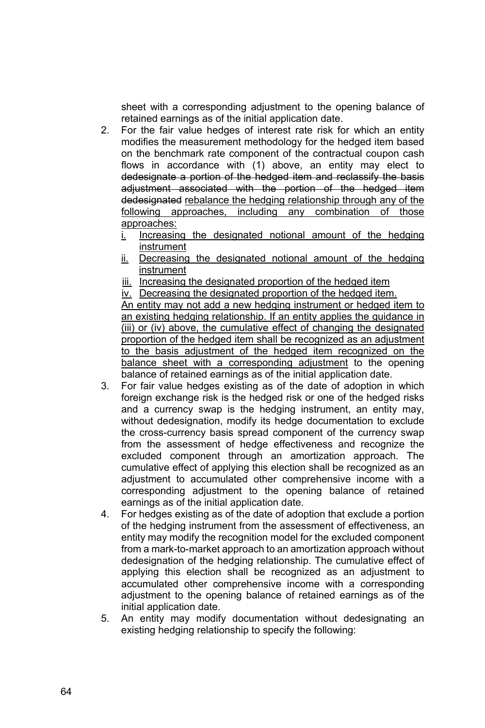sheet with a corresponding adjustment to the opening balance of retained earnings as of the initial application date.

2. For the fair value hedges of interest rate risk for which an entity modifies the measurement methodology for the hedged item based on the benchmark rate component of the contractual coupon cash flows in accordance with (1) above, an entity may elect to ~~dedesignate a portion of the hedged item and reclassify the basis adjustment associated with the portion of the hedged item dedesignated~~ <u>rebalance the hedging relationship through any of the following approaches, including any combination of those approaches:</u>
   <u>i. Increasing the designated notional amount of the hedging instrument</u>
   <u>ii. Decreasing the designated notional amount of the hedging instrument</u>
   <u>iii. Increasing the designated proportion of the hedged item</u>
   <u>iv. Decreasing the designated proportion of the hedged item.</u>

   <u>An entity may not add a new hedging instrument or hedged item to an existing hedging relationship. If an entity applies the guidance in (iii) or (iv) above, the cumulative effect of changing the designated proportion of the hedged item shall be recognized as an adjustment to the basis adjustment of the hedged item recognized on the balance sheet with a corresponding adjustment</u> to the opening balance of retained earnings as of the initial application date.
3. For fair value hedges existing as of the date of adoption in which foreign exchange risk is the hedged risk or one of the hedged risks and a currency swap is the hedging instrument, an entity may, without dedesignation, modify its hedge documentation to exclude the cross-currency basis spread component of the currency swap from the assessment of hedge effectiveness and recognize the excluded component through an amortization approach. The cumulative effect of applying this election shall be recognized as an adjustment to accumulated other comprehensive income with a corresponding adjustment to the opening balance of retained earnings as of the initial application date.
4. For hedges existing as of the date of adoption that exclude a portion of the hedging instrument from the assessment of effectiveness, an entity may modify the recognition model for the excluded component from a mark-to-market approach to an amortization approach without dedesignation of the hedging relationship. The cumulative effect of applying this election shall be recognized as an adjustment to accumulated other comprehensive income with a corresponding adjustment to the opening balance of retained earnings as of the initial application date.
5. An entity may modify documentation without dedesignating an existing hedging relationship to specify the following: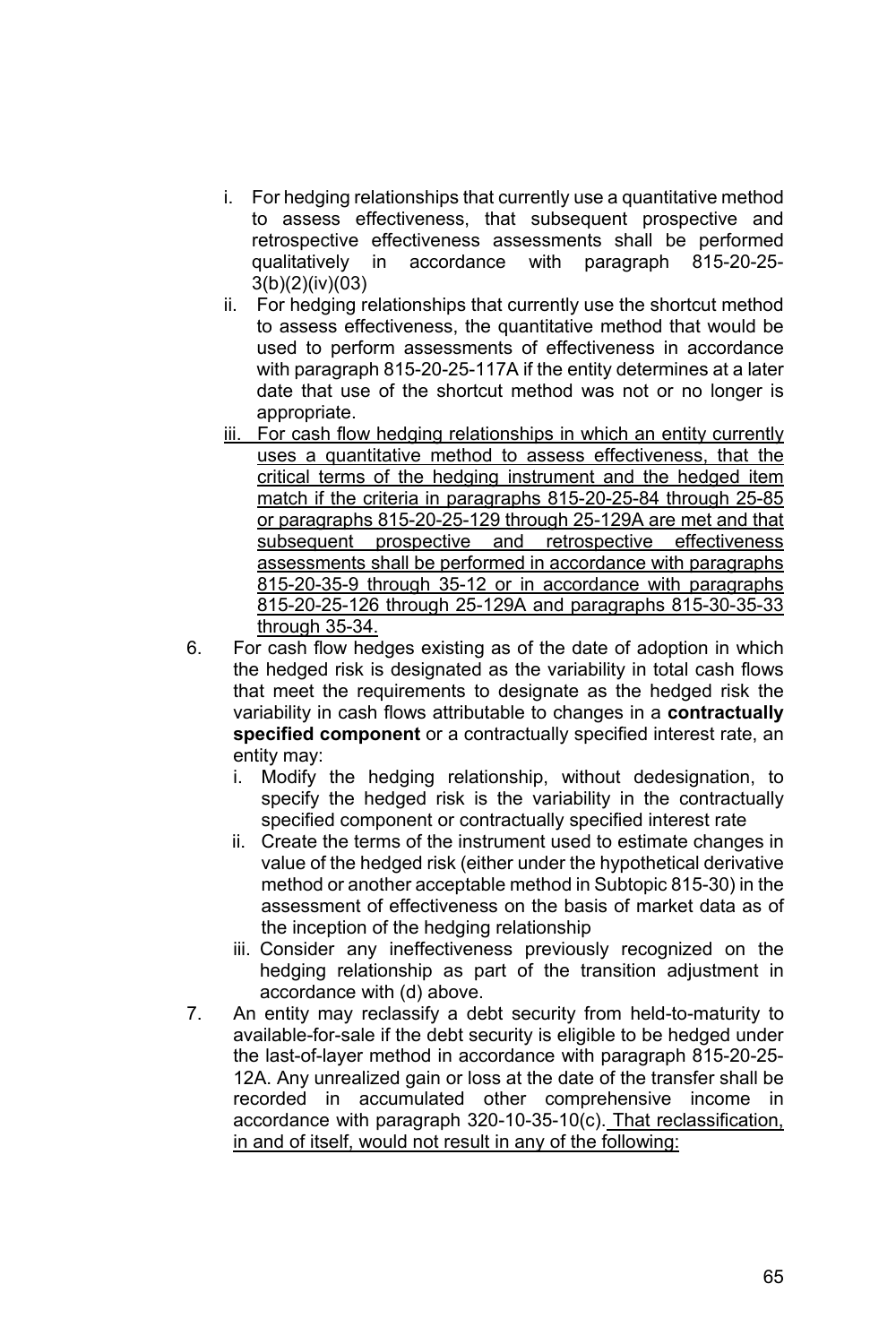i. For hedging relationships that currently use a quantitative method to assess effectiveness, that subsequent prospective and retrospective effectiveness assessments shall be performed qualitatively in accordance with paragraph 815-20-25-3(b)(2)(iv)(03)

ii. For hedging relationships that currently use the shortcut method to assess effectiveness, the quantitative method that would be used to perform assessments of effectiveness in accordance with paragraph 815-20-25-117A if the entity determines at a later date that use of the shortcut method was not or no longer is appropriate.

iii. <u>For cash flow hedging relationships in which an entity currently uses a quantitative method to assess effectiveness, that the critical terms of the hedging instrument and the hedged item match if the criteria in paragraphs 815-20-25-84 through 25-85 or paragraphs 815-20-25-129 through 25-129A are met and that subsequent prospective and retrospective effectiveness assessments shall be performed in accordance with paragraphs 815-20-35-9 through 35-12 or in accordance with paragraphs 815-20-25-126 through 25-129A and paragraphs 815-30-35-33 through 35-34.</u>

6. For cash flow hedges existing as of the date of adoption in which the hedged risk is designated as the variability in total cash flows that meet the requirements to designate as the hedged risk the variability in cash flows attributable to changes in a **contractually specified component** or a contractually specified interest rate, an entity may:
   i. Modify the hedging relationship, without dedesignation, to specify the hedged risk is the variability in the contractually specified component or contractually specified interest rate
   ii. Create the terms of the instrument used to estimate changes in value of the hedged risk (either under the hypothetical derivative method or another acceptable method in Subtopic 815-30) in the assessment of effectiveness on the basis of market data as of the inception of the hedging relationship
   iii. Consider any ineffectiveness previously recognized on the hedging relationship as part of the transition adjustment in accordance with (d) above.

7. An entity may reclassify a debt security from held-to-maturity to available-for-sale if the debt security is eligible to be hedged under the last-of-layer method in accordance with paragraph 815-20-25-12A. Any unrealized gain or loss at the date of the transfer shall be recorded in accumulated other comprehensive income in accordance with paragraph 320-10-35-10(c). <u>That reclassification, in and of itself, would not result in any of the following:</u>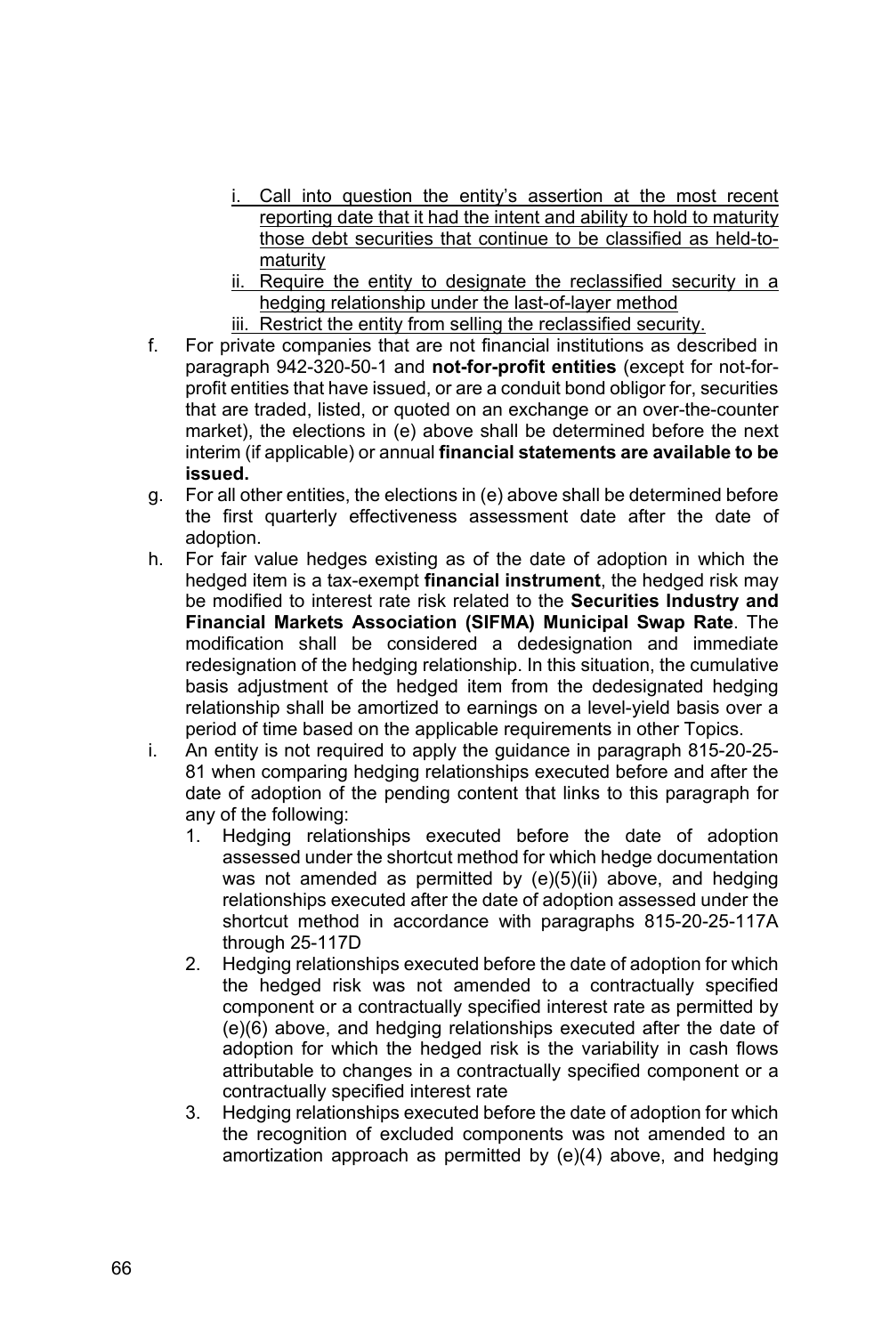i. <u>Call into question the entity's assertion at the most recent reporting date that it had the intent and ability to hold to maturity those debt securities that continue to be classified as held-to-maturity</u>
   ii. <u>Require the entity to designate the reclassified security in a hedging relationship under the last-of-layer method</u>
   iii. <u>Restrict the entity from selling the reclassified security.</u>

f. For private companies that are not financial institutions as described in paragraph 942-320-50-1 and **not-for-profit entities** (except for not-for-profit entities that have issued, or are a conduit bond obligor for, securities that are traded, listed, or quoted on an exchange or an over-the-counter market), the elections in (e) above shall be determined before the next interim (if applicable) or annual **financial statements are available to be issued.**

g. For all other entities, the elections in (e) above shall be determined before the first quarterly effectiveness assessment date after the date of adoption.

h. For fair value hedges existing as of the date of adoption in which the hedged item is a tax-exempt **financial instrument**, the hedged risk may be modified to interest rate risk related to the **Securities Industry and Financial Markets Association (SIFMA) Municipal Swap Rate**. The modification shall be considered a dedesignation and immediate redesignation of the hedging relationship. In this situation, the cumulative basis adjustment of the hedged item from the dedesignated hedging relationship shall be amortized to earnings on a level-yield basis over a period of time based on the applicable requirements in other Topics.

i. An entity is not required to apply the guidance in paragraph 815-20-25-81 when comparing hedging relationships executed before and after the date of adoption of the pending content that links to this paragraph for any of the following:
   1. Hedging relationships executed before the date of adoption assessed under the shortcut method for which hedge documentation was not amended as permitted by (e)(5)(ii) above, and hedging relationships executed after the date of adoption assessed under the shortcut method in accordance with paragraphs 815-20-25-117A through 25-117D
   2. Hedging relationships executed before the date of adoption for which the hedged risk was not amended to a contractually specified component or a contractually specified interest rate as permitted by (e)(6) above, and hedging relationships executed after the date of adoption for which the hedged risk is the variability in cash flows attributable to changes in a contractually specified component or a contractually specified interest rate
   3. Hedging relationships executed before the date of adoption for which the recognition of excluded components was not amended to an amortization approach as permitted by (e)(4) above, and hedging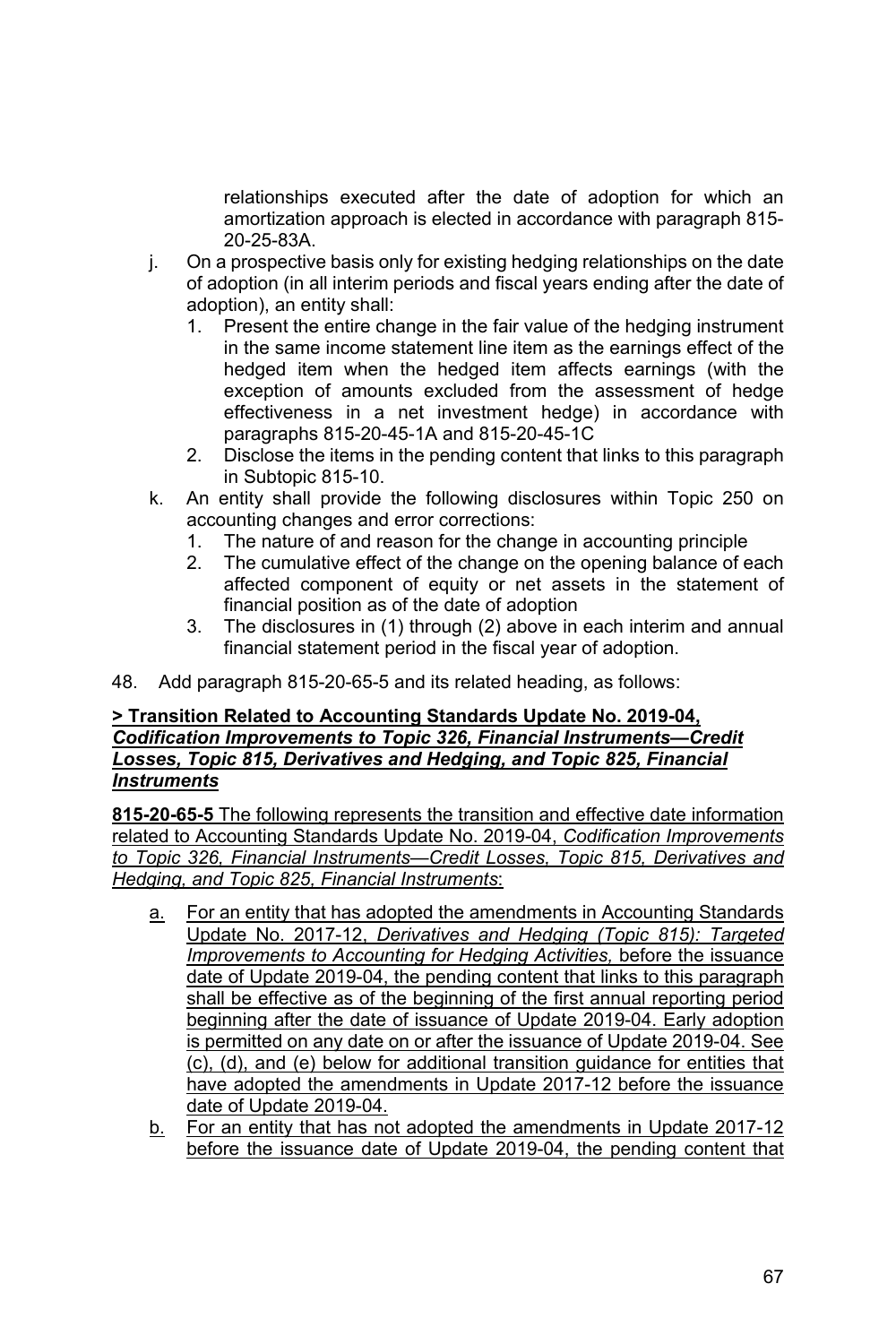relationships executed after the date of adoption for which an amortization approach is elected in accordance with paragraph 815-20-25-83A.

j. On a prospective basis only for existing hedging relationships on the date of adoption (in all interim periods and fiscal years ending after the date of adoption), an entity shall:
   1. Present the entire change in the fair value of the hedging instrument in the same income statement line item as the earnings effect of the hedged item when the hedged item affects earnings (with the exception of amounts excluded from the assessment of hedge effectiveness in a net investment hedge) in accordance with paragraphs 815-20-45-1A and 815-20-45-1C
   2. Disclose the items in the pending content that links to this paragraph in Subtopic 815-10.
k. An entity shall provide the following disclosures within Topic 250 on accounting changes and error corrections:
   1. The nature of and reason for the change in accounting principle
   2. The cumulative effect of the change on the opening balance of each affected component of equity or net assets in the statement of financial position as of the date of adoption
   3. The disclosures in (1) through (2) above in each interim and annual financial statement period in the fiscal year of adoption.

48. Add paragraph 815-20-65-5 and its related heading, as follows:

**> Transition Related to Accounting Standards Update No. 2019-04, *Codification Improvements to Topic 326, Financial Instruments—Credit Losses, Topic 815, Derivatives and Hedging, and Topic 825, Financial Instruments***

**815-20-65-5** The following represents the transition and effective date information related to Accounting Standards Update No. 2019-04, *Codification Improvements to Topic 326, Financial Instruments—Credit Losses, Topic 815, Derivatives and Hedging, and Topic 825, Financial Instruments*:

a. For an entity that has adopted the amendments in Accounting Standards Update No. 2017-12, *Derivatives and Hedging (Topic 815): Targeted Improvements to Accounting for Hedging Activities,* before the issuance date of Update 2019-04, the pending content that links to this paragraph shall be effective as of the beginning of the first annual reporting period beginning after the date of issuance of Update 2019-04. Early adoption is permitted on any date on or after the issuance of Update 2019-04. See (c), (d), and (e) below for additional transition guidance for entities that have adopted the amendments in Update 2017-12 before the issuance date of Update 2019-04.
b. For an entity that has not adopted the amendments in Update 2017-12 before the issuance date of Update 2019-04, the pending content that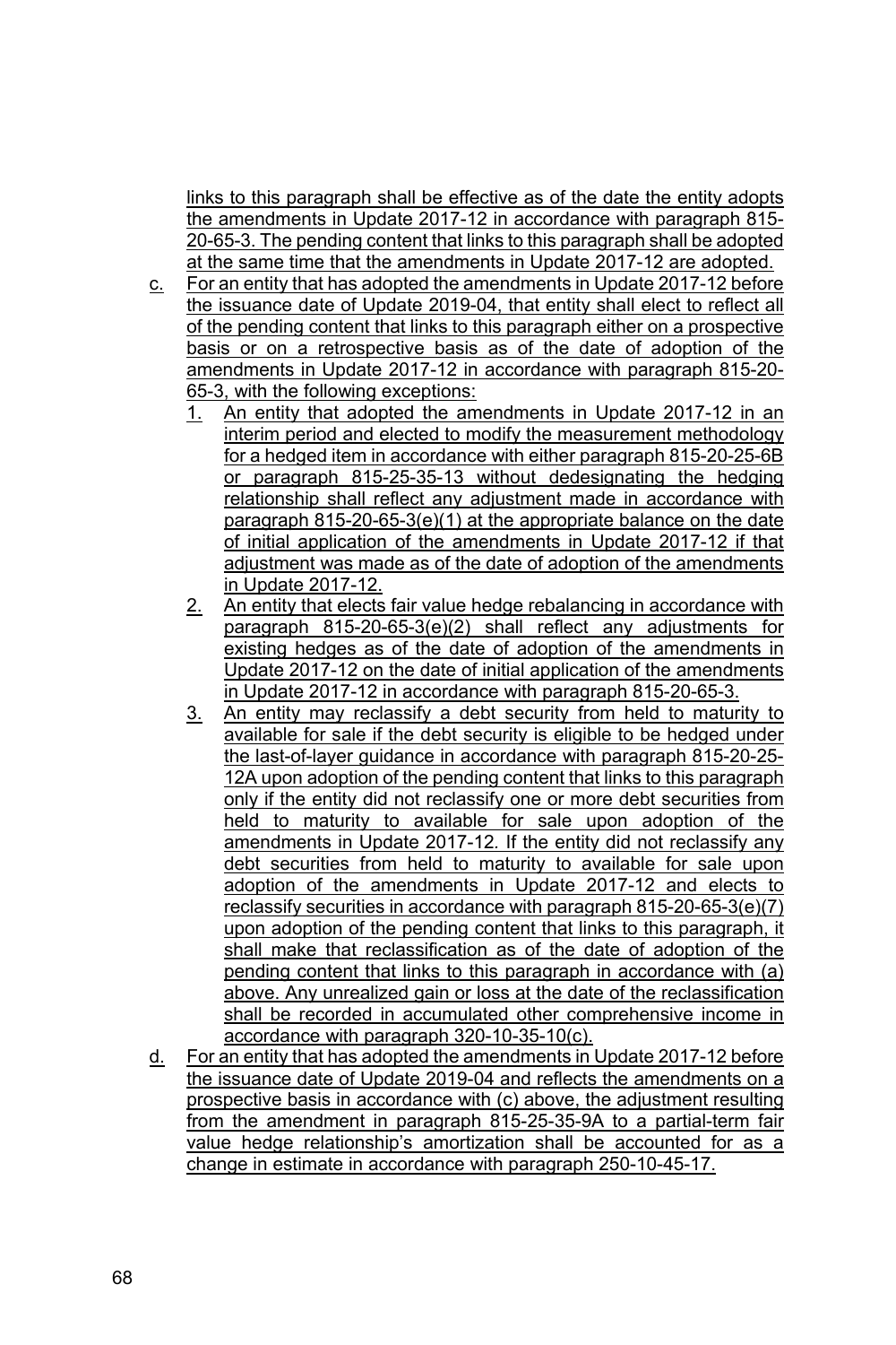links to this paragraph shall be effective as of the date the entity adopts the amendments in Update 2017-12 in accordance with paragraph 815-20-65-3. The pending content that links to this paragraph shall be adopted at the same time that the amendments in Update 2017-12 are adopted.

c. For an entity that has adopted the amendments in Update 2017-12 before the issuance date of Update 2019-04, that entity shall elect to reflect all of the pending content that links to this paragraph either on a prospective basis or on a retrospective basis as of the date of adoption of the amendments in Update 2017-12 in accordance with paragraph 815-20-65-3, with the following exceptions:
   1. An entity that adopted the amendments in Update 2017-12 in an interim period and elected to modify the measurement methodology for a hedged item in accordance with either paragraph 815-20-25-6B or paragraph 815-25-35-13 without dedesignating the hedging relationship shall reflect any adjustment made in accordance with paragraph 815-20-65-3(e)(1) at the appropriate balance on the date of initial application of the amendments in Update 2017-12 if that adjustment was made as of the date of adoption of the amendments in Update 2017-12.
   2. An entity that elects fair value hedge rebalancing in accordance with paragraph 815-20-65-3(e)(2) shall reflect any adjustments for existing hedges as of the date of adoption of the amendments in Update 2017-12 on the date of initial application of the amendments in Update 2017-12 in accordance with paragraph 815-20-65-3.
   3. An entity may reclassify a debt security from held to maturity to available for sale if the debt security is eligible to be hedged under the last-of-layer guidance in accordance with paragraph 815-20-25-12A upon adoption of the pending content that links to this paragraph only if the entity did not reclassify one or more debt securities from held to maturity to available for sale upon adoption of the amendments in Update 2017-12. If the entity did not reclassify any debt securities from held to maturity to available for sale upon adoption of the amendments in Update 2017-12 and elects to reclassify securities in accordance with paragraph 815-20-65-3(e)(7) upon adoption of the pending content that links to this paragraph, it shall make that reclassification as of the date of adoption of the pending content that links to this paragraph in accordance with (a) above. Any unrealized gain or loss at the date of the reclassification shall be recorded in accumulated other comprehensive income in accordance with paragraph 320-10-35-10(c).

d. For an entity that has adopted the amendments in Update 2017-12 before the issuance date of Update 2019-04 and reflects the amendments on a prospective basis in accordance with (c) above, the adjustment resulting from the amendment in paragraph 815-25-35-9A to a partial-term fair value hedge relationship's amortization shall be accounted for as a change in estimate in accordance with paragraph 250-10-45-17.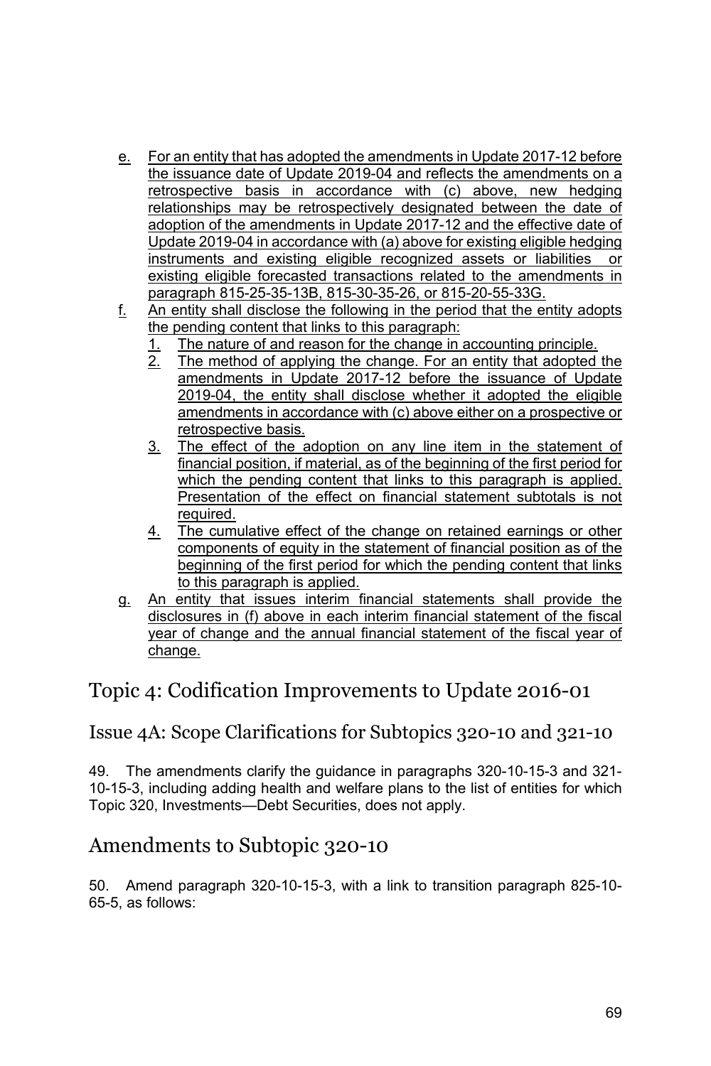e. For an entity that has adopted the amendments in Update 2017-12 before the issuance date of Update 2019-04 and reflects the amendments on a retrospective basis in accordance with (c) above, new hedging relationships may be retrospectively designated between the date of adoption of the amendments in Update 2017-12 and the effective date of Update 2019-04 in accordance with (a) above for existing eligible hedging instruments and existing eligible recognized assets or liabilities or existing eligible forecasted transactions related to the amendments in paragraph 815-25-35-13B, 815-30-35-26, or 815-20-55-33G.

f. An entity shall disclose the following in the period that the entity adopts the pending content that links to this paragraph:
   1. The nature of and reason for the change in accounting principle.
   2. The method of applying the change. For an entity that adopted the amendments in Update 2017-12 before the issuance of Update 2019-04, the entity shall disclose whether it adopted the eligible amendments in accordance with (c) above either on a prospective or retrospective basis.
   3. The effect of the adoption on any line item in the statement of financial position, if material, as of the beginning of the first period for which the pending content that links to this paragraph is applied. Presentation of the effect on financial statement subtotals is not required.
   4. The cumulative effect of the change on retained earnings or other components of equity in the statement of financial position as of the beginning of the first period for which the pending content that links to this paragraph is applied.

g. An entity that issues interim financial statements shall provide the disclosures in (f) above in each interim financial statement of the fiscal year of change and the annual financial statement of the fiscal year of change.

# Topic 4: Codification Improvements to Update 2016-01

## Issue 4A: Scope Clarifications for Subtopics 320-10 and 321-10

49. The amendments clarify the guidance in paragraphs 320-10-15-3 and 321-10-15-3, including adding health and welfare plans to the list of entities for which Topic 320, Investments—Debt Securities, does not apply.

## Amendments to Subtopic 320-10

50. Amend paragraph 320-10-15-3, with a link to transition paragraph 825-10-65-5, as follows: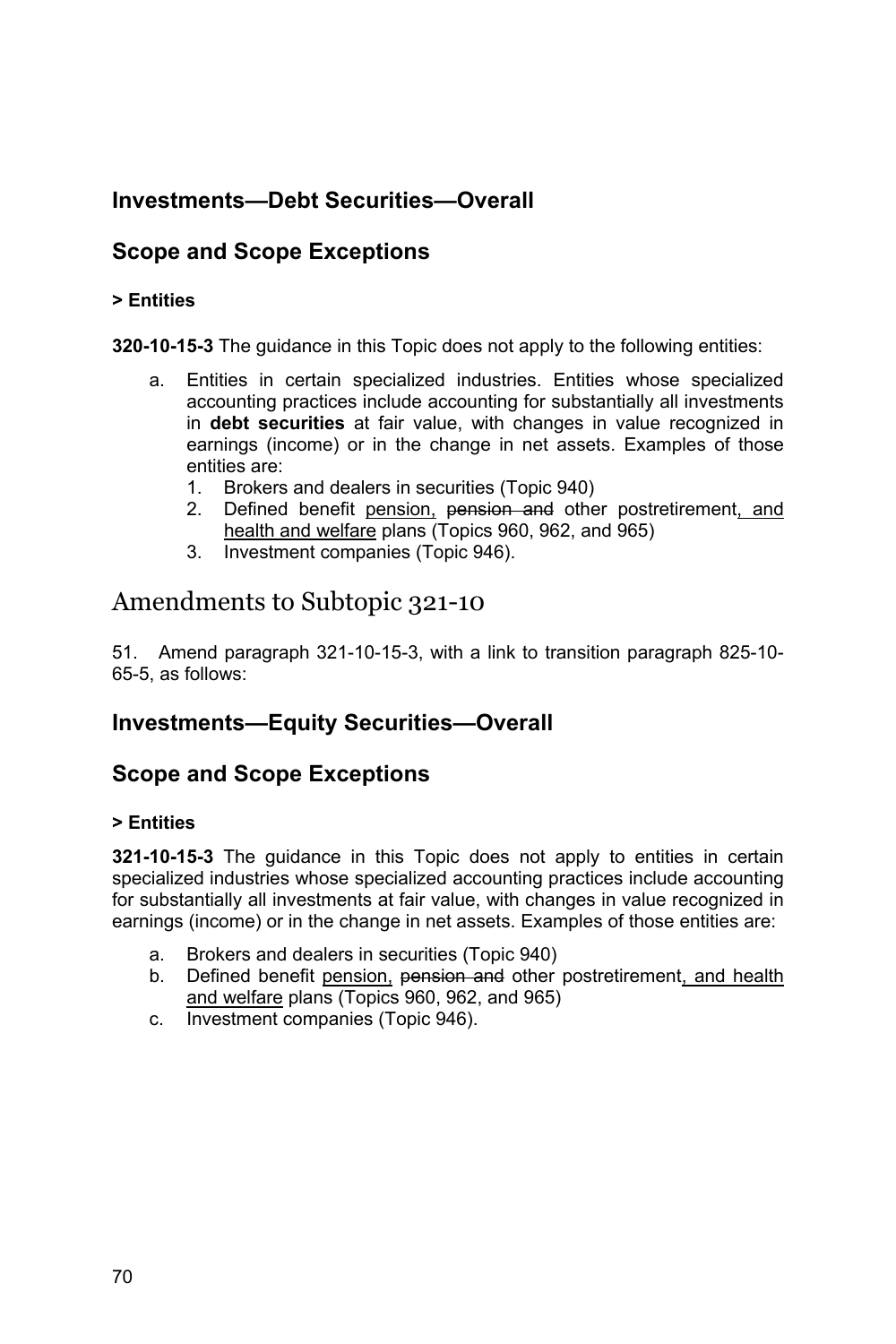## Investments—Debt Securities—Overall

## Scope and Scope Exceptions

### > Entities

**320-10-15-3** The guidance in this Topic does not apply to the following entities:

a. Entities in certain specialized industries. Entities whose specialized accounting practices include accounting for substantially all investments in **debt securities** at fair value, with changes in value recognized in earnings (income) or in the change in net assets. Examples of those entities are:
   1. Brokers and dealers in securities (Topic 940)
   2. Defined benefit <u>pension,</u> ~~pension and~~ other postretirement<u>, and health and welfare</u> plans (Topics 960, 962, and 965)
   3. Investment companies (Topic 946).

# Amendments to Subtopic 321-10

51. Amend paragraph 321-10-15-3, with a link to transition paragraph 825-10-65-5, as follows:

## Investments—Equity Securities—Overall

## Scope and Scope Exceptions

### > Entities

**321-10-15-3** The guidance in this Topic does not apply to entities in certain specialized industries whose specialized accounting practices include accounting for substantially all investments at fair value, with changes in value recognized in earnings (income) or in the change in net assets. Examples of those entities are:

a. Brokers and dealers in securities (Topic 940)
b. Defined benefit <u>pension,</u> ~~pension and~~ other postretirement<u>, and health and welfare</u> plans (Topics 960, 962, and 965)
c. Investment companies (Topic 946).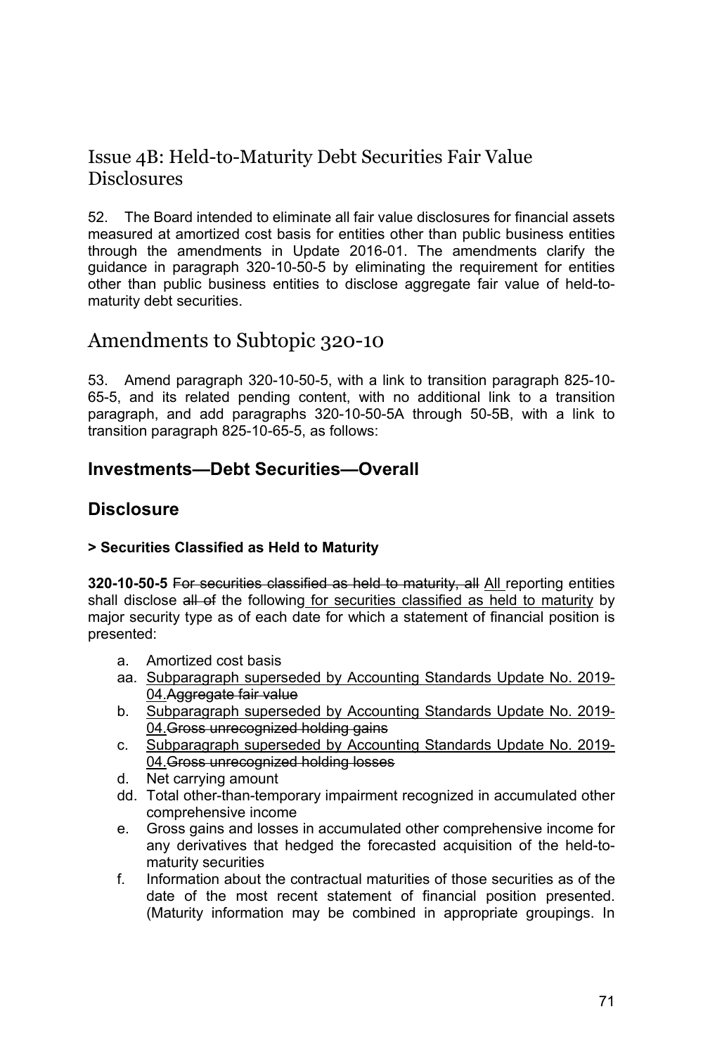## Issue 4B: Held-to-Maturity Debt Securities Fair Value Disclosures

52. The Board intended to eliminate all fair value disclosures for financial assets measured at amortized cost basis for entities other than public business entities through the amendments in Update 2016-01. The amendments clarify the guidance in paragraph 320-10-50-5 by eliminating the requirement for entities other than public business entities to disclose aggregate fair value of held-to-maturity debt securities.

## Amendments to Subtopic 320-10

53. Amend paragraph 320-10-50-5, with a link to transition paragraph 825-10-65-5, and its related pending content, with no additional link to a transition paragraph, and add paragraphs 320-10-50-5A through 50-5B, with a link to transition paragraph 825-10-65-5, as follows:

### Investments—Debt Securities—Overall

### Disclosure

#### > Securities Classified as Held to Maturity

**320-10-50-5** ~~For securities classified as held to maturity, all~~ <u>All</u> reporting entities shall disclose ~~all of~~ the following<u> for securities classified as held to maturity</u> by major security type as of each date for which a statement of financial position is presented:

- a. Amortized cost basis
- aa. <u>Subparagraph superseded by Accounting Standards Update No. 2019-04.</u>~~Aggregate fair value~~
- b. <u>Subparagraph superseded by Accounting Standards Update No. 2019-04.</u>~~Gross unrecognized holding gains~~
- c. <u>Subparagraph superseded by Accounting Standards Update No. 2019-04.</u>~~Gross unrecognized holding losses~~
- d. Net carrying amount
- dd. Total other-than-temporary impairment recognized in accumulated other comprehensive income
- e. Gross gains and losses in accumulated other comprehensive income for any derivatives that hedged the forecasted acquisition of the held-to-maturity securities
- f. Information about the contractual maturities of those securities as of the date of the most recent statement of financial position presented. (Maturity information may be combined in appropriate groupings. In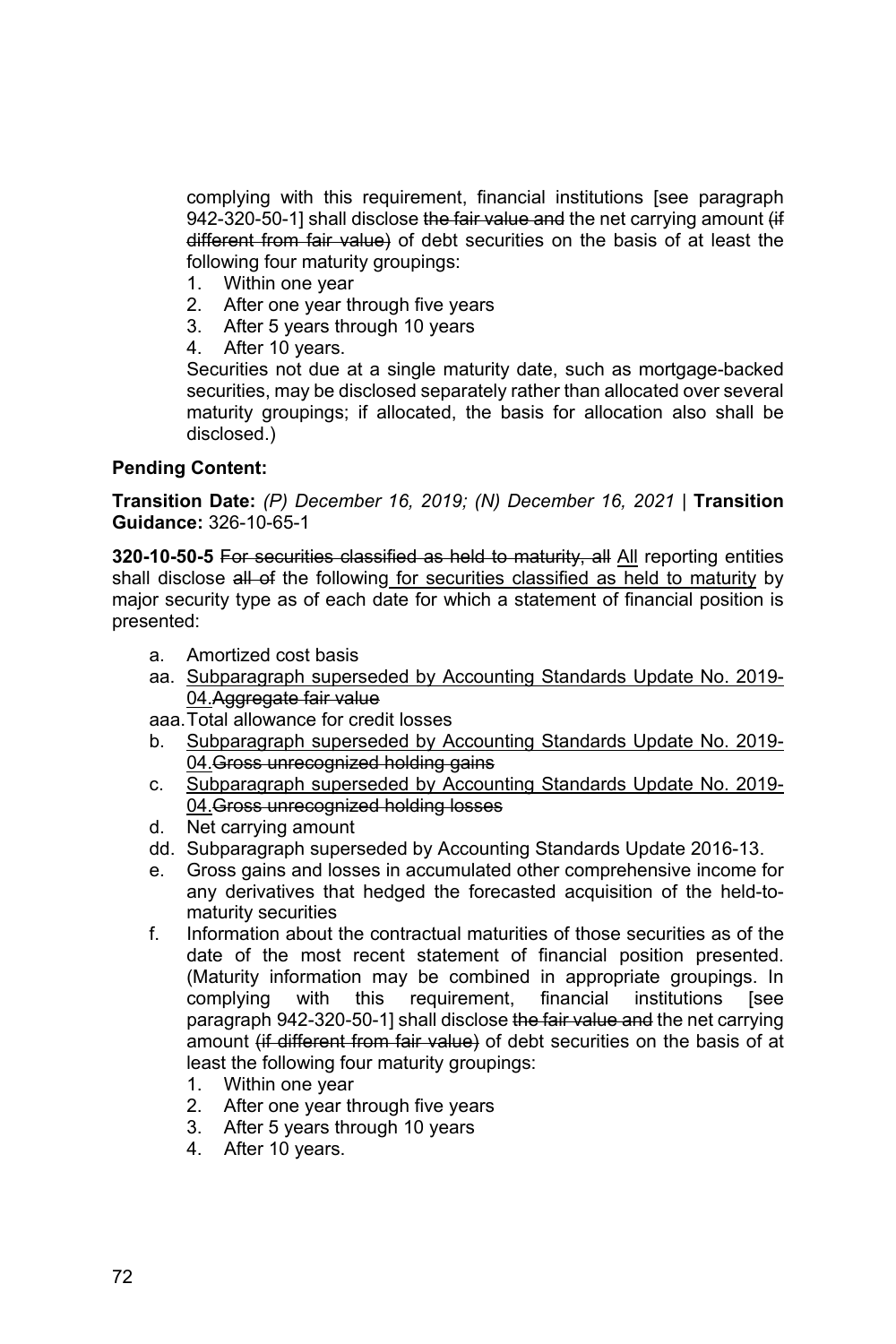complying with this requirement, financial institutions [see paragraph 942-320-50-1] shall disclose ~~the fair value and~~ the net carrying amount ~~(if different from fair value)~~ of debt securities on the basis of at least the following four maturity groupings:

1. Within one year
2. After one year through five years
3. After 5 years through 10 years
4. After 10 years.

Securities not due at a single maturity date, such as mortgage-backed securities, may be disclosed separately rather than allocated over several maturity groupings; if allocated, the basis for allocation also shall be disclosed.)

**Pending Content:**

**Transition Date:** *(P) December 16, 2019; (N) December 16, 2021* | **Transition Guidance:** 326-10-65-1

**320-10-50-5** ~~For securities classified as held to maturity, all~~ <u>All</u> reporting entities shall disclose ~~all of~~ the following <u>for securities classified as held to maturity</u> by major security type as of each date for which a statement of financial position is presented:

- a. Amortized cost basis
- aa. <u>Subparagraph superseded by Accounting Standards Update No. 2019-04.</u>~~Aggregate fair value~~
- aaa. Total allowance for credit losses
- b. <u>Subparagraph superseded by Accounting Standards Update No. 2019-04.</u>~~Gross unrecognized holding gains~~
- c. <u>Subparagraph superseded by Accounting Standards Update No. 2019-04.</u>~~Gross unrecognized holding losses~~
- d. Net carrying amount
- dd. Subparagraph superseded by Accounting Standards Update 2016-13.
- e. Gross gains and losses in accumulated other comprehensive income for any derivatives that hedged the forecasted acquisition of the held-to-maturity securities
- f. Information about the contractual maturities of those securities as of the date of the most recent statement of financial position presented. (Maturity information may be combined in appropriate groupings. In complying with this requirement, financial institutions [see paragraph 942-320-50-1] shall disclose ~~the fair value and~~ the net carrying amount ~~(if different from fair value)~~ of debt securities on the basis of at least the following four maturity groupings:
  1. Within one year
  2. After one year through five years
  3. After 5 years through 10 years
  4. After 10 years.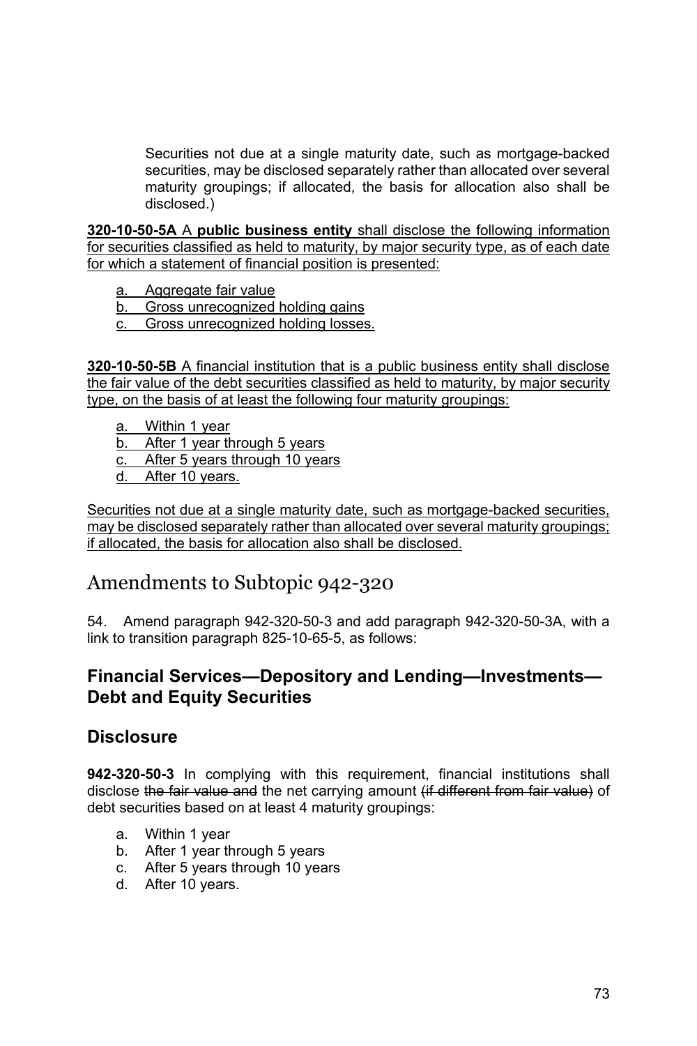Securities not due at a single maturity date, such as mortgage-backed securities, may be disclosed separately rather than allocated over several maturity groupings; if allocated, the basis for allocation also shall be disclosed.)

**320-10-50-5A** A **public business entity** shall disclose the following information for securities classified as held to maturity, by major security type, as of each date for which a statement of financial position is presented:

a. Aggregate fair value
b. Gross unrecognized holding gains
c. Gross unrecognized holding losses.

**320-10-50-5B** A financial institution that is a public business entity shall disclose the fair value of the debt securities classified as held to maturity, by major security type, on the basis of at least the following four maturity groupings:

a. Within 1 year
b. After 1 year through 5 years
c. After 5 years through 10 years
d. After 10 years.

Securities not due at a single maturity date, such as mortgage-backed securities, may be disclosed separately rather than allocated over several maturity groupings; if allocated, the basis for allocation also shall be disclosed.

# Amendments to Subtopic 942-320

54. Amend paragraph 942-320-50-3 and add paragraph 942-320-50-3A, with a link to transition paragraph 825-10-65-5, as follows:

## Financial Services—Depository and Lending—Investments—Debt and Equity Securities

## Disclosure

**942-320-50-3** In complying with this requirement, financial institutions shall disclose ~~the fair value and~~ the net carrying amount ~~(if different from fair value)~~ of debt securities based on at least 4 maturity groupings:

a. Within 1 year
b. After 1 year through 5 years
c. After 5 years through 10 years
d. After 10 years.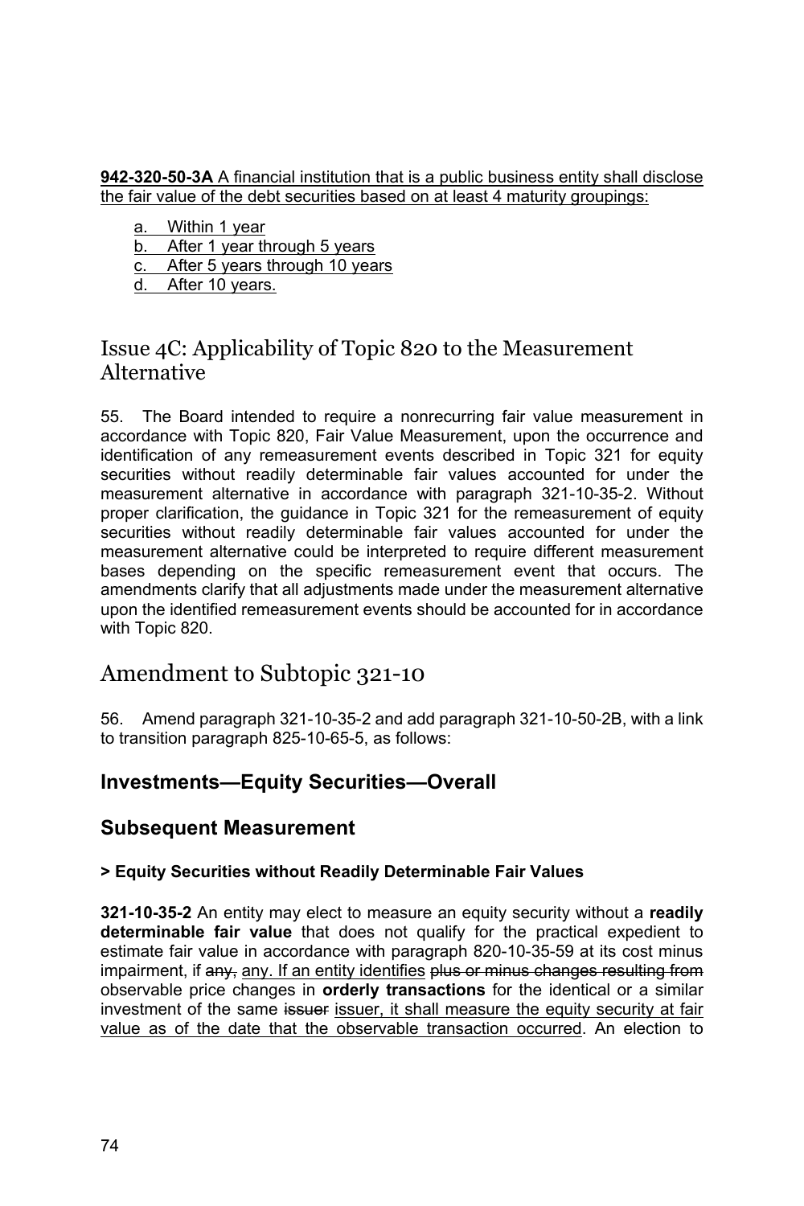**942-320-50-3A** A financial institution that is a public business entity shall disclose the fair value of the debt securities based on at least 4 maturity groupings:

a. Within 1 year
b. After 1 year through 5 years
c. After 5 years through 10 years
d. After 10 years.

# Issue 4C: Applicability of Topic 820 to the Measurement Alternative

55. The Board intended to require a nonrecurring fair value measurement in accordance with Topic 820, Fair Value Measurement, upon the occurrence and identification of any remeasurement events described in Topic 321 for equity securities without readily determinable fair values accounted for under the measurement alternative in accordance with paragraph 321-10-35-2. Without proper clarification, the guidance in Topic 321 for the remeasurement of equity securities without readily determinable fair values accounted for under the measurement alternative could be interpreted to require different measurement bases depending on the specific remeasurement event that occurs. The amendments clarify that all adjustments made under the measurement alternative upon the identified remeasurement events should be accounted for in accordance with Topic 820.

# Amendment to Subtopic 321-10

56. Amend paragraph 321-10-35-2 and add paragraph 321-10-50-2B, with a link to transition paragraph 825-10-65-5, as follows:

## Investments—Equity Securities—Overall

## Subsequent Measurement

### > Equity Securities without Readily Determinable Fair Values

**321-10-35-2** An entity may elect to measure an equity security without a **readily determinable fair value** that does not qualify for the practical expedient to estimate fair value in accordance with paragraph 820-10-35-59 at its cost minus impairment, if ~~any,~~ any. If an entity identifies ~~plus or minus changes resulting from~~ observable price changes in **orderly transactions** for the identical or a similar investment of the same ~~issuer~~ issuer, it shall measure the equity security at fair value as of the date that the observable transaction occurred. An election to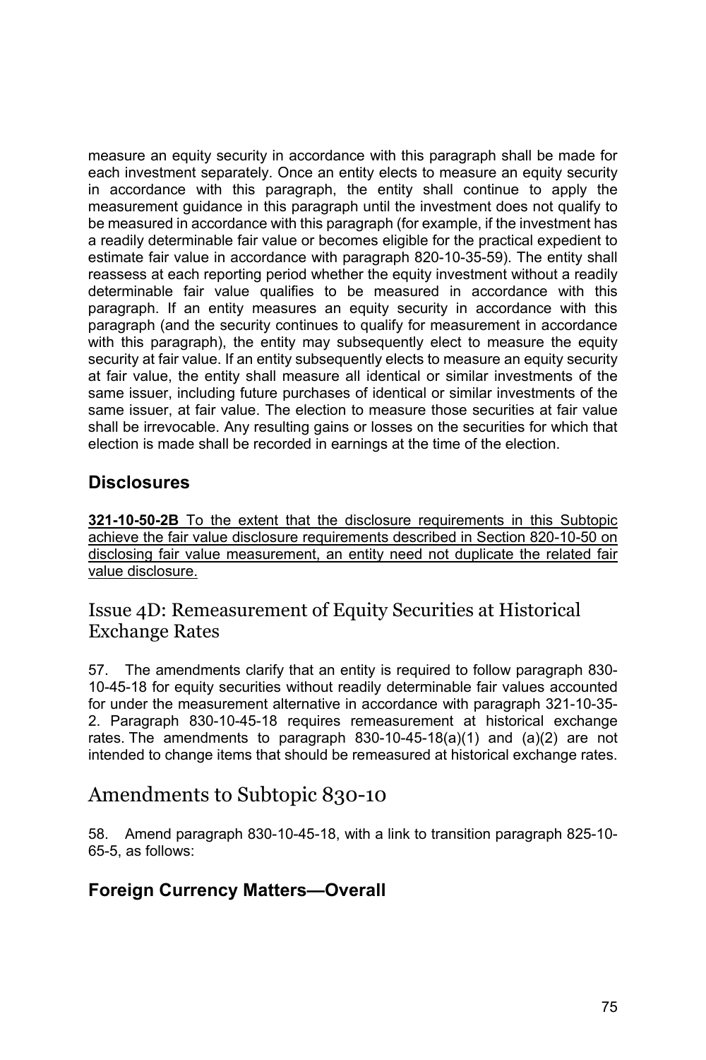measure an equity security in accordance with this paragraph shall be made for each investment separately. Once an entity elects to measure an equity security in accordance with this paragraph, the entity shall continue to apply the measurement guidance in this paragraph until the investment does not qualify to be measured in accordance with this paragraph (for example, if the investment has a readily determinable fair value or becomes eligible for the practical expedient to estimate fair value in accordance with paragraph 820-10-35-59). The entity shall reassess at each reporting period whether the equity investment without a readily determinable fair value qualifies to be measured in accordance with this paragraph. If an entity measures an equity security in accordance with this paragraph (and the security continues to qualify for measurement in accordance with this paragraph), the entity may subsequently elect to measure the equity security at fair value. If an entity subsequently elects to measure an equity security at fair value, the entity shall measure all identical or similar investments of the same issuer, including future purchases of identical or similar investments of the same issuer, at fair value. The election to measure those securities at fair value shall be irrevocable. Any resulting gains or losses on the securities for which that election is made shall be recorded in earnings at the time of the election.

## Disclosures

<u>**321-10-50-2B** To the extent that the disclosure requirements in this Subtopic achieve the fair value disclosure requirements described in Section 820-10-50 on disclosing fair value measurement, an entity need not duplicate the related fair value disclosure.</u>

## Issue 4D: Remeasurement of Equity Securities at Historical Exchange Rates

57. The amendments clarify that an entity is required to follow paragraph 830-10-45-18 for equity securities without readily determinable fair values accounted for under the measurement alternative in accordance with paragraph 321-10-35-2. Paragraph 830-10-45-18 requires remeasurement at historical exchange rates. The amendments to paragraph 830-10-45-18(a)(1) and (a)(2) are not intended to change items that should be remeasured at historical exchange rates.

# Amendments to Subtopic 830-10

58. Amend paragraph 830-10-45-18, with a link to transition paragraph 825-10-65-5, as follows:

## Foreign Currency Matters—Overall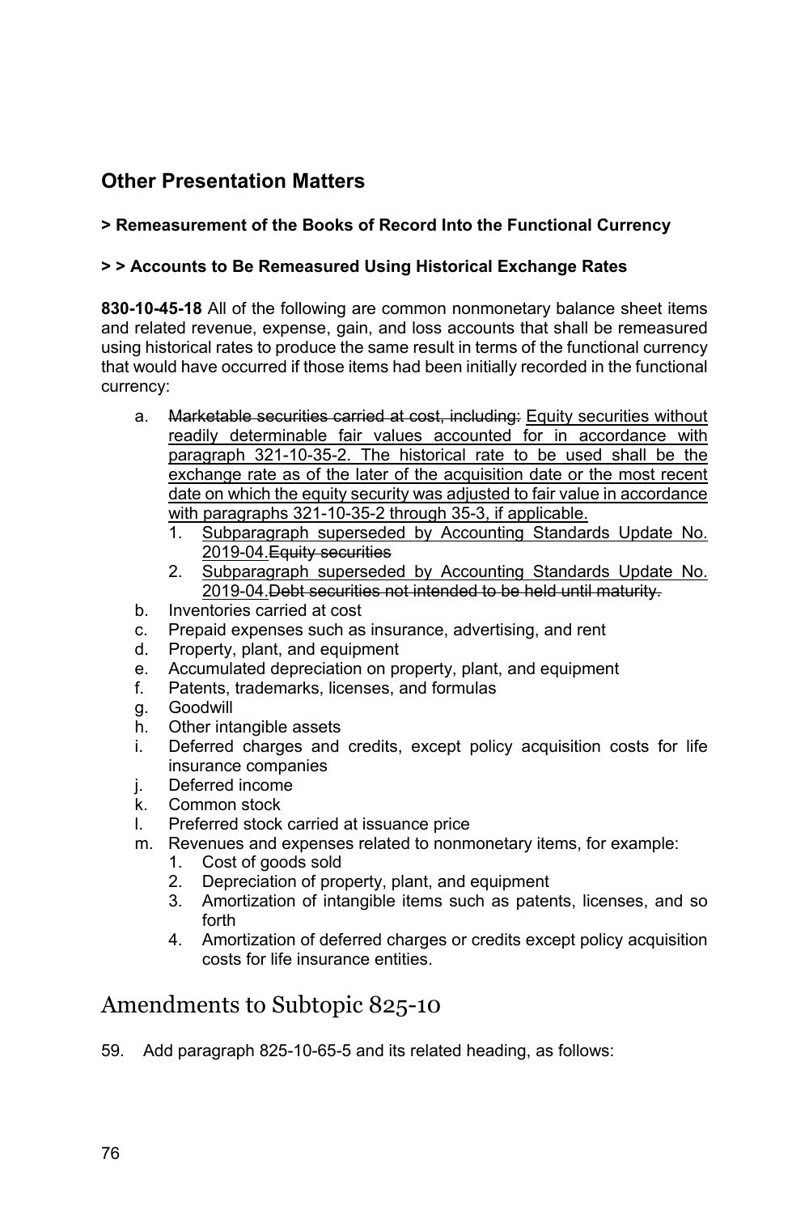## Other Presentation Matters

### > Remeasurement of the Books of Record Into the Functional Currency

### > > Accounts to Be Remeasured Using Historical Exchange Rates

**830-10-45-18** All of the following are common nonmonetary balance sheet items and related revenue, expense, gain, and loss accounts that shall be remeasured using historical rates to produce the same result in terms of the functional currency that would have occurred if those items had been initially recorded in the functional currency:

a. ~~Marketable securities carried at cost, including:~~ <u>Equity securities without readily determinable fair values accounted for in accordance with paragraph 321-10-35-2. The historical rate to be used shall be the exchange rate as of the later of the acquisition date or the most recent date on which the equity security was adjusted to fair value in accordance with paragraphs 321-10-35-2 through 35-3, if applicable.</u>
   1. <u>Subparagraph superseded by Accounting Standards Update No. 2019-04.</u>~~Equity securities~~
   2. <u>Subparagraph superseded by Accounting Standards Update No. 2019-04.</u>~~Debt securities not intended to be held until maturity.~~

b. Inventories carried at cost
c. Prepaid expenses such as insurance, advertising, and rent
d. Property, plant, and equipment
e. Accumulated depreciation on property, plant, and equipment
f. Patents, trademarks, licenses, and formulas
g. Goodwill
h. Other intangible assets
i. Deferred charges and credits, except policy acquisition costs for life insurance companies
j. Deferred income
k. Common stock
l. Preferred stock carried at issuance price
m. Revenues and expenses related to nonmonetary items, for example:
   1. Cost of goods sold
   2. Depreciation of property, plant, and equipment
   3. Amortization of intangible items such as patents, licenses, and so forth
   4. Amortization of deferred charges or credits except policy acquisition costs for life insurance entities.

# Amendments to Subtopic 825-10

59. Add paragraph 825-10-65-5 and its related heading, as follows: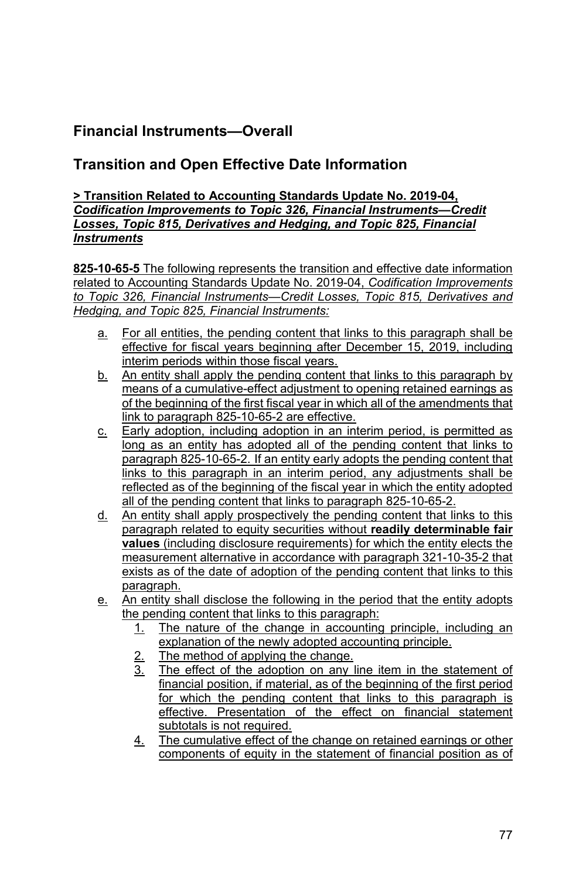## Financial Instruments—Overall

## Transition and Open Effective Date Information

**> Transition Related to Accounting Standards Update No. 2019-04, *Codification Improvements to Topic 326, Financial Instruments—Credit Losses, Topic 815, Derivatives and Hedging, and Topic 825, Financial Instruments***

**825-10-65-5** The following represents the transition and effective date information related to Accounting Standards Update No. 2019-04, *Codification Improvements to Topic 326, Financial Instruments—Credit Losses, Topic 815, Derivatives and Hedging, and Topic 825, Financial Instruments:*

a. For all entities, the pending content that links to this paragraph shall be effective for fiscal years beginning after December 15, 2019, including interim periods within those fiscal years.
b. An entity shall apply the pending content that links to this paragraph by means of a cumulative-effect adjustment to opening retained earnings as of the beginning of the first fiscal year in which all of the amendments that link to paragraph 825-10-65-2 are effective.
c. Early adoption, including adoption in an interim period, is permitted as long as an entity has adopted all of the pending content that links to paragraph 825-10-65-2. If an entity early adopts the pending content that links to this paragraph in an interim period, any adjustments shall be reflected as of the beginning of the fiscal year in which the entity adopted all of the pending content that links to paragraph 825-10-65-2.
d. An entity shall apply prospectively the pending content that links to this paragraph related to equity securities without **readily determinable fair values** (including disclosure requirements) for which the entity elects the measurement alternative in accordance with paragraph 321-10-35-2 that exists as of the date of adoption of the pending content that links to this paragraph.
e. An entity shall disclose the following in the period that the entity adopts the pending content that links to this paragraph:
    1. The nature of the change in accounting principle, including an explanation of the newly adopted accounting principle.
    2. The method of applying the change.
    3. The effect of the adoption on any line item in the statement of financial position, if material, as of the beginning of the first period for which the pending content that links to this paragraph is effective. Presentation of the effect on financial statement subtotals is not required.
    4. The cumulative effect of the change on retained earnings or other components of equity in the statement of financial position as of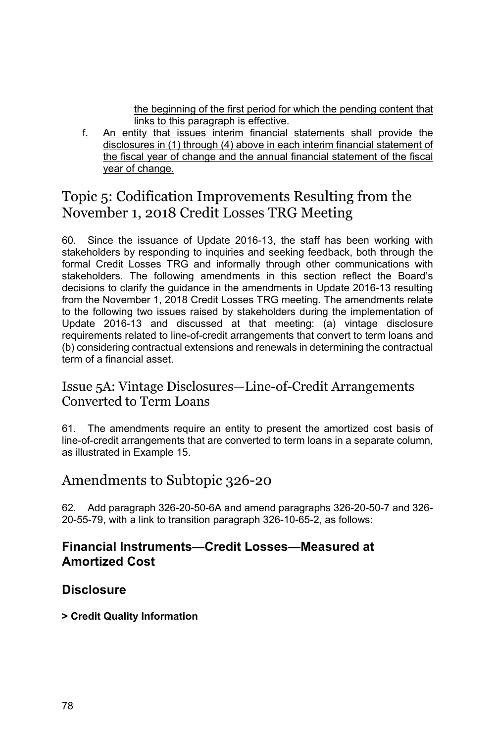the beginning of the first period for which the pending content that links to this paragraph is effective.

f. An entity that issues interim financial statements shall provide the disclosures in (1) through (4) above in each interim financial statement of the fiscal year of change and the annual financial statement of the fiscal year of change.

## Topic 5: Codification Improvements Resulting from the November 1, 2018 Credit Losses TRG Meeting

60. Since the issuance of Update 2016-13, the staff has been working with stakeholders by responding to inquiries and seeking feedback, both through the formal Credit Losses TRG and informally through other communications with stakeholders. The following amendments in this section reflect the Board's decisions to clarify the guidance in the amendments in Update 2016-13 resulting from the November 1, 2018 Credit Losses TRG meeting. The amendments relate to the following two issues raised by stakeholders during the implementation of Update 2016-13 and discussed at that meeting: (a) vintage disclosure requirements related to line-of-credit arrangements that convert to term loans and (b) considering contractual extensions and renewals in determining the contractual term of a financial asset.

### Issue 5A: Vintage Disclosures—Line-of-Credit Arrangements Converted to Term Loans

61. The amendments require an entity to present the amortized cost basis of line-of-credit arrangements that are converted to term loans in a separate column, as illustrated in Example 15.

## Amendments to Subtopic 326-20

62. Add paragraph 326-20-50-6A and amend paragraphs 326-20-50-7 and 326-20-55-79, with a link to transition paragraph 326-10-65-2, as follows:

### Financial Instruments—Credit Losses—Measured at Amortized Cost

### Disclosure

**> Credit Quality Information**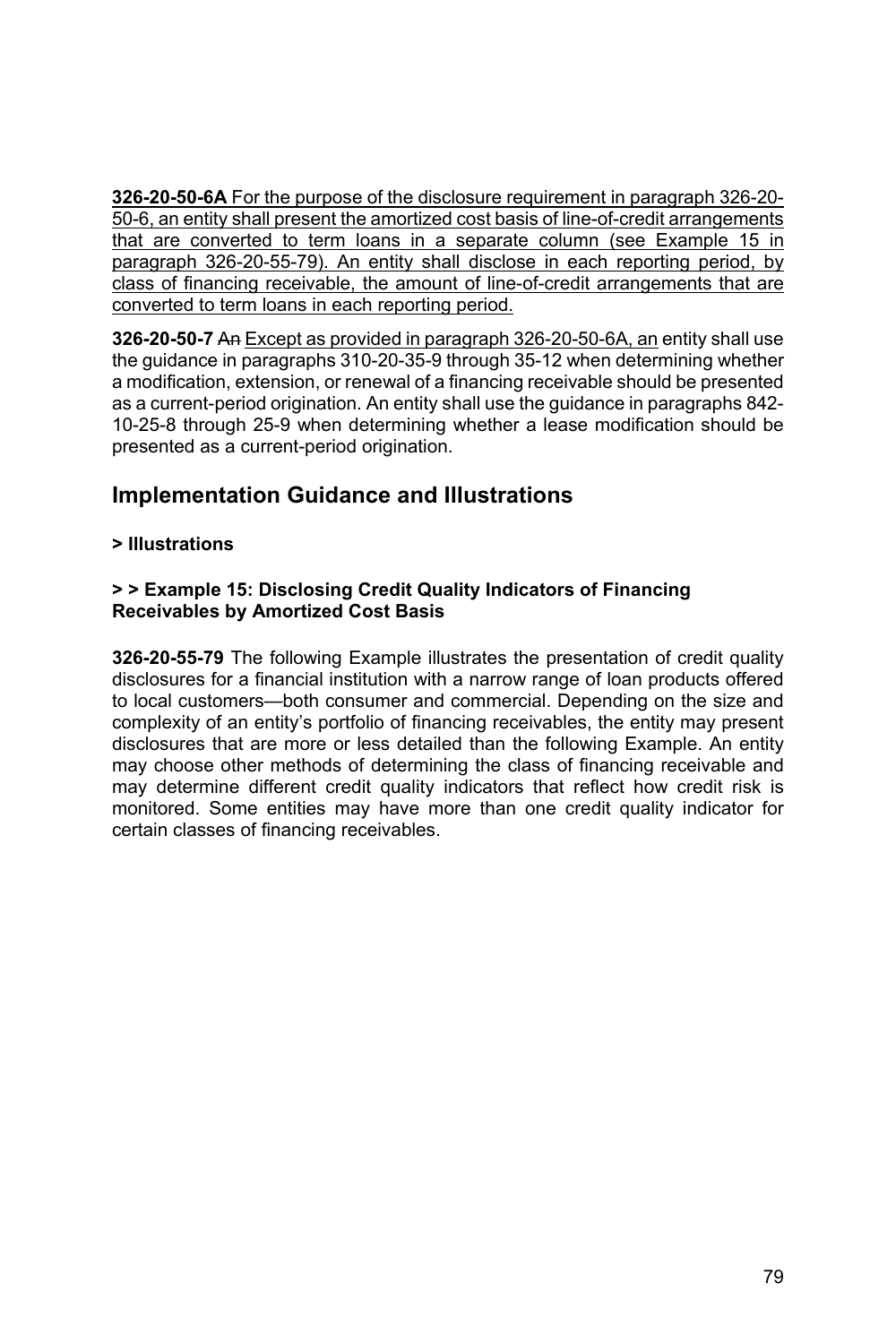**326-20-50-6A** <u>For the purpose of the disclosure requirement in paragraph 326-20-50-6, an entity shall present the amortized cost basis of line-of-credit arrangements that are converted to term loans in a separate column (see Example 15 in paragraph 326-20-55-79). An entity shall disclose in each reporting period, by class of financing receivable, the amount of line-of-credit arrangements that are converted to term loans in each reporting period.</u>

**326-20-50-7** ~~An~~ <u>Except as provided in paragraph 326-20-50-6A, an</u> entity shall use the guidance in paragraphs 310-20-35-9 through 35-12 when determining whether a modification, extension, or renewal of a financing receivable should be presented as a current-period origination. An entity shall use the guidance in paragraphs 842-10-25-8 through 25-9 when determining whether a lease modification should be presented as a current-period origination.

## Implementation Guidance and Illustrations

**> Illustrations**

**> > Example 15: Disclosing Credit Quality Indicators of Financing Receivables by Amortized Cost Basis**

**326-20-55-79** The following Example illustrates the presentation of credit quality disclosures for a financial institution with a narrow range of loan products offered to local customers—both consumer and commercial. Depending on the size and complexity of an entity's portfolio of financing receivables, the entity may present disclosures that are more or less detailed than the following Example. An entity may choose other methods of determining the class of financing receivable and may determine different credit quality indicators that reflect how credit risk is monitored. Some entities may have more than one credit quality indicator for certain classes of financing receivables.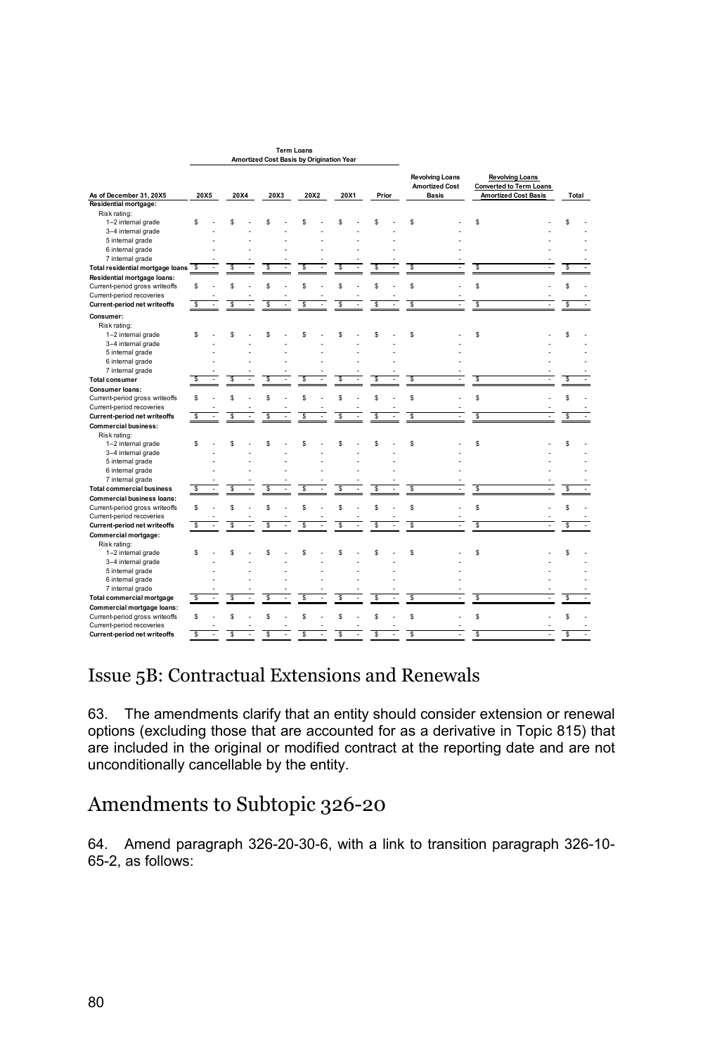| As of December 31, 20X5 | Term Loans Amortized Cost Basis by Origination Year | | | | | | Revolving Loans Amortized Cost Basis | Revolving Loans Converted to Term Loans Amortized Cost Basis | Total |
|---|---|---|---|---|---|---|---|---|---|
| | 20X5 | 20X4 | 20X3 | 20X2 | 20X1 | Prior | | | |
| **Residential mortgage:** | | | | | | | | | |
| Risk rating: | | | | | | | | | |
| 1–2 internal grade | $ - | $ - | $ - | $ - | $ - | $ - | $ - | $ - | $ - |
| 3–4 internal grade | - | - | - | - | - | - | - | - | - |
| 5 internal grade | - | - | - | - | - | - | - | - | - |
| 6 internal grade | - | - | - | - | - | - | - | - | - |
| 7 internal grade | - | - | - | - | - | - | - | - | - |
| **Total residential mortgage loans** | $ - | $ - | $ - | $ - | $ - | $ - | $ - | $ - | $ - |
| **Residential mortgage loans:** | | | | | | | | | |
| Current-period gross writeoffs | $ - | $ - | $ - | $ - | $ - | $ - | $ - | $ - | $ - |
| Current-period recoveries | - | - | - | - | - | - | - | - | - |
| **Current-period net writeoffs** | $ - | $ - | $ - | $ - | $ - | $ - | $ - | $ - | $ - |
| **Consumer:** | | | | | | | | | |
| Risk rating: | | | | | | | | | |
| 1–2 internal grade | $ - | $ - | $ - | $ - | $ - | $ - | $ - | $ - | $ - |
| 3–4 internal grade | - | - | - | - | - | - | - | - | - |
| 5 internal grade | - | - | - | - | - | - | - | - | - |
| 6 internal grade | - | - | - | - | - | - | - | - | - |
| 7 internal grade | - | - | - | - | - | - | - | - | - |
| **Total consumer** | $ - | $ - | $ - | $ - | $ - | $ - | $ - | $ - | $ - |
| **Consumer loans:** | | | | | | | | | |
| Current-period gross writeoffs | $ - | $ - | $ - | $ - | $ - | $ - | $ - | $ - | $ - |
| Current-period recoveries | - | - | - | - | - | - | - | - | - |
| **Current-period net writeoffs** | $ - | $ - | $ - | $ - | $ - | $ - | $ - | $ - | $ - |
| **Commercial business:** | | | | | | | | | |
| Risk rating: | | | | | | | | | |
| 1–2 internal grade | $ - | $ - | $ - | $ - | $ - | $ - | $ - | $ - | $ - |
| 3–4 internal grade | - | - | - | - | - | - | - | - | - |
| 5 internal grade | - | - | - | - | - | - | - | - | - |
| 6 internal grade | - | - | - | - | - | - | - | - | - |
| 7 internal grade | - | - | - | - | - | - | - | - | - |
| **Total commercial business** | $ - | $ - | $ - | $ - | $ - | $ - | $ - | $ - | $ - |
| **Commercial business loans:** | | | | | | | | | |
| Current-period gross writeoffs | $ - | $ - | $ - | $ - | $ - | $ - | $ - | $ - | $ - |
| Current-period recoveries | - | - | - | - | - | - | - | - | - |
| **Current-period net writeoffs** | $ - | $ - | $ - | $ - | $ - | $ - | $ - | $ - | $ - |
| **Commercial mortgage:** | | | | | | | | | |
| Risk rating: | | | | | | | | | |
| 1–2 internal grade | $ - | $ - | $ - | $ - | $ - | $ - | $ - | $ - | $ - |
| 3–4 internal grade | - | - | - | - | - | - | - | - | - |
| 5 internal grade | - | - | - | - | - | - | - | - | - |
| 6 internal grade | - | - | - | - | - | - | - | - | - |
| 7 internal grade | - | - | - | - | - | - | - | - | - |
| **Total commercial mortgage** | $ - | $ - | $ - | $ - | $ - | $ - | $ - | $ - | $ - |
| **Commercial mortgage loans:** | | | | | | | | | |
| Current-period gross writeoffs | $ - | $ - | $ - | $ - | $ - | $ - | $ - | $ - | $ - |
| Current-period recoveries | - | - | - | - | - | - | - | - | - |
| **Current-period net writeoffs** | $ - | $ - | $ - | $ - | $ - | $ - | $ - | $ - | $ - |

## Issue 5B: Contractual Extensions and Renewals

63. The amendments clarify that an entity should consider extension or renewal options (excluding those that are accounted for as a derivative in Topic 815) that are included in the original or modified contract at the reporting date and are not unconditionally cancellable by the entity.

## Amendments to Subtopic 326-20

64. Amend paragraph 326-20-30-6, with a link to transition paragraph 326-10-65-2, as follows: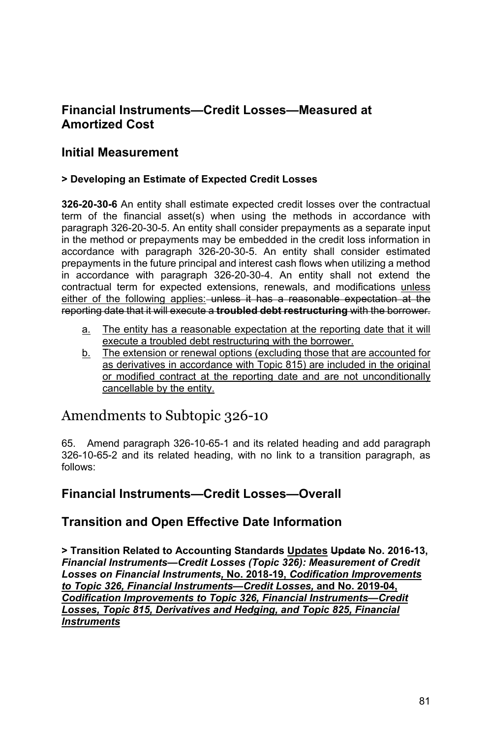## Financial Instruments—Credit Losses—Measured at Amortized Cost

## Initial Measurement

#### > Developing an Estimate of Expected Credit Losses

**326-20-30-6** An entity shall estimate expected credit losses over the contractual term of the financial asset(s) when using the methods in accordance with paragraph 326-20-30-5. An entity shall consider prepayments as a separate input in the method or prepayments may be embedded in the credit loss information in accordance with paragraph 326-20-30-5. An entity shall consider estimated prepayments in the future principal and interest cash flows when utilizing a method in accordance with paragraph 326-20-30-4. An entity shall not extend the contractual term for expected extensions, renewals, and modifications <u>unless either of the following applies:</u> ~~unless it has a reasonable expectation at the reporting date that it will execute a **troubled debt restructuring** with the borrower.~~

- <u>a.</u> <u>The entity has a reasonable expectation at the reporting date that it will execute a troubled debt restructuring with the borrower.</u>
- <u>b.</u> <u>The extension or renewal options (excluding those that are accounted for as derivatives in accordance with Topic 815) are included in the original or modified contract at the reporting date and are not unconditionally cancellable by the entity.</u>

# Amendments to Subtopic 326-10

65. Amend paragraph 326-10-65-1 and its related heading and add paragraph 326-10-65-2 and its related heading, with no link to a transition paragraph, as follows:

## Financial Instruments—Credit Losses—Overall

## Transition and Open Effective Date Information

**> Transition Related to Accounting Standards <u>Updates</u> ~~Update~~ No. 2016-13, *Financial Instruments—Credit Losses (Topic 326): Measurement of Credit Losses on Financial Instruments*<u>, No. 2018-19, *Codification Improvements to Topic 326, Financial Instruments—Credit Losses,* and No. 2019-04, *Codification Improvements to Topic 326, Financial Instruments—Credit Losses, Topic 815, Derivatives and Hedging, and Topic 825, Financial Instruments*</u>**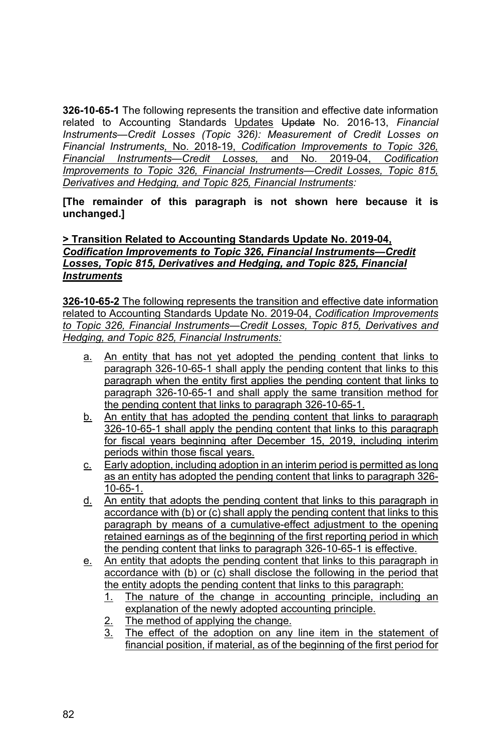**326-10-65-1** The following represents the transition and effective date information related to Accounting Standards Updates ~~Update~~ No. 2016-13, *Financial Instruments—Credit Losses (Topic 326): Measurement of Credit Losses on Financial Instruments*, No. 2018-19, *Codification Improvements to Topic 326, Financial Instruments—Credit Losses,* and No. 2019-04, *Codification Improvements to Topic 326, Financial Instruments—Credit Losses, Topic 815, Derivatives and Hedging, and Topic 825, Financial Instruments:*

**[The remainder of this paragraph is not shown here because it is unchanged.]**

**> Transition Related to Accounting Standards Update No. 2019-04, *Codification Improvements to Topic 326, Financial Instruments—Credit Losses, Topic 815, Derivatives and Hedging, and Topic 825, Financial Instruments***

**326-10-65-2** The following represents the transition and effective date information related to Accounting Standards Update No. 2019-04, *Codification Improvements to Topic 326, Financial Instruments—Credit Losses, Topic 815, Derivatives and Hedging, and Topic 825, Financial Instruments:*

a. An entity that has not yet adopted the pending content that links to paragraph 326-10-65-1 shall apply the pending content that links to this paragraph when the entity first applies the pending content that links to paragraph 326-10-65-1 and shall apply the same transition method for the pending content that links to paragraph 326-10-65-1.
b. An entity that has adopted the pending content that links to paragraph 326-10-65-1 shall apply the pending content that links to this paragraph for fiscal years beginning after December 15, 2019, including interim periods within those fiscal years.
c. Early adoption, including adoption in an interim period is permitted as long as an entity has adopted the pending content that links to paragraph 326-10-65-1.
d. An entity that adopts the pending content that links to this paragraph in accordance with (b) or (c) shall apply the pending content that links to this paragraph by means of a cumulative-effect adjustment to the opening retained earnings as of the beginning of the first reporting period in which the pending content that links to paragraph 326-10-65-1 is effective.
e. An entity that adopts the pending content that links to this paragraph in accordance with (b) or (c) shall disclose the following in the period that the entity adopts the pending content that links to this paragraph:
    1. The nature of the change in accounting principle, including an explanation of the newly adopted accounting principle.
    2. The method of applying the change.
    3. The effect of the adoption on any line item in the statement of financial position, if material, as of the beginning of the first period for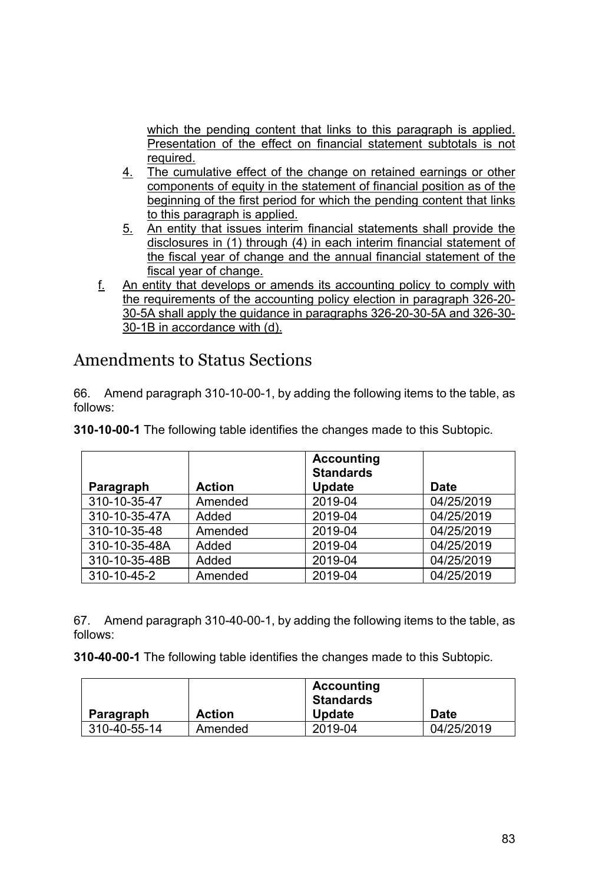which the pending content that links to this paragraph is applied. Presentation of the effect on financial statement subtotals is not required.

4. The cumulative effect of the change on retained earnings or other components of equity in the statement of financial position as of the beginning of the first period for which the pending content that links to this paragraph is applied.
5. An entity that issues interim financial statements shall provide the disclosures in (1) through (4) in each interim financial statement of the fiscal year of change and the annual financial statement of the fiscal year of change.

f. An entity that develops or amends its accounting policy to comply with the requirements of the accounting policy election in paragraph 326-20-30-5A shall apply the guidance in paragraphs 326-20-30-5A and 326-30-30-1B in accordance with (d).

## Amendments to Status Sections

66. Amend paragraph 310-10-00-1, by adding the following items to the table, as follows:

**310-10-00-1** The following table identifies the changes made to this Subtopic.

| Paragraph | Action | Accounting Standards Update | Date |
|---|---|---|---|
| 310-10-35-47 | Amended | 2019-04 | 04/25/2019 |
| 310-10-35-47A | Added | 2019-04 | 04/25/2019 |
| 310-10-35-48 | Amended | 2019-04 | 04/25/2019 |
| 310-10-35-48A | Added | 2019-04 | 04/25/2019 |
| 310-10-35-48B | Added | 2019-04 | 04/25/2019 |
| 310-10-45-2 | Amended | 2019-04 | 04/25/2019 |

67. Amend paragraph 310-40-00-1, by adding the following items to the table, as follows:

**310-40-00-1** The following table identifies the changes made to this Subtopic.

| Paragraph | Action | Accounting Standards Update | Date |
|---|---|---|---|
| 310-40-55-14 | Amended | 2019-04 | 04/25/2019 |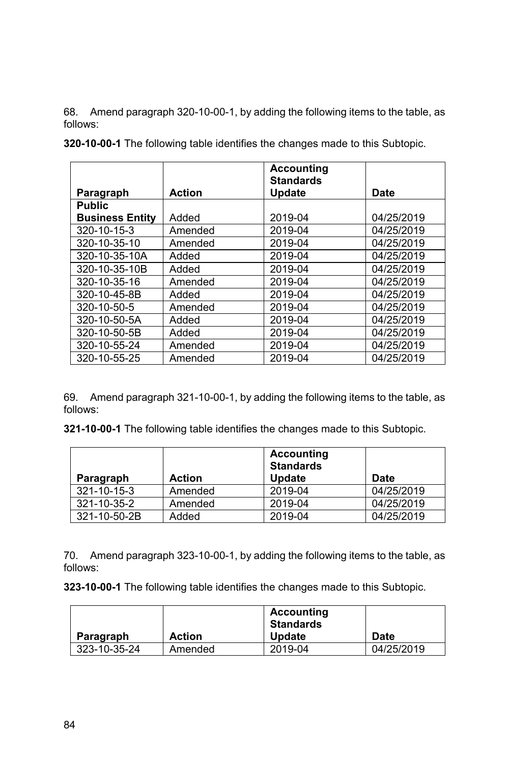68. Amend paragraph 320-10-00-1, by adding the following items to the table, as follows:

**320-10-00-1** The following table identifies the changes made to this Subtopic.

| Paragraph | Action | Accounting Standards Update | Date |
|---|---|---|---|
| **Public Business Entity** | Added | 2019-04 | 04/25/2019 |
| 320-10-15-3 | Amended | 2019-04 | 04/25/2019 |
| 320-10-35-10 | Amended | 2019-04 | 04/25/2019 |
| 320-10-35-10A | Added | 2019-04 | 04/25/2019 |
| 320-10-35-10B | Added | 2019-04 | 04/25/2019 |
| 320-10-35-16 | Amended | 2019-04 | 04/25/2019 |
| 320-10-45-8B | Added | 2019-04 | 04/25/2019 |
| 320-10-50-5 | Amended | 2019-04 | 04/25/2019 |
| 320-10-50-5A | Added | 2019-04 | 04/25/2019 |
| 320-10-50-5B | Added | 2019-04 | 04/25/2019 |
| 320-10-55-24 | Amended | 2019-04 | 04/25/2019 |
| 320-10-55-25 | Amended | 2019-04 | 04/25/2019 |

69. Amend paragraph 321-10-00-1, by adding the following items to the table, as follows:

**321-10-00-1** The following table identifies the changes made to this Subtopic.

| Paragraph | Action | Accounting Standards Update | Date |
|---|---|---|---|
| 321-10-15-3 | Amended | 2019-04 | 04/25/2019 |
| 321-10-35-2 | Amended | 2019-04 | 04/25/2019 |
| 321-10-50-2B | Added | 2019-04 | 04/25/2019 |

70. Amend paragraph 323-10-00-1, by adding the following items to the table, as follows:

**323-10-00-1** The following table identifies the changes made to this Subtopic.

| Paragraph | Action | Accounting Standards Update | Date |
|---|---|---|---|
| 323-10-35-24 | Amended | 2019-04 | 04/25/2019 |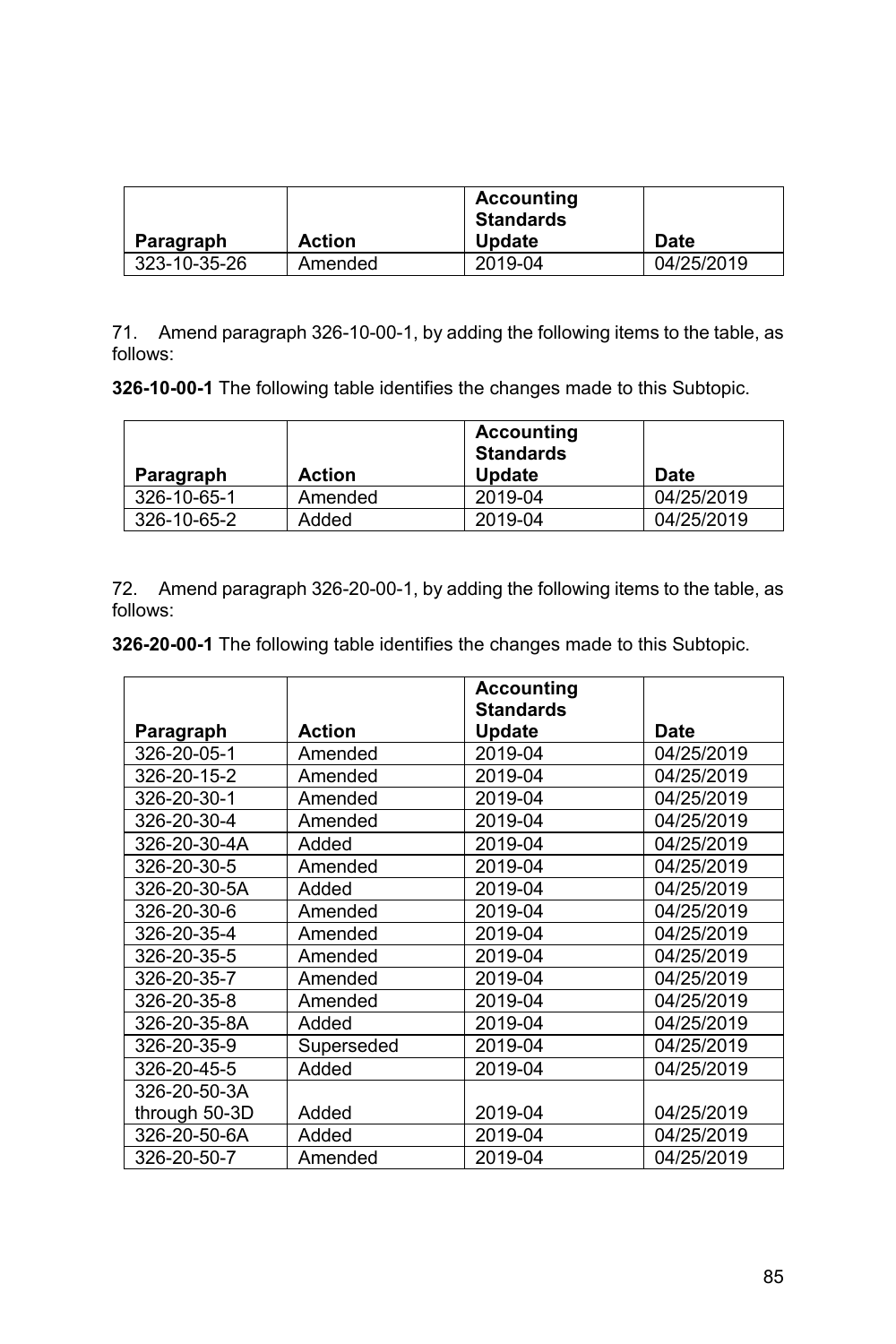| Paragraph | Action | Accounting Standards Update | Date |
|---|---|---|---|
| 323-10-35-26 | Amended | 2019-04 | 04/25/2019 |

71. Amend paragraph 326-10-00-1, by adding the following items to the table, as follows:

**326-10-00-1** The following table identifies the changes made to this Subtopic.

| Paragraph | Action | Accounting Standards Update | Date |
|---|---|---|---|
| 326-10-65-1 | Amended | 2019-04 | 04/25/2019 |
| 326-10-65-2 | Added | 2019-04 | 04/25/2019 |

72. Amend paragraph 326-20-00-1, by adding the following items to the table, as follows:

**326-20-00-1** The following table identifies the changes made to this Subtopic.

| Paragraph | Action | Accounting Standards Update | Date |
|---|---|---|---|
| 326-20-05-1 | Amended | 2019-04 | 04/25/2019 |
| 326-20-15-2 | Amended | 2019-04 | 04/25/2019 |
| 326-20-30-1 | Amended | 2019-04 | 04/25/2019 |
| 326-20-30-4 | Amended | 2019-04 | 04/25/2019 |
| 326-20-30-4A | Added | 2019-04 | 04/25/2019 |
| 326-20-30-5 | Amended | 2019-04 | 04/25/2019 |
| 326-20-30-5A | Added | 2019-04 | 04/25/2019 |
| 326-20-30-6 | Amended | 2019-04 | 04/25/2019 |
| 326-20-35-4 | Amended | 2019-04 | 04/25/2019 |
| 326-20-35-5 | Amended | 2019-04 | 04/25/2019 |
| 326-20-35-7 | Amended | 2019-04 | 04/25/2019 |
| 326-20-35-8 | Amended | 2019-04 | 04/25/2019 |
| 326-20-35-8A | Added | 2019-04 | 04/25/2019 |
| 326-20-35-9 | Superseded | 2019-04 | 04/25/2019 |
| 326-20-45-5 | Added | 2019-04 | 04/25/2019 |
| 326-20-50-3A through 50-3D | Added | 2019-04 | 04/25/2019 |
| 326-20-50-6A | Added | 2019-04 | 04/25/2019 |
| 326-20-50-7 | Amended | 2019-04 | 04/25/2019 |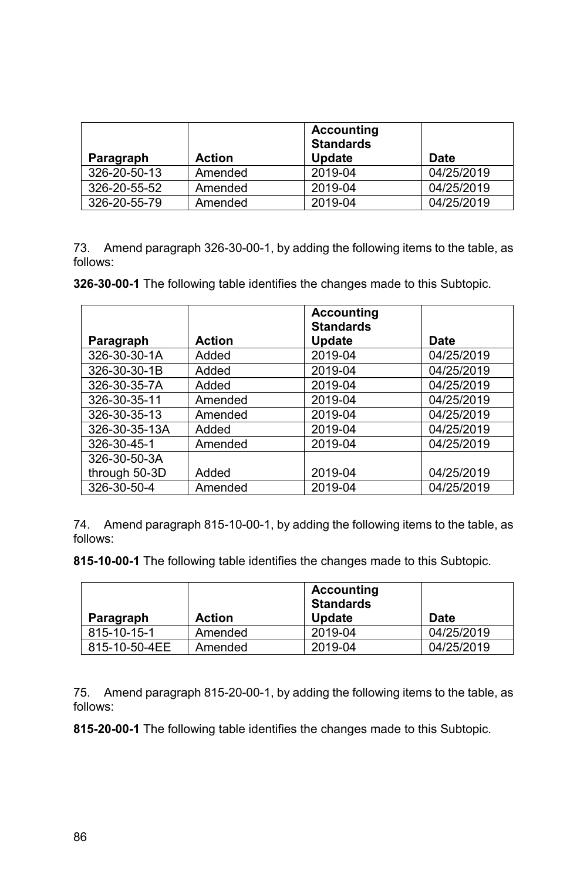| Paragraph | Action | Accounting Standards Update | Date |
|---|---|---|---|
| 326-20-50-13 | Amended | 2019-04 | 04/25/2019 |
| 326-20-55-52 | Amended | 2019-04 | 04/25/2019 |
| 326-20-55-79 | Amended | 2019-04 | 04/25/2019 |

73. Amend paragraph 326-30-00-1, by adding the following items to the table, as follows:

**326-30-00-1** The following table identifies the changes made to this Subtopic.

| Paragraph | Action | Accounting Standards Update | Date |
|---|---|---|---|
| 326-30-30-1A | Added | 2019-04 | 04/25/2019 |
| 326-30-30-1B | Added | 2019-04 | 04/25/2019 |
| 326-30-35-7A | Added | 2019-04 | 04/25/2019 |
| 326-30-35-11 | Amended | 2019-04 | 04/25/2019 |
| 326-30-35-13 | Amended | 2019-04 | 04/25/2019 |
| 326-30-35-13A | Added | 2019-04 | 04/25/2019 |
| 326-30-45-1 | Amended | 2019-04 | 04/25/2019 |
| 326-30-50-3A through 50-3D | Added | 2019-04 | 04/25/2019 |
| 326-30-50-4 | Amended | 2019-04 | 04/25/2019 |

74. Amend paragraph 815-10-00-1, by adding the following items to the table, as follows:

**815-10-00-1** The following table identifies the changes made to this Subtopic.

| Paragraph | Action | Accounting Standards Update | Date |
|---|---|---|---|
| 815-10-15-1 | Amended | 2019-04 | 04/25/2019 |
| 815-10-50-4EE | Amended | 2019-04 | 04/25/2019 |

75. Amend paragraph 815-20-00-1, by adding the following items to the table, as follows:

**815-20-00-1** The following table identifies the changes made to this Subtopic.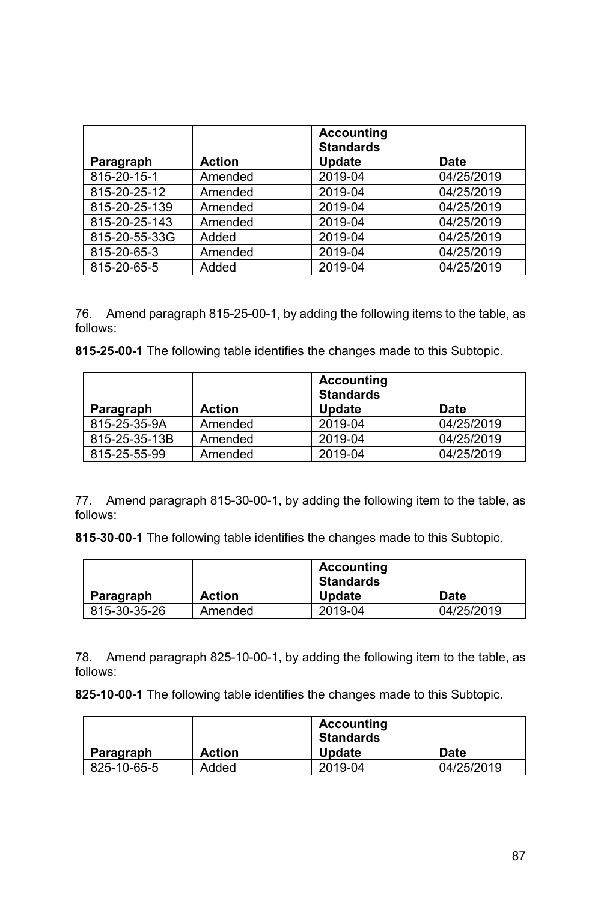| Paragraph | Action | Accounting Standards Update | Date |
|---|---|---|---|
| 815-20-15-1 | Amended | 2019-04 | 04/25/2019 |
| 815-20-25-12 | Amended | 2019-04 | 04/25/2019 |
| 815-20-25-139 | Amended | 2019-04 | 04/25/2019 |
| 815-20-25-143 | Amended | 2019-04 | 04/25/2019 |
| 815-20-55-33G | Added | 2019-04 | 04/25/2019 |
| 815-20-65-3 | Amended | 2019-04 | 04/25/2019 |
| 815-20-65-5 | Added | 2019-04 | 04/25/2019 |

76. Amend paragraph 815-25-00-1, by adding the following items to the table, as follows:

**815-25-00-1** The following table identifies the changes made to this Subtopic.

| Paragraph | Action | Accounting Standards Update | Date |
|---|---|---|---|
| 815-25-35-9A | Amended | 2019-04 | 04/25/2019 |
| 815-25-35-13B | Amended | 2019-04 | 04/25/2019 |
| 815-25-55-99 | Amended | 2019-04 | 04/25/2019 |

77. Amend paragraph 815-30-00-1, by adding the following item to the table, as follows:

**815-30-00-1** The following table identifies the changes made to this Subtopic.

| Paragraph | Action | Accounting Standards Update | Date |
|---|---|---|---|
| 815-30-35-26 | Amended | 2019-04 | 04/25/2019 |

78. Amend paragraph 825-10-00-1, by adding the following item to the table, as follows:

**825-10-00-1** The following table identifies the changes made to this Subtopic.

| Paragraph | Action | Accounting Standards Update | Date |
|---|---|---|---|
| 825-10-65-5 | Added | 2019-04 | 04/25/2019 |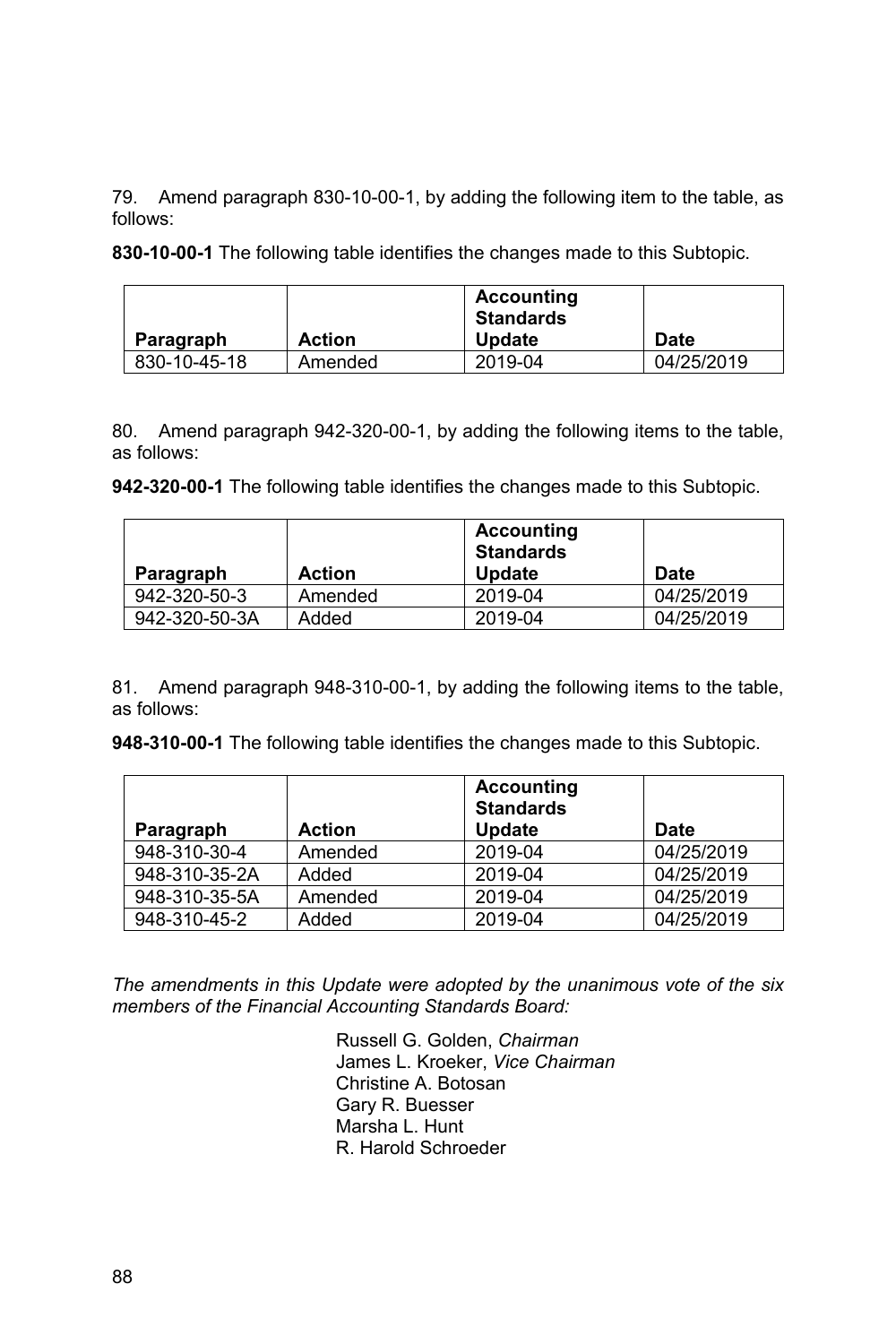79. Amend paragraph 830-10-00-1, by adding the following item to the table, as follows:

**830-10-00-1** The following table identifies the changes made to this Subtopic.

| Paragraph | Action | Accounting Standards Update | Date |
|---|---|---|---|
| 830-10-45-18 | Amended | 2019-04 | 04/25/2019 |

80. Amend paragraph 942-320-00-1, by adding the following items to the table, as follows:

**942-320-00-1** The following table identifies the changes made to this Subtopic.

| Paragraph | Action | Accounting Standards Update | Date |
|---|---|---|---|
| 942-320-50-3 | Amended | 2019-04 | 04/25/2019 |
| 942-320-50-3A | Added | 2019-04 | 04/25/2019 |

81. Amend paragraph 948-310-00-1, by adding the following items to the table, as follows:

**948-310-00-1** The following table identifies the changes made to this Subtopic.

| Paragraph | Action | Accounting Standards Update | Date |
|---|---|---|---|
| 948-310-30-4 | Amended | 2019-04 | 04/25/2019 |
| 948-310-35-2A | Added | 2019-04 | 04/25/2019 |
| 948-310-35-5A | Amended | 2019-04 | 04/25/2019 |
| 948-310-45-2 | Added | 2019-04 | 04/25/2019 |

*The amendments in this Update were adopted by the unanimous vote of the six members of the Financial Accounting Standards Board:*

Russell G. Golden, *Chairman*
James L. Kroeker, *Vice Chairman*
Christine A. Botosan
Gary R. Buesser
Marsha L. Hunt
R. Harold Schroeder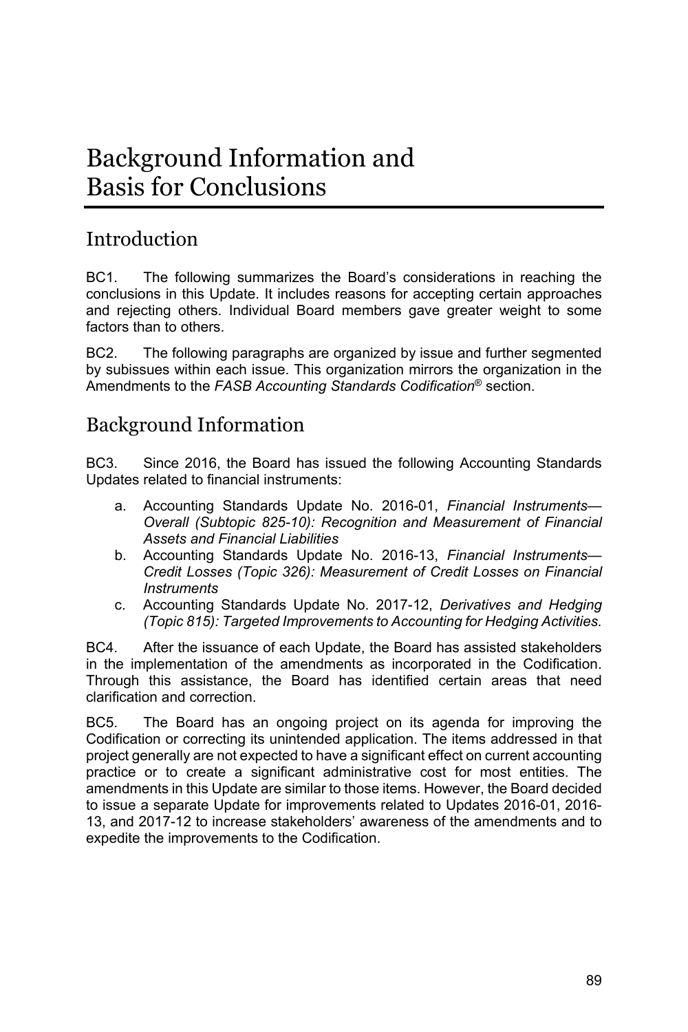# Background Information and Basis for Conclusions

## Introduction

BC1. The following summarizes the Board's considerations in reaching the conclusions in this Update. It includes reasons for accepting certain approaches and rejecting others. Individual Board members gave greater weight to some factors than to others.

BC2. The following paragraphs are organized by issue and further segmented by subissues within each issue. This organization mirrors the organization in the Amendments to the *FASB Accounting Standards Codification*® section.

## Background Information

BC3. Since 2016, the Board has issued the following Accounting Standards Updates related to financial instruments:

a. Accounting Standards Update No. 2016-01, *Financial Instruments—Overall (Subtopic 825-10): Recognition and Measurement of Financial Assets and Financial Liabilities*
b. Accounting Standards Update No. 2016-13, *Financial Instruments—Credit Losses (Topic 326): Measurement of Credit Losses on Financial Instruments*
c. Accounting Standards Update No. 2017-12, *Derivatives and Hedging (Topic 815): Targeted Improvements to Accounting for Hedging Activities.*

BC4. After the issuance of each Update, the Board has assisted stakeholders in the implementation of the amendments as incorporated in the Codification. Through this assistance, the Board has identified certain areas that need clarification and correction.

BC5. The Board has an ongoing project on its agenda for improving the Codification or correcting its unintended application. The items addressed in that project generally are not expected to have a significant effect on current accounting practice or to create a significant administrative cost for most entities. The amendments in this Update are similar to those items. However, the Board decided to issue a separate Update for improvements related to Updates 2016-01, 2016-13, and 2017-12 to increase stakeholders' awareness of the amendments and to expedite the improvements to the Codification.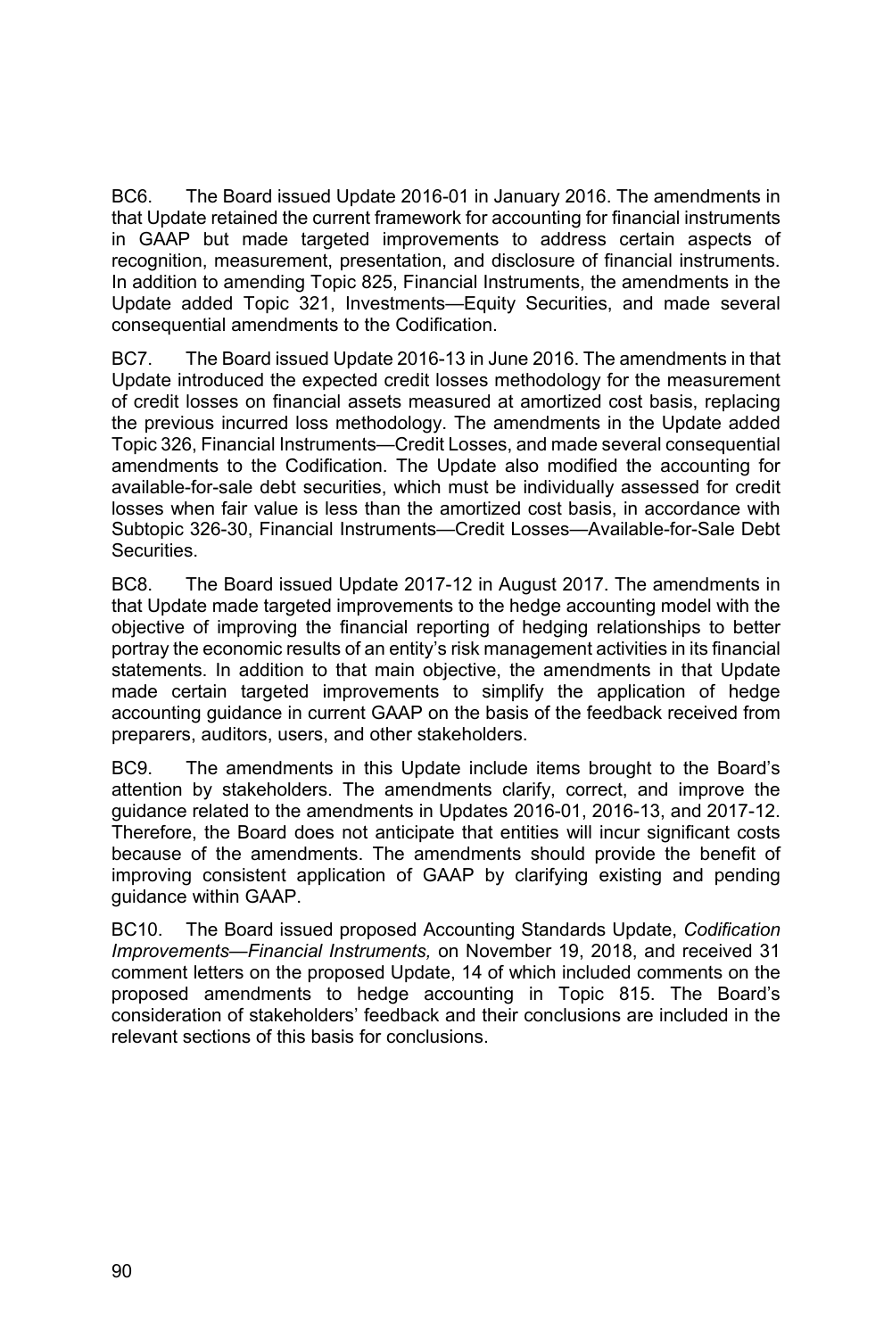BC6. The Board issued Update 2016-01 in January 2016. The amendments in that Update retained the current framework for accounting for financial instruments in GAAP but made targeted improvements to address certain aspects of recognition, measurement, presentation, and disclosure of financial instruments. In addition to amending Topic 825, Financial Instruments, the amendments in the Update added Topic 321, Investments—Equity Securities, and made several consequential amendments to the Codification.

BC7. The Board issued Update 2016-13 in June 2016. The amendments in that Update introduced the expected credit losses methodology for the measurement of credit losses on financial assets measured at amortized cost basis, replacing the previous incurred loss methodology. The amendments in the Update added Topic 326, Financial Instruments—Credit Losses, and made several consequential amendments to the Codification. The Update also modified the accounting for available-for-sale debt securities, which must be individually assessed for credit losses when fair value is less than the amortized cost basis, in accordance with Subtopic 326-30, Financial Instruments—Credit Losses—Available-for-Sale Debt Securities.

BC8. The Board issued Update 2017-12 in August 2017. The amendments in that Update made targeted improvements to the hedge accounting model with the objective of improving the financial reporting of hedging relationships to better portray the economic results of an entity's risk management activities in its financial statements. In addition to that main objective, the amendments in that Update made certain targeted improvements to simplify the application of hedge accounting guidance in current GAAP on the basis of the feedback received from preparers, auditors, users, and other stakeholders.

BC9. The amendments in this Update include items brought to the Board's attention by stakeholders. The amendments clarify, correct, and improve the guidance related to the amendments in Updates 2016-01, 2016-13, and 2017-12. Therefore, the Board does not anticipate that entities will incur significant costs because of the amendments. The amendments should provide the benefit of improving consistent application of GAAP by clarifying existing and pending guidance within GAAP.

BC10. The Board issued proposed Accounting Standards Update, *Codification Improvements—Financial Instruments,* on November 19, 2018, and received 31 comment letters on the proposed Update, 14 of which included comments on the proposed amendments to hedge accounting in Topic 815. The Board's consideration of stakeholders' feedback and their conclusions are included in the relevant sections of this basis for conclusions.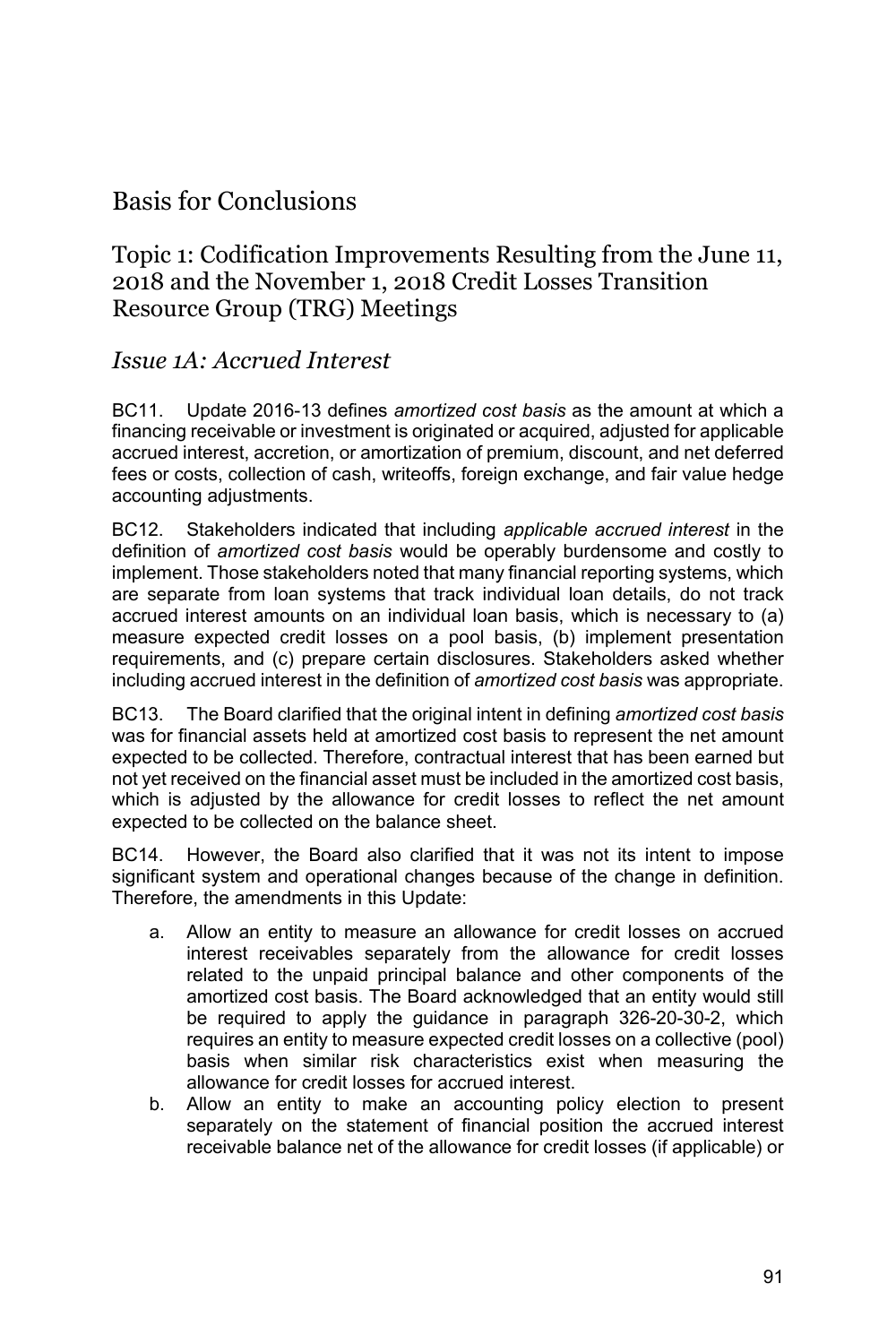# Basis for Conclusions

## Topic 1: Codification Improvements Resulting from the June 11, 2018 and the November 1, 2018 Credit Losses Transition Resource Group (TRG) Meetings

### *Issue 1A: Accrued Interest*

BC11. Update 2016-13 defines *amortized cost basis* as the amount at which a financing receivable or investment is originated or acquired, adjusted for applicable accrued interest, accretion, or amortization of premium, discount, and net deferred fees or costs, collection of cash, writeoffs, foreign exchange, and fair value hedge accounting adjustments.

BC12. Stakeholders indicated that including *applicable accrued interest* in the definition of *amortized cost basis* would be operably burdensome and costly to implement. Those stakeholders noted that many financial reporting systems, which are separate from loan systems that track individual loan details, do not track accrued interest amounts on an individual loan basis, which is necessary to (a) measure expected credit losses on a pool basis, (b) implement presentation requirements, and (c) prepare certain disclosures. Stakeholders asked whether including accrued interest in the definition of *amortized cost basis* was appropriate.

BC13. The Board clarified that the original intent in defining *amortized cost basis* was for financial assets held at amortized cost basis to represent the net amount expected to be collected. Therefore, contractual interest that has been earned but not yet received on the financial asset must be included in the amortized cost basis, which is adjusted by the allowance for credit losses to reflect the net amount expected to be collected on the balance sheet.

BC14. However, the Board also clarified that it was not its intent to impose significant system and operational changes because of the change in definition. Therefore, the amendments in this Update:

a. Allow an entity to measure an allowance for credit losses on accrued interest receivables separately from the allowance for credit losses related to the unpaid principal balance and other components of the amortized cost basis. The Board acknowledged that an entity would still be required to apply the guidance in paragraph 326-20-30-2, which requires an entity to measure expected credit losses on a collective (pool) basis when similar risk characteristics exist when measuring the allowance for credit losses for accrued interest.
b. Allow an entity to make an accounting policy election to present separately on the statement of financial position the accrued interest receivable balance net of the allowance for credit losses (if applicable) or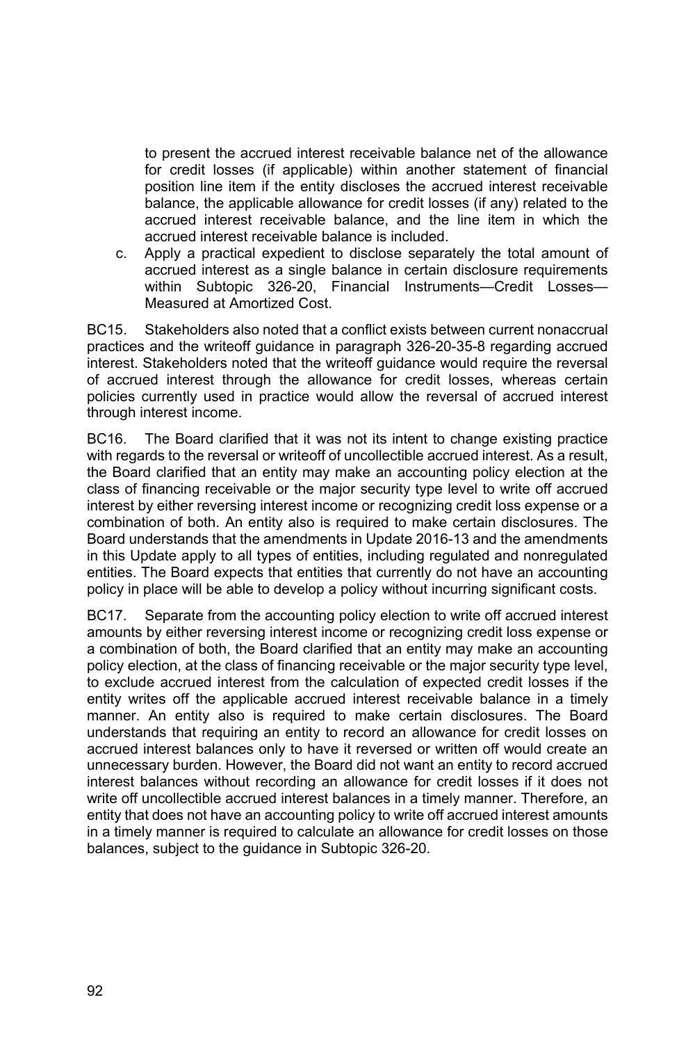to present the accrued interest receivable balance net of the allowance for credit losses (if applicable) within another statement of financial position line item if the entity discloses the accrued interest receivable balance, the applicable allowance for credit losses (if any) related to the accrued interest receivable balance, and the line item in which the accrued interest receivable balance is included.

c. Apply a practical expedient to disclose separately the total amount of accrued interest as a single balance in certain disclosure requirements within Subtopic 326-20, Financial Instruments—Credit Losses—Measured at Amortized Cost.

BC15. Stakeholders also noted that a conflict exists between current nonaccrual practices and the writeoff guidance in paragraph 326-20-35-8 regarding accrued interest. Stakeholders noted that the writeoff guidance would require the reversal of accrued interest through the allowance for credit losses, whereas certain policies currently used in practice would allow the reversal of accrued interest through interest income.

BC16. The Board clarified that it was not its intent to change existing practice with regards to the reversal or writeoff of uncollectible accrued interest. As a result, the Board clarified that an entity may make an accounting policy election at the class of financing receivable or the major security type level to write off accrued interest by either reversing interest income or recognizing credit loss expense or a combination of both. An entity also is required to make certain disclosures. The Board understands that the amendments in Update 2016-13 and the amendments in this Update apply to all types of entities, including regulated and nonregulated entities. The Board expects that entities that currently do not have an accounting policy in place will be able to develop a policy without incurring significant costs.

BC17. Separate from the accounting policy election to write off accrued interest amounts by either reversing interest income or recognizing credit loss expense or a combination of both, the Board clarified that an entity may make an accounting policy election, at the class of financing receivable or the major security type level, to exclude accrued interest from the calculation of expected credit losses if the entity writes off the applicable accrued interest receivable balance in a timely manner. An entity also is required to make certain disclosures. The Board understands that requiring an entity to record an allowance for credit losses on accrued interest balances only to have it reversed or written off would create an unnecessary burden. However, the Board did not want an entity to record accrued interest balances without recording an allowance for credit losses if it does not write off uncollectible accrued interest balances in a timely manner. Therefore, an entity that does not have an accounting policy to write off accrued interest amounts in a timely manner is required to calculate an allowance for credit losses on those balances, subject to the guidance in Subtopic 326-20.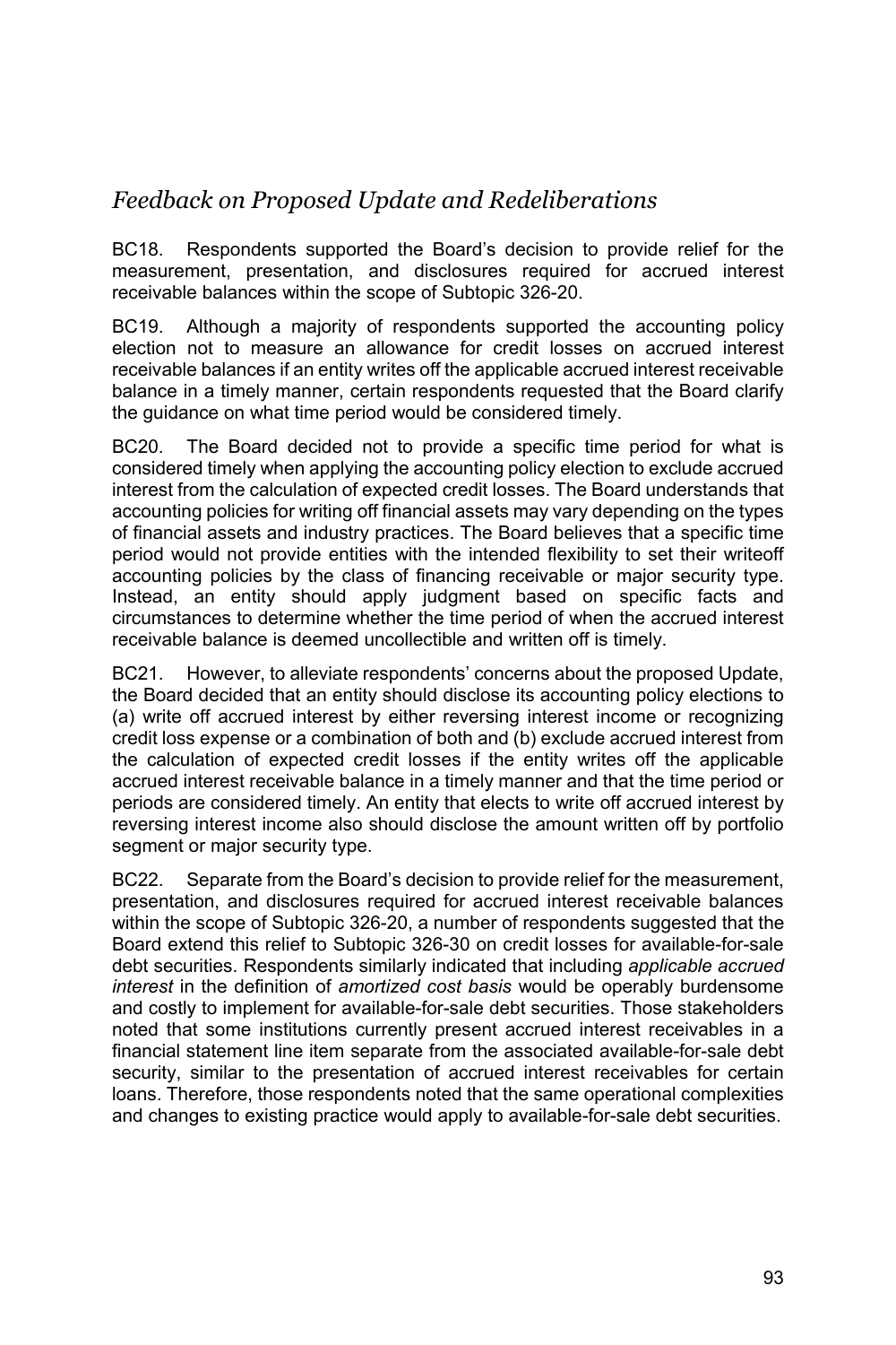## *Feedback on Proposed Update and Redeliberations*

BC18. Respondents supported the Board's decision to provide relief for the measurement, presentation, and disclosures required for accrued interest receivable balances within the scope of Subtopic 326-20.

BC19. Although a majority of respondents supported the accounting policy election not to measure an allowance for credit losses on accrued interest receivable balances if an entity writes off the applicable accrued interest receivable balance in a timely manner, certain respondents requested that the Board clarify the guidance on what time period would be considered timely.

BC20. The Board decided not to provide a specific time period for what is considered timely when applying the accounting policy election to exclude accrued interest from the calculation of expected credit losses. The Board understands that accounting policies for writing off financial assets may vary depending on the types of financial assets and industry practices. The Board believes that a specific time period would not provide entities with the intended flexibility to set their writeoff accounting policies by the class of financing receivable or major security type. Instead, an entity should apply judgment based on specific facts and circumstances to determine whether the time period of when the accrued interest receivable balance is deemed uncollectible and written off is timely.

BC21. However, to alleviate respondents' concerns about the proposed Update, the Board decided that an entity should disclose its accounting policy elections to (a) write off accrued interest by either reversing interest income or recognizing credit loss expense or a combination of both and (b) exclude accrued interest from the calculation of expected credit losses if the entity writes off the applicable accrued interest receivable balance in a timely manner and that the time period or periods are considered timely. An entity that elects to write off accrued interest by reversing interest income also should disclose the amount written off by portfolio segment or major security type.

BC22. Separate from the Board's decision to provide relief for the measurement, presentation, and disclosures required for accrued interest receivable balances within the scope of Subtopic 326-20, a number of respondents suggested that the Board extend this relief to Subtopic 326-30 on credit losses for available-for-sale debt securities. Respondents similarly indicated that including *applicable accrued interest* in the definition of *amortized cost basis* would be operably burdensome and costly to implement for available-for-sale debt securities. Those stakeholders noted that some institutions currently present accrued interest receivables in a financial statement line item separate from the associated available-for-sale debt security, similar to the presentation of accrued interest receivables for certain loans. Therefore, those respondents noted that the same operational complexities and changes to existing practice would apply to available-for-sale debt securities.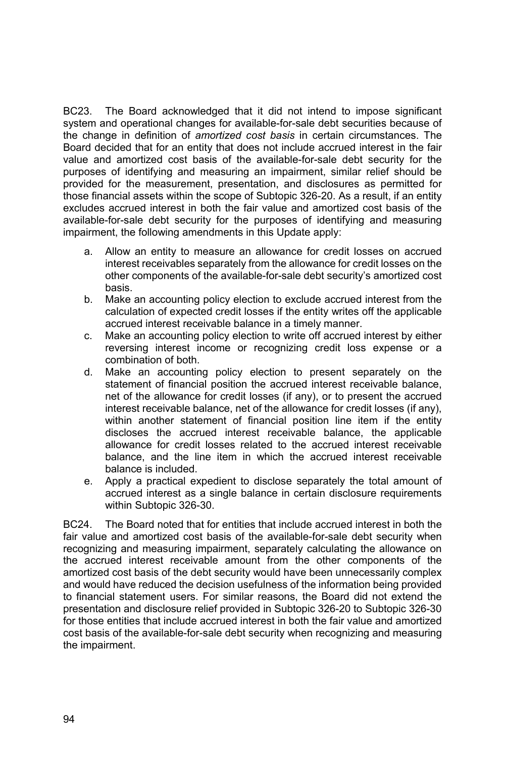BC23. The Board acknowledged that it did not intend to impose significant system and operational changes for available-for-sale debt securities because of the change in definition of *amortized cost basis* in certain circumstances. The Board decided that for an entity that does not include accrued interest in the fair value and amortized cost basis of the available-for-sale debt security for the purposes of identifying and measuring an impairment, similar relief should be provided for the measurement, presentation, and disclosures as permitted for those financial assets within the scope of Subtopic 326-20. As a result, if an entity excludes accrued interest in both the fair value and amortized cost basis of the available-for-sale debt security for the purposes of identifying and measuring impairment, the following amendments in this Update apply:

a. Allow an entity to measure an allowance for credit losses on accrued interest receivables separately from the allowance for credit losses on the other components of the available-for-sale debt security's amortized cost basis.
b. Make an accounting policy election to exclude accrued interest from the calculation of expected credit losses if the entity writes off the applicable accrued interest receivable balance in a timely manner.
c. Make an accounting policy election to write off accrued interest by either reversing interest income or recognizing credit loss expense or a combination of both.
d. Make an accounting policy election to present separately on the statement of financial position the accrued interest receivable balance, net of the allowance for credit losses (if any), or to present the accrued interest receivable balance, net of the allowance for credit losses (if any), within another statement of financial position line item if the entity discloses the accrued interest receivable balance, the applicable allowance for credit losses related to the accrued interest receivable balance, and the line item in which the accrued interest receivable balance is included.
e. Apply a practical expedient to disclose separately the total amount of accrued interest as a single balance in certain disclosure requirements within Subtopic 326-30.

BC24. The Board noted that for entities that include accrued interest in both the fair value and amortized cost basis of the available-for-sale debt security when recognizing and measuring impairment, separately calculating the allowance on the accrued interest receivable amount from the other components of the amortized cost basis of the debt security would have been unnecessarily complex and would have reduced the decision usefulness of the information being provided to financial statement users. For similar reasons, the Board did not extend the presentation and disclosure relief provided in Subtopic 326-20 to Subtopic 326-30 for those entities that include accrued interest in both the fair value and amortized cost basis of the available-for-sale debt security when recognizing and measuring the impairment.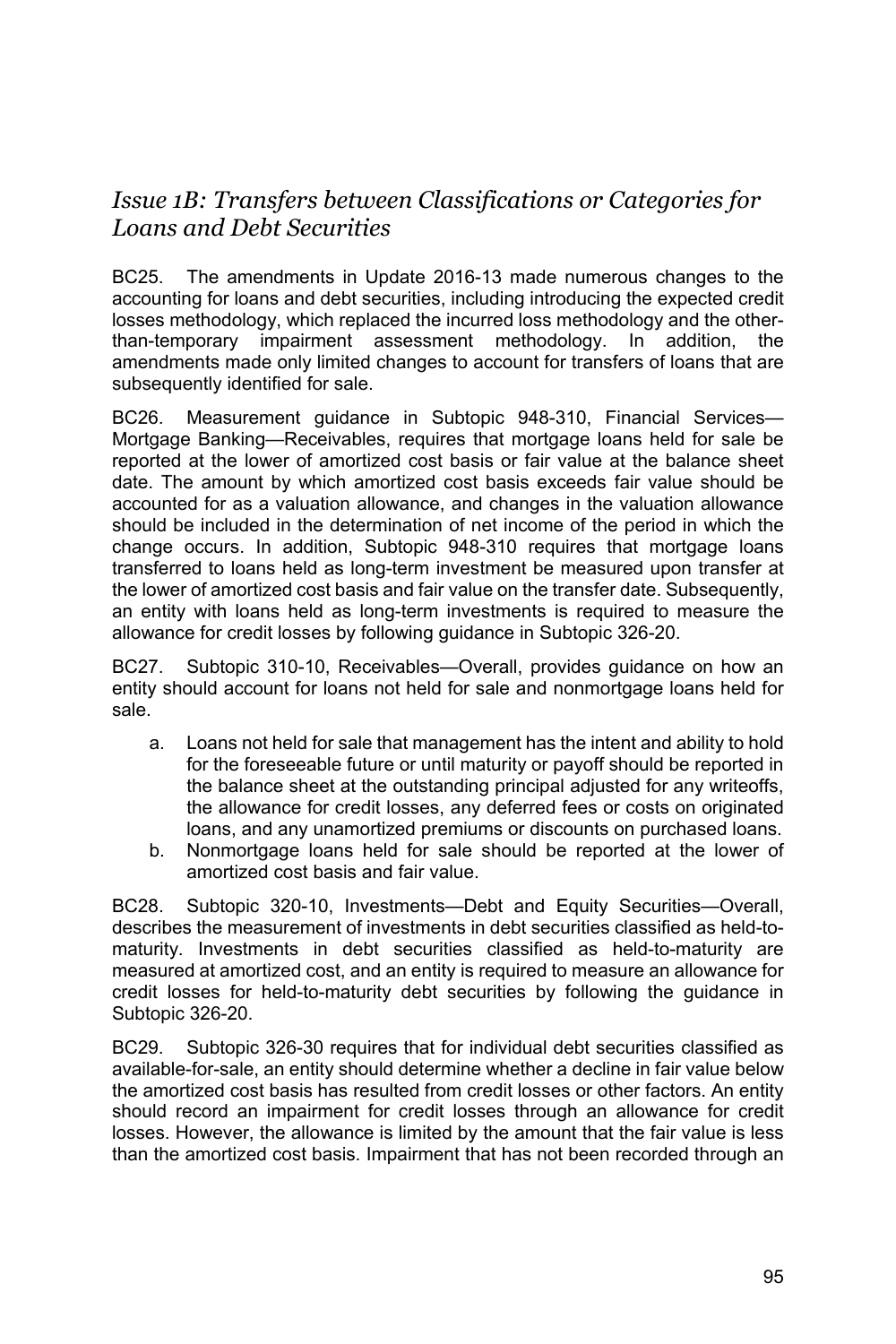## *Issue 1B: Transfers between Classifications or Categories for Loans and Debt Securities*

BC25. The amendments in Update 2016-13 made numerous changes to the accounting for loans and debt securities, including introducing the expected credit losses methodology, which replaced the incurred loss methodology and the other-than-temporary impairment assessment methodology. In addition, the amendments made only limited changes to account for transfers of loans that are subsequently identified for sale.

BC26. Measurement guidance in Subtopic 948-310, Financial Services—Mortgage Banking—Receivables, requires that mortgage loans held for sale be reported at the lower of amortized cost basis or fair value at the balance sheet date. The amount by which amortized cost basis exceeds fair value should be accounted for as a valuation allowance, and changes in the valuation allowance should be included in the determination of net income of the period in which the change occurs. In addition, Subtopic 948-310 requires that mortgage loans transferred to loans held as long-term investment be measured upon transfer at the lower of amortized cost basis and fair value on the transfer date. Subsequently, an entity with loans held as long-term investments is required to measure the allowance for credit losses by following guidance in Subtopic 326-20.

BC27. Subtopic 310-10, Receivables—Overall, provides guidance on how an entity should account for loans not held for sale and nonmortgage loans held for sale.

a. Loans not held for sale that management has the intent and ability to hold for the foreseeable future or until maturity or payoff should be reported in the balance sheet at the outstanding principal adjusted for any writeoffs, the allowance for credit losses, any deferred fees or costs on originated loans, and any unamortized premiums or discounts on purchased loans.
b. Nonmortgage loans held for sale should be reported at the lower of amortized cost basis and fair value.

BC28. Subtopic 320-10, Investments—Debt and Equity Securities—Overall, describes the measurement of investments in debt securities classified as held-to-maturity. Investments in debt securities classified as held-to-maturity are measured at amortized cost, and an entity is required to measure an allowance for credit losses for held-to-maturity debt securities by following the guidance in Subtopic 326-20.

BC29. Subtopic 326-30 requires that for individual debt securities classified as available-for-sale, an entity should determine whether a decline in fair value below the amortized cost basis has resulted from credit losses or other factors. An entity should record an impairment for credit losses through an allowance for credit losses. However, the allowance is limited by the amount that the fair value is less than the amortized cost basis. Impairment that has not been recorded through an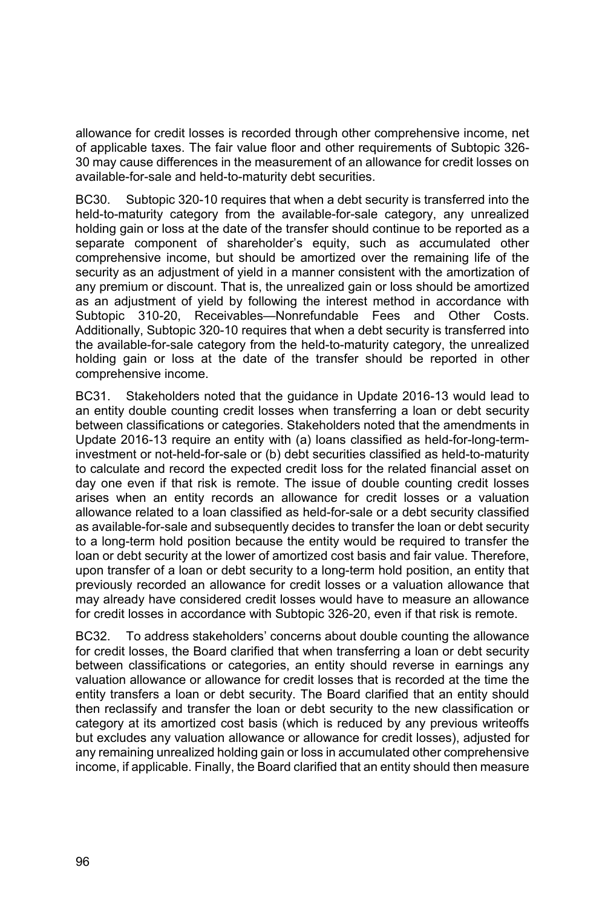allowance for credit losses is recorded through other comprehensive income, net of applicable taxes. The fair value floor and other requirements of Subtopic 326-30 may cause differences in the measurement of an allowance for credit losses on available-for-sale and held-to-maturity debt securities.

BC30. Subtopic 320-10 requires that when a debt security is transferred into the held-to-maturity category from the available-for-sale category, any unrealized holding gain or loss at the date of the transfer should continue to be reported as a separate component of shareholder's equity, such as accumulated other comprehensive income, but should be amortized over the remaining life of the security as an adjustment of yield in a manner consistent with the amortization of any premium or discount. That is, the unrealized gain or loss should be amortized as an adjustment of yield by following the interest method in accordance with Subtopic 310-20, Receivables—Nonrefundable Fees and Other Costs. Additionally, Subtopic 320-10 requires that when a debt security is transferred into the available-for-sale category from the held-to-maturity category, the unrealized holding gain or loss at the date of the transfer should be reported in other comprehensive income.

BC31. Stakeholders noted that the guidance in Update 2016-13 would lead to an entity double counting credit losses when transferring a loan or debt security between classifications or categories. Stakeholders noted that the amendments in Update 2016-13 require an entity with (a) loans classified as held-for-long-term-investment or not-held-for-sale or (b) debt securities classified as held-to-maturity to calculate and record the expected credit loss for the related financial asset on day one even if that risk is remote. The issue of double counting credit losses arises when an entity records an allowance for credit losses or a valuation allowance related to a loan classified as held-for-sale or a debt security classified as available-for-sale and subsequently decides to transfer the loan or debt security to a long-term hold position because the entity would be required to transfer the loan or debt security at the lower of amortized cost basis and fair value. Therefore, upon transfer of a loan or debt security to a long-term hold position, an entity that previously recorded an allowance for credit losses or a valuation allowance that may already have considered credit losses would have to measure an allowance for credit losses in accordance with Subtopic 326-20, even if that risk is remote.

BC32. To address stakeholders' concerns about double counting the allowance for credit losses, the Board clarified that when transferring a loan or debt security between classifications or categories, an entity should reverse in earnings any valuation allowance or allowance for credit losses that is recorded at the time the entity transfers a loan or debt security. The Board clarified that an entity should then reclassify and transfer the loan or debt security to the new classification or category at its amortized cost basis (which is reduced by any previous writeoffs but excludes any valuation allowance or allowance for credit losses), adjusted for any remaining unrealized holding gain or loss in accumulated other comprehensive income, if applicable. Finally, the Board clarified that an entity should then measure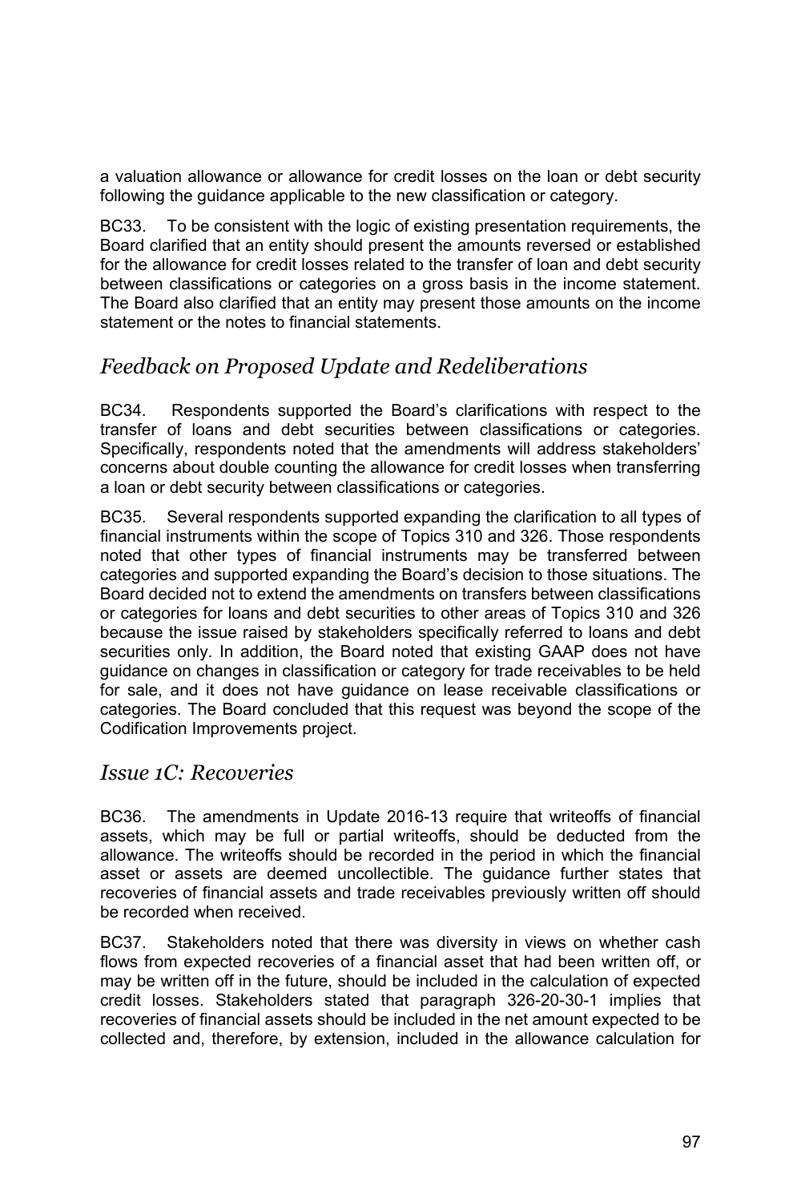a valuation allowance or allowance for credit losses on the loan or debt security following the guidance applicable to the new classification or category.

BC33. To be consistent with the logic of existing presentation requirements, the Board clarified that an entity should present the amounts reversed or established for the allowance for credit losses related to the transfer of loan and debt security between classifications or categories on a gross basis in the income statement. The Board also clarified that an entity may present those amounts on the income statement or the notes to financial statements.

## *Feedback on Proposed Update and Redeliberations*

BC34. Respondents supported the Board's clarifications with respect to the transfer of loans and debt securities between classifications or categories. Specifically, respondents noted that the amendments will address stakeholders' concerns about double counting the allowance for credit losses when transferring a loan or debt security between classifications or categories.

BC35. Several respondents supported expanding the clarification to all types of financial instruments within the scope of Topics 310 and 326. Those respondents noted that other types of financial instruments may be transferred between categories and supported expanding the Board's decision to those situations. The Board decided not to extend the amendments on transfers between classifications or categories for loans and debt securities to other areas of Topics 310 and 326 because the issue raised by stakeholders specifically referred to loans and debt securities only. In addition, the Board noted that existing GAAP does not have guidance on changes in classification or category for trade receivables to be held for sale, and it does not have guidance on lease receivable classifications or categories. The Board concluded that this request was beyond the scope of the Codification Improvements project.

## *Issue 1C: Recoveries*

BC36. The amendments in Update 2016-13 require that writeoffs of financial assets, which may be full or partial writeoffs, should be deducted from the allowance. The writeoffs should be recorded in the period in which the financial asset or assets are deemed uncollectible. The guidance further states that recoveries of financial assets and trade receivables previously written off should be recorded when received.

BC37. Stakeholders noted that there was diversity in views on whether cash flows from expected recoveries of a financial asset that had been written off, or may be written off in the future, should be included in the calculation of expected credit losses. Stakeholders stated that paragraph 326-20-30-1 implies that recoveries of financial assets should be included in the net amount expected to be collected and, therefore, by extension, included in the allowance calculation for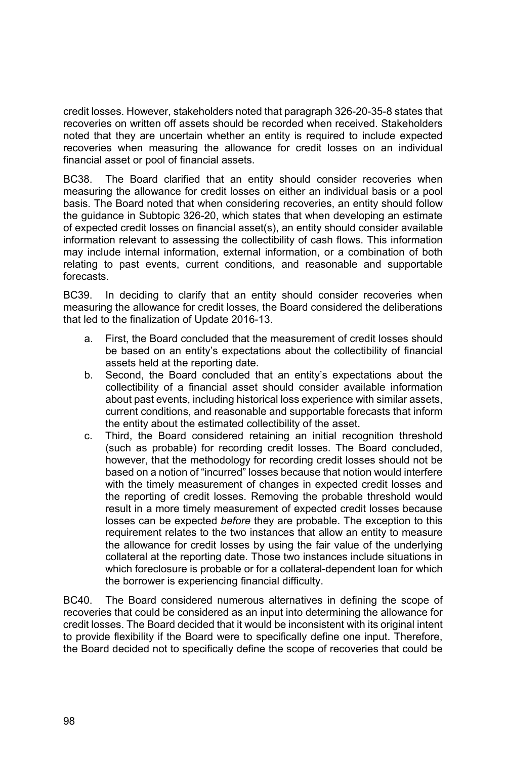credit losses. However, stakeholders noted that paragraph 326-20-35-8 states that recoveries on written off assets should be recorded when received. Stakeholders noted that they are uncertain whether an entity is required to include expected recoveries when measuring the allowance for credit losses on an individual financial asset or pool of financial assets.

BC38. The Board clarified that an entity should consider recoveries when measuring the allowance for credit losses on either an individual basis or a pool basis. The Board noted that when considering recoveries, an entity should follow the guidance in Subtopic 326-20, which states that when developing an estimate of expected credit losses on financial asset(s), an entity should consider available information relevant to assessing the collectibility of cash flows. This information may include internal information, external information, or a combination of both relating to past events, current conditions, and reasonable and supportable forecasts.

BC39. In deciding to clarify that an entity should consider recoveries when measuring the allowance for credit losses, the Board considered the deliberations that led to the finalization of Update 2016-13.

a. First, the Board concluded that the measurement of credit losses should be based on an entity's expectations about the collectibility of financial assets held at the reporting date.
b. Second, the Board concluded that an entity's expectations about the collectibility of a financial asset should consider available information about past events, including historical loss experience with similar assets, current conditions, and reasonable and supportable forecasts that inform the entity about the estimated collectibility of the asset.
c. Third, the Board considered retaining an initial recognition threshold (such as probable) for recording credit losses. The Board concluded, however, that the methodology for recording credit losses should not be based on a notion of "incurred" losses because that notion would interfere with the timely measurement of changes in expected credit losses and the reporting of credit losses. Removing the probable threshold would result in a more timely measurement of expected credit losses because losses can be expected *before* they are probable. The exception to this requirement relates to the two instances that allow an entity to measure the allowance for credit losses by using the fair value of the underlying collateral at the reporting date. Those two instances include situations in which foreclosure is probable or for a collateral-dependent loan for which the borrower is experiencing financial difficulty.

BC40. The Board considered numerous alternatives in defining the scope of recoveries that could be considered as an input into determining the allowance for credit losses. The Board decided that it would be inconsistent with its original intent to provide flexibility if the Board were to specifically define one input. Therefore, the Board decided not to specifically define the scope of recoveries that could be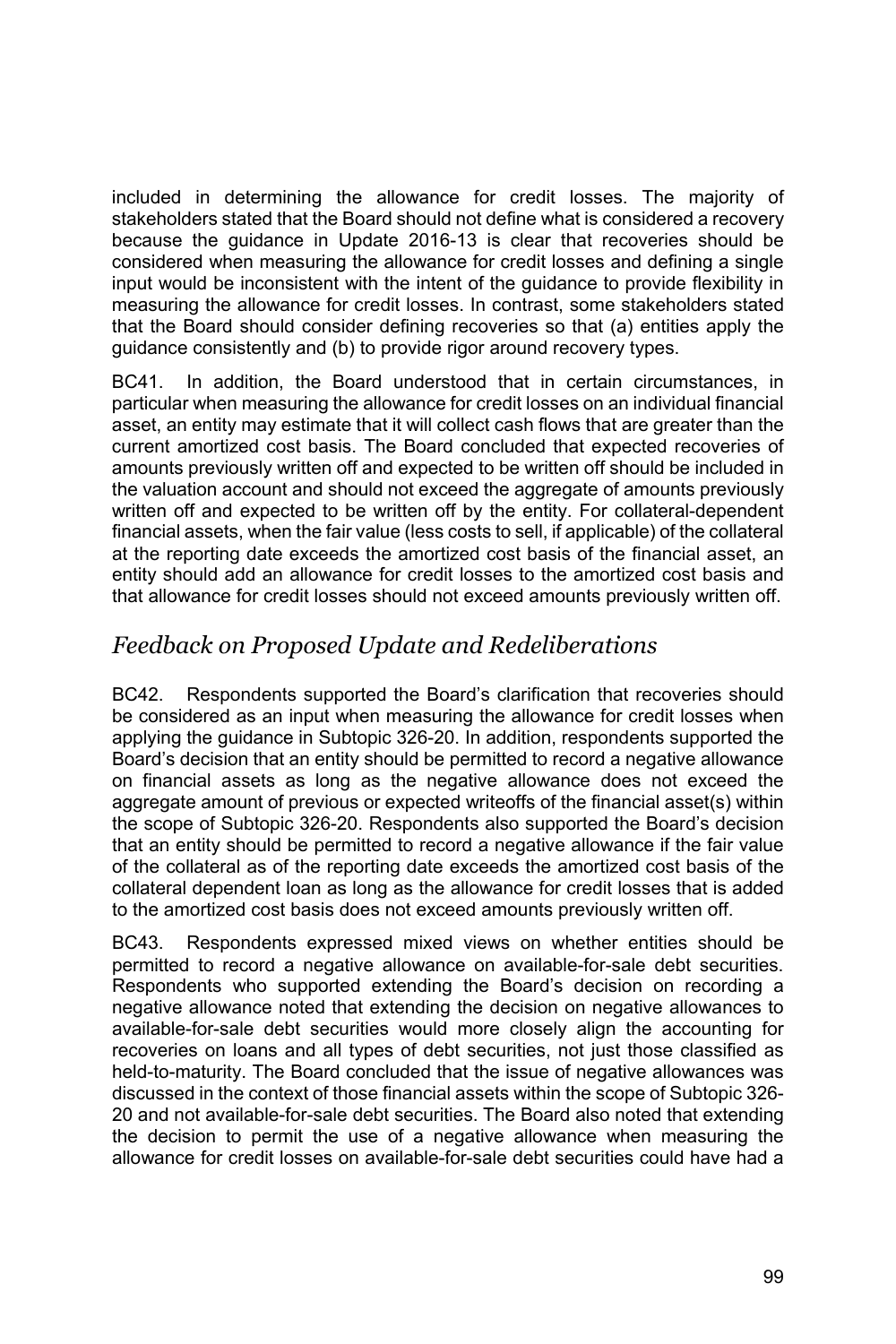included in determining the allowance for credit losses. The majority of stakeholders stated that the Board should not define what is considered a recovery because the guidance in Update 2016-13 is clear that recoveries should be considered when measuring the allowance for credit losses and defining a single input would be inconsistent with the intent of the guidance to provide flexibility in measuring the allowance for credit losses. In contrast, some stakeholders stated that the Board should consider defining recoveries so that (a) entities apply the guidance consistently and (b) to provide rigor around recovery types.

BC41. In addition, the Board understood that in certain circumstances, in particular when measuring the allowance for credit losses on an individual financial asset, an entity may estimate that it will collect cash flows that are greater than the current amortized cost basis. The Board concluded that expected recoveries of amounts previously written off and expected to be written off should be included in the valuation account and should not exceed the aggregate of amounts previously written off and expected to be written off by the entity. For collateral-dependent financial assets, when the fair value (less costs to sell, if applicable) of the collateral at the reporting date exceeds the amortized cost basis of the financial asset, an entity should add an allowance for credit losses to the amortized cost basis and that allowance for credit losses should not exceed amounts previously written off.

## *Feedback on Proposed Update and Redeliberations*

BC42. Respondents supported the Board's clarification that recoveries should be considered as an input when measuring the allowance for credit losses when applying the guidance in Subtopic 326-20. In addition, respondents supported the Board's decision that an entity should be permitted to record a negative allowance on financial assets as long as the negative allowance does not exceed the aggregate amount of previous or expected writeoffs of the financial asset(s) within the scope of Subtopic 326-20. Respondents also supported the Board's decision that an entity should be permitted to record a negative allowance if the fair value of the collateral as of the reporting date exceeds the amortized cost basis of the collateral dependent loan as long as the allowance for credit losses that is added to the amortized cost basis does not exceed amounts previously written off.

BC43. Respondents expressed mixed views on whether entities should be permitted to record a negative allowance on available-for-sale debt securities. Respondents who supported extending the Board's decision on recording a negative allowance noted that extending the decision on negative allowances to available-for-sale debt securities would more closely align the accounting for recoveries on loans and all types of debt securities, not just those classified as held-to-maturity. The Board concluded that the issue of negative allowances was discussed in the context of those financial assets within the scope of Subtopic 326-20 and not available-for-sale debt securities. The Board also noted that extending the decision to permit the use of a negative allowance when measuring the allowance for credit losses on available-for-sale debt securities could have had a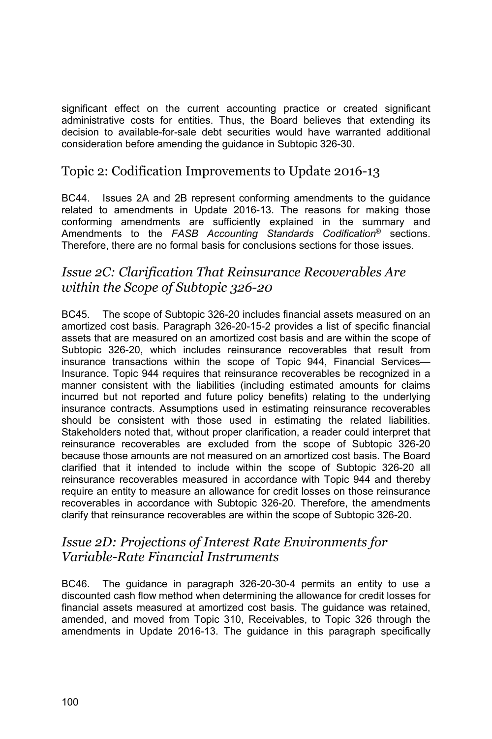significant effect on the current accounting practice or created significant administrative costs for entities. Thus, the Board believes that extending its decision to available-for-sale debt securities would have warranted additional consideration before amending the guidance in Subtopic 326-30.

## Topic 2: Codification Improvements to Update 2016-13

BC44. Issues 2A and 2B represent conforming amendments to the guidance related to amendments in Update 2016-13. The reasons for making those conforming amendments are sufficiently explained in the summary and Amendments to the *FASB Accounting Standards Codification®* sections. Therefore, there are no formal basis for conclusions sections for those issues.

### *Issue 2C: Clarification That Reinsurance Recoverables Are within the Scope of Subtopic 326-20*

BC45. The scope of Subtopic 326-20 includes financial assets measured on an amortized cost basis. Paragraph 326-20-15-2 provides a list of specific financial assets that are measured on an amortized cost basis and are within the scope of Subtopic 326-20, which includes reinsurance recoverables that result from insurance transactions within the scope of Topic 944, Financial Services—Insurance. Topic 944 requires that reinsurance recoverables be recognized in a manner consistent with the liabilities (including estimated amounts for claims incurred but not reported and future policy benefits) relating to the underlying insurance contracts. Assumptions used in estimating reinsurance recoverables should be consistent with those used in estimating the related liabilities. Stakeholders noted that, without proper clarification, a reader could interpret that reinsurance recoverables are excluded from the scope of Subtopic 326-20 because those amounts are not measured on an amortized cost basis. The Board clarified that it intended to include within the scope of Subtopic 326-20 all reinsurance recoverables measured in accordance with Topic 944 and thereby require an entity to measure an allowance for credit losses on those reinsurance recoverables in accordance with Subtopic 326-20. Therefore, the amendments clarify that reinsurance recoverables are within the scope of Subtopic 326-20.

### *Issue 2D: Projections of Interest Rate Environments for Variable-Rate Financial Instruments*

BC46. The guidance in paragraph 326-20-30-4 permits an entity to use a discounted cash flow method when determining the allowance for credit losses for financial assets measured at amortized cost basis. The guidance was retained, amended, and moved from Topic 310, Receivables, to Topic 326 through the amendments in Update 2016-13. The guidance in this paragraph specifically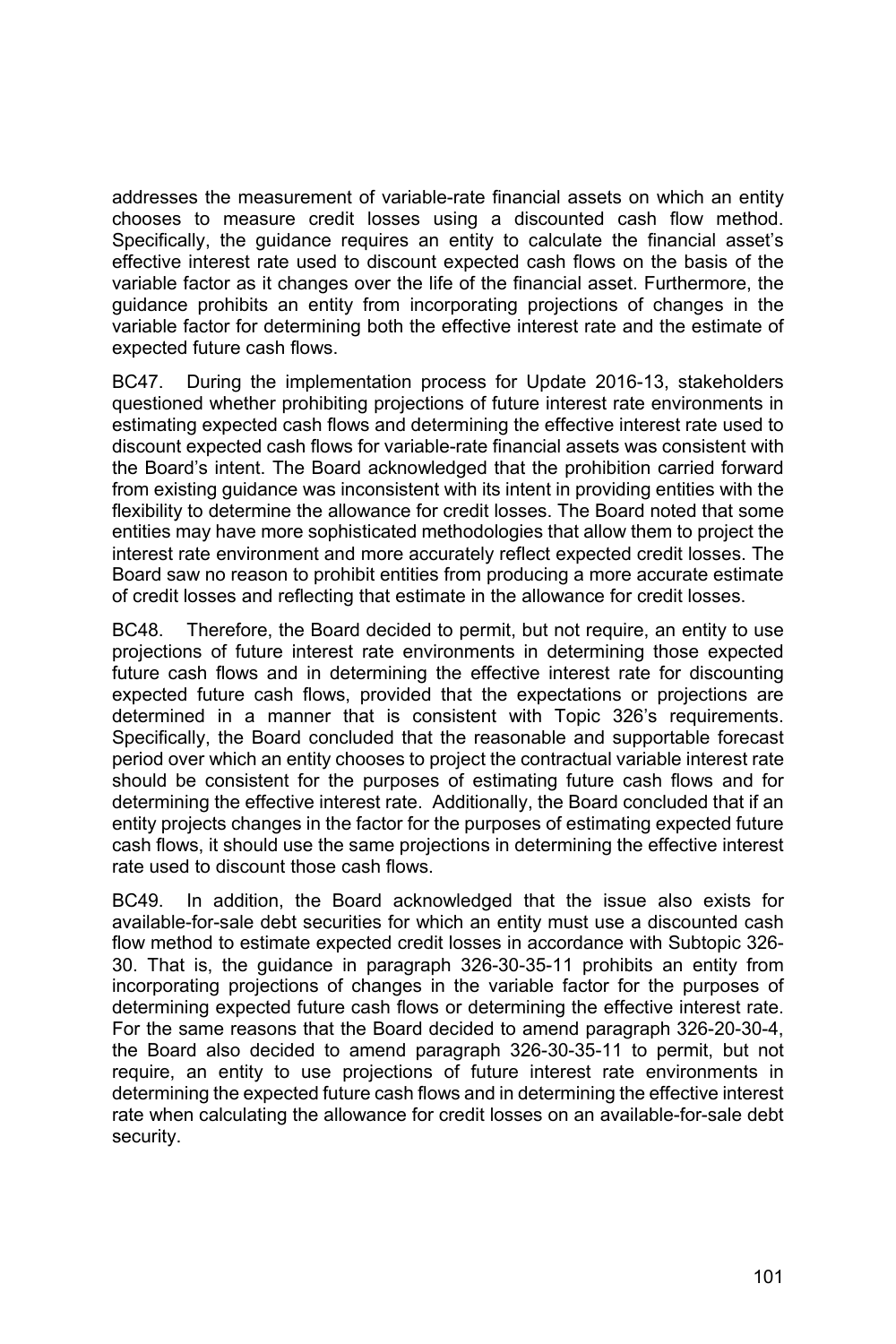addresses the measurement of variable-rate financial assets on which an entity chooses to measure credit losses using a discounted cash flow method. Specifically, the guidance requires an entity to calculate the financial asset's effective interest rate used to discount expected cash flows on the basis of the variable factor as it changes over the life of the financial asset. Furthermore, the guidance prohibits an entity from incorporating projections of changes in the variable factor for determining both the effective interest rate and the estimate of expected future cash flows.

BC47. During the implementation process for Update 2016-13, stakeholders questioned whether prohibiting projections of future interest rate environments in estimating expected cash flows and determining the effective interest rate used to discount expected cash flows for variable-rate financial assets was consistent with the Board's intent. The Board acknowledged that the prohibition carried forward from existing guidance was inconsistent with its intent in providing entities with the flexibility to determine the allowance for credit losses. The Board noted that some entities may have more sophisticated methodologies that allow them to project the interest rate environment and more accurately reflect expected credit losses. The Board saw no reason to prohibit entities from producing a more accurate estimate of credit losses and reflecting that estimate in the allowance for credit losses.

BC48. Therefore, the Board decided to permit, but not require, an entity to use projections of future interest rate environments in determining those expected future cash flows and in determining the effective interest rate for discounting expected future cash flows, provided that the expectations or projections are determined in a manner that is consistent with Topic 326's requirements. Specifically, the Board concluded that the reasonable and supportable forecast period over which an entity chooses to project the contractual variable interest rate should be consistent for the purposes of estimating future cash flows and for determining the effective interest rate. Additionally, the Board concluded that if an entity projects changes in the factor for the purposes of estimating expected future cash flows, it should use the same projections in determining the effective interest rate used to discount those cash flows.

BC49. In addition, the Board acknowledged that the issue also exists for available-for-sale debt securities for which an entity must use a discounted cash flow method to estimate expected credit losses in accordance with Subtopic 326-30. That is, the guidance in paragraph 326-30-35-11 prohibits an entity from incorporating projections of changes in the variable factor for the purposes of determining expected future cash flows or determining the effective interest rate. For the same reasons that the Board decided to amend paragraph 326-20-30-4, the Board also decided to amend paragraph 326-30-35-11 to permit, but not require, an entity to use projections of future interest rate environments in determining the expected future cash flows and in determining the effective interest rate when calculating the allowance for credit losses on an available-for-sale debt security.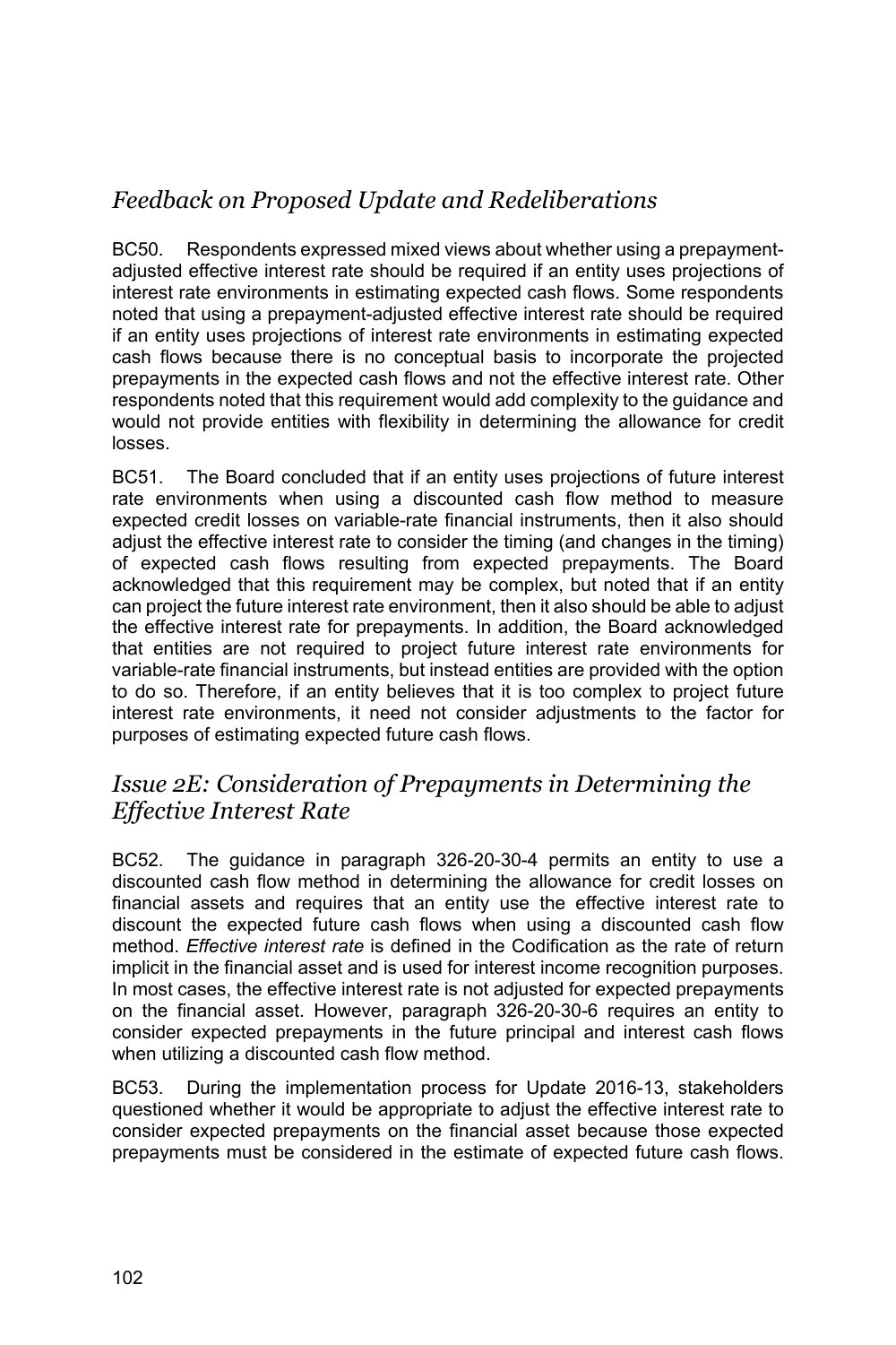## *Feedback on Proposed Update and Redeliberations*

BC50. Respondents expressed mixed views about whether using a prepayment-adjusted effective interest rate should be required if an entity uses projections of interest rate environments in estimating expected cash flows. Some respondents noted that using a prepayment-adjusted effective interest rate should be required if an entity uses projections of interest rate environments in estimating expected cash flows because there is no conceptual basis to incorporate the projected prepayments in the expected cash flows and not the effective interest rate. Other respondents noted that this requirement would add complexity to the guidance and would not provide entities with flexibility in determining the allowance for credit losses.

BC51. The Board concluded that if an entity uses projections of future interest rate environments when using a discounted cash flow method to measure expected credit losses on variable-rate financial instruments, then it also should adjust the effective interest rate to consider the timing (and changes in the timing) of expected cash flows resulting from expected prepayments. The Board acknowledged that this requirement may be complex, but noted that if an entity can project the future interest rate environment, then it also should be able to adjust the effective interest rate for prepayments. In addition, the Board acknowledged that entities are not required to project future interest rate environments for variable-rate financial instruments, but instead entities are provided with the option to do so. Therefore, if an entity believes that it is too complex to project future interest rate environments, it need not consider adjustments to the factor for purposes of estimating expected future cash flows.

## *Issue 2E: Consideration of Prepayments in Determining the Effective Interest Rate*

BC52. The guidance in paragraph 326-20-30-4 permits an entity to use a discounted cash flow method in determining the allowance for credit losses on financial assets and requires that an entity use the effective interest rate to discount the expected future cash flows when using a discounted cash flow method. *Effective interest rate* is defined in the Codification as the rate of return implicit in the financial asset and is used for interest income recognition purposes. In most cases, the effective interest rate is not adjusted for expected prepayments on the financial asset. However, paragraph 326-20-30-6 requires an entity to consider expected prepayments in the future principal and interest cash flows when utilizing a discounted cash flow method.

BC53. During the implementation process for Update 2016-13, stakeholders questioned whether it would be appropriate to adjust the effective interest rate to consider expected prepayments on the financial asset because those expected prepayments must be considered in the estimate of expected future cash flows.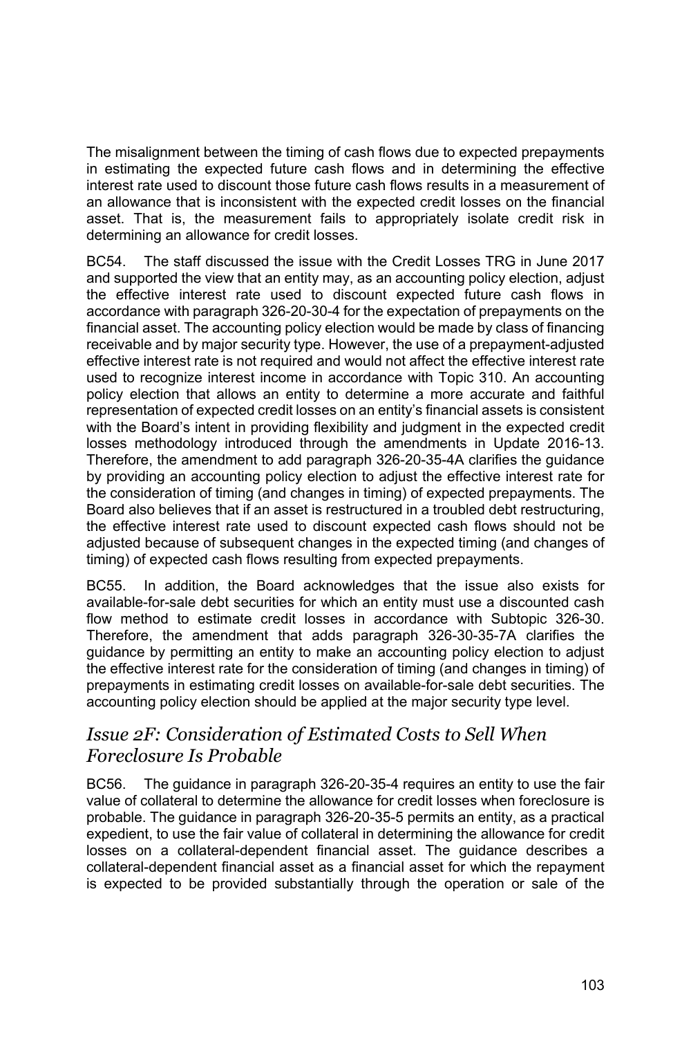The misalignment between the timing of cash flows due to expected prepayments in estimating the expected future cash flows and in determining the effective interest rate used to discount those future cash flows results in a measurement of an allowance that is inconsistent with the expected credit losses on the financial asset. That is, the measurement fails to appropriately isolate credit risk in determining an allowance for credit losses.

BC54. The staff discussed the issue with the Credit Losses TRG in June 2017 and supported the view that an entity may, as an accounting policy election, adjust the effective interest rate used to discount expected future cash flows in accordance with paragraph 326-20-30-4 for the expectation of prepayments on the financial asset. The accounting policy election would be made by class of financing receivable and by major security type. However, the use of a prepayment-adjusted effective interest rate is not required and would not affect the effective interest rate used to recognize interest income in accordance with Topic 310. An accounting policy election that allows an entity to determine a more accurate and faithful representation of expected credit losses on an entity's financial assets is consistent with the Board's intent in providing flexibility and judgment in the expected credit losses methodology introduced through the amendments in Update 2016-13. Therefore, the amendment to add paragraph 326-20-35-4A clarifies the guidance by providing an accounting policy election to adjust the effective interest rate for the consideration of timing (and changes in timing) of expected prepayments. The Board also believes that if an asset is restructured in a troubled debt restructuring, the effective interest rate used to discount expected cash flows should not be adjusted because of subsequent changes in the expected timing (and changes of timing) of expected cash flows resulting from expected prepayments.

BC55. In addition, the Board acknowledges that the issue also exists for available-for-sale debt securities for which an entity must use a discounted cash flow method to estimate credit losses in accordance with Subtopic 326-30. Therefore, the amendment that adds paragraph 326-30-35-7A clarifies the guidance by permitting an entity to make an accounting policy election to adjust the effective interest rate for the consideration of timing (and changes in timing) of prepayments in estimating credit losses on available-for-sale debt securities. The accounting policy election should be applied at the major security type level.

### *Issue 2F: Consideration of Estimated Costs to Sell When Foreclosure Is Probable*

BC56. The guidance in paragraph 326-20-35-4 requires an entity to use the fair value of collateral to determine the allowance for credit losses when foreclosure is probable. The guidance in paragraph 326-20-35-5 permits an entity, as a practical expedient, to use the fair value of collateral in determining the allowance for credit losses on a collateral-dependent financial asset. The guidance describes a collateral-dependent financial asset as a financial asset for which the repayment is expected to be provided substantially through the operation or sale of the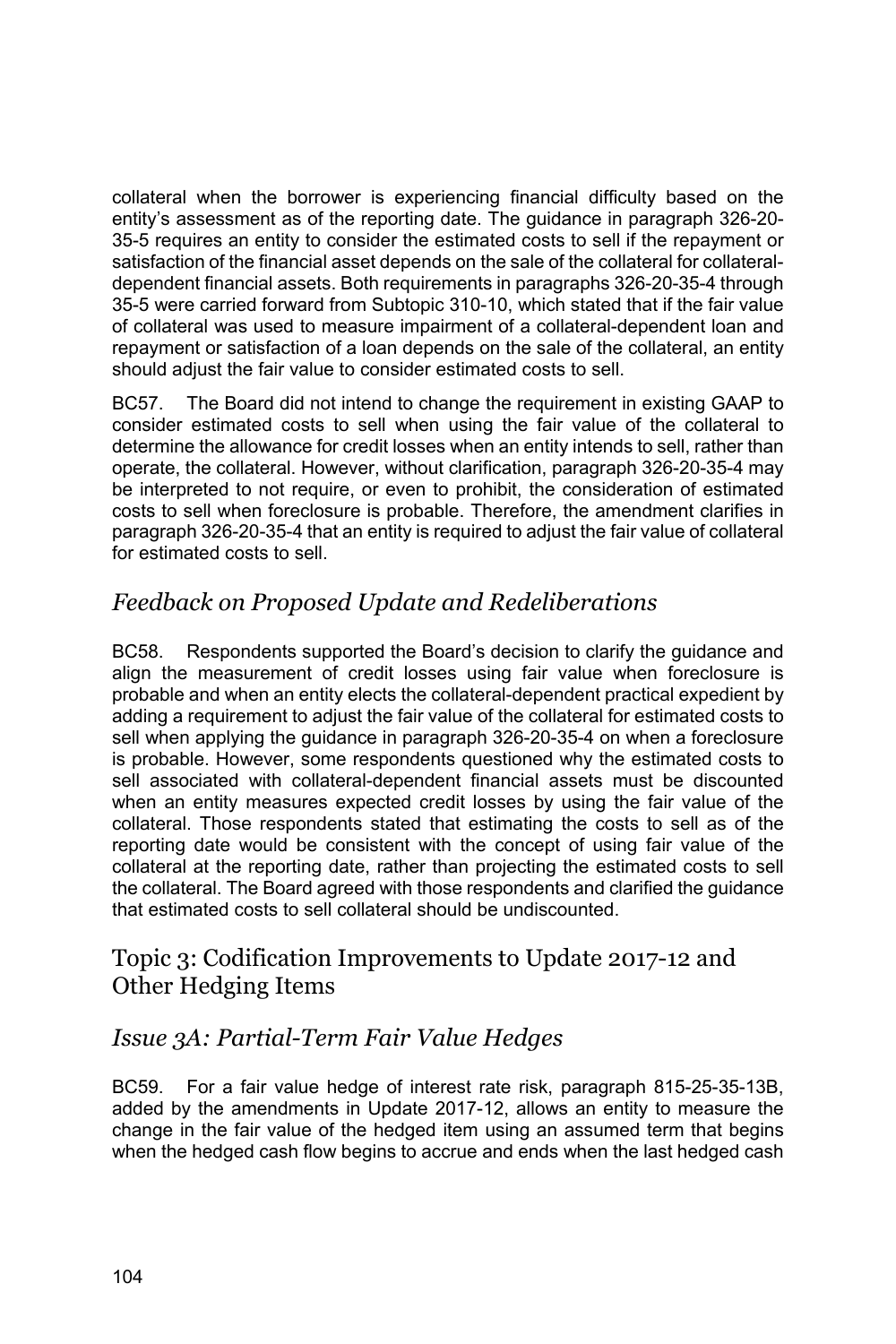collateral when the borrower is experiencing financial difficulty based on the entity's assessment as of the reporting date. The guidance in paragraph 326-20-35-5 requires an entity to consider the estimated costs to sell if the repayment or satisfaction of the financial asset depends on the sale of the collateral for collateral-dependent financial assets. Both requirements in paragraphs 326-20-35-4 through 35-5 were carried forward from Subtopic 310-10, which stated that if the fair value of collateral was used to measure impairment of a collateral-dependent loan and repayment or satisfaction of a loan depends on the sale of the collateral, an entity should adjust the fair value to consider estimated costs to sell.

BC57. The Board did not intend to change the requirement in existing GAAP to consider estimated costs to sell when using the fair value of the collateral to determine the allowance for credit losses when an entity intends to sell, rather than operate, the collateral. However, without clarification, paragraph 326-20-35-4 may be interpreted to not require, or even to prohibit, the consideration of estimated costs to sell when foreclosure is probable. Therefore, the amendment clarifies in paragraph 326-20-35-4 that an entity is required to adjust the fair value of collateral for estimated costs to sell.

### *Feedback on Proposed Update and Redeliberations*

BC58. Respondents supported the Board's decision to clarify the guidance and align the measurement of credit losses using fair value when foreclosure is probable and when an entity elects the collateral-dependent practical expedient by adding a requirement to adjust the fair value of the collateral for estimated costs to sell when applying the guidance in paragraph 326-20-35-4 on when a foreclosure is probable. However, some respondents questioned why the estimated costs to sell associated with collateral-dependent financial assets must be discounted when an entity measures expected credit losses by using the fair value of the collateral. Those respondents stated that estimating the costs to sell as of the reporting date would be consistent with the concept of using fair value of the collateral at the reporting date, rather than projecting the estimated costs to sell the collateral. The Board agreed with those respondents and clarified the guidance that estimated costs to sell collateral should be undiscounted.

## Topic 3: Codification Improvements to Update 2017-12 and Other Hedging Items

### *Issue 3A: Partial-Term Fair Value Hedges*

BC59. For a fair value hedge of interest rate risk, paragraph 815-25-35-13B, added by the amendments in Update 2017-12, allows an entity to measure the change in the fair value of the hedged item using an assumed term that begins when the hedged cash flow begins to accrue and ends when the last hedged cash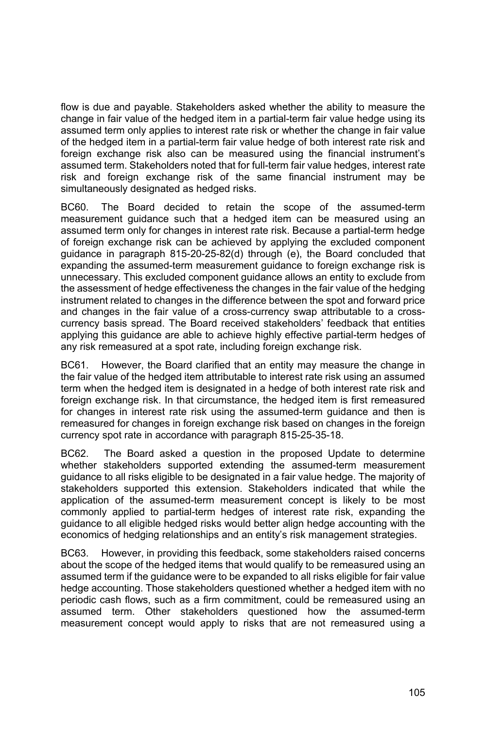flow is due and payable. Stakeholders asked whether the ability to measure the change in fair value of the hedged item in a partial-term fair value hedge using its assumed term only applies to interest rate risk or whether the change in fair value of the hedged item in a partial-term fair value hedge of both interest rate risk and foreign exchange risk also can be measured using the financial instrument's assumed term. Stakeholders noted that for full-term fair value hedges, interest rate risk and foreign exchange risk of the same financial instrument may be simultaneously designated as hedged risks.

BC60. The Board decided to retain the scope of the assumed-term measurement guidance such that a hedged item can be measured using an assumed term only for changes in interest rate risk. Because a partial-term hedge of foreign exchange risk can be achieved by applying the excluded component guidance in paragraph 815-20-25-82(d) through (e), the Board concluded that expanding the assumed-term measurement guidance to foreign exchange risk is unnecessary. This excluded component guidance allows an entity to exclude from the assessment of hedge effectiveness the changes in the fair value of the hedging instrument related to changes in the difference between the spot and forward price and changes in the fair value of a cross-currency swap attributable to a cross-currency basis spread. The Board received stakeholders' feedback that entities applying this guidance are able to achieve highly effective partial-term hedges of any risk remeasured at a spot rate, including foreign exchange risk.

BC61. However, the Board clarified that an entity may measure the change in the fair value of the hedged item attributable to interest rate risk using an assumed term when the hedged item is designated in a hedge of both interest rate risk and foreign exchange risk. In that circumstance, the hedged item is first remeasured for changes in interest rate risk using the assumed-term guidance and then is remeasured for changes in foreign exchange risk based on changes in the foreign currency spot rate in accordance with paragraph 815-25-35-18.

BC62. The Board asked a question in the proposed Update to determine whether stakeholders supported extending the assumed-term measurement guidance to all risks eligible to be designated in a fair value hedge. The majority of stakeholders supported this extension. Stakeholders indicated that while the application of the assumed-term measurement concept is likely to be most commonly applied to partial-term hedges of interest rate risk, expanding the guidance to all eligible hedged risks would better align hedge accounting with the economics of hedging relationships and an entity's risk management strategies.

BC63. However, in providing this feedback, some stakeholders raised concerns about the scope of the hedged items that would qualify to be remeasured using an assumed term if the guidance were to be expanded to all risks eligible for fair value hedge accounting. Those stakeholders questioned whether a hedged item with no periodic cash flows, such as a firm commitment, could be remeasured using an assumed term. Other stakeholders questioned how the assumed-term measurement concept would apply to risks that are not remeasured using a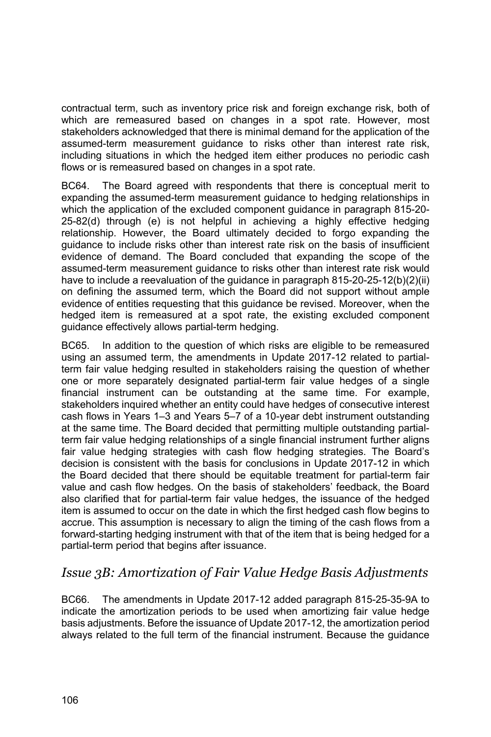contractual term, such as inventory price risk and foreign exchange risk, both of which are remeasured based on changes in a spot rate. However, most stakeholders acknowledged that there is minimal demand for the application of the assumed-term measurement guidance to risks other than interest rate risk, including situations in which the hedged item either produces no periodic cash flows or is remeasured based on changes in a spot rate.

BC64. The Board agreed with respondents that there is conceptual merit to expanding the assumed-term measurement guidance to hedging relationships in which the application of the excluded component guidance in paragraph 815-20-25-82(d) through (e) is not helpful in achieving a highly effective hedging relationship. However, the Board ultimately decided to forgo expanding the guidance to include risks other than interest rate risk on the basis of insufficient evidence of demand. The Board concluded that expanding the scope of the assumed-term measurement guidance to risks other than interest rate risk would have to include a reevaluation of the guidance in paragraph 815-20-25-12(b)(2)(ii) on defining the assumed term, which the Board did not support without ample evidence of entities requesting that this guidance be revised. Moreover, when the hedged item is remeasured at a spot rate, the existing excluded component guidance effectively allows partial-term hedging.

BC65. In addition to the question of which risks are eligible to be remeasured using an assumed term, the amendments in Update 2017-12 related to partial-term fair value hedging resulted in stakeholders raising the question of whether one or more separately designated partial-term fair value hedges of a single financial instrument can be outstanding at the same time. For example, stakeholders inquired whether an entity could have hedges of consecutive interest cash flows in Years 1–3 and Years 5–7 of a 10-year debt instrument outstanding at the same time. The Board decided that permitting multiple outstanding partial-term fair value hedging relationships of a single financial instrument further aligns fair value hedging strategies with cash flow hedging strategies. The Board's decision is consistent with the basis for conclusions in Update 2017-12 in which the Board decided that there should be equitable treatment for partial-term fair value and cash flow hedges. On the basis of stakeholders' feedback, the Board also clarified that for partial-term fair value hedges, the issuance of the hedged item is assumed to occur on the date in which the first hedged cash flow begins to accrue. This assumption is necessary to align the timing of the cash flows from a forward-starting hedging instrument with that of the item that is being hedged for a partial-term period that begins after issuance.

## *Issue 3B: Amortization of Fair Value Hedge Basis Adjustments*

BC66. The amendments in Update 2017-12 added paragraph 815-25-35-9A to indicate the amortization periods to be used when amortizing fair value hedge basis adjustments. Before the issuance of Update 2017-12, the amortization period always related to the full term of the financial instrument. Because the guidance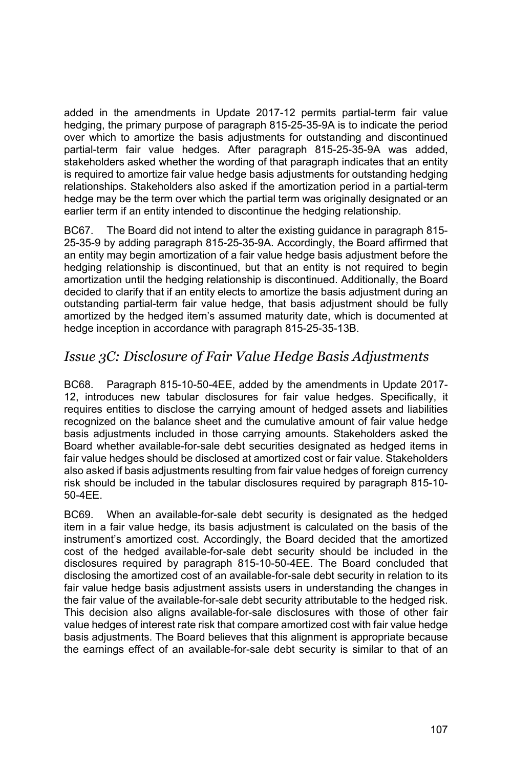added in the amendments in Update 2017-12 permits partial-term fair value hedging, the primary purpose of paragraph 815-25-35-9A is to indicate the period over which to amortize the basis adjustments for outstanding and discontinued partial-term fair value hedges. After paragraph 815-25-35-9A was added, stakeholders asked whether the wording of that paragraph indicates that an entity is required to amortize fair value hedge basis adjustments for outstanding hedging relationships. Stakeholders also asked if the amortization period in a partial-term hedge may be the term over which the partial term was originally designated or an earlier term if an entity intended to discontinue the hedging relationship.

BC67. The Board did not intend to alter the existing guidance in paragraph 815-25-35-9 by adding paragraph 815-25-35-9A. Accordingly, the Board affirmed that an entity may begin amortization of a fair value hedge basis adjustment before the hedging relationship is discontinued, but that an entity is not required to begin amortization until the hedging relationship is discontinued. Additionally, the Board decided to clarify that if an entity elects to amortize the basis adjustment during an outstanding partial-term fair value hedge, that basis adjustment should be fully amortized by the hedged item's assumed maturity date, which is documented at hedge inception in accordance with paragraph 815-25-35-13B.

## *Issue 3C: Disclosure of Fair Value Hedge Basis Adjustments*

BC68. Paragraph 815-10-50-4EE, added by the amendments in Update 2017-12, introduces new tabular disclosures for fair value hedges. Specifically, it requires entities to disclose the carrying amount of hedged assets and liabilities recognized on the balance sheet and the cumulative amount of fair value hedge basis adjustments included in those carrying amounts. Stakeholders asked the Board whether available-for-sale debt securities designated as hedged items in fair value hedges should be disclosed at amortized cost or fair value. Stakeholders also asked if basis adjustments resulting from fair value hedges of foreign currency risk should be included in the tabular disclosures required by paragraph 815-10-50-4EE.

BC69. When an available-for-sale debt security is designated as the hedged item in a fair value hedge, its basis adjustment is calculated on the basis of the instrument's amortized cost. Accordingly, the Board decided that the amortized cost of the hedged available-for-sale debt security should be included in the disclosures required by paragraph 815-10-50-4EE. The Board concluded that disclosing the amortized cost of an available-for-sale debt security in relation to its fair value hedge basis adjustment assists users in understanding the changes in the fair value of the available-for-sale debt security attributable to the hedged risk. This decision also aligns available-for-sale disclosures with those of other fair value hedges of interest rate risk that compare amortized cost with fair value hedge basis adjustments. The Board believes that this alignment is appropriate because the earnings effect of an available-for-sale debt security is similar to that of an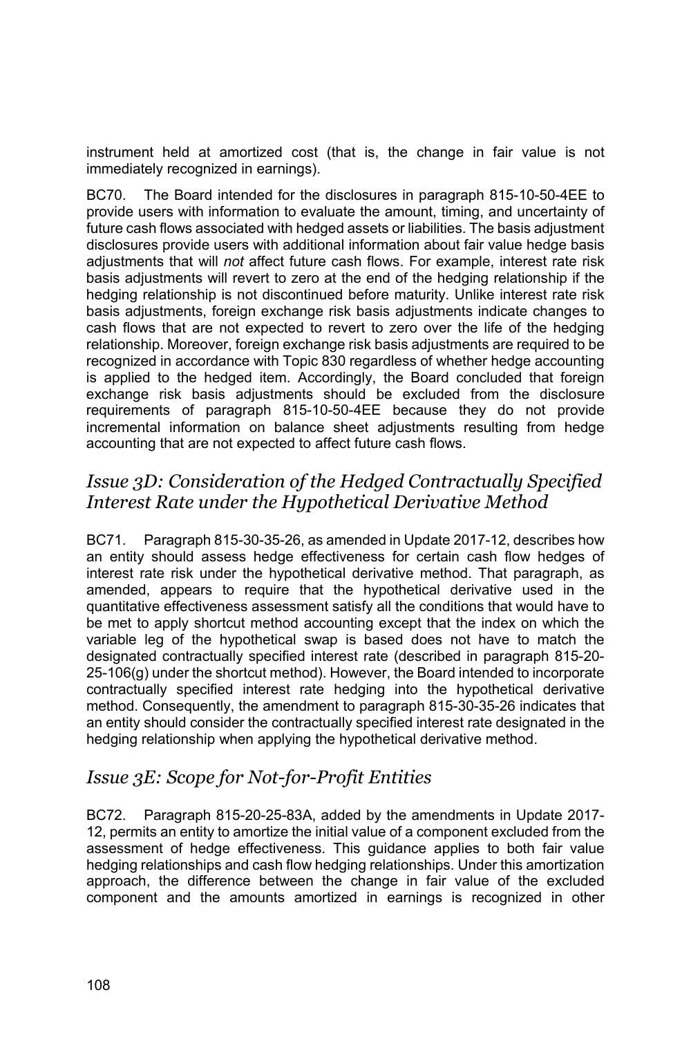instrument held at amortized cost (that is, the change in fair value is not immediately recognized in earnings).

BC70. The Board intended for the disclosures in paragraph 815-10-50-4EE to provide users with information to evaluate the amount, timing, and uncertainty of future cash flows associated with hedged assets or liabilities. The basis adjustment disclosures provide users with additional information about fair value hedge basis adjustments that will *not* affect future cash flows. For example, interest rate risk basis adjustments will revert to zero at the end of the hedging relationship if the hedging relationship is not discontinued before maturity. Unlike interest rate risk basis adjustments, foreign exchange risk basis adjustments indicate changes to cash flows that are not expected to revert to zero over the life of the hedging relationship. Moreover, foreign exchange risk basis adjustments are required to be recognized in accordance with Topic 830 regardless of whether hedge accounting is applied to the hedged item. Accordingly, the Board concluded that foreign exchange risk basis adjustments should be excluded from the disclosure requirements of paragraph 815-10-50-4EE because they do not provide incremental information on balance sheet adjustments resulting from hedge accounting that are not expected to affect future cash flows.

## *Issue 3D: Consideration of the Hedged Contractually Specified Interest Rate under the Hypothetical Derivative Method*

BC71. Paragraph 815-30-35-26, as amended in Update 2017-12, describes how an entity should assess hedge effectiveness for certain cash flow hedges of interest rate risk under the hypothetical derivative method. That paragraph, as amended, appears to require that the hypothetical derivative used in the quantitative effectiveness assessment satisfy all the conditions that would have to be met to apply shortcut method accounting except that the index on which the variable leg of the hypothetical swap is based does not have to match the designated contractually specified interest rate (described in paragraph 815-20-25-106(g) under the shortcut method). However, the Board intended to incorporate contractually specified interest rate hedging into the hypothetical derivative method. Consequently, the amendment to paragraph 815-30-35-26 indicates that an entity should consider the contractually specified interest rate designated in the hedging relationship when applying the hypothetical derivative method.

## *Issue 3E: Scope for Not-for-Profit Entities*

BC72. Paragraph 815-20-25-83A, added by the amendments in Update 2017-12, permits an entity to amortize the initial value of a component excluded from the assessment of hedge effectiveness. This guidance applies to both fair value hedging relationships and cash flow hedging relationships. Under this amortization approach, the difference between the change in fair value of the excluded component and the amounts amortized in earnings is recognized in other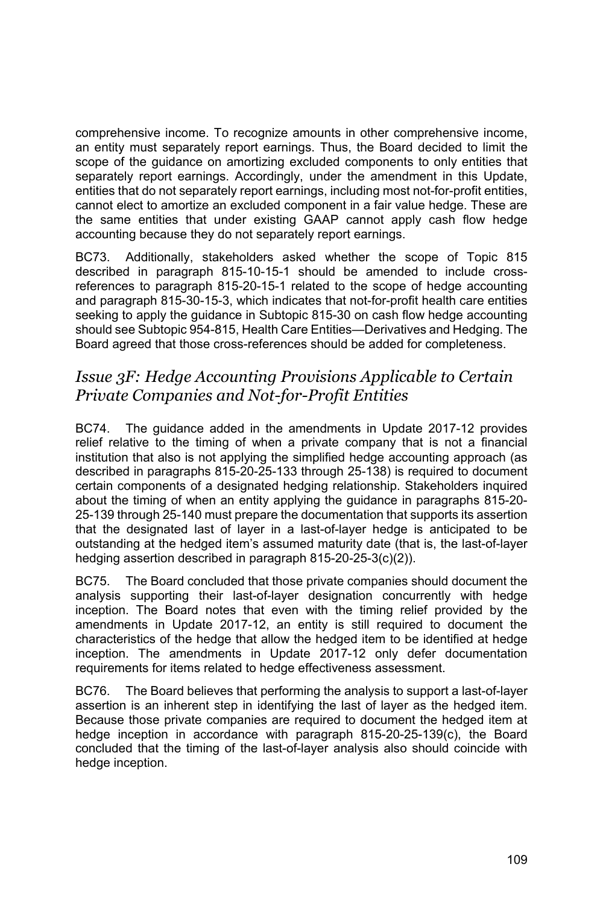comprehensive income. To recognize amounts in other comprehensive income, an entity must separately report earnings. Thus, the Board decided to limit the scope of the guidance on amortizing excluded components to only entities that separately report earnings. Accordingly, under the amendment in this Update, entities that do not separately report earnings, including most not-for-profit entities, cannot elect to amortize an excluded component in a fair value hedge. These are the same entities that under existing GAAP cannot apply cash flow hedge accounting because they do not separately report earnings.

BC73. Additionally, stakeholders asked whether the scope of Topic 815 described in paragraph 815-10-15-1 should be amended to include cross-references to paragraph 815-20-15-1 related to the scope of hedge accounting and paragraph 815-30-15-3, which indicates that not-for-profit health care entities seeking to apply the guidance in Subtopic 815-30 on cash flow hedge accounting should see Subtopic 954-815, Health Care Entities—Derivatives and Hedging. The Board agreed that those cross-references should be added for completeness.

## *Issue 3F: Hedge Accounting Provisions Applicable to Certain Private Companies and Not-for-Profit Entities*

BC74. The guidance added in the amendments in Update 2017-12 provides relief relative to the timing of when a private company that is not a financial institution that also is not applying the simplified hedge accounting approach (as described in paragraphs 815-20-25-133 through 25-138) is required to document certain components of a designated hedging relationship. Stakeholders inquired about the timing of when an entity applying the guidance in paragraphs 815-20-25-139 through 25-140 must prepare the documentation that supports its assertion that the designated last of layer in a last-of-layer hedge is anticipated to be outstanding at the hedged item's assumed maturity date (that is, the last-of-layer hedging assertion described in paragraph 815-20-25-3(c)(2)).

BC75. The Board concluded that those private companies should document the analysis supporting their last-of-layer designation concurrently with hedge inception. The Board notes that even with the timing relief provided by the amendments in Update 2017-12, an entity is still required to document the characteristics of the hedge that allow the hedged item to be identified at hedge inception. The amendments in Update 2017-12 only defer documentation requirements for items related to hedge effectiveness assessment.

BC76. The Board believes that performing the analysis to support a last-of-layer assertion is an inherent step in identifying the last of layer as the hedged item. Because those private companies are required to document the hedged item at hedge inception in accordance with paragraph 815-20-25-139(c), the Board concluded that the timing of the last-of-layer analysis also should coincide with hedge inception.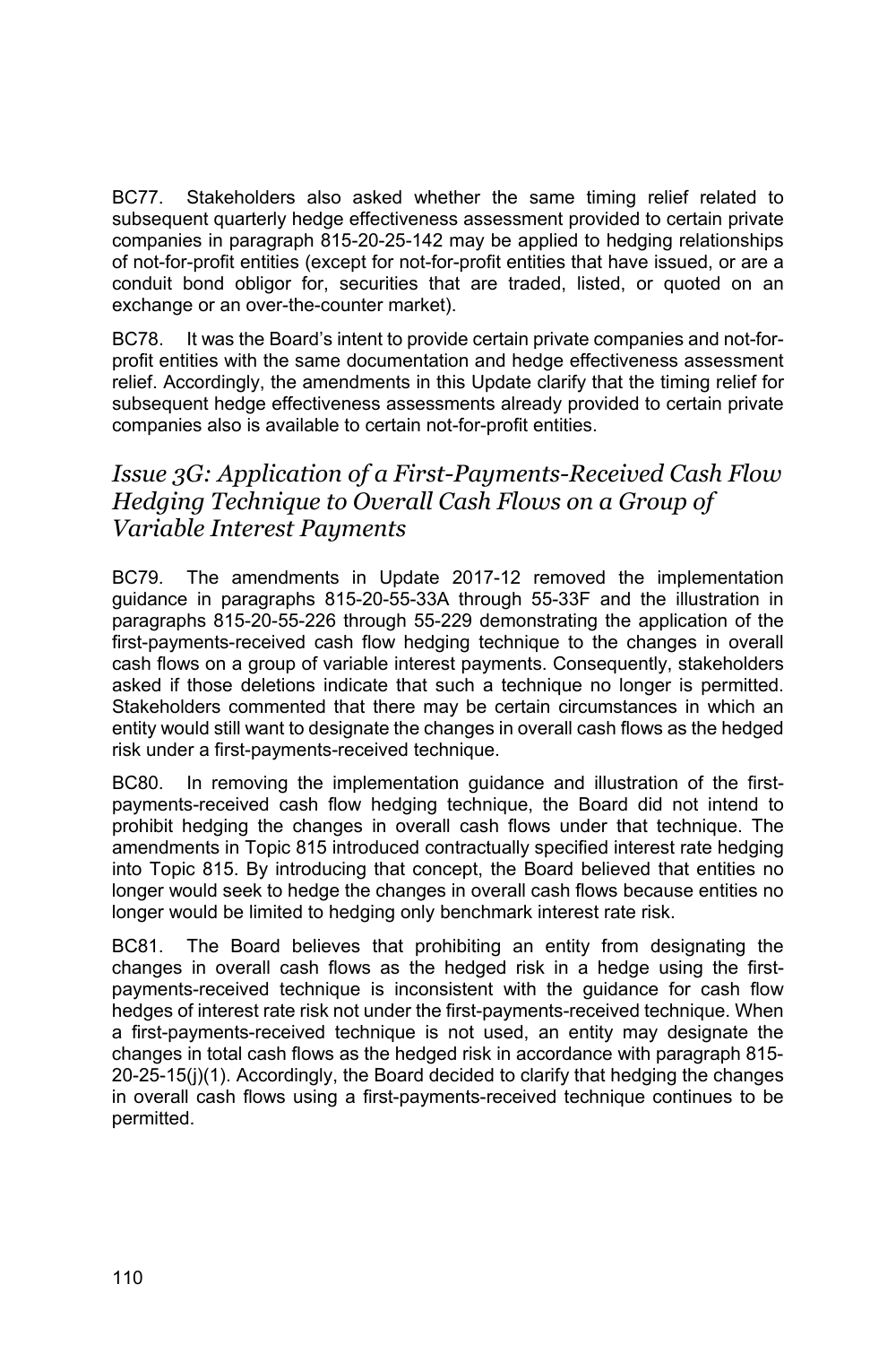BC77. Stakeholders also asked whether the same timing relief related to subsequent quarterly hedge effectiveness assessment provided to certain private companies in paragraph 815-20-25-142 may be applied to hedging relationships of not-for-profit entities (except for not-for-profit entities that have issued, or are a conduit bond obligor for, securities that are traded, listed, or quoted on an exchange or an over-the-counter market).

BC78. It was the Board's intent to provide certain private companies and not-for-profit entities with the same documentation and hedge effectiveness assessment relief. Accordingly, the amendments in this Update clarify that the timing relief for subsequent hedge effectiveness assessments already provided to certain private companies also is available to certain not-for-profit entities.

### *Issue 3G: Application of a First-Payments-Received Cash Flow Hedging Technique to Overall Cash Flows on a Group of Variable Interest Payments*

BC79. The amendments in Update 2017-12 removed the implementation guidance in paragraphs 815-20-55-33A through 55-33F and the illustration in paragraphs 815-20-55-226 through 55-229 demonstrating the application of the first-payments-received cash flow hedging technique to the changes in overall cash flows on a group of variable interest payments. Consequently, stakeholders asked if those deletions indicate that such a technique no longer is permitted. Stakeholders commented that there may be certain circumstances in which an entity would still want to designate the changes in overall cash flows as the hedged risk under a first-payments-received technique.

BC80. In removing the implementation guidance and illustration of the first-payments-received cash flow hedging technique, the Board did not intend to prohibit hedging the changes in overall cash flows under that technique. The amendments in Topic 815 introduced contractually specified interest rate hedging into Topic 815. By introducing that concept, the Board believed that entities no longer would seek to hedge the changes in overall cash flows because entities no longer would be limited to hedging only benchmark interest rate risk.

BC81. The Board believes that prohibiting an entity from designating the changes in overall cash flows as the hedged risk in a hedge using the first-payments-received technique is inconsistent with the guidance for cash flow hedges of interest rate risk not under the first-payments-received technique. When a first-payments-received technique is not used, an entity may designate the changes in total cash flows as the hedged risk in accordance with paragraph 815-20-25-15(j)(1). Accordingly, the Board decided to clarify that hedging the changes in overall cash flows using a first-payments-received technique continues to be permitted.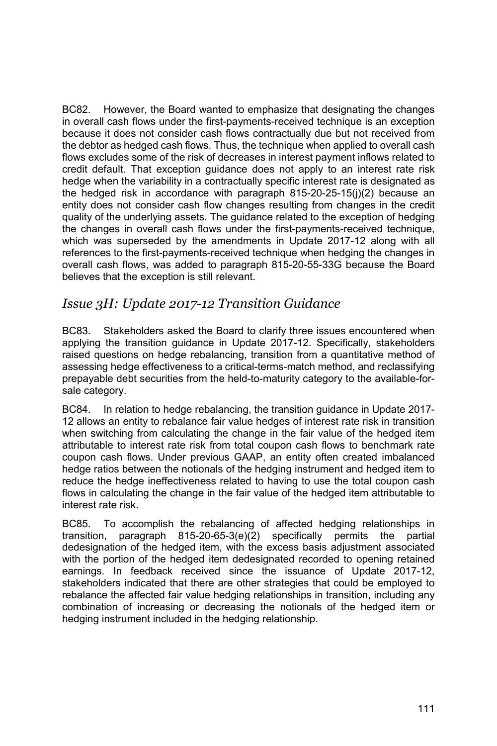BC82. However, the Board wanted to emphasize that designating the changes in overall cash flows under the first-payments-received technique is an exception because it does not consider cash flows contractually due but not received from the debtor as hedged cash flows. Thus, the technique when applied to overall cash flows excludes some of the risk of decreases in interest payment inflows related to credit default. That exception guidance does not apply to an interest rate risk hedge when the variability in a contractually specific interest rate is designated as the hedged risk in accordance with paragraph 815-20-25-15(j)(2) because an entity does not consider cash flow changes resulting from changes in the credit quality of the underlying assets. The guidance related to the exception of hedging the changes in overall cash flows under the first-payments-received technique, which was superseded by the amendments in Update 2017-12 along with all references to the first-payments-received technique when hedging the changes in overall cash flows, was added to paragraph 815-20-55-33G because the Board believes that the exception is still relevant.

## *Issue 3H: Update 2017-12 Transition Guidance*

BC83. Stakeholders asked the Board to clarify three issues encountered when applying the transition guidance in Update 2017-12. Specifically, stakeholders raised questions on hedge rebalancing, transition from a quantitative method of assessing hedge effectiveness to a critical-terms-match method, and reclassifying prepayable debt securities from the held-to-maturity category to the available-for-sale category.

BC84. In relation to hedge rebalancing, the transition guidance in Update 2017-12 allows an entity to rebalance fair value hedges of interest rate risk in transition when switching from calculating the change in the fair value of the hedged item attributable to interest rate risk from total coupon cash flows to benchmark rate coupon cash flows. Under previous GAAP, an entity often created imbalanced hedge ratios between the notionals of the hedging instrument and hedged item to reduce the hedge ineffectiveness related to having to use the total coupon cash flows in calculating the change in the fair value of the hedged item attributable to interest rate risk.

BC85. To accomplish the rebalancing of affected hedging relationships in transition, paragraph 815-20-65-3(e)(2) specifically permits the partial dedesignation of the hedged item, with the excess basis adjustment associated with the portion of the hedged item dedesignated recorded to opening retained earnings. In feedback received since the issuance of Update 2017-12, stakeholders indicated that there are other strategies that could be employed to rebalance the affected fair value hedging relationships in transition, including any combination of increasing or decreasing the notionals of the hedged item or hedging instrument included in the hedging relationship.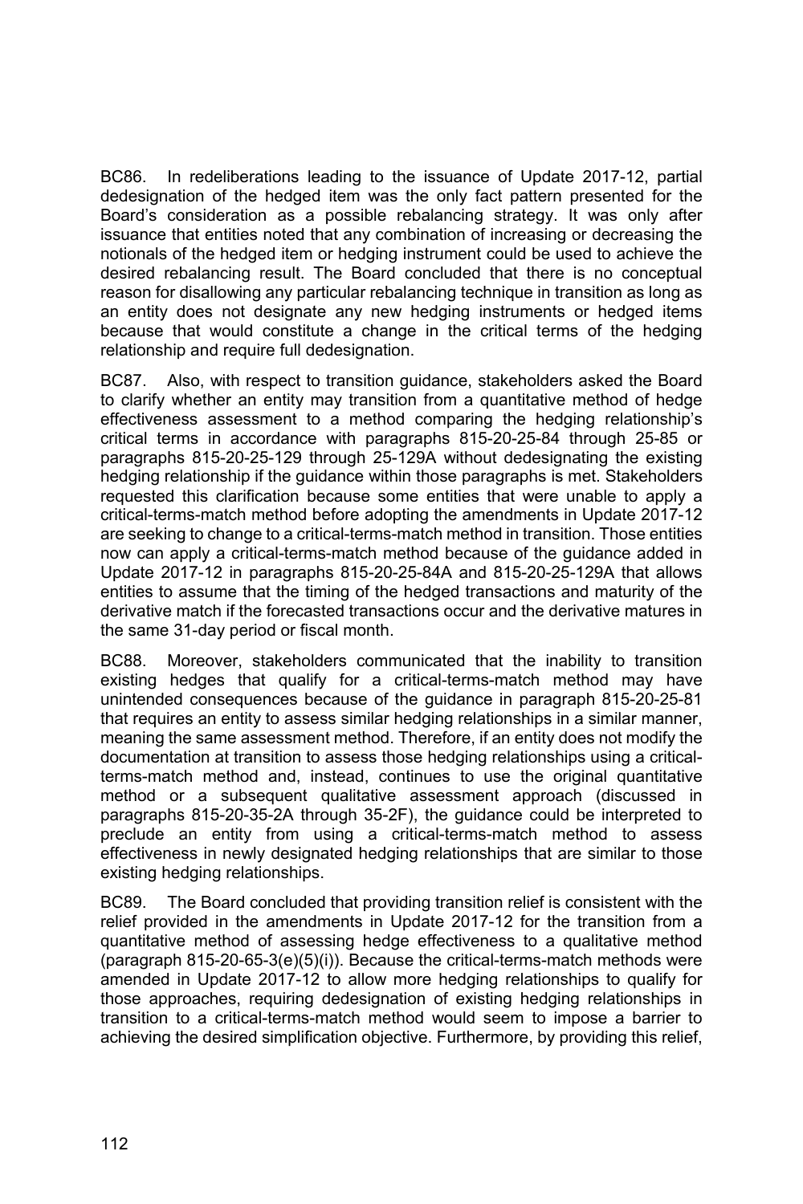BC86. In redeliberations leading to the issuance of Update 2017-12, partial dedesignation of the hedged item was the only fact pattern presented for the Board's consideration as a possible rebalancing strategy. It was only after issuance that entities noted that any combination of increasing or decreasing the notionals of the hedged item or hedging instrument could be used to achieve the desired rebalancing result. The Board concluded that there is no conceptual reason for disallowing any particular rebalancing technique in transition as long as an entity does not designate any new hedging instruments or hedged items because that would constitute a change in the critical terms of the hedging relationship and require full dedesignation.

BC87. Also, with respect to transition guidance, stakeholders asked the Board to clarify whether an entity may transition from a quantitative method of hedge effectiveness assessment to a method comparing the hedging relationship's critical terms in accordance with paragraphs 815-20-25-84 through 25-85 or paragraphs 815-20-25-129 through 25-129A without dedesignating the existing hedging relationship if the guidance within those paragraphs is met. Stakeholders requested this clarification because some entities that were unable to apply a critical-terms-match method before adopting the amendments in Update 2017-12 are seeking to change to a critical-terms-match method in transition. Those entities now can apply a critical-terms-match method because of the guidance added in Update 2017-12 in paragraphs 815-20-25-84A and 815-20-25-129A that allows entities to assume that the timing of the hedged transactions and maturity of the derivative match if the forecasted transactions occur and the derivative matures in the same 31-day period or fiscal month.

BC88. Moreover, stakeholders communicated that the inability to transition existing hedges that qualify for a critical-terms-match method may have unintended consequences because of the guidance in paragraph 815-20-25-81 that requires an entity to assess similar hedging relationships in a similar manner, meaning the same assessment method. Therefore, if an entity does not modify the documentation at transition to assess those hedging relationships using a critical-terms-match method and, instead, continues to use the original quantitative method or a subsequent qualitative assessment approach (discussed in paragraphs 815-20-35-2A through 35-2F), the guidance could be interpreted to preclude an entity from using a critical-terms-match method to assess effectiveness in newly designated hedging relationships that are similar to those existing hedging relationships.

BC89. The Board concluded that providing transition relief is consistent with the relief provided in the amendments in Update 2017-12 for the transition from a quantitative method of assessing hedge effectiveness to a qualitative method (paragraph 815-20-65-3(e)(5)(i)). Because the critical-terms-match methods were amended in Update 2017-12 to allow more hedging relationships to qualify for those approaches, requiring dedesignation of existing hedging relationships in transition to a critical-terms-match method would seem to impose a barrier to achieving the desired simplification objective. Furthermore, by providing this relief,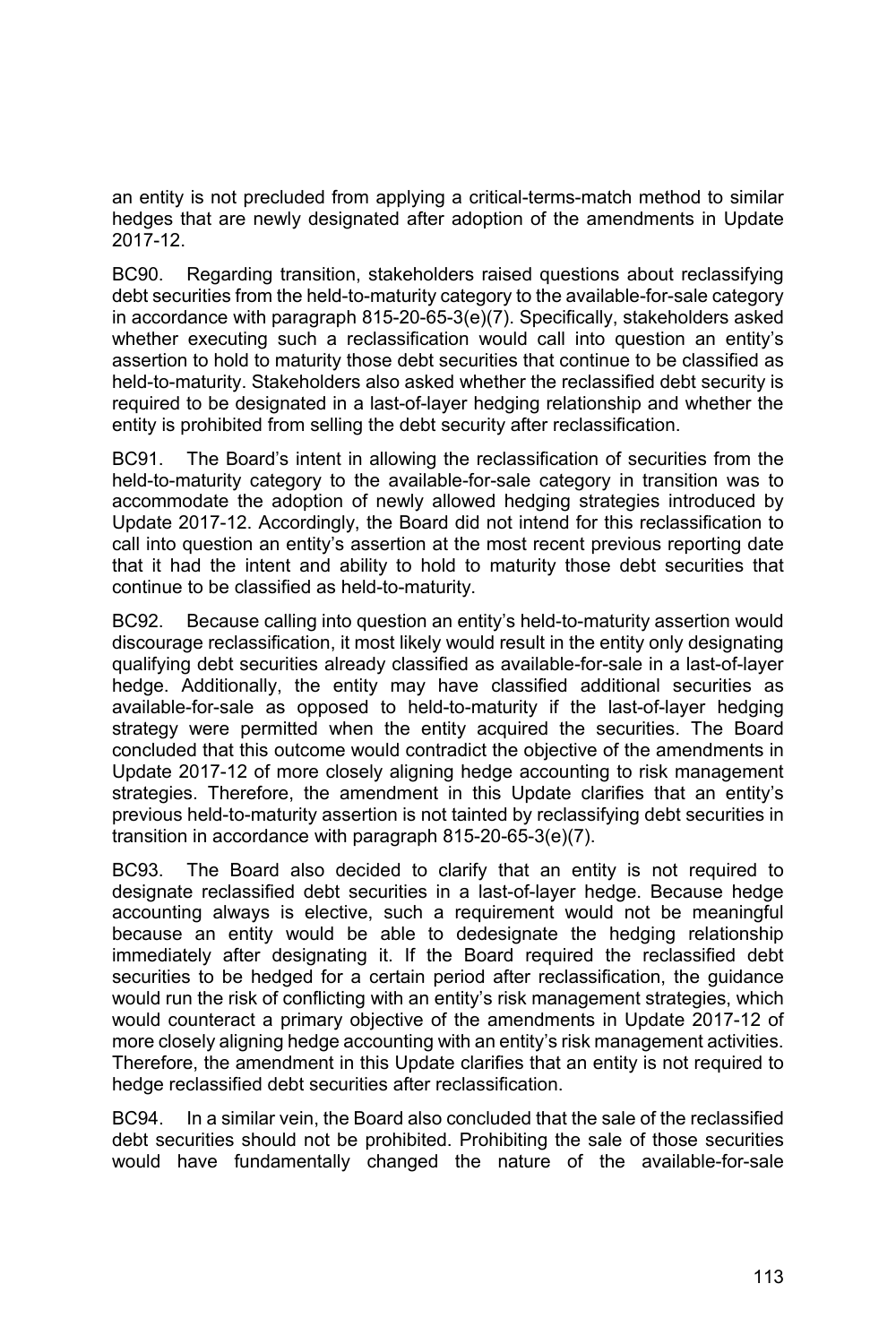an entity is not precluded from applying a critical-terms-match method to similar hedges that are newly designated after adoption of the amendments in Update 2017-12.

BC90. Regarding transition, stakeholders raised questions about reclassifying debt securities from the held-to-maturity category to the available-for-sale category in accordance with paragraph 815-20-65-3(e)(7). Specifically, stakeholders asked whether executing such a reclassification would call into question an entity's assertion to hold to maturity those debt securities that continue to be classified as held-to-maturity. Stakeholders also asked whether the reclassified debt security is required to be designated in a last-of-layer hedging relationship and whether the entity is prohibited from selling the debt security after reclassification.

BC91. The Board's intent in allowing the reclassification of securities from the held-to-maturity category to the available-for-sale category in transition was to accommodate the adoption of newly allowed hedging strategies introduced by Update 2017-12. Accordingly, the Board did not intend for this reclassification to call into question an entity's assertion at the most recent previous reporting date that it had the intent and ability to hold to maturity those debt securities that continue to be classified as held-to-maturity.

BC92. Because calling into question an entity's held-to-maturity assertion would discourage reclassification, it most likely would result in the entity only designating qualifying debt securities already classified as available-for-sale in a last-of-layer hedge. Additionally, the entity may have classified additional securities as available-for-sale as opposed to held-to-maturity if the last-of-layer hedging strategy were permitted when the entity acquired the securities. The Board concluded that this outcome would contradict the objective of the amendments in Update 2017-12 of more closely aligning hedge accounting to risk management strategies. Therefore, the amendment in this Update clarifies that an entity's previous held-to-maturity assertion is not tainted by reclassifying debt securities in transition in accordance with paragraph 815-20-65-3(e)(7).

BC93. The Board also decided to clarify that an entity is not required to designate reclassified debt securities in a last-of-layer hedge. Because hedge accounting always is elective, such a requirement would not be meaningful because an entity would be able to dedesignate the hedging relationship immediately after designating it. If the Board required the reclassified debt securities to be hedged for a certain period after reclassification, the guidance would run the risk of conflicting with an entity's risk management strategies, which would counteract a primary objective of the amendments in Update 2017-12 of more closely aligning hedge accounting with an entity's risk management activities. Therefore, the amendment in this Update clarifies that an entity is not required to hedge reclassified debt securities after reclassification.

BC94. In a similar vein, the Board also concluded that the sale of the reclassified debt securities should not be prohibited. Prohibiting the sale of those securities would have fundamentally changed the nature of the available-for-sale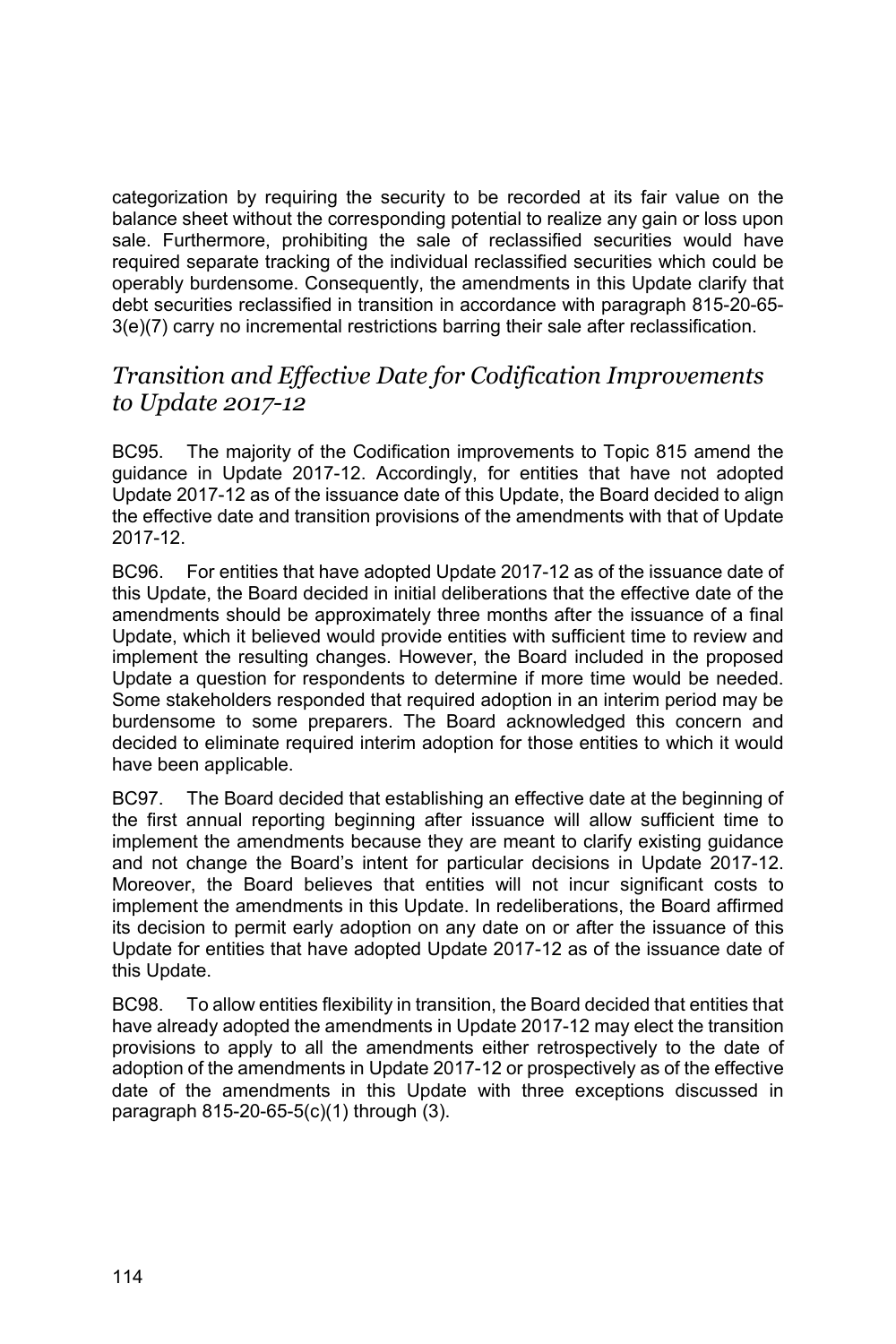categorization by requiring the security to be recorded at its fair value on the balance sheet without the corresponding potential to realize any gain or loss upon sale. Furthermore, prohibiting the sale of reclassified securities would have required separate tracking of the individual reclassified securities which could be operably burdensome. Consequently, the amendments in this Update clarify that debt securities reclassified in transition in accordance with paragraph 815-20-65-3(e)(7) carry no incremental restrictions barring their sale after reclassification.

## *Transition and Effective Date for Codification Improvements to Update 2017-12*

BC95. The majority of the Codification improvements to Topic 815 amend the guidance in Update 2017-12. Accordingly, for entities that have not adopted Update 2017-12 as of the issuance date of this Update, the Board decided to align the effective date and transition provisions of the amendments with that of Update 2017-12.

BC96. For entities that have adopted Update 2017-12 as of the issuance date of this Update, the Board decided in initial deliberations that the effective date of the amendments should be approximately three months after the issuance of a final Update, which it believed would provide entities with sufficient time to review and implement the resulting changes. However, the Board included in the proposed Update a question for respondents to determine if more time would be needed. Some stakeholders responded that required adoption in an interim period may be burdensome to some preparers. The Board acknowledged this concern and decided to eliminate required interim adoption for those entities to which it would have been applicable.

BC97. The Board decided that establishing an effective date at the beginning of the first annual reporting beginning after issuance will allow sufficient time to implement the amendments because they are meant to clarify existing guidance and not change the Board's intent for particular decisions in Update 2017-12. Moreover, the Board believes that entities will not incur significant costs to implement the amendments in this Update. In redeliberations, the Board affirmed its decision to permit early adoption on any date on or after the issuance of this Update for entities that have adopted Update 2017-12 as of the issuance date of this Update.

BC98. To allow entities flexibility in transition, the Board decided that entities that have already adopted the amendments in Update 2017-12 may elect the transition provisions to apply to all the amendments either retrospectively to the date of adoption of the amendments in Update 2017-12 or prospectively as of the effective date of the amendments in this Update with three exceptions discussed in paragraph 815-20-65-5(c)(1) through (3).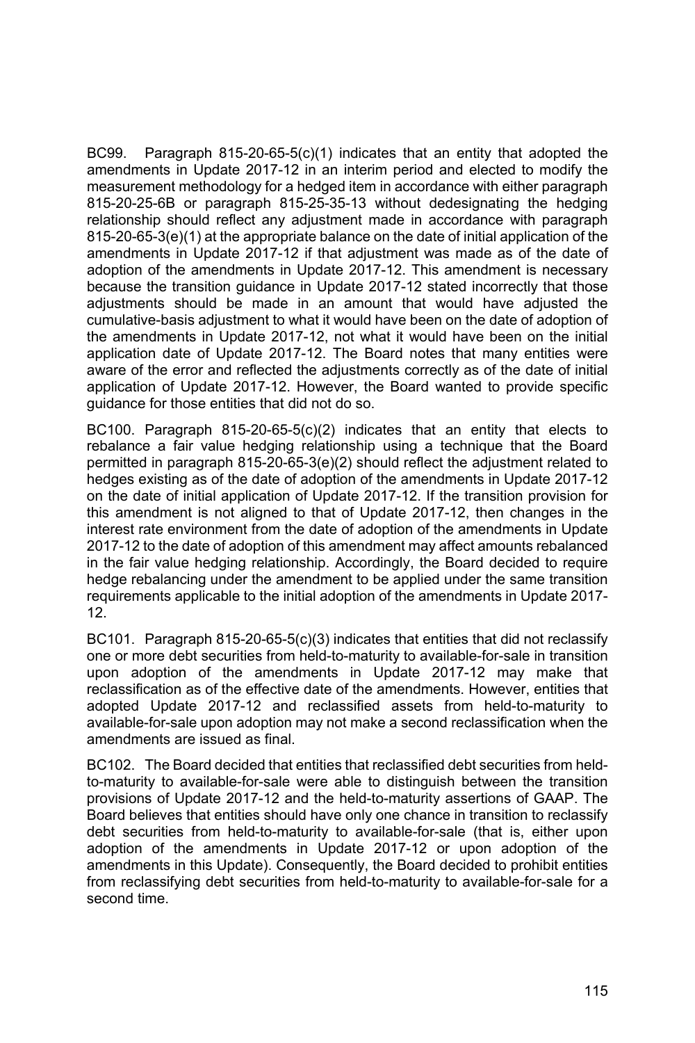BC99. Paragraph 815-20-65-5(c)(1) indicates that an entity that adopted the amendments in Update 2017-12 in an interim period and elected to modify the measurement methodology for a hedged item in accordance with either paragraph 815-20-25-6B or paragraph 815-25-35-13 without dedesignating the hedging relationship should reflect any adjustment made in accordance with paragraph 815-20-65-3(e)(1) at the appropriate balance on the date of initial application of the amendments in Update 2017-12 if that adjustment was made as of the date of adoption of the amendments in Update 2017-12. This amendment is necessary because the transition guidance in Update 2017-12 stated incorrectly that those adjustments should be made in an amount that would have adjusted the cumulative-basis adjustment to what it would have been on the date of adoption of the amendments in Update 2017-12, not what it would have been on the initial application date of Update 2017-12. The Board notes that many entities were aware of the error and reflected the adjustments correctly as of the date of initial application of Update 2017-12. However, the Board wanted to provide specific guidance for those entities that did not do so.

BC100. Paragraph 815-20-65-5(c)(2) indicates that an entity that elects to rebalance a fair value hedging relationship using a technique that the Board permitted in paragraph 815-20-65-3(e)(2) should reflect the adjustment related to hedges existing as of the date of adoption of the amendments in Update 2017-12 on the date of initial application of Update 2017-12. If the transition provision for this amendment is not aligned to that of Update 2017-12, then changes in the interest rate environment from the date of adoption of the amendments in Update 2017-12 to the date of adoption of this amendment may affect amounts rebalanced in the fair value hedging relationship. Accordingly, the Board decided to require hedge rebalancing under the amendment to be applied under the same transition requirements applicable to the initial adoption of the amendments in Update 2017-12.

BC101. Paragraph 815-20-65-5(c)(3) indicates that entities that did not reclassify one or more debt securities from held-to-maturity to available-for-sale in transition upon adoption of the amendments in Update 2017-12 may make that reclassification as of the effective date of the amendments. However, entities that adopted Update 2017-12 and reclassified assets from held-to-maturity to available-for-sale upon adoption may not make a second reclassification when the amendments are issued as final.

BC102. The Board decided that entities that reclassified debt securities from held-to-maturity to available-for-sale were able to distinguish between the transition provisions of Update 2017-12 and the held-to-maturity assertions of GAAP. The Board believes that entities should have only one chance in transition to reclassify debt securities from held-to-maturity to available-for-sale (that is, either upon adoption of the amendments in Update 2017-12 or upon adoption of the amendments in this Update). Consequently, the Board decided to prohibit entities from reclassifying debt securities from held-to-maturity to available-for-sale for a second time.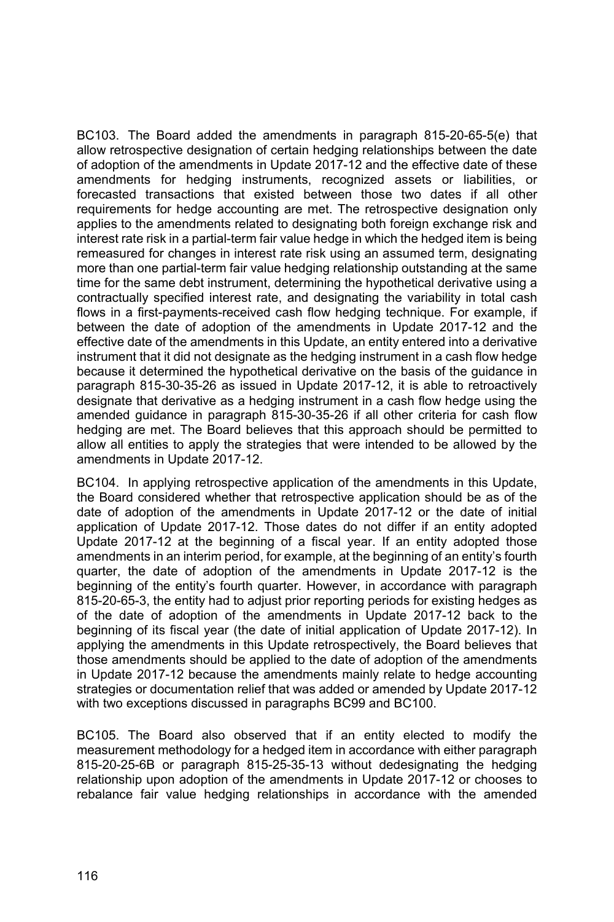BC103. The Board added the amendments in paragraph 815-20-65-5(e) that allow retrospective designation of certain hedging relationships between the date of adoption of the amendments in Update 2017-12 and the effective date of these amendments for hedging instruments, recognized assets or liabilities, or forecasted transactions that existed between those two dates if all other requirements for hedge accounting are met. The retrospective designation only applies to the amendments related to designating both foreign exchange risk and interest rate risk in a partial-term fair value hedge in which the hedged item is being remeasured for changes in interest rate risk using an assumed term, designating more than one partial-term fair value hedging relationship outstanding at the same time for the same debt instrument, determining the hypothetical derivative using a contractually specified interest rate, and designating the variability in total cash flows in a first-payments-received cash flow hedging technique. For example, if between the date of adoption of the amendments in Update 2017-12 and the effective date of the amendments in this Update, an entity entered into a derivative instrument that it did not designate as the hedging instrument in a cash flow hedge because it determined the hypothetical derivative on the basis of the guidance in paragraph 815-30-35-26 as issued in Update 2017-12, it is able to retroactively designate that derivative as a hedging instrument in a cash flow hedge using the amended guidance in paragraph 815-30-35-26 if all other criteria for cash flow hedging are met. The Board believes that this approach should be permitted to allow all entities to apply the strategies that were intended to be allowed by the amendments in Update 2017-12.

BC104. In applying retrospective application of the amendments in this Update, the Board considered whether that retrospective application should be as of the date of adoption of the amendments in Update 2017-12 or the date of initial application of Update 2017-12. Those dates do not differ if an entity adopted Update 2017-12 at the beginning of a fiscal year. If an entity adopted those amendments in an interim period, for example, at the beginning of an entity's fourth quarter, the date of adoption of the amendments in Update 2017-12 is the beginning of the entity's fourth quarter. However, in accordance with paragraph 815-20-65-3, the entity had to adjust prior reporting periods for existing hedges as of the date of adoption of the amendments in Update 2017-12 back to the beginning of its fiscal year (the date of initial application of Update 2017-12). In applying the amendments in this Update retrospectively, the Board believes that those amendments should be applied to the date of adoption of the amendments in Update 2017-12 because the amendments mainly relate to hedge accounting strategies or documentation relief that was added or amended by Update 2017-12 with two exceptions discussed in paragraphs BC99 and BC100.

BC105. The Board also observed that if an entity elected to modify the measurement methodology for a hedged item in accordance with either paragraph 815-20-25-6B or paragraph 815-25-35-13 without dedesignating the hedging relationship upon adoption of the amendments in Update 2017-12 or chooses to rebalance fair value hedging relationships in accordance with the amended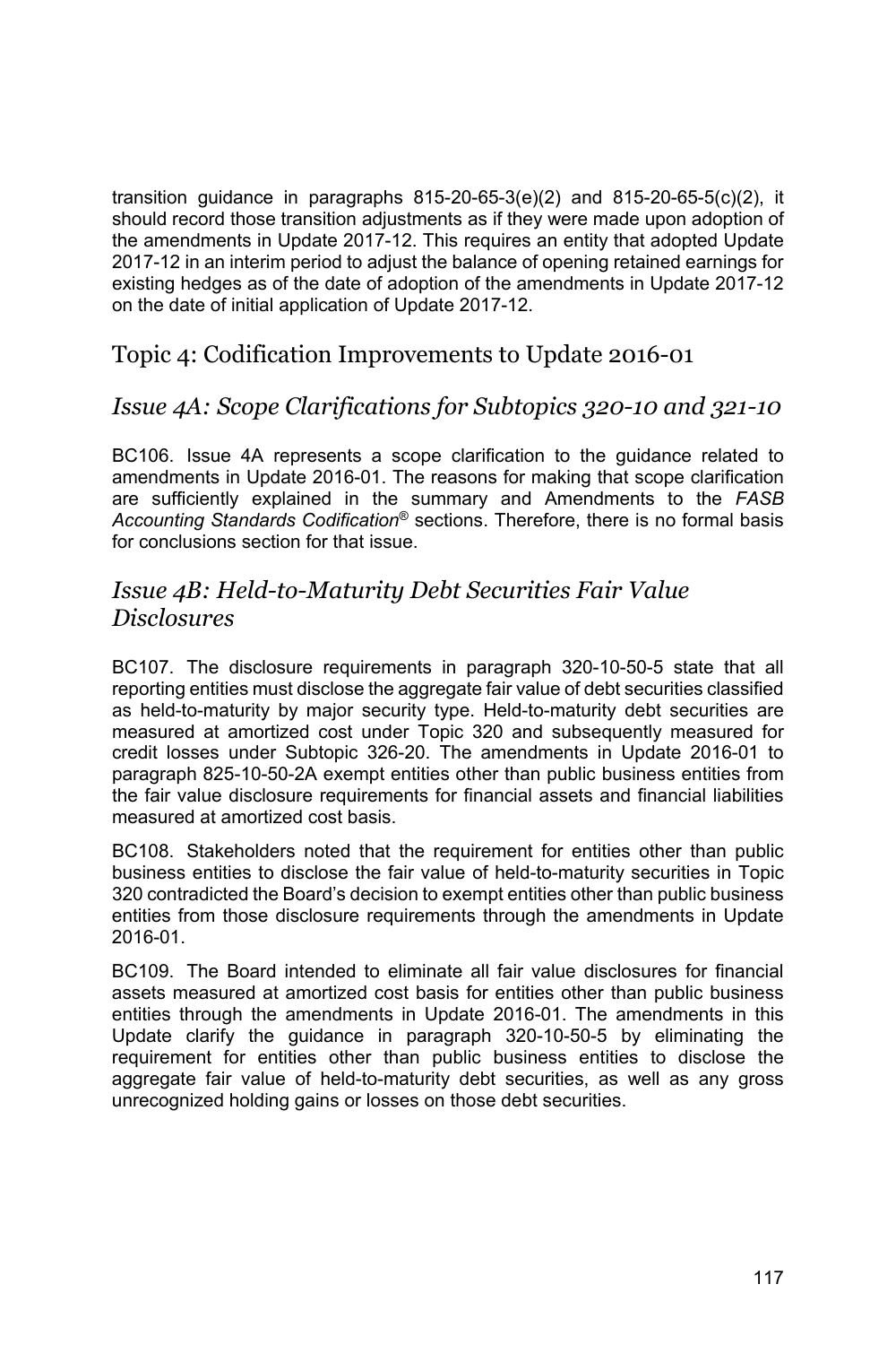transition guidance in paragraphs 815-20-65-3(e)(2) and 815-20-65-5(c)(2), it should record those transition adjustments as if they were made upon adoption of the amendments in Update 2017-12. This requires an entity that adopted Update 2017-12 in an interim period to adjust the balance of opening retained earnings for existing hedges as of the date of adoption of the amendments in Update 2017-12 on the date of initial application of Update 2017-12.

## Topic 4: Codification Improvements to Update 2016-01

### *Issue 4A: Scope Clarifications for Subtopics 320-10 and 321-10*

BC106. Issue 4A represents a scope clarification to the guidance related to amendments in Update 2016-01. The reasons for making that scope clarification are sufficiently explained in the summary and Amendments to the *FASB Accounting Standards Codification®* sections. Therefore, there is no formal basis for conclusions section for that issue.

### *Issue 4B: Held-to-Maturity Debt Securities Fair Value Disclosures*

BC107. The disclosure requirements in paragraph 320-10-50-5 state that all reporting entities must disclose the aggregate fair value of debt securities classified as held-to-maturity by major security type. Held-to-maturity debt securities are measured at amortized cost under Topic 320 and subsequently measured for credit losses under Subtopic 326-20. The amendments in Update 2016-01 to paragraph 825-10-50-2A exempt entities other than public business entities from the fair value disclosure requirements for financial assets and financial liabilities measured at amortized cost basis.

BC108. Stakeholders noted that the requirement for entities other than public business entities to disclose the fair value of held-to-maturity securities in Topic 320 contradicted the Board's decision to exempt entities other than public business entities from those disclosure requirements through the amendments in Update 2016-01.

BC109. The Board intended to eliminate all fair value disclosures for financial assets measured at amortized cost basis for entities other than public business entities through the amendments in Update 2016-01. The amendments in this Update clarify the guidance in paragraph 320-10-50-5 by eliminating the requirement for entities other than public business entities to disclose the aggregate fair value of held-to-maturity debt securities, as well as any gross unrecognized holding gains or losses on those debt securities.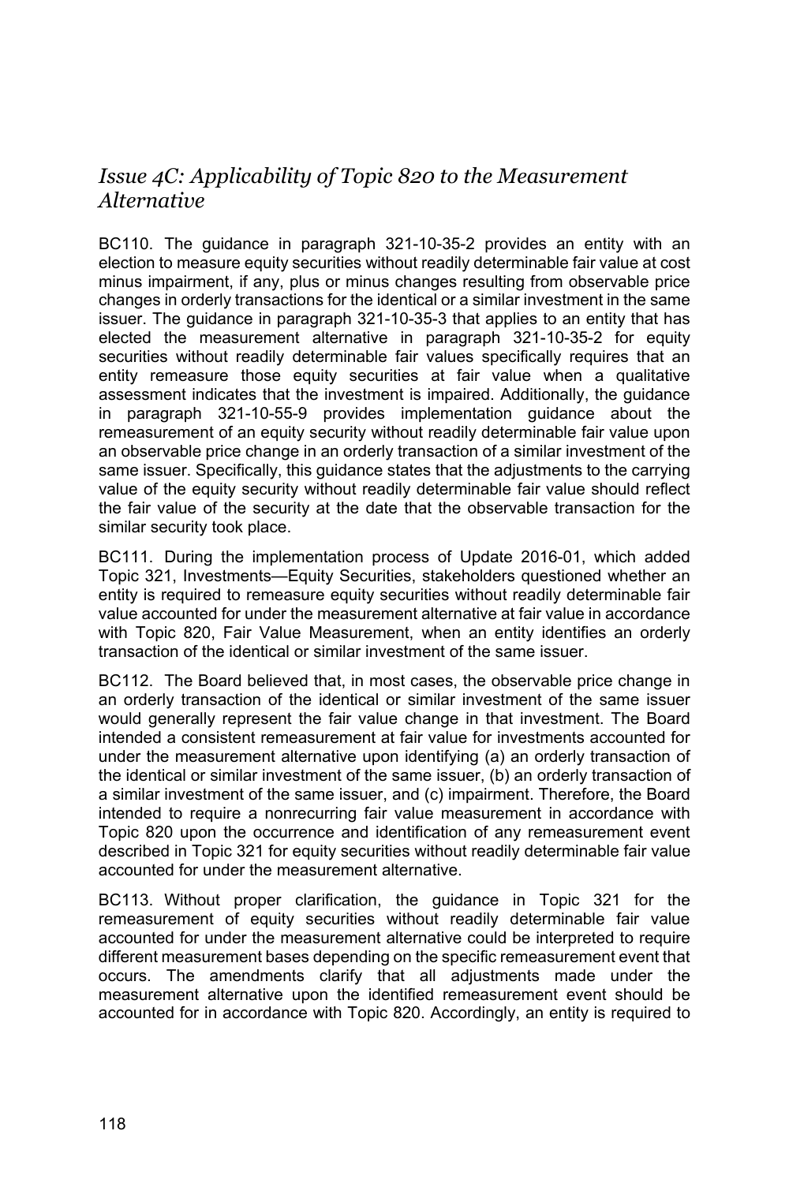### *Issue 4C: Applicability of Topic 820 to the Measurement Alternative*

BC110. The guidance in paragraph 321-10-35-2 provides an entity with an election to measure equity securities without readily determinable fair value at cost minus impairment, if any, plus or minus changes resulting from observable price changes in orderly transactions for the identical or a similar investment in the same issuer. The guidance in paragraph 321-10-35-3 that applies to an entity that has elected the measurement alternative in paragraph 321-10-35-2 for equity securities without readily determinable fair values specifically requires that an entity remeasure those equity securities at fair value when a qualitative assessment indicates that the investment is impaired. Additionally, the guidance in paragraph 321-10-55-9 provides implementation guidance about the remeasurement of an equity security without readily determinable fair value upon an observable price change in an orderly transaction of a similar investment of the same issuer. Specifically, this guidance states that the adjustments to the carrying value of the equity security without readily determinable fair value should reflect the fair value of the security at the date that the observable transaction for the similar security took place.

BC111. During the implementation process of Update 2016-01, which added Topic 321, Investments—Equity Securities, stakeholders questioned whether an entity is required to remeasure equity securities without readily determinable fair value accounted for under the measurement alternative at fair value in accordance with Topic 820, Fair Value Measurement, when an entity identifies an orderly transaction of the identical or similar investment of the same issuer.

BC112. The Board believed that, in most cases, the observable price change in an orderly transaction of the identical or similar investment of the same issuer would generally represent the fair value change in that investment. The Board intended a consistent remeasurement at fair value for investments accounted for under the measurement alternative upon identifying (a) an orderly transaction of the identical or similar investment of the same issuer, (b) an orderly transaction of a similar investment of the same issuer, and (c) impairment. Therefore, the Board intended to require a nonrecurring fair value measurement in accordance with Topic 820 upon the occurrence and identification of any remeasurement event described in Topic 321 for equity securities without readily determinable fair value accounted for under the measurement alternative.

BC113. Without proper clarification, the guidance in Topic 321 for the remeasurement of equity securities without readily determinable fair value accounted for under the measurement alternative could be interpreted to require different measurement bases depending on the specific remeasurement event that occurs. The amendments clarify that all adjustments made under the measurement alternative upon the identified remeasurement event should be accounted for in accordance with Topic 820. Accordingly, an entity is required to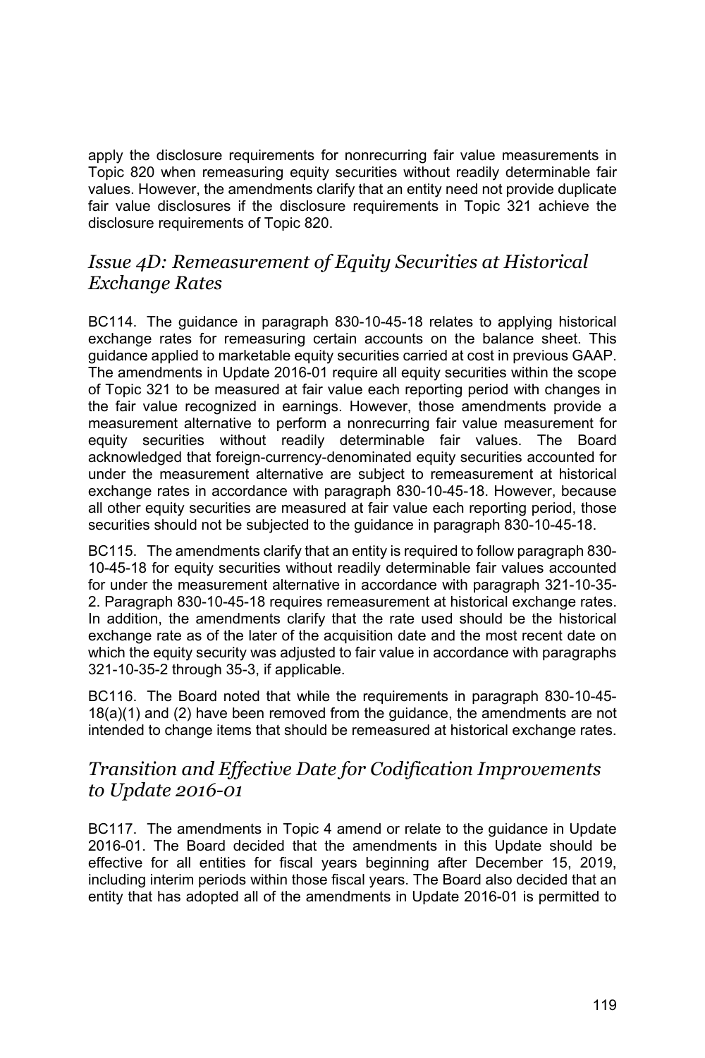apply the disclosure requirements for nonrecurring fair value measurements in Topic 820 when remeasuring equity securities without readily determinable fair values. However, the amendments clarify that an entity need not provide duplicate fair value disclosures if the disclosure requirements in Topic 321 achieve the disclosure requirements of Topic 820.

### *Issue 4D: Remeasurement of Equity Securities at Historical Exchange Rates*

BC114. The guidance in paragraph 830-10-45-18 relates to applying historical exchange rates for remeasuring certain accounts on the balance sheet. This guidance applied to marketable equity securities carried at cost in previous GAAP. The amendments in Update 2016-01 require all equity securities within the scope of Topic 321 to be measured at fair value each reporting period with changes in the fair value recognized in earnings. However, those amendments provide a measurement alternative to perform a nonrecurring fair value measurement for equity securities without readily determinable fair values. The Board acknowledged that foreign-currency-denominated equity securities accounted for under the measurement alternative are subject to remeasurement at historical exchange rates in accordance with paragraph 830-10-45-18. However, because all other equity securities are measured at fair value each reporting period, those securities should not be subjected to the guidance in paragraph 830-10-45-18.

BC115. The amendments clarify that an entity is required to follow paragraph 830-10-45-18 for equity securities without readily determinable fair values accounted for under the measurement alternative in accordance with paragraph 321-10-35-2. Paragraph 830-10-45-18 requires remeasurement at historical exchange rates. In addition, the amendments clarify that the rate used should be the historical exchange rate as of the later of the acquisition date and the most recent date on which the equity security was adjusted to fair value in accordance with paragraphs 321-10-35-2 through 35-3, if applicable.

BC116. The Board noted that while the requirements in paragraph 830-10-45-18(a)(1) and (2) have been removed from the guidance, the amendments are not intended to change items that should be remeasured at historical exchange rates.

### *Transition and Effective Date for Codification Improvements to Update 2016-01*

BC117. The amendments in Topic 4 amend or relate to the guidance in Update 2016-01. The Board decided that the amendments in this Update should be effective for all entities for fiscal years beginning after December 15, 2019, including interim periods within those fiscal years. The Board also decided that an entity that has adopted all of the amendments in Update 2016-01 is permitted to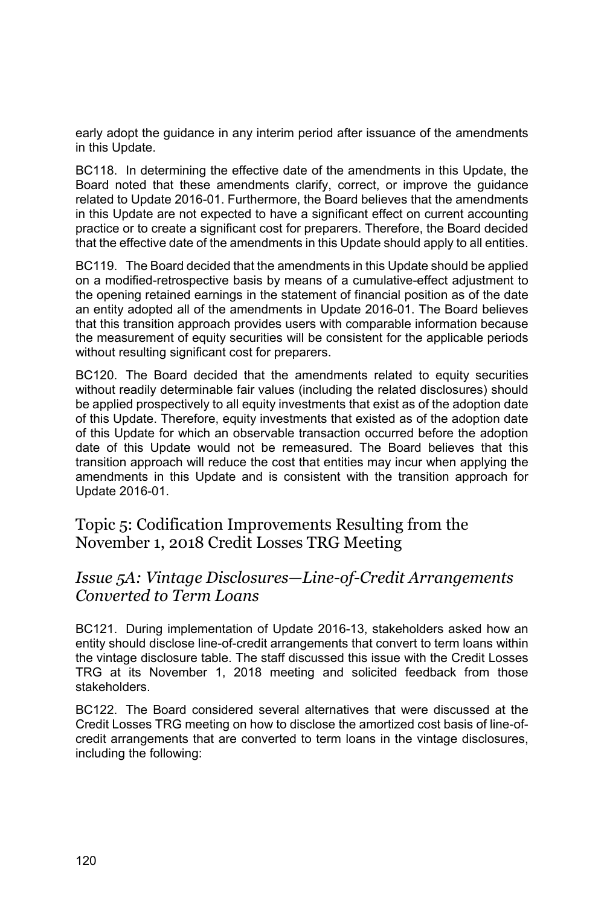early adopt the guidance in any interim period after issuance of the amendments in this Update.

BC118. In determining the effective date of the amendments in this Update, the Board noted that these amendments clarify, correct, or improve the guidance related to Update 2016-01. Furthermore, the Board believes that the amendments in this Update are not expected to have a significant effect on current accounting practice or to create a significant cost for preparers. Therefore, the Board decided that the effective date of the amendments in this Update should apply to all entities.

BC119. The Board decided that the amendments in this Update should be applied on a modified-retrospective basis by means of a cumulative-effect adjustment to the opening retained earnings in the statement of financial position as of the date an entity adopted all of the amendments in Update 2016-01. The Board believes that this transition approach provides users with comparable information because the measurement of equity securities will be consistent for the applicable periods without resulting significant cost for preparers.

BC120. The Board decided that the amendments related to equity securities without readily determinable fair values (including the related disclosures) should be applied prospectively to all equity investments that exist as of the adoption date of this Update. Therefore, equity investments that existed as of the adoption date of this Update for which an observable transaction occurred before the adoption date of this Update would not be remeasured. The Board believes that this transition approach will reduce the cost that entities may incur when applying the amendments in this Update and is consistent with the transition approach for Update 2016-01.

## Topic 5: Codification Improvements Resulting from the November 1, 2018 Credit Losses TRG Meeting

### *Issue 5A: Vintage Disclosures—Line-of-Credit Arrangements Converted to Term Loans*

BC121. During implementation of Update 2016-13, stakeholders asked how an entity should disclose line-of-credit arrangements that convert to term loans within the vintage disclosure table. The staff discussed this issue with the Credit Losses TRG at its November 1, 2018 meeting and solicited feedback from those stakeholders.

BC122. The Board considered several alternatives that were discussed at the Credit Losses TRG meeting on how to disclose the amortized cost basis of line-of-credit arrangements that are converted to term loans in the vintage disclosures, including the following: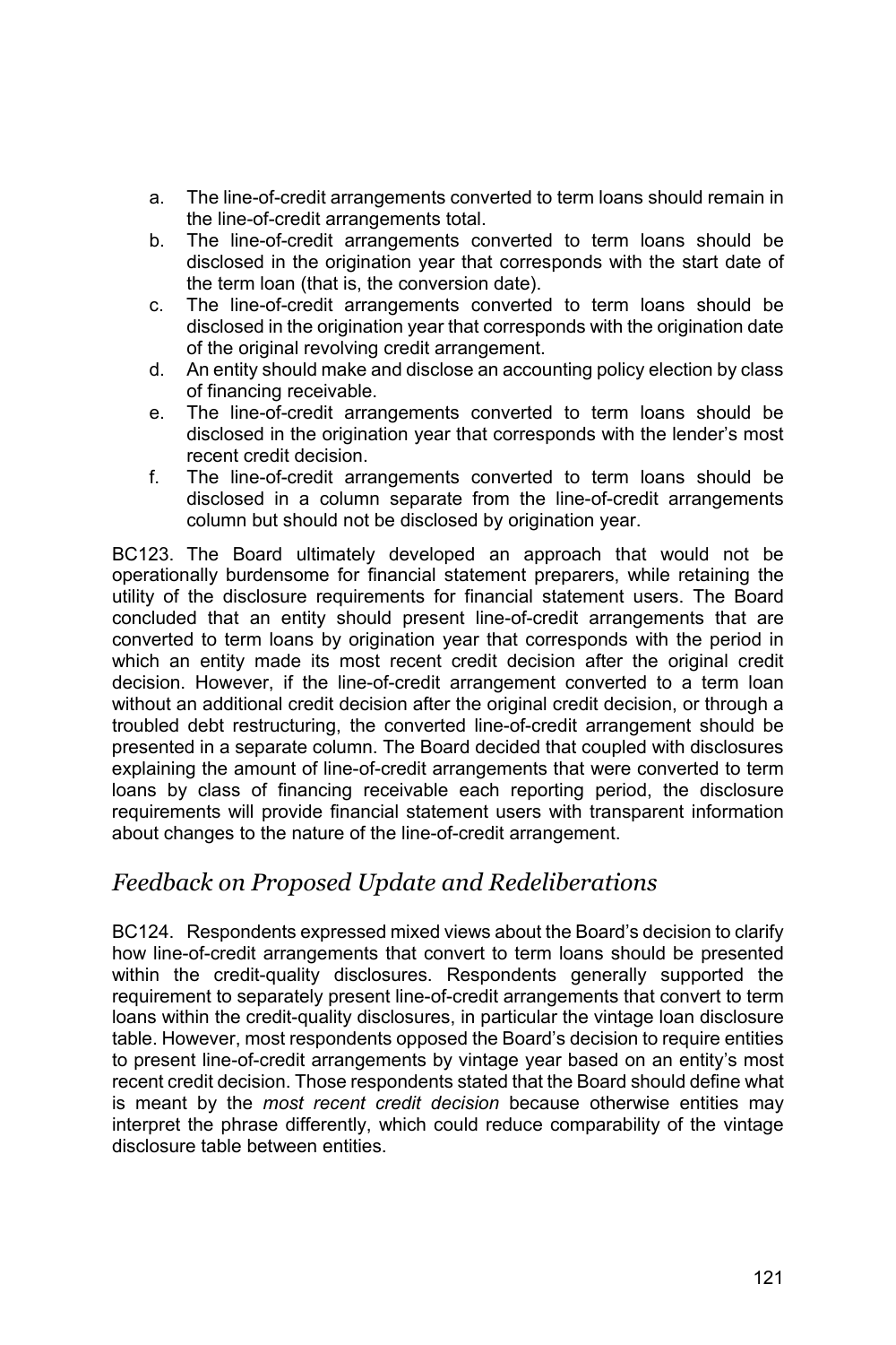a. The line-of-credit arrangements converted to term loans should remain in the line-of-credit arrangements total.
b. The line-of-credit arrangements converted to term loans should be disclosed in the origination year that corresponds with the start date of the term loan (that is, the conversion date).
c. The line-of-credit arrangements converted to term loans should be disclosed in the origination year that corresponds with the origination date of the original revolving credit arrangement.
d. An entity should make and disclose an accounting policy election by class of financing receivable.
e. The line-of-credit arrangements converted to term loans should be disclosed in the origination year that corresponds with the lender's most recent credit decision.
f. The line-of-credit arrangements converted to term loans should be disclosed in a column separate from the line-of-credit arrangements column but should not be disclosed by origination year.

BC123. The Board ultimately developed an approach that would not be operationally burdensome for financial statement preparers, while retaining the utility of the disclosure requirements for financial statement users. The Board concluded that an entity should present line-of-credit arrangements that are converted to term loans by origination year that corresponds with the period in which an entity made its most recent credit decision after the original credit decision. However, if the line-of-credit arrangement converted to a term loan without an additional credit decision after the original credit decision, or through a troubled debt restructuring, the converted line-of-credit arrangement should be presented in a separate column. The Board decided that coupled with disclosures explaining the amount of line-of-credit arrangements that were converted to term loans by class of financing receivable each reporting period, the disclosure requirements will provide financial statement users with transparent information about changes to the nature of the line-of-credit arrangement.

## *Feedback on Proposed Update and Redeliberations*

BC124. Respondents expressed mixed views about the Board's decision to clarify how line-of-credit arrangements that convert to term loans should be presented within the credit-quality disclosures. Respondents generally supported the requirement to separately present line-of-credit arrangements that convert to term loans within the credit-quality disclosures, in particular the vintage loan disclosure table. However, most respondents opposed the Board's decision to require entities to present line-of-credit arrangements by vintage year based on an entity's most recent credit decision. Those respondents stated that the Board should define what is meant by the *most recent credit decision* because otherwise entities may interpret the phrase differently, which could reduce comparability of the vintage disclosure table between entities.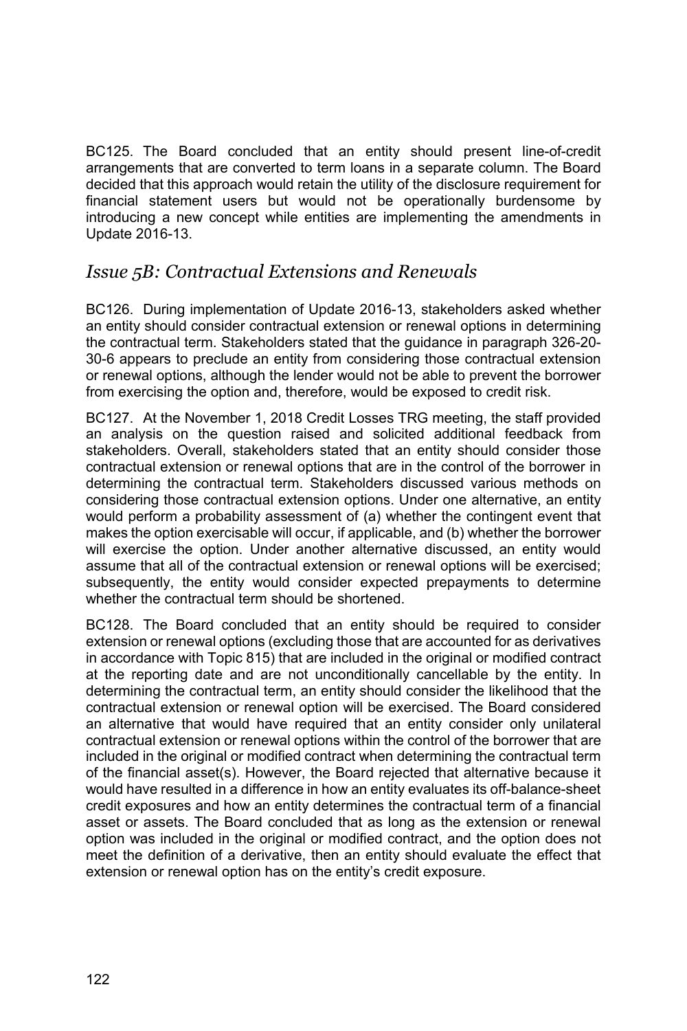BC125. The Board concluded that an entity should present line-of-credit arrangements that are converted to term loans in a separate column. The Board decided that this approach would retain the utility of the disclosure requirement for financial statement users but would not be operationally burdensome by introducing a new concept while entities are implementing the amendments in Update 2016-13.

## *Issue 5B: Contractual Extensions and Renewals*

BC126. During implementation of Update 2016-13, stakeholders asked whether an entity should consider contractual extension or renewal options in determining the contractual term. Stakeholders stated that the guidance in paragraph 326-20-30-6 appears to preclude an entity from considering those contractual extension or renewal options, although the lender would not be able to prevent the borrower from exercising the option and, therefore, would be exposed to credit risk.

BC127. At the November 1, 2018 Credit Losses TRG meeting, the staff provided an analysis on the question raised and solicited additional feedback from stakeholders. Overall, stakeholders stated that an entity should consider those contractual extension or renewal options that are in the control of the borrower in determining the contractual term. Stakeholders discussed various methods on considering those contractual extension options. Under one alternative, an entity would perform a probability assessment of (a) whether the contingent event that makes the option exercisable will occur, if applicable, and (b) whether the borrower will exercise the option. Under another alternative discussed, an entity would assume that all of the contractual extension or renewal options will be exercised; subsequently, the entity would consider expected prepayments to determine whether the contractual term should be shortened.

BC128. The Board concluded that an entity should be required to consider extension or renewal options (excluding those that are accounted for as derivatives in accordance with Topic 815) that are included in the original or modified contract at the reporting date and are not unconditionally cancellable by the entity. In determining the contractual term, an entity should consider the likelihood that the contractual extension or renewal option will be exercised. The Board considered an alternative that would have required that an entity consider only unilateral contractual extension or renewal options within the control of the borrower that are included in the original or modified contract when determining the contractual term of the financial asset(s). However, the Board rejected that alternative because it would have resulted in a difference in how an entity evaluates its off-balance-sheet credit exposures and how an entity determines the contractual term of a financial asset or assets. The Board concluded that as long as the extension or renewal option was included in the original or modified contract, and the option does not meet the definition of a derivative, then an entity should evaluate the effect that extension or renewal option has on the entity's credit exposure.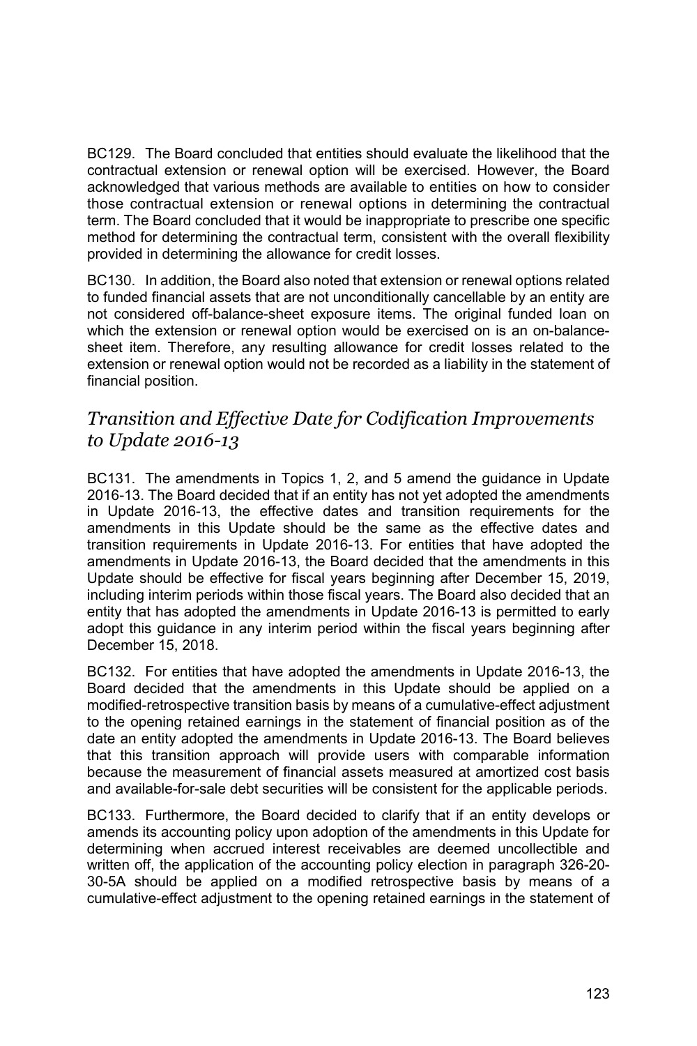BC129. The Board concluded that entities should evaluate the likelihood that the contractual extension or renewal option will be exercised. However, the Board acknowledged that various methods are available to entities on how to consider those contractual extension or renewal options in determining the contractual term. The Board concluded that it would be inappropriate to prescribe one specific method for determining the contractual term, consistent with the overall flexibility provided in determining the allowance for credit losses.

BC130. In addition, the Board also noted that extension or renewal options related to funded financial assets that are not unconditionally cancellable by an entity are not considered off-balance-sheet exposure items. The original funded loan on which the extension or renewal option would be exercised on is an on-balance-sheet item. Therefore, any resulting allowance for credit losses related to the extension or renewal option would not be recorded as a liability in the statement of financial position.

## *Transition and Effective Date for Codification Improvements to Update 2016-13*

BC131. The amendments in Topics 1, 2, and 5 amend the guidance in Update 2016-13. The Board decided that if an entity has not yet adopted the amendments in Update 2016-13, the effective dates and transition requirements for the amendments in this Update should be the same as the effective dates and transition requirements in Update 2016-13. For entities that have adopted the amendments in Update 2016-13, the Board decided that the amendments in this Update should be effective for fiscal years beginning after December 15, 2019, including interim periods within those fiscal years. The Board also decided that an entity that has adopted the amendments in Update 2016-13 is permitted to early adopt this guidance in any interim period within the fiscal years beginning after December 15, 2018.

BC132. For entities that have adopted the amendments in Update 2016-13, the Board decided that the amendments in this Update should be applied on a modified-retrospective transition basis by means of a cumulative-effect adjustment to the opening retained earnings in the statement of financial position as of the date an entity adopted the amendments in Update 2016-13. The Board believes that this transition approach will provide users with comparable information because the measurement of financial assets measured at amortized cost basis and available-for-sale debt securities will be consistent for the applicable periods.

BC133. Furthermore, the Board decided to clarify that if an entity develops or amends its accounting policy upon adoption of the amendments in this Update for determining when accrued interest receivables are deemed uncollectible and written off, the application of the accounting policy election in paragraph 326-20-30-5A should be applied on a modified retrospective basis by means of a cumulative-effect adjustment to the opening retained earnings in the statement of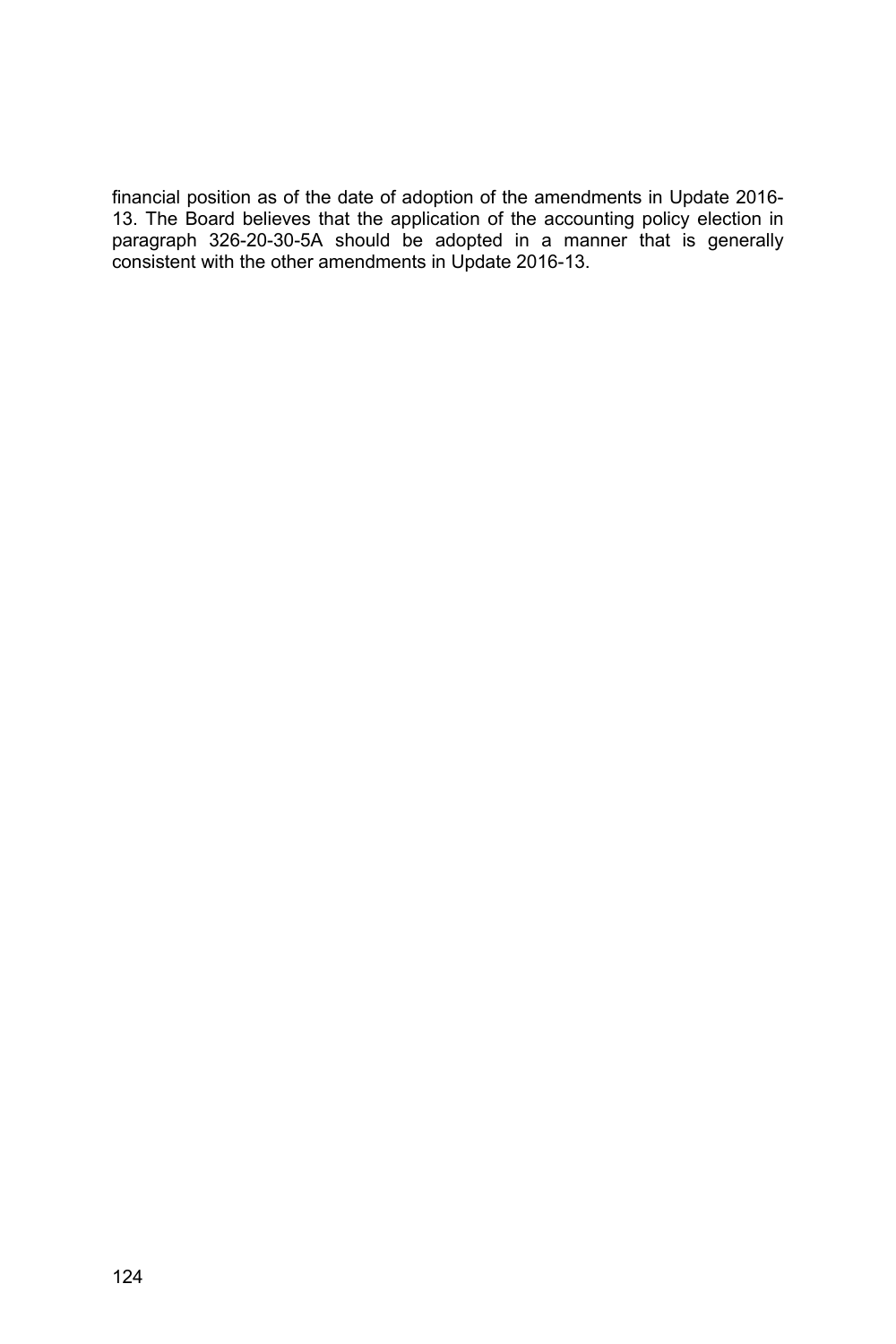financial position as of the date of adoption of the amendments in Update 2016-13. The Board believes that the application of the accounting policy election in paragraph 326-20-30-5A should be adopted in a manner that is generally consistent with the other amendments in Update 2016-13.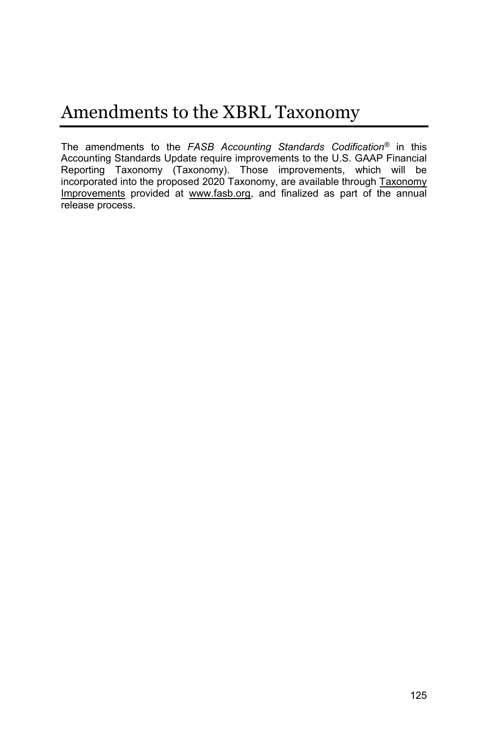# Amendments to the XBRL Taxonomy

The amendments to the *FASB Accounting Standards Codification*® in this Accounting Standards Update require improvements to the U.S. GAAP Financial Reporting Taxonomy (Taxonomy). Those improvements, which will be incorporated into the proposed 2020 Taxonomy, are available through Taxonomy Improvements provided at www.fasb.org, and finalized as part of the annual release process.